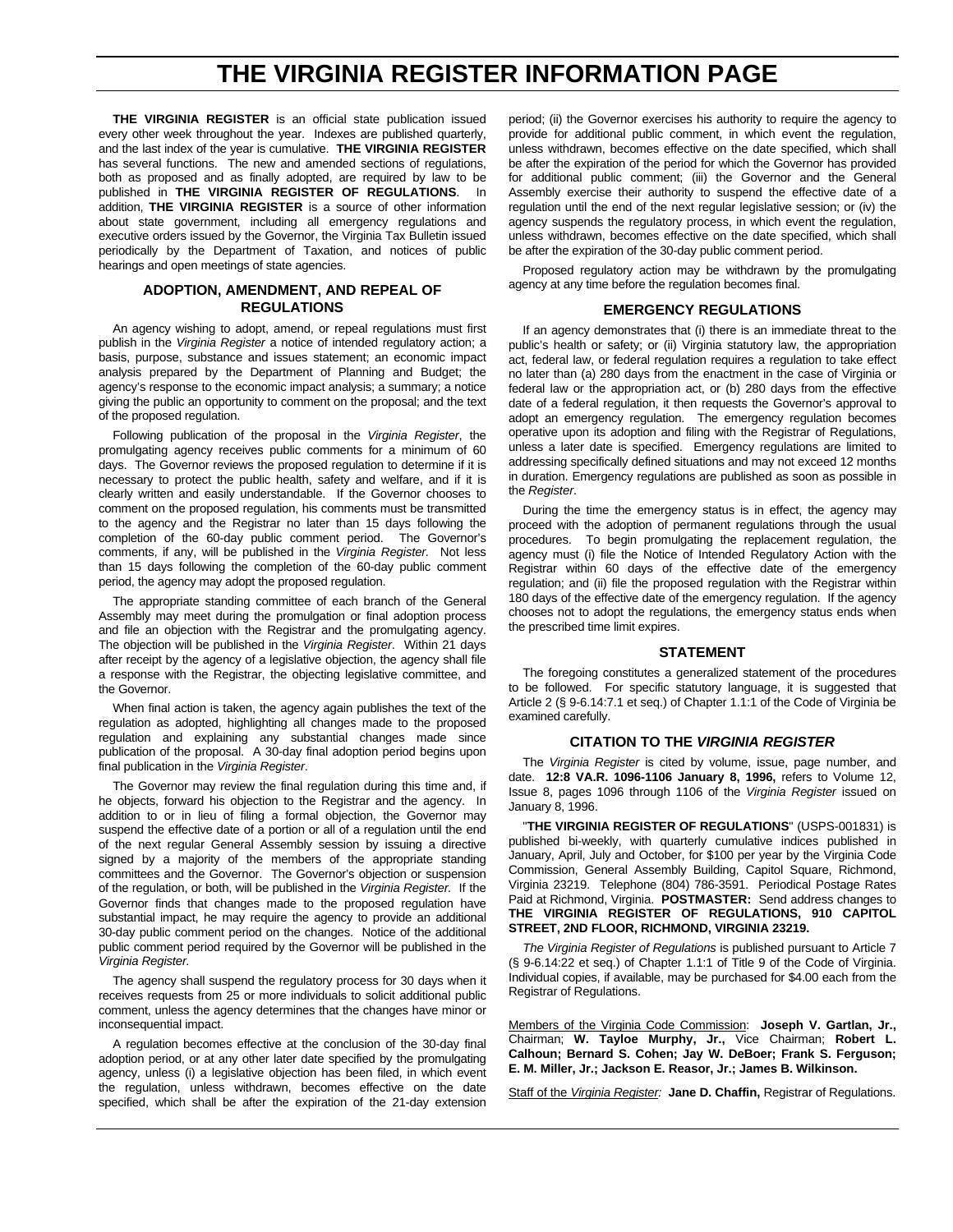# THE VIRGINIA REGISTER INFORMATION PAGE

**THE VIRGINIA REGISTER** is an official state publication issued every other week throughout the year. Indexes are published quarterly, and the last index of the year is cumulative. **THE VIRGINIA REGISTER** has several functions. The new and amended sections of regulations, both as proposed and as finally adopted, are required by law to be published in **THE VIRGINIA REGISTER OF REGULATIONS**. In addition, **THE VIRGINIA REGISTER** is a source of other information about state government, including all emergency regulations and executive orders issued by the Governor, the Virginia Tax Bulletin issued periodically by the Department of Taxation, and notices of public hearings and open meetings of state agencies.

### ADOPTION, AMENDMENT, AND REPEAL OF REGULATIONS

An agency wishing to adopt, amend, or repeal regulations must first publish in the *Virginia Register* a notice of intended regulatory action; a basis, purpose, substance and issues statement; an economic impact analysis prepared by the Department of Planning and Budget; the agency's response to the economic impact analysis; a summary; a notice giving the public an opportunity to comment on the proposal; and the text of the proposed regulation.

Following publication of the proposal in the *Virginia Register*, the promulgating agency receives public comments for a minimum of 60 days. The Governor reviews the proposed regulation to determine if it is necessary to protect the public health, safety and welfare, and if it is clearly written and easily understandable. If the Governor chooses to comment on the proposed regulation, his comments must be transmitted to the agency and the Registrar no later than 15 days following the completion of the 60-day public comment period. The Governor's comments, if any, will be published in the *Virginia Register.* Not less than 15 days following the completion of the 60-day public comment period, the agency may adopt the proposed regulation.

The appropriate standing committee of each branch of the General Assembly may meet during the promulgation or final adoption process and file an objection with the Registrar and the promulgating agency. The objection will be published in the *Virginia Register*. Within 21 days after receipt by the agency of a legislative objection, the agency shall file a response with the Registrar, the objecting legislative committee, and the Governor.

When final action is taken, the agency again publishes the text of the regulation as adopted, highlighting all changes made to the proposed regulation and explaining any substantial changes made since publication of the proposal. A 30-day final adoption period begins upon final publication in the *Virginia Register*.

The Governor may review the final regulation during this time and, if he objects, forward his objection to the Registrar and the agency. In addition to or in lieu of filing a formal objection, the Governor may suspend the effective date of a portion or all of a regulation until the end of the next regular General Assembly session by issuing a directive signed by a majority of the members of the appropriate standing committees and the Governor. The Governor's objection or suspension of the regulation, or both, will be published in the *Virginia Register.* If the Governor finds that changes made to the proposed regulation have substantial impact, he may require the agency to provide an additional 30-day public comment period on the changes. Notice of the additional public comment period required by the Governor will be published in the *Virginia Register.*

The agency shall suspend the regulatory process for 30 days when it receives requests from 25 or more individuals to solicit additional public comment, unless the agency determines that the changes have minor or inconsequential impact.

A regulation becomes effective at the conclusion of the 30-day final adoption period, or at any other later date specified by the promulgating agency, unless (i) a legislative objection has been filed, in which event the regulation, unless withdrawn, becomes effective on the date specified, which shall be after the expiration of the 21-day extension period; (ii) the Governor exercises his authority to require the agency to provide for additional public comment, in which event the regulation, unless withdrawn, becomes effective on the date specified, which shall be after the expiration of the period for which the Governor has provided for additional public comment; (iii) the Governor and the General Assembly exercise their authority to suspend the effective date of a regulation until the end of the next regular legislative session; or (iv) the agency suspends the regulatory process, in which event the regulation, unless withdrawn, becomes effective on the date specified, which shall be after the expiration of the 30-day public comment period.

Proposed regulatory action may be withdrawn by the promulgating agency at any time before the regulation becomes final.

### EMERGENCY REGULATIONS

If an agency demonstrates that (i) there is an immediate threat to the public's health or safety; or (ii) Virginia statutory law, the appropriation act, federal law, or federal regulation requires a regulation to take effect no later than (a) 280 days from the enactment in the case of Virginia or federal law or the appropriation act, or (b) 280 days from the effective date of a federal regulation, it then requests the Governor's approval to adopt an emergency regulation. The emergency regulation becomes operative upon its adoption and filing with the Registrar of Regulations, unless a later date is specified. Emergency regulations are limited to addressing specifically defined situations and may not exceed 12 months in duration. Emergency regulations are published as soon as possible in the *Register*.

During the time the emergency status is in effect, the agency may proceed with the adoption of permanent regulations through the usual procedures. To begin promulgating the replacement regulation, the agency must (i) file the Notice of Intended Regulatory Action with the Registrar within 60 days of the effective date of the emergency regulation; and (ii) file the proposed regulation with the Registrar within 180 days of the effective date of the emergency regulation. If the agency chooses not to adopt the regulations, the emergency status ends when the prescribed time limit expires.

### STATEMENT

The foregoing constitutes a generalized statement of the procedures to be followed. For specific statutory language, it is suggested that Article 2 (§ 9-6.14:7.1 et seq.) of Chapter 1.1:1 of the Code of Virginia be examined carefully.

### CITATION TO THE *VIRGINIA REGISTER*

The *Virginia Register* is cited by volume, issue, page number, and date. **12:8 VA.R. 1096-1106 January 8, 1996,** refers to Volume 12, Issue 8, pages 1096 through 1106 of the *Virginia Register* issued on January 8, 1996.

"**THE VIRGINIA REGISTER OF REGULATIONS**" (USPS-001831) is published bi-weekly, with quarterly cumulative indices published in January, April, July and October, for $100 per year by the Virginia Code Commission, General Assembly Building, Capitol Square, Richmond, Virginia 23219. Telephone (804) 786-3591. Periodical Postage Rates Paid at Richmond, Virginia. **POSTMASTER:** Send address changes to **THE VIRGINIA REGISTER OF REGULATIONS, 910 CAPITOL STREET, 2ND FLOOR, RICHMOND, VIRGINIA 23219.**

*The Virginia Register of Regulations* is published pursuant to Article 7 (§ 9-6.14:22 et seq.) of Chapter 1.1:1 of Title 9 of the Code of Virginia. Individual copies, if available, may be purchased for $4.00 each from the Registrar of Regulations.

Members of the Virginia Code Commission: **Joseph V. Gartlan, Jr.,** Chairman; **W. Tayloe Murphy, Jr.,** Vice Chairman; **Robert L. Calhoun; Bernard S. Cohen; Jay W. DeBoer; Frank S. Ferguson; E. M. Miller, Jr.; Jackson E. Reasor, Jr.; James B. Wilkinson.**

Staff of the *Virginia Register:* **Jane D. Chaffin,** Registrar of Regulations.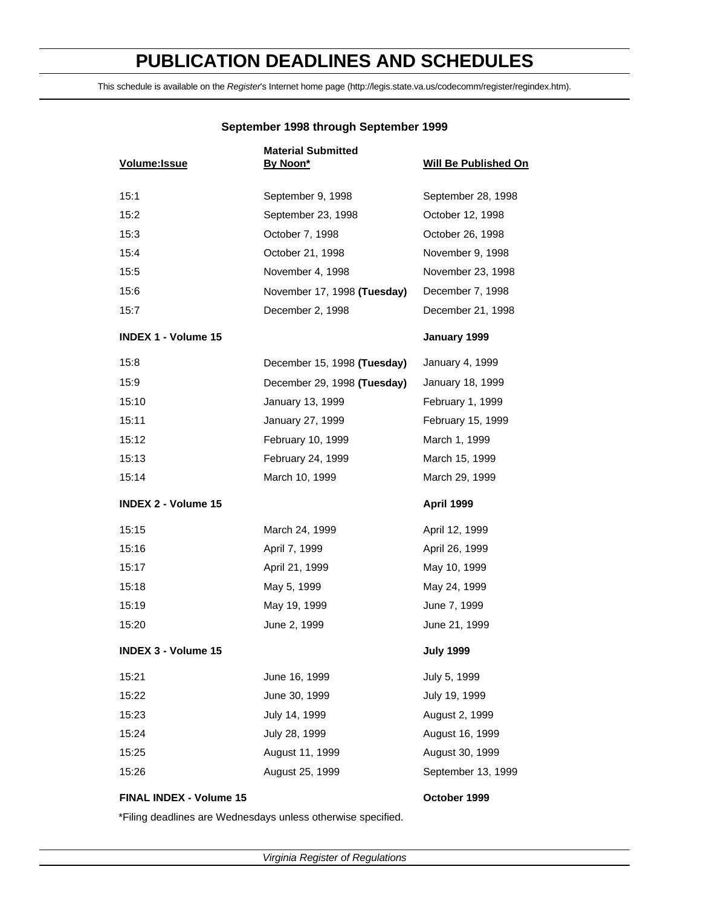# PUBLICATION DEADLINES AND SCHEDULES

This schedule is available on the *Register*'s Internet home page (http://legis.state.va.us/codecomm/register/regindex.htm).

### September 1998 through September 1999

| Volume:Issue | Material Submitted By Noon* | Will Be Published On |
|---|---|---|
| 15:1 | September 9, 1998 | September 28, 1998 |
| 15:2 | September 23, 1998 | October 12, 1998 |
| 15:3 | October 7, 1998 | October 26, 1998 |
| 15:4 | October 21, 1998 | November 9, 1998 |
| 15:5 | November 4, 1998 | November 23, 1998 |
| 15:6 | November 17, 1998 **(Tuesday)** | December 7, 1998 |
| 15:7 | December 2, 1998 | December 21, 1998 |
| **INDEX 1 - Volume 15** | | **January 1999** |
| 15:8 | December 15, 1998 **(Tuesday)** | January 4, 1999 |
| 15:9 | December 29, 1998 **(Tuesday)** | January 18, 1999 |
| 15:10 | January 13, 1999 | February 1, 1999 |
| 15:11 | January 27, 1999 | February 15, 1999 |
| 15:12 | February 10, 1999 | March 1, 1999 |
| 15:13 | February 24, 1999 | March 15, 1999 |
| 15:14 | March 10, 1999 | March 29, 1999 |
| **INDEX 2 - Volume 15** | | **April 1999** |
| 15:15 | March 24, 1999 | April 12, 1999 |
| 15:16 | April 7, 1999 | April 26, 1999 |
| 15:17 | April 21, 1999 | May 10, 1999 |
| 15:18 | May 5, 1999 | May 24, 1999 |
| 15:19 | May 19, 1999 | June 7, 1999 |
| 15:20 | June 2, 1999 | June 21, 1999 |
| **INDEX 3 - Volume 15** | | **July 1999** |
| 15:21 | June 16, 1999 | July 5, 1999 |
| 15:22 | June 30, 1999 | July 19, 1999 |
| 15:23 | July 14, 1999 | August 2, 1999 |
| 15:24 | July 28, 1999 | August 16, 1999 |
| 15:25 | August 11, 1999 | August 30, 1999 |
| 15:26 | August 25, 1999 | September 13, 1999 |
| **FINAL INDEX - Volume 15** | | **October 1999** |

*Filing deadlines are Wednesdays unless otherwise specified.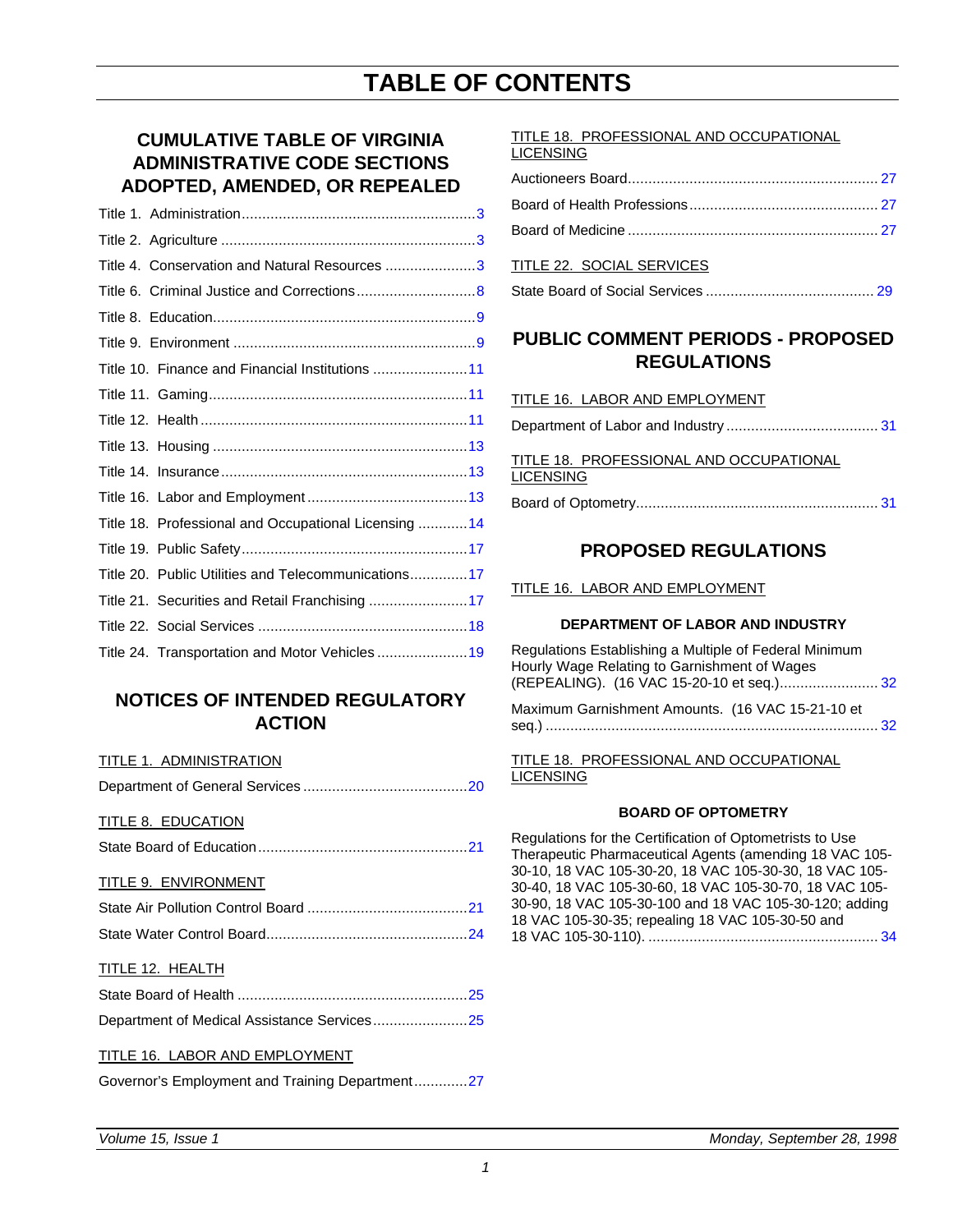# TABLE OF CONTENTS

## CUMULATIVE TABLE OF VIRGINIA ADMINISTRATIVE CODE SECTIONS ADOPTED, AMENDED, OR REPEALED

Title 1. Administration........................................................3

Title 2. Agriculture ............................................................3

Title 4. Conservation and Natural Resources ......................3

Title 6. Criminal Justice and Corrections............................8

Title 8. Education...............................................................9

Title 9. Environment ..........................................................9

Title 10. Finance and Financial Institutions .......................11

Title 11. Gaming...............................................................11

Title 12. Health ................................................................11

Title 13. Housing .............................................................13

Title 14. Insurance...........................................................13

Title 16. Labor and Employment.......................................13

Title 18. Professional and Occupational Licensing ............14

Title 19. Public Safety.......................................................17

Title 20. Public Utilities and Telecommunications.............17

Title 21. Securities and Retail Franchising ........................17

Title 22. Social Services ...................................................18

Title 24. Transportation and Motor Vehicles......................19

## NOTICES OF INTENDED REGULATORY ACTION

TITLE 1. ADMINISTRATION

Department of General Services........................................20

TITLE 8. EDUCATION

State Board of Education..................................................21

TITLE 9. ENVIRONMENT

State Air Pollution Control Board .......................................21

State Water Control Board.................................................24

TITLE 12. HEALTH

State Board of Health ........................................................25

Department of Medical Assistance Services.......................25

TITLE 16. LABOR AND EMPLOYMENT

Governor's Employment and Training Department.............27

TITLE 18. PROFESSIONAL AND OCCUPATIONAL LICENSING

Auctioneers Board............................................................ 27

Board of Health Professions............................................. 27

Board of Medicine ............................................................ 27

TITLE 22. SOCIAL SERVICES

State Board of Social Services ......................................... 29

## PUBLIC COMMENT PERIODS - PROPOSED REGULATIONS

TITLE 16. LABOR AND EMPLOYMENT

Department of Labor and Industry ..................................... 31

TITLE 18. PROFESSIONAL AND OCCUPATIONAL LICENSING

Board of Optometry........................................................... 31

## PROPOSED REGULATIONS

TITLE 16. LABOR AND EMPLOYMENT

### DEPARTMENT OF LABOR AND INDUSTRY

Regulations Establishing a Multiple of Federal Minimum Hourly Wage Relating to Garnishment of Wages (REPEALING). (16 VAC 15-20-10 et seq.)........................ 32

Maximum Garnishment Amounts. (16 VAC 15-21-10 et seq.) ................................................................................ 32

TITLE 18. PROFESSIONAL AND OCCUPATIONAL LICENSING

### BOARD OF OPTOMETRY

Regulations for the Certification of Optometrists to Use Therapeutic Pharmaceutical Agents (amending 18 VAC 105-30-10, 18 VAC 105-30-20, 18 VAC 105-30-30, 18 VAC 105-30-40, 18 VAC 105-30-60, 18 VAC 105-30-70, 18 VAC 105-30-90, 18 VAC 105-30-100 and 18 VAC 105-30-120; adding 18 VAC 105-30-35; repealing 18 VAC 105-30-50 and 18 VAC 105-30-110). ........................................................ 34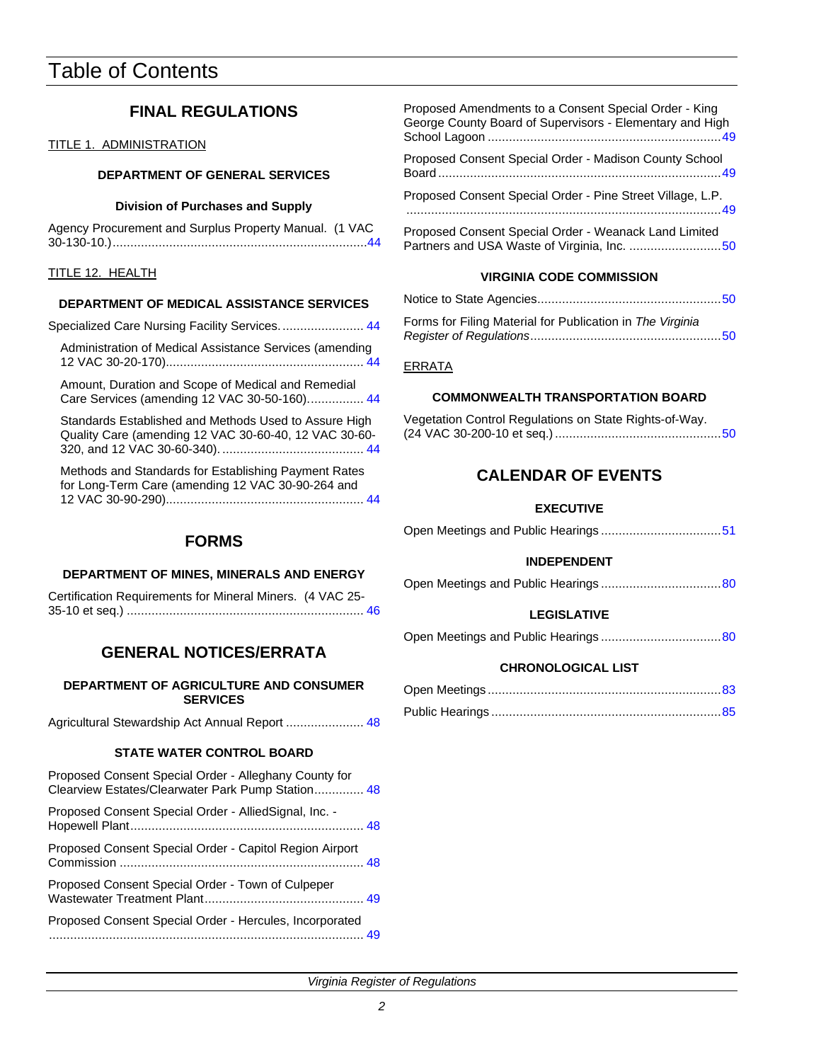# Table of Contents

## FINAL REGULATIONS

TITLE 1. ADMINISTRATION

**DEPARTMENT OF GENERAL SERVICES**

**Division of Purchases and Supply**

Agency Procurement and Surplus Property Manual. (1 VAC 30-130-10.) ........ 44

TITLE 12. HEALTH

**DEPARTMENT OF MEDICAL ASSISTANCE SERVICES**

Specialized Care Nursing Facility Services. ........ 44

Administration of Medical Assistance Services (amending 12 VAC 30-20-170) ........ 44

Amount, Duration and Scope of Medical and Remedial Care Services (amending 12 VAC 30-50-160) ........ 44

Standards Established and Methods Used to Assure High Quality Care (amending 12 VAC 30-60-40, 12 VAC 30-60-320, and 12 VAC 30-60-340). ........ 44

Methods and Standards for Establishing Payment Rates for Long-Term Care (amending 12 VAC 30-90-264 and 12 VAC 30-90-290) ........ 44

## FORMS

**DEPARTMENT OF MINES, MINERALS AND ENERGY**

Certification Requirements for Mineral Miners. (4 VAC 25-35-10 et seq.) ........ 46

## GENERAL NOTICES/ERRATA

**DEPARTMENT OF AGRICULTURE AND CONSUMER SERVICES**

Agricultural Stewardship Act Annual Report ........ 48

**STATE WATER CONTROL BOARD**

Proposed Consent Special Order - Alleghany County for Clearview Estates/Clearwater Park Pump Station ........ 48

Proposed Consent Special Order - AlliedSignal, Inc. - Hopewell Plant ........ 48

Proposed Consent Special Order - Capitol Region Airport Commission ........ 48

Proposed Consent Special Order - Town of Culpeper Wastewater Treatment Plant ........ 49

Proposed Consent Special Order - Hercules, Incorporated ........ 49

Proposed Amendments to a Consent Special Order - King George County Board of Supervisors - Elementary and High School Lagoon ........ 49

Proposed Consent Special Order - Madison County School Board ........ 49

Proposed Consent Special Order - Pine Street Village, L.P. ........ 49

Proposed Consent Special Order - Weanack Land Limited Partners and USA Waste of Virginia, Inc. ........ 50

**VIRGINIA CODE COMMISSION**

Notice to State Agencies ........ 50

Forms for Filing Material for Publication in *The Virginia Register of Regulations* ........ 50

ERRATA

**COMMONWEALTH TRANSPORTATION BOARD**

Vegetation Control Regulations on State Rights-of-Way. (24 VAC 30-200-10 et seq.) ........ 50

## CALENDAR OF EVENTS

**EXECUTIVE**

Open Meetings and Public Hearings ........ 51

**INDEPENDENT**

Open Meetings and Public Hearings ........ 80

**LEGISLATIVE**

Open Meetings and Public Hearings ........ 80

**CHRONOLOGICAL LIST**

Open Meetings ........ 83

Public Hearings ........ 85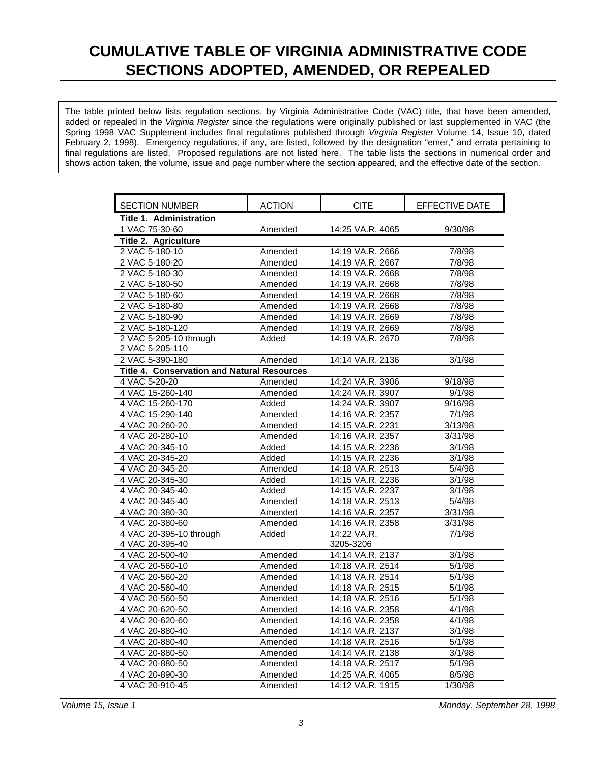# CUMULATIVE TABLE OF VIRGINIA ADMINISTRATIVE CODE SECTIONS ADOPTED, AMENDED, OR REPEALED

The table printed below lists regulation sections, by Virginia Administrative Code (VAC) title, that have been amended, added or repealed in the *Virginia Register* since the regulations were originally published or last supplemented in VAC (the Spring 1998 VAC Supplement includes final regulations published through *Virginia Register* Volume 14, Issue 10, dated February 2, 1998). Emergency regulations, if any, are listed, followed by the designation "emer," and errata pertaining to final regulations are listed. Proposed regulations are not listed here. The table lists the sections in numerical order and shows action taken, the volume, issue and page number where the section appeared, and the effective date of the section.

| SECTION NUMBER | ACTION | CITE | EFFECTIVE DATE |
|---|---|---|---|
| **Title 1. Administration** | | | |
| 1 VAC 75-30-60 | Amended | 14:25 VA.R. 4065 | 9/30/98 |
| **Title 2. Agriculture** | | | |
| 2 VAC 5-180-10 | Amended | 14:19 VA.R. 2666 | 7/8/98 |
| 2 VAC 5-180-20 | Amended | 14:19 VA.R. 2667 | 7/8/98 |
| 2 VAC 5-180-30 | Amended | 14:19 VA.R. 2668 | 7/8/98 |
| 2 VAC 5-180-50 | Amended | 14:19 VA.R. 2668 | 7/8/98 |
| 2 VAC 5-180-60 | Amended | 14:19 VA.R. 2668 | 7/8/98 |
| 2 VAC 5-180-80 | Amended | 14:19 VA.R. 2668 | 7/8/98 |
| 2 VAC 5-180-90 | Amended | 14:19 VA.R. 2669 | 7/8/98 |
| 2 VAC 5-180-120 | Amended | 14:19 VA.R. 2669 | 7/8/98 |
| 2 VAC 5-205-10 through 2 VAC 5-205-110 | Added | 14:19 VA.R. 2670 | 7/8/98 |
| 2 VAC 5-390-180 | Amended | 14:14 VA.R. 2136 | 3/1/98 |
| **Title 4. Conservation and Natural Resources** | | | |
| 4 VAC 5-20-20 | Amended | 14:24 VA.R. 3906 | 9/18/98 |
| 4 VAC 15-260-140 | Amended | 14:24 VA.R. 3907 | 9/1/98 |
| 4 VAC 15-260-170 | Added | 14:24 VA.R. 3907 | 9/16/98 |
| 4 VAC 15-290-140 | Amended | 14:16 VA.R. 2357 | 7/1/98 |
| 4 VAC 20-260-20 | Amended | 14:15 VA.R. 2231 | 3/13/98 |
| 4 VAC 20-280-10 | Amended | 14:16 VA.R. 2357 | 3/31/98 |
| 4 VAC 20-345-10 | Added | 14:15 VA.R. 2236 | 3/1/98 |
| 4 VAC 20-345-20 | Added | 14:15 VA.R. 2236 | 3/1/98 |
| 4 VAC 20-345-20 | Amended | 14:18 VA.R. 2513 | 5/4/98 |
| 4 VAC 20-345-30 | Added | 14:15 VA.R. 2236 | 3/1/98 |
| 4 VAC 20-345-40 | Added | 14:15 VA.R. 2237 | 3/1/98 |
| 4 VAC 20-345-40 | Amended | 14:18 VA.R. 2513 | 5/4/98 |
| 4 VAC 20-380-30 | Amended | 14:16 VA.R. 2357 | 3/31/98 |
| 4 VAC 20-380-60 | Amended | 14:16 VA.R. 2358 | 3/31/98 |
| 4 VAC 20-395-10 through 4 VAC 20-395-40 | Added | 14:22 VA.R. 3205-3206 | 7/1/98 |
| 4 VAC 20-500-40 | Amended | 14:14 VA.R. 2137 | 3/1/98 |
| 4 VAC 20-560-10 | Amended | 14:18 VA.R. 2514 | 5/1/98 |
| 4 VAC 20-560-20 | Amended | 14:18 VA.R. 2514 | 5/1/98 |
| 4 VAC 20-560-40 | Amended | 14:18 VA.R. 2515 | 5/1/98 |
| 4 VAC 20-560-50 | Amended | 14:18 VA.R. 2516 | 5/1/98 |
| 4 VAC 20-620-50 | Amended | 14:16 VA.R. 2358 | 4/1/98 |
| 4 VAC 20-620-60 | Amended | 14:16 VA.R. 2358 | 4/1/98 |
| 4 VAC 20-880-40 | Amended | 14:14 VA.R. 2137 | 3/1/98 |
| 4 VAC 20-880-40 | Amended | 14:18 VA.R. 2516 | 5/1/98 |
| 4 VAC 20-880-50 | Amended | 14:14 VA.R. 2138 | 3/1/98 |
| 4 VAC 20-880-50 | Amended | 14:18 VA.R. 2517 | 5/1/98 |
| 4 VAC 20-890-30 | Amended | 14:25 VA.R. 4065 | 8/5/98 |
| 4 VAC 20-910-45 | Amended | 14:12 VA.R. 1915 | 1/30/98 |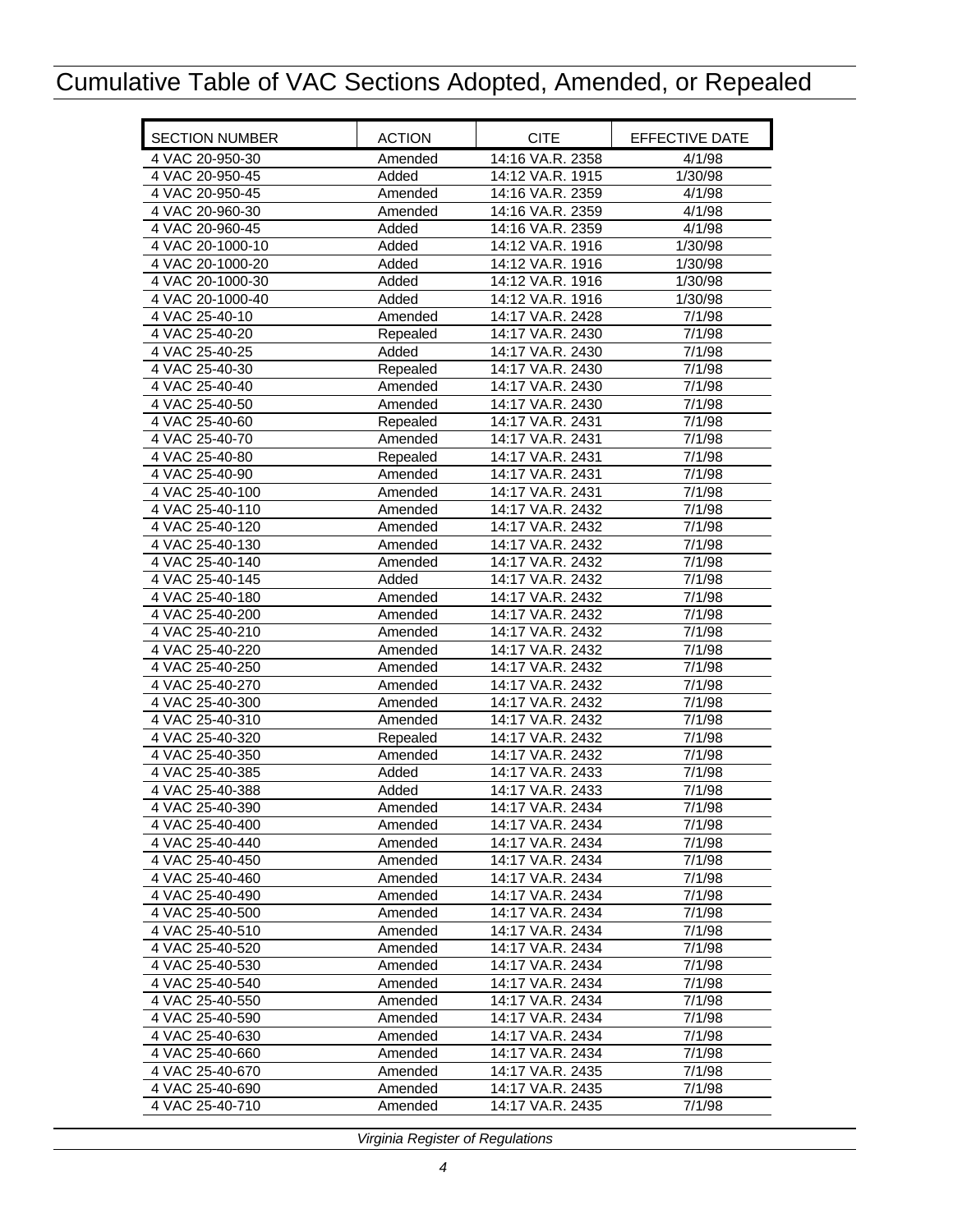# Cumulative Table of VAC Sections Adopted, Amended, or Repealed

| SECTION NUMBER | ACTION | CITE | EFFECTIVE DATE |
|---|---|---|---|
| 4 VAC 20-950-30 | Amended | 14:16 VA.R. 2358 | 4/1/98 |
| 4 VAC 20-950-45 | Added | 14:12 VA.R. 1915 | 1/30/98 |
| 4 VAC 20-950-45 | Amended | 14:16 VA.R. 2359 | 4/1/98 |
| 4 VAC 20-960-30 | Amended | 14:16 VA.R. 2359 | 4/1/98 |
| 4 VAC 20-960-45 | Added | 14:16 VA.R. 2359 | 4/1/98 |
| 4 VAC 20-1000-10 | Added | 14:12 VA.R. 1916 | 1/30/98 |
| 4 VAC 20-1000-20 | Added | 14:12 VA.R. 1916 | 1/30/98 |
| 4 VAC 20-1000-30 | Added | 14:12 VA.R. 1916 | 1/30/98 |
| 4 VAC 20-1000-40 | Added | 14:12 VA.R. 1916 | 1/30/98 |
| 4 VAC 25-40-10 | Amended | 14:17 VA.R. 2428 | 7/1/98 |
| 4 VAC 25-40-20 | Repealed | 14:17 VA.R. 2430 | 7/1/98 |
| 4 VAC 25-40-25 | Added | 14:17 VA.R. 2430 | 7/1/98 |
| 4 VAC 25-40-30 | Repealed | 14:17 VA.R. 2430 | 7/1/98 |
| 4 VAC 25-40-40 | Amended | 14:17 VA.R. 2430 | 7/1/98 |
| 4 VAC 25-40-50 | Amended | 14:17 VA.R. 2430 | 7/1/98 |
| 4 VAC 25-40-60 | Repealed | 14:17 VA.R. 2431 | 7/1/98 |
| 4 VAC 25-40-70 | Amended | 14:17 VA.R. 2431 | 7/1/98 |
| 4 VAC 25-40-80 | Repealed | 14:17 VA.R. 2431 | 7/1/98 |
| 4 VAC 25-40-90 | Amended | 14:17 VA.R. 2431 | 7/1/98 |
| 4 VAC 25-40-100 | Amended | 14:17 VA.R. 2431 | 7/1/98 |
| 4 VAC 25-40-110 | Amended | 14:17 VA.R. 2432 | 7/1/98 |
| 4 VAC 25-40-120 | Amended | 14:17 VA.R. 2432 | 7/1/98 |
| 4 VAC 25-40-130 | Amended | 14:17 VA.R. 2432 | 7/1/98 |
| 4 VAC 25-40-140 | Amended | 14:17 VA.R. 2432 | 7/1/98 |
| 4 VAC 25-40-145 | Added | 14:17 VA.R. 2432 | 7/1/98 |
| 4 VAC 25-40-180 | Amended | 14:17 VA.R. 2432 | 7/1/98 |
| 4 VAC 25-40-200 | Amended | 14:17 VA.R. 2432 | 7/1/98 |
| 4 VAC 25-40-210 | Amended | 14:17 VA.R. 2432 | 7/1/98 |
| 4 VAC 25-40-220 | Amended | 14:17 VA.R. 2432 | 7/1/98 |
| 4 VAC 25-40-250 | Amended | 14:17 VA.R. 2432 | 7/1/98 |
| 4 VAC 25-40-270 | Amended | 14:17 VA.R. 2432 | 7/1/98 |
| 4 VAC 25-40-300 | Amended | 14:17 VA.R. 2432 | 7/1/98 |
| 4 VAC 25-40-310 | Amended | 14:17 VA.R. 2432 | 7/1/98 |
| 4 VAC 25-40-320 | Repealed | 14:17 VA.R. 2432 | 7/1/98 |
| 4 VAC 25-40-350 | Amended | 14:17 VA.R. 2432 | 7/1/98 |
| 4 VAC 25-40-385 | Added | 14:17 VA.R. 2433 | 7/1/98 |
| 4 VAC 25-40-388 | Added | 14:17 VA.R. 2433 | 7/1/98 |
| 4 VAC 25-40-390 | Amended | 14:17 VA.R. 2434 | 7/1/98 |
| 4 VAC 25-40-400 | Amended | 14:17 VA.R. 2434 | 7/1/98 |
| 4 VAC 25-40-440 | Amended | 14:17 VA.R. 2434 | 7/1/98 |
| 4 VAC 25-40-450 | Amended | 14:17 VA.R. 2434 | 7/1/98 |
| 4 VAC 25-40-460 | Amended | 14:17 VA.R. 2434 | 7/1/98 |
| 4 VAC 25-40-490 | Amended | 14:17 VA.R. 2434 | 7/1/98 |
| 4 VAC 25-40-500 | Amended | 14:17 VA.R. 2434 | 7/1/98 |
| 4 VAC 25-40-510 | Amended | 14:17 VA.R. 2434 | 7/1/98 |
| 4 VAC 25-40-520 | Amended | 14:17 VA.R. 2434 | 7/1/98 |
| 4 VAC 25-40-530 | Amended | 14:17 VA.R. 2434 | 7/1/98 |
| 4 VAC 25-40-540 | Amended | 14:17 VA.R. 2434 | 7/1/98 |
| 4 VAC 25-40-550 | Amended | 14:17 VA.R. 2434 | 7/1/98 |
| 4 VAC 25-40-590 | Amended | 14:17 VA.R. 2434 | 7/1/98 |
| 4 VAC 25-40-630 | Amended | 14:17 VA.R. 2434 | 7/1/98 |
| 4 VAC 25-40-660 | Amended | 14:17 VA.R. 2434 | 7/1/98 |
| 4 VAC 25-40-670 | Amended | 14:17 VA.R. 2435 | 7/1/98 |
| 4 VAC 25-40-690 | Amended | 14:17 VA.R. 2435 | 7/1/98 |
| 4 VAC 25-40-710 | Amended | 14:17 VA.R. 2435 | 7/1/98 |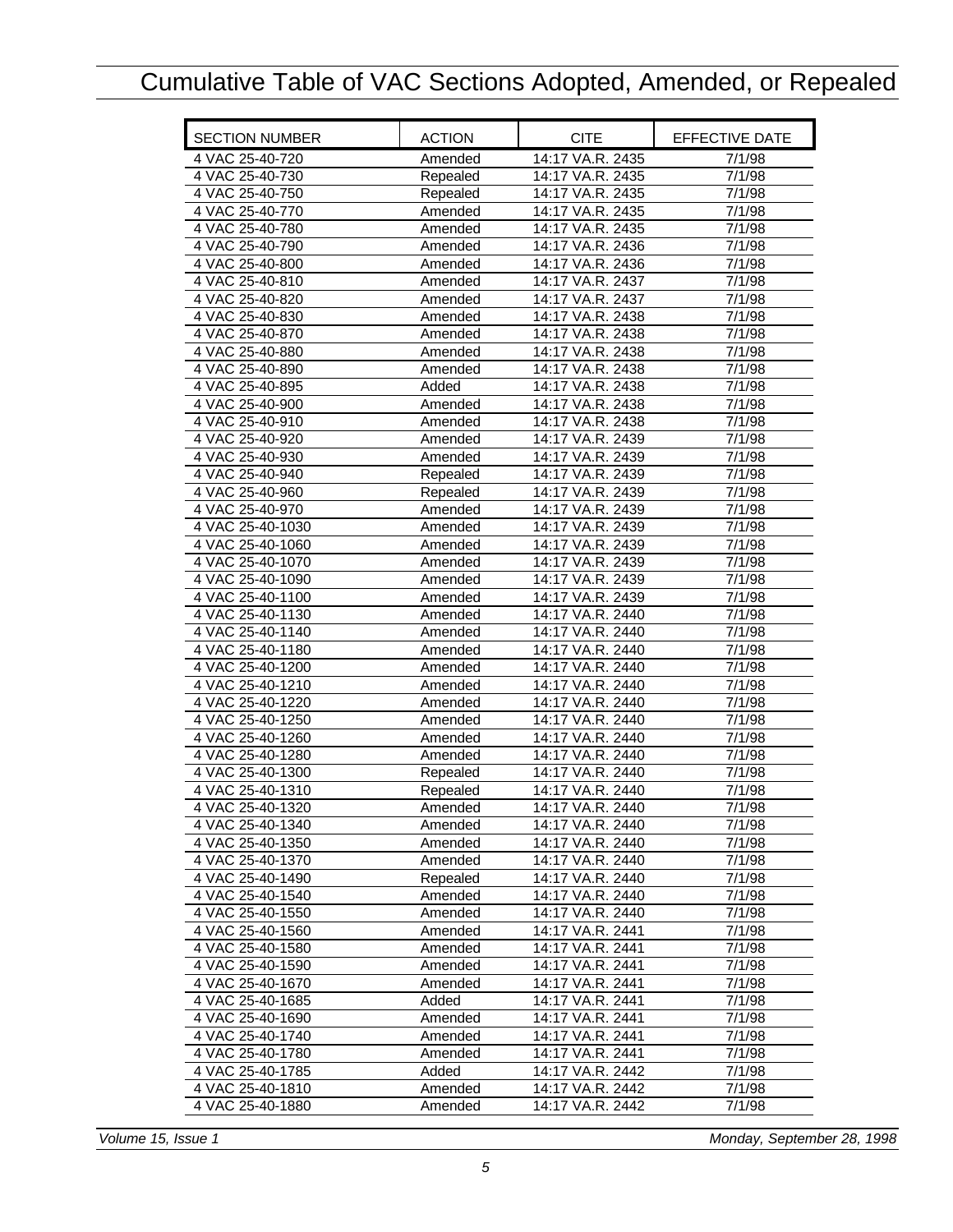# Cumulative Table of VAC Sections Adopted, Amended, or Repealed

| SECTION NUMBER | ACTION | CITE | EFFECTIVE DATE |
| --- | --- | --- | --- |
| 4 VAC 25-40-720 | Amended | 14:17 VA.R. 2435 | 7/1/98 |
| 4 VAC 25-40-730 | Repealed | 14:17 VA.R. 2435 | 7/1/98 |
| 4 VAC 25-40-750 | Repealed | 14:17 VA.R. 2435 | 7/1/98 |
| 4 VAC 25-40-770 | Amended | 14:17 VA.R. 2435 | 7/1/98 |
| 4 VAC 25-40-780 | Amended | 14:17 VA.R. 2435 | 7/1/98 |
| 4 VAC 25-40-790 | Amended | 14:17 VA.R. 2436 | 7/1/98 |
| 4 VAC 25-40-800 | Amended | 14:17 VA.R. 2436 | 7/1/98 |
| 4 VAC 25-40-810 | Amended | 14:17 VA.R. 2437 | 7/1/98 |
| 4 VAC 25-40-820 | Amended | 14:17 VA.R. 2437 | 7/1/98 |
| 4 VAC 25-40-830 | Amended | 14:17 VA.R. 2438 | 7/1/98 |
| 4 VAC 25-40-870 | Amended | 14:17 VA.R. 2438 | 7/1/98 |
| 4 VAC 25-40-880 | Amended | 14:17 VA.R. 2438 | 7/1/98 |
| 4 VAC 25-40-890 | Amended | 14:17 VA.R. 2438 | 7/1/98 |
| 4 VAC 25-40-895 | Added | 14:17 VA.R. 2438 | 7/1/98 |
| 4 VAC 25-40-900 | Amended | 14:17 VA.R. 2438 | 7/1/98 |
| 4 VAC 25-40-910 | Amended | 14:17 VA.R. 2438 | 7/1/98 |
| 4 VAC 25-40-920 | Amended | 14:17 VA.R. 2439 | 7/1/98 |
| 4 VAC 25-40-930 | Amended | 14:17 VA.R. 2439 | 7/1/98 |
| 4 VAC 25-40-940 | Repealed | 14:17 VA.R. 2439 | 7/1/98 |
| 4 VAC 25-40-960 | Repealed | 14:17 VA.R. 2439 | 7/1/98 |
| 4 VAC 25-40-970 | Amended | 14:17 VA.R. 2439 | 7/1/98 |
| 4 VAC 25-40-1030 | Amended | 14:17 VA.R. 2439 | 7/1/98 |
| 4 VAC 25-40-1060 | Amended | 14:17 VA.R. 2439 | 7/1/98 |
| 4 VAC 25-40-1070 | Amended | 14:17 VA.R. 2439 | 7/1/98 |
| 4 VAC 25-40-1090 | Amended | 14:17 VA.R. 2439 | 7/1/98 |
| 4 VAC 25-40-1100 | Amended | 14:17 VA.R. 2439 | 7/1/98 |
| 4 VAC 25-40-1130 | Amended | 14:17 VA.R. 2440 | 7/1/98 |
| 4 VAC 25-40-1140 | Amended | 14:17 VA.R. 2440 | 7/1/98 |
| 4 VAC 25-40-1180 | Amended | 14:17 VA.R. 2440 | 7/1/98 |
| 4 VAC 25-40-1200 | Amended | 14:17 VA.R. 2440 | 7/1/98 |
| 4 VAC 25-40-1210 | Amended | 14:17 VA.R. 2440 | 7/1/98 |
| 4 VAC 25-40-1220 | Amended | 14:17 VA.R. 2440 | 7/1/98 |
| 4 VAC 25-40-1250 | Amended | 14:17 VA.R. 2440 | 7/1/98 |
| 4 VAC 25-40-1260 | Amended | 14:17 VA.R. 2440 | 7/1/98 |
| 4 VAC 25-40-1280 | Amended | 14:17 VA.R. 2440 | 7/1/98 |
| 4 VAC 25-40-1300 | Repealed | 14:17 VA.R. 2440 | 7/1/98 |
| 4 VAC 25-40-1310 | Repealed | 14:17 VA.R. 2440 | 7/1/98 |
| 4 VAC 25-40-1320 | Amended | 14:17 VA.R. 2440 | 7/1/98 |
| 4 VAC 25-40-1340 | Amended | 14:17 VA.R. 2440 | 7/1/98 |
| 4 VAC 25-40-1350 | Amended | 14:17 VA.R. 2440 | 7/1/98 |
| 4 VAC 25-40-1370 | Amended | 14:17 VA.R. 2440 | 7/1/98 |
| 4 VAC 25-40-1490 | Repealed | 14:17 VA.R. 2440 | 7/1/98 |
| 4 VAC 25-40-1540 | Amended | 14:17 VA.R. 2440 | 7/1/98 |
| 4 VAC 25-40-1550 | Amended | 14:17 VA.R. 2440 | 7/1/98 |
| 4 VAC 25-40-1560 | Amended | 14:17 VA.R. 2441 | 7/1/98 |
| 4 VAC 25-40-1580 | Amended | 14:17 VA.R. 2441 | 7/1/98 |
| 4 VAC 25-40-1590 | Amended | 14:17 VA.R. 2441 | 7/1/98 |
| 4 VAC 25-40-1670 | Amended | 14:17 VA.R. 2441 | 7/1/98 |
| 4 VAC 25-40-1685 | Added | 14:17 VA.R. 2441 | 7/1/98 |
| 4 VAC 25-40-1690 | Amended | 14:17 VA.R. 2441 | 7/1/98 |
| 4 VAC 25-40-1740 | Amended | 14:17 VA.R. 2441 | 7/1/98 |
| 4 VAC 25-40-1780 | Amended | 14:17 VA.R. 2441 | 7/1/98 |
| 4 VAC 25-40-1785 | Added | 14:17 VA.R. 2442 | 7/1/98 |
| 4 VAC 25-40-1810 | Amended | 14:17 VA.R. 2442 | 7/1/98 |
| 4 VAC 25-40-1880 | Amended | 14:17 VA.R. 2442 | 7/1/98 |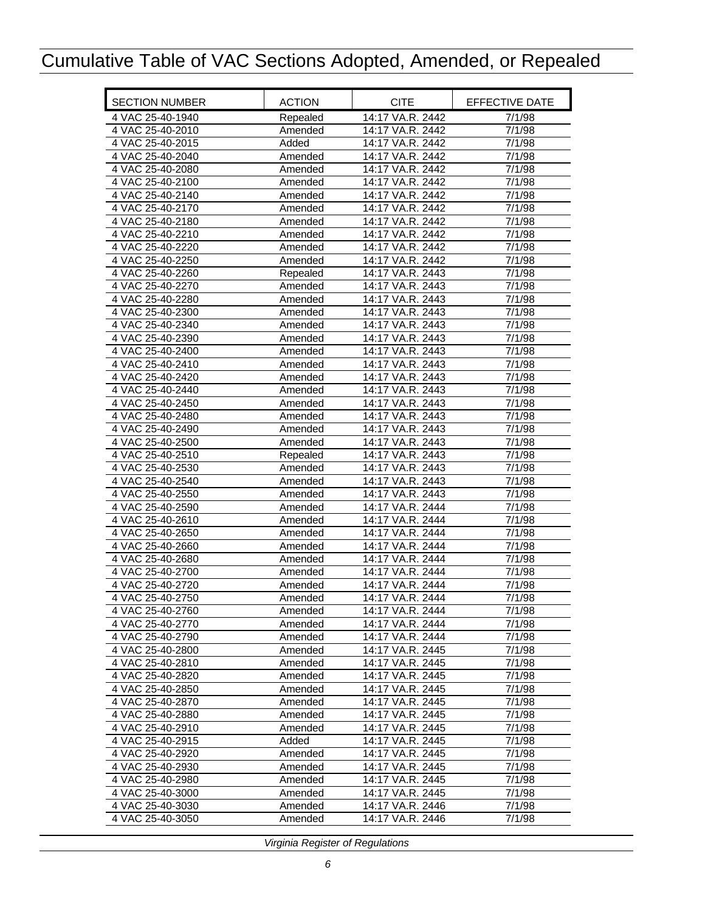# Cumulative Table of VAC Sections Adopted, Amended, or Repealed

| SECTION NUMBER | ACTION | CITE | EFFECTIVE DATE |
|---|---|---|---|
| 4 VAC 25-40-1940 | Repealed | 14:17 VA.R. 2442 | 7/1/98 |
| 4 VAC 25-40-2010 | Amended | 14:17 VA.R. 2442 | 7/1/98 |
| 4 VAC 25-40-2015 | Added | 14:17 VA.R. 2442 | 7/1/98 |
| 4 VAC 25-40-2040 | Amended | 14:17 VA.R. 2442 | 7/1/98 |
| 4 VAC 25-40-2080 | Amended | 14:17 VA.R. 2442 | 7/1/98 |
| 4 VAC 25-40-2100 | Amended | 14:17 VA.R. 2442 | 7/1/98 |
| 4 VAC 25-40-2140 | Amended | 14:17 VA.R. 2442 | 7/1/98 |
| 4 VAC 25-40-2170 | Amended | 14:17 VA.R. 2442 | 7/1/98 |
| 4 VAC 25-40-2180 | Amended | 14:17 VA.R. 2442 | 7/1/98 |
| 4 VAC 25-40-2210 | Amended | 14:17 VA.R. 2442 | 7/1/98 |
| 4 VAC 25-40-2220 | Amended | 14:17 VA.R. 2442 | 7/1/98 |
| 4 VAC 25-40-2250 | Amended | 14:17 VA.R. 2442 | 7/1/98 |
| 4 VAC 25-40-2260 | Repealed | 14:17 VA.R. 2443 | 7/1/98 |
| 4 VAC 25-40-2270 | Amended | 14:17 VA.R. 2443 | 7/1/98 |
| 4 VAC 25-40-2280 | Amended | 14:17 VA.R. 2443 | 7/1/98 |
| 4 VAC 25-40-2300 | Amended | 14:17 VA.R. 2443 | 7/1/98 |
| 4 VAC 25-40-2340 | Amended | 14:17 VA.R. 2443 | 7/1/98 |
| 4 VAC 25-40-2390 | Amended | 14:17 VA.R. 2443 | 7/1/98 |
| 4 VAC 25-40-2400 | Amended | 14:17 VA.R. 2443 | 7/1/98 |
| 4 VAC 25-40-2410 | Amended | 14:17 VA.R. 2443 | 7/1/98 |
| 4 VAC 25-40-2420 | Amended | 14:17 VA.R. 2443 | 7/1/98 |
| 4 VAC 25-40-2440 | Amended | 14:17 VA.R. 2443 | 7/1/98 |
| 4 VAC 25-40-2450 | Amended | 14:17 VA.R. 2443 | 7/1/98 |
| 4 VAC 25-40-2480 | Amended | 14:17 VA.R. 2443 | 7/1/98 |
| 4 VAC 25-40-2490 | Amended | 14:17 VA.R. 2443 | 7/1/98 |
| 4 VAC 25-40-2500 | Amended | 14:17 VA.R. 2443 | 7/1/98 |
| 4 VAC 25-40-2510 | Repealed | 14:17 VA.R. 2443 | 7/1/98 |
| 4 VAC 25-40-2530 | Amended | 14:17 VA.R. 2443 | 7/1/98 |
| 4 VAC 25-40-2540 | Amended | 14:17 VA.R. 2443 | 7/1/98 |
| 4 VAC 25-40-2550 | Amended | 14:17 VA.R. 2443 | 7/1/98 |
| 4 VAC 25-40-2590 | Amended | 14:17 VA.R. 2444 | 7/1/98 |
| 4 VAC 25-40-2610 | Amended | 14:17 VA.R. 2444 | 7/1/98 |
| 4 VAC 25-40-2650 | Amended | 14:17 VA.R. 2444 | 7/1/98 |
| 4 VAC 25-40-2660 | Amended | 14:17 VA.R. 2444 | 7/1/98 |
| 4 VAC 25-40-2680 | Amended | 14:17 VA.R. 2444 | 7/1/98 |
| 4 VAC 25-40-2700 | Amended | 14:17 VA.R. 2444 | 7/1/98 |
| 4 VAC 25-40-2720 | Amended | 14:17 VA.R. 2444 | 7/1/98 |
| 4 VAC 25-40-2750 | Amended | 14:17 VA.R. 2444 | 7/1/98 |
| 4 VAC 25-40-2760 | Amended | 14:17 VA.R. 2444 | 7/1/98 |
| 4 VAC 25-40-2770 | Amended | 14:17 VA.R. 2444 | 7/1/98 |
| 4 VAC 25-40-2790 | Amended | 14:17 VA.R. 2444 | 7/1/98 |
| 4 VAC 25-40-2800 | Amended | 14:17 VA.R. 2445 | 7/1/98 |
| 4 VAC 25-40-2810 | Amended | 14:17 VA.R. 2445 | 7/1/98 |
| 4 VAC 25-40-2820 | Amended | 14:17 VA.R. 2445 | 7/1/98 |
| 4 VAC 25-40-2850 | Amended | 14:17 VA.R. 2445 | 7/1/98 |
| 4 VAC 25-40-2870 | Amended | 14:17 VA.R. 2445 | 7/1/98 |
| 4 VAC 25-40-2880 | Amended | 14:17 VA.R. 2445 | 7/1/98 |
| 4 VAC 25-40-2910 | Amended | 14:17 VA.R. 2445 | 7/1/98 |
| 4 VAC 25-40-2915 | Added | 14:17 VA.R. 2445 | 7/1/98 |
| 4 VAC 25-40-2920 | Amended | 14:17 VA.R. 2445 | 7/1/98 |
| 4 VAC 25-40-2930 | Amended | 14:17 VA.R. 2445 | 7/1/98 |
| 4 VAC 25-40-2980 | Amended | 14:17 VA.R. 2445 | 7/1/98 |
| 4 VAC 25-40-3000 | Amended | 14:17 VA.R. 2445 | 7/1/98 |
| 4 VAC 25-40-3030 | Amended | 14:17 VA.R. 2446 | 7/1/98 |
| 4 VAC 25-40-3050 | Amended | 14:17 VA.R. 2446 | 7/1/98 |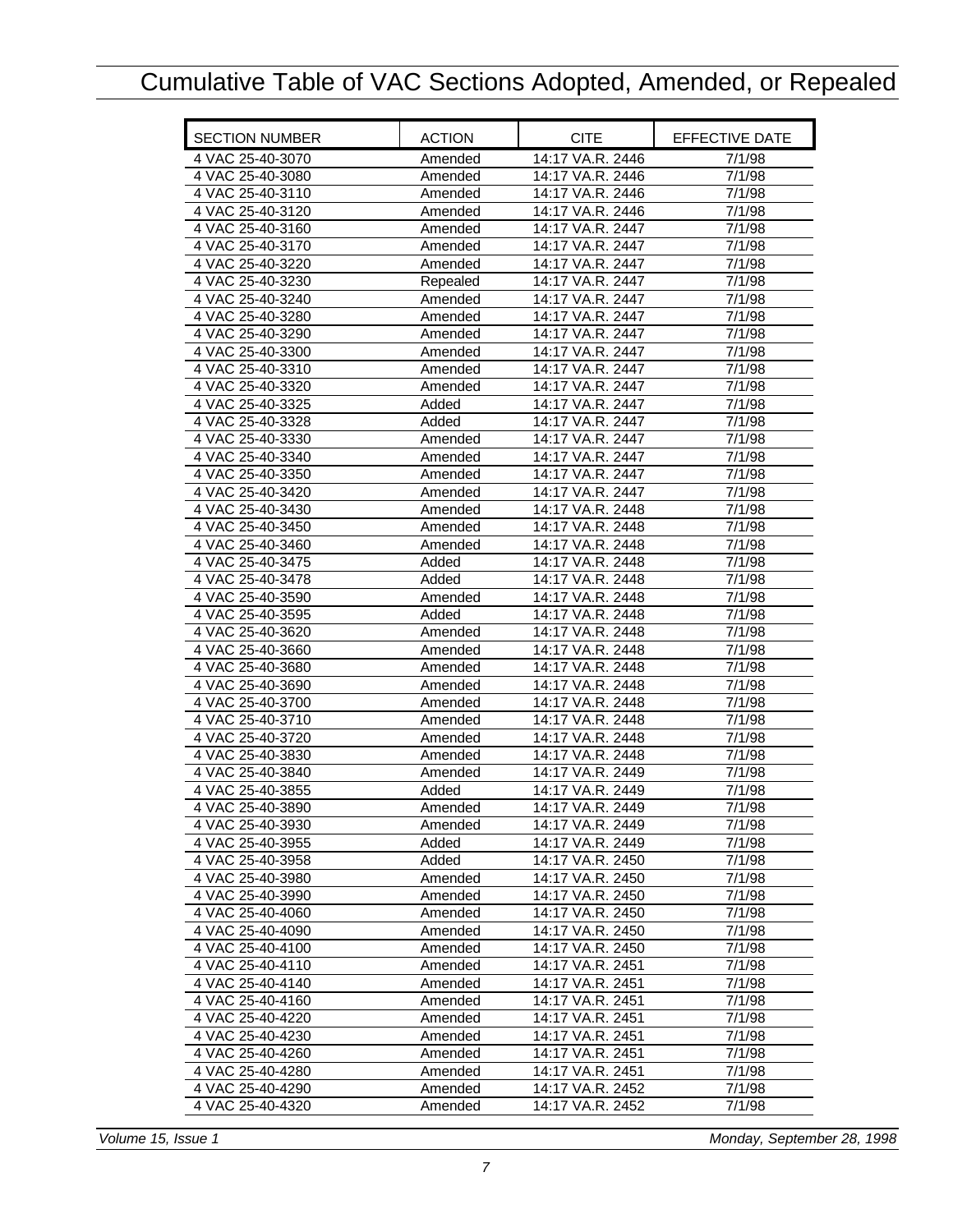# Cumulative Table of VAC Sections Adopted, Amended, or Repealed

| SECTION NUMBER | ACTION | CITE | EFFECTIVE DATE |
|---|---|---|---|
| 4 VAC 25-40-3070 | Amended | 14:17 VA.R. 2446 | 7/1/98 |
| 4 VAC 25-40-3080 | Amended | 14:17 VA.R. 2446 | 7/1/98 |
| 4 VAC 25-40-3110 | Amended | 14:17 VA.R. 2446 | 7/1/98 |
| 4 VAC 25-40-3120 | Amended | 14:17 VA.R. 2446 | 7/1/98 |
| 4 VAC 25-40-3160 | Amended | 14:17 VA.R. 2447 | 7/1/98 |
| 4 VAC 25-40-3170 | Amended | 14:17 VA.R. 2447 | 7/1/98 |
| 4 VAC 25-40-3220 | Amended | 14:17 VA.R. 2447 | 7/1/98 |
| 4 VAC 25-40-3230 | Repealed | 14:17 VA.R. 2447 | 7/1/98 |
| 4 VAC 25-40-3240 | Amended | 14:17 VA.R. 2447 | 7/1/98 |
| 4 VAC 25-40-3280 | Amended | 14:17 VA.R. 2447 | 7/1/98 |
| 4 VAC 25-40-3290 | Amended | 14:17 VA.R. 2447 | 7/1/98 |
| 4 VAC 25-40-3300 | Amended | 14:17 VA.R. 2447 | 7/1/98 |
| 4 VAC 25-40-3310 | Amended | 14:17 VA.R. 2447 | 7/1/98 |
| 4 VAC 25-40-3320 | Amended | 14:17 VA.R. 2447 | 7/1/98 |
| 4 VAC 25-40-3325 | Added | 14:17 VA.R. 2447 | 7/1/98 |
| 4 VAC 25-40-3328 | Added | 14:17 VA.R. 2447 | 7/1/98 |
| 4 VAC 25-40-3330 | Amended | 14:17 VA.R. 2447 | 7/1/98 |
| 4 VAC 25-40-3340 | Amended | 14:17 VA.R. 2447 | 7/1/98 |
| 4 VAC 25-40-3350 | Amended | 14:17 VA.R. 2447 | 7/1/98 |
| 4 VAC 25-40-3420 | Amended | 14:17 VA.R. 2447 | 7/1/98 |
| 4 VAC 25-40-3430 | Amended | 14:17 VA.R. 2448 | 7/1/98 |
| 4 VAC 25-40-3450 | Amended | 14:17 VA.R. 2448 | 7/1/98 |
| 4 VAC 25-40-3460 | Amended | 14:17 VA.R. 2448 | 7/1/98 |
| 4 VAC 25-40-3475 | Added | 14:17 VA.R. 2448 | 7/1/98 |
| 4 VAC 25-40-3478 | Added | 14:17 VA.R. 2448 | 7/1/98 |
| 4 VAC 25-40-3590 | Amended | 14:17 VA.R. 2448 | 7/1/98 |
| 4 VAC 25-40-3595 | Added | 14:17 VA.R. 2448 | 7/1/98 |
| 4 VAC 25-40-3620 | Amended | 14:17 VA.R. 2448 | 7/1/98 |
| 4 VAC 25-40-3660 | Amended | 14:17 VA.R. 2448 | 7/1/98 |
| 4 VAC 25-40-3680 | Amended | 14:17 VA.R. 2448 | 7/1/98 |
| 4 VAC 25-40-3690 | Amended | 14:17 VA.R. 2448 | 7/1/98 |
| 4 VAC 25-40-3700 | Amended | 14:17 VA.R. 2448 | 7/1/98 |
| 4 VAC 25-40-3710 | Amended | 14:17 VA.R. 2448 | 7/1/98 |
| 4 VAC 25-40-3720 | Amended | 14:17 VA.R. 2448 | 7/1/98 |
| 4 VAC 25-40-3830 | Amended | 14:17 VA.R. 2448 | 7/1/98 |
| 4 VAC 25-40-3840 | Amended | 14:17 VA.R. 2449 | 7/1/98 |
| 4 VAC 25-40-3855 | Added | 14:17 VA.R. 2449 | 7/1/98 |
| 4 VAC 25-40-3890 | Amended | 14:17 VA.R. 2449 | 7/1/98 |
| 4 VAC 25-40-3930 | Amended | 14:17 VA.R. 2449 | 7/1/98 |
| 4 VAC 25-40-3955 | Added | 14:17 VA.R. 2449 | 7/1/98 |
| 4 VAC 25-40-3958 | Added | 14:17 VA.R. 2450 | 7/1/98 |
| 4 VAC 25-40-3980 | Amended | 14:17 VA.R. 2450 | 7/1/98 |
| 4 VAC 25-40-3990 | Amended | 14:17 VA.R. 2450 | 7/1/98 |
| 4 VAC 25-40-4060 | Amended | 14:17 VA.R. 2450 | 7/1/98 |
| 4 VAC 25-40-4090 | Amended | 14:17 VA.R. 2450 | 7/1/98 |
| 4 VAC 25-40-4100 | Amended | 14:17 VA.R. 2450 | 7/1/98 |
| 4 VAC 25-40-4110 | Amended | 14:17 VA.R. 2451 | 7/1/98 |
| 4 VAC 25-40-4140 | Amended | 14:17 VA.R. 2451 | 7/1/98 |
| 4 VAC 25-40-4160 | Amended | 14:17 VA.R. 2451 | 7/1/98 |
| 4 VAC 25-40-4220 | Amended | 14:17 VA.R. 2451 | 7/1/98 |
| 4 VAC 25-40-4230 | Amended | 14:17 VA.R. 2451 | 7/1/98 |
| 4 VAC 25-40-4260 | Amended | 14:17 VA.R. 2451 | 7/1/98 |
| 4 VAC 25-40-4280 | Amended | 14:17 VA.R. 2451 | 7/1/98 |
| 4 VAC 25-40-4290 | Amended | 14:17 VA.R. 2452 | 7/1/98 |
| 4 VAC 25-40-4320 | Amended | 14:17 VA.R. 2452 | 7/1/98 |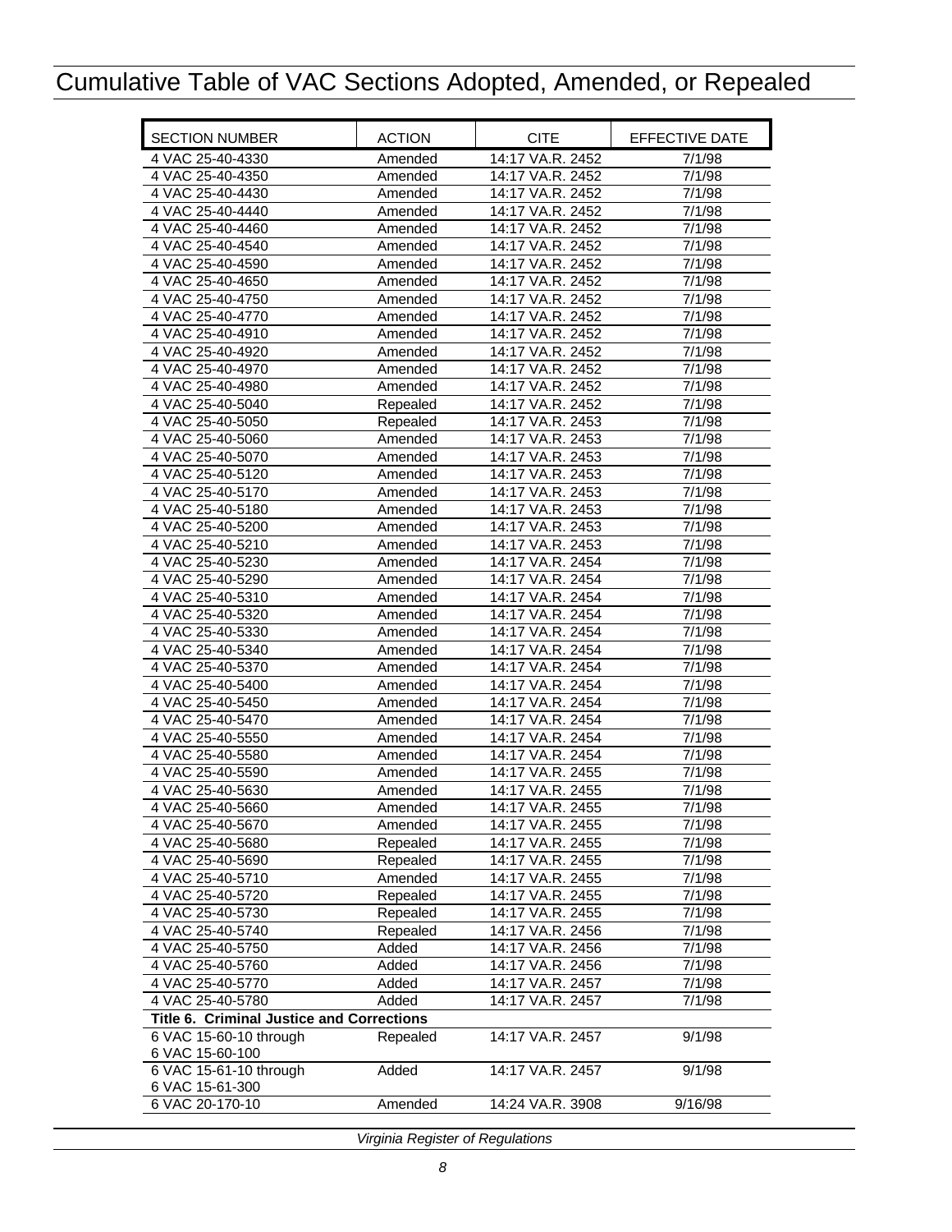# Cumulative Table of VAC Sections Adopted, Amended, or Repealed

| SECTION NUMBER | ACTION | CITE | EFFECTIVE DATE |
|---|---|---|---|
| 4 VAC 25-40-4330 | Amended | 14:17 VA.R. 2452 | 7/1/98 |
| 4 VAC 25-40-4350 | Amended | 14:17 VA.R. 2452 | 7/1/98 |
| 4 VAC 25-40-4430 | Amended | 14:17 VA.R. 2452 | 7/1/98 |
| 4 VAC 25-40-4440 | Amended | 14:17 VA.R. 2452 | 7/1/98 |
| 4 VAC 25-40-4460 | Amended | 14:17 VA.R. 2452 | 7/1/98 |
| 4 VAC 25-40-4540 | Amended | 14:17 VA.R. 2452 | 7/1/98 |
| 4 VAC 25-40-4590 | Amended | 14:17 VA.R. 2452 | 7/1/98 |
| 4 VAC 25-40-4650 | Amended | 14:17 VA.R. 2452 | 7/1/98 |
| 4 VAC 25-40-4750 | Amended | 14:17 VA.R. 2452 | 7/1/98 |
| 4 VAC 25-40-4770 | Amended | 14:17 VA.R. 2452 | 7/1/98 |
| 4 VAC 25-40-4910 | Amended | 14:17 VA.R. 2452 | 7/1/98 |
| 4 VAC 25-40-4920 | Amended | 14:17 VA.R. 2452 | 7/1/98 |
| 4 VAC 25-40-4970 | Amended | 14:17 VA.R. 2452 | 7/1/98 |
| 4 VAC 25-40-4980 | Amended | 14:17 VA.R. 2452 | 7/1/98 |
| 4 VAC 25-40-5040 | Repealed | 14:17 VA.R. 2452 | 7/1/98 |
| 4 VAC 25-40-5050 | Repealed | 14:17 VA.R. 2453 | 7/1/98 |
| 4 VAC 25-40-5060 | Amended | 14:17 VA.R. 2453 | 7/1/98 |
| 4 VAC 25-40-5070 | Amended | 14:17 VA.R. 2453 | 7/1/98 |
| 4 VAC 25-40-5120 | Amended | 14:17 VA.R. 2453 | 7/1/98 |
| 4 VAC 25-40-5170 | Amended | 14:17 VA.R. 2453 | 7/1/98 |
| 4 VAC 25-40-5180 | Amended | 14:17 VA.R. 2453 | 7/1/98 |
| 4 VAC 25-40-5200 | Amended | 14:17 VA.R. 2453 | 7/1/98 |
| 4 VAC 25-40-5210 | Amended | 14:17 VA.R. 2453 | 7/1/98 |
| 4 VAC 25-40-5230 | Amended | 14:17 VA.R. 2454 | 7/1/98 |
| 4 VAC 25-40-5290 | Amended | 14:17 VA.R. 2454 | 7/1/98 |
| 4 VAC 25-40-5310 | Amended | 14:17 VA.R. 2454 | 7/1/98 |
| 4 VAC 25-40-5320 | Amended | 14:17 VA.R. 2454 | 7/1/98 |
| 4 VAC 25-40-5330 | Amended | 14:17 VA.R. 2454 | 7/1/98 |
| 4 VAC 25-40-5340 | Amended | 14:17 VA.R. 2454 | 7/1/98 |
| 4 VAC 25-40-5370 | Amended | 14:17 VA.R. 2454 | 7/1/98 |
| 4 VAC 25-40-5400 | Amended | 14:17 VA.R. 2454 | 7/1/98 |
| 4 VAC 25-40-5450 | Amended | 14:17 VA.R. 2454 | 7/1/98 |
| 4 VAC 25-40-5470 | Amended | 14:17 VA.R. 2454 | 7/1/98 |
| 4 VAC 25-40-5550 | Amended | 14:17 VA.R. 2454 | 7/1/98 |
| 4 VAC 25-40-5580 | Amended | 14:17 VA.R. 2454 | 7/1/98 |
| 4 VAC 25-40-5590 | Amended | 14:17 VA.R. 2455 | 7/1/98 |
| 4 VAC 25-40-5630 | Amended | 14:17 VA.R. 2455 | 7/1/98 |
| 4 VAC 25-40-5660 | Amended | 14:17 VA.R. 2455 | 7/1/98 |
| 4 VAC 25-40-5670 | Amended | 14:17 VA.R. 2455 | 7/1/98 |
| 4 VAC 25-40-5680 | Repealed | 14:17 VA.R. 2455 | 7/1/98 |
| 4 VAC 25-40-5690 | Repealed | 14:17 VA.R. 2455 | 7/1/98 |
| 4 VAC 25-40-5710 | Amended | 14:17 VA.R. 2455 | 7/1/98 |
| 4 VAC 25-40-5720 | Repealed | 14:17 VA.R. 2455 | 7/1/98 |
| 4 VAC 25-40-5730 | Repealed | 14:17 VA.R. 2455 | 7/1/98 |
| 4 VAC 25-40-5740 | Repealed | 14:17 VA.R. 2456 | 7/1/98 |
| 4 VAC 25-40-5750 | Added | 14:17 VA.R. 2456 | 7/1/98 |
| 4 VAC 25-40-5760 | Added | 14:17 VA.R. 2456 | 7/1/98 |
| 4 VAC 25-40-5770 | Added | 14:17 VA.R. 2457 | 7/1/98 |
| 4 VAC 25-40-5780 | Added | 14:17 VA.R. 2457 | 7/1/98 |
| **Title 6. Criminal Justice and Corrections** | | | |
| 6 VAC 15-60-10 through 6 VAC 15-60-100 | Repealed | 14:17 VA.R. 2457 | 9/1/98 |
| 6 VAC 15-61-10 through 6 VAC 15-61-300 | Added | 14:17 VA.R. 2457 | 9/1/98 |
| 6 VAC 20-170-10 | Amended | 14:24 VA.R. 3908 | 9/16/98 |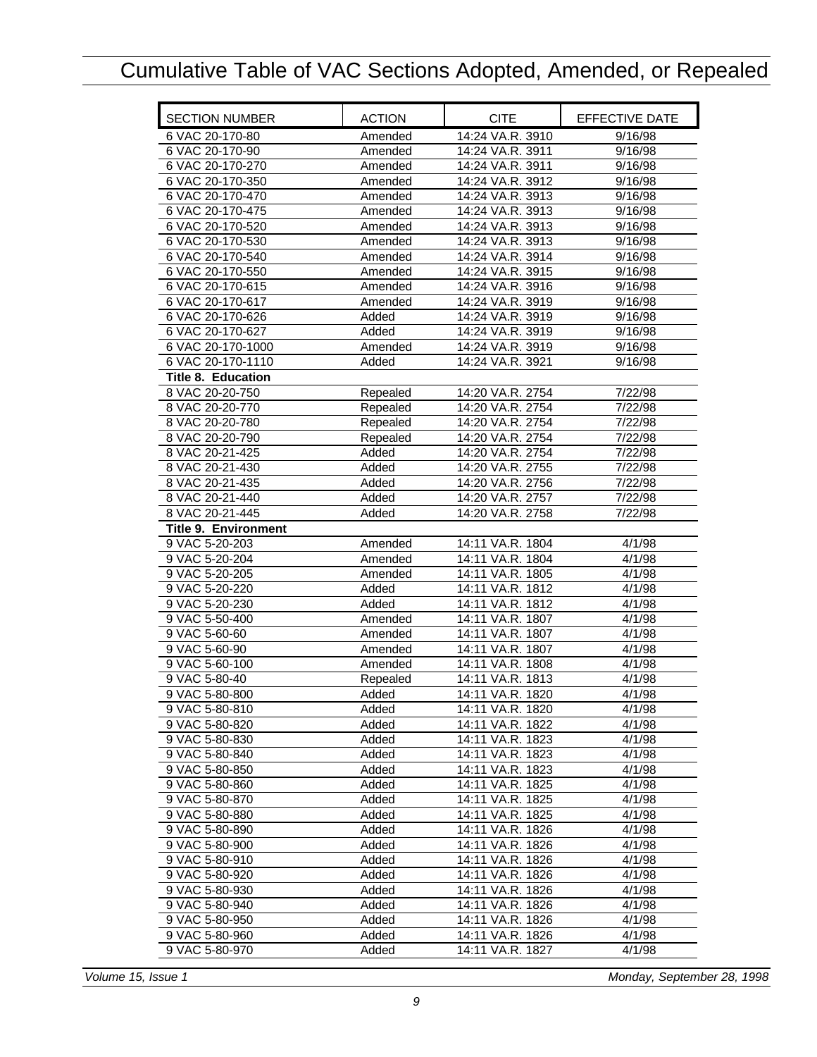# Cumulative Table of VAC Sections Adopted, Amended, or Repealed

| SECTION NUMBER | ACTION | CITE | EFFECTIVE DATE |
|---|---|---|---|
| 6 VAC 20-170-80 | Amended | 14:24 VA.R. 3910 | 9/16/98 |
| 6 VAC 20-170-90 | Amended | 14:24 VA.R. 3911 | 9/16/98 |
| 6 VAC 20-170-270 | Amended | 14:24 VA.R. 3911 | 9/16/98 |
| 6 VAC 20-170-350 | Amended | 14:24 VA.R. 3912 | 9/16/98 |
| 6 VAC 20-170-470 | Amended | 14:24 VA.R. 3913 | 9/16/98 |
| 6 VAC 20-170-475 | Amended | 14:24 VA.R. 3913 | 9/16/98 |
| 6 VAC 20-170-520 | Amended | 14:24 VA.R. 3913 | 9/16/98 |
| 6 VAC 20-170-530 | Amended | 14:24 VA.R. 3913 | 9/16/98 |
| 6 VAC 20-170-540 | Amended | 14:24 VA.R. 3914 | 9/16/98 |
| 6 VAC 20-170-550 | Amended | 14:24 VA.R. 3915 | 9/16/98 |
| 6 VAC 20-170-615 | Amended | 14:24 VA.R. 3916 | 9/16/98 |
| 6 VAC 20-170-617 | Amended | 14:24 VA.R. 3919 | 9/16/98 |
| 6 VAC 20-170-626 | Added | 14:24 VA.R. 3919 | 9/16/98 |
| 6 VAC 20-170-627 | Added | 14:24 VA.R. 3919 | 9/16/98 |
| 6 VAC 20-170-1000 | Amended | 14:24 VA.R. 3919 | 9/16/98 |
| 6 VAC 20-170-1110 | Added | 14:24 VA.R. 3921 | 9/16/98 |
| **Title 8. Education** | | | |
| 8 VAC 20-20-750 | Repealed | 14:20 VA.R. 2754 | 7/22/98 |
| 8 VAC 20-20-770 | Repealed | 14:20 VA.R. 2754 | 7/22/98 |
| 8 VAC 20-20-780 | Repealed | 14:20 VA.R. 2754 | 7/22/98 |
| 8 VAC 20-20-790 | Repealed | 14:20 VA.R. 2754 | 7/22/98 |
| 8 VAC 20-21-425 | Added | 14:20 VA.R. 2754 | 7/22/98 |
| 8 VAC 20-21-430 | Added | 14:20 VA.R. 2755 | 7/22/98 |
| 8 VAC 20-21-435 | Added | 14:20 VA.R. 2756 | 7/22/98 |
| 8 VAC 20-21-440 | Added | 14:20 VA.R. 2757 | 7/22/98 |
| 8 VAC 20-21-445 | Added | 14:20 VA.R. 2758 | 7/22/98 |
| **Title 9. Environment** | | | |
| 9 VAC 5-20-203 | Amended | 14:11 VA.R. 1804 | 4/1/98 |
| 9 VAC 5-20-204 | Amended | 14:11 VA.R. 1804 | 4/1/98 |
| 9 VAC 5-20-205 | Amended | 14:11 VA.R. 1805 | 4/1/98 |
| 9 VAC 5-20-220 | Added | 14:11 VA.R. 1812 | 4/1/98 |
| 9 VAC 5-20-230 | Added | 14:11 VA.R. 1812 | 4/1/98 |
| 9 VAC 5-50-400 | Amended | 14:11 VA.R. 1807 | 4/1/98 |
| 9 VAC 5-60-60 | Amended | 14:11 VA.R. 1807 | 4/1/98 |
| 9 VAC 5-60-90 | Amended | 14:11 VA.R. 1807 | 4/1/98 |
| 9 VAC 5-60-100 | Amended | 14:11 VA.R. 1808 | 4/1/98 |
| 9 VAC 5-80-40 | Repealed | 14:11 VA.R. 1813 | 4/1/98 |
| 9 VAC 5-80-800 | Added | 14:11 VA.R. 1820 | 4/1/98 |
| 9 VAC 5-80-810 | Added | 14:11 VA.R. 1820 | 4/1/98 |
| 9 VAC 5-80-820 | Added | 14:11 VA.R. 1822 | 4/1/98 |
| 9 VAC 5-80-830 | Added | 14:11 VA.R. 1823 | 4/1/98 |
| 9 VAC 5-80-840 | Added | 14:11 VA.R. 1823 | 4/1/98 |
| 9 VAC 5-80-850 | Added | 14:11 VA.R. 1823 | 4/1/98 |
| 9 VAC 5-80-860 | Added | 14:11 VA.R. 1825 | 4/1/98 |
| 9 VAC 5-80-870 | Added | 14:11 VA.R. 1825 | 4/1/98 |
| 9 VAC 5-80-880 | Added | 14:11 VA.R. 1825 | 4/1/98 |
| 9 VAC 5-80-890 | Added | 14:11 VA.R. 1826 | 4/1/98 |
| 9 VAC 5-80-900 | Added | 14:11 VA.R. 1826 | 4/1/98 |
| 9 VAC 5-80-910 | Added | 14:11 VA.R. 1826 | 4/1/98 |
| 9 VAC 5-80-920 | Added | 14:11 VA.R. 1826 | 4/1/98 |
| 9 VAC 5-80-930 | Added | 14:11 VA.R. 1826 | 4/1/98 |
| 9 VAC 5-80-940 | Added | 14:11 VA.R. 1826 | 4/1/98 |
| 9 VAC 5-80-950 | Added | 14:11 VA.R. 1826 | 4/1/98 |
| 9 VAC 5-80-960 | Added | 14:11 VA.R. 1826 | 4/1/98 |
| 9 VAC 5-80-970 | Added | 14:11 VA.R. 1827 | 4/1/98 |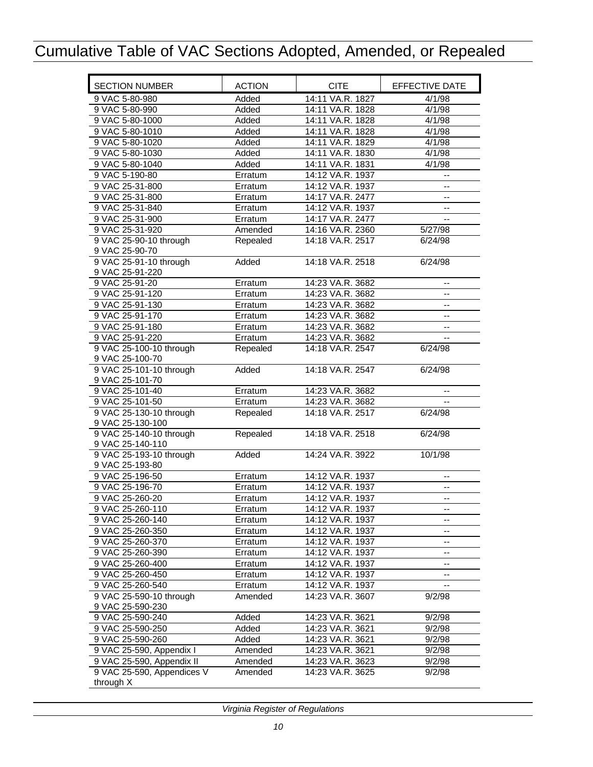# Cumulative Table of VAC Sections Adopted, Amended, or Repealed

| SECTION NUMBER | ACTION | CITE | EFFECTIVE DATE |
|---|---|---|---|
| 9 VAC 5-80-980 | Added | 14:11 VA.R. 1827 | 4/1/98 |
| 9 VAC 5-80-990 | Added | 14:11 VA.R. 1828 | 4/1/98 |
| 9 VAC 5-80-1000 | Added | 14:11 VA.R. 1828 | 4/1/98 |
| 9 VAC 5-80-1010 | Added | 14:11 VA.R. 1828 | 4/1/98 |
| 9 VAC 5-80-1020 | Added | 14:11 VA.R. 1829 | 4/1/98 |
| 9 VAC 5-80-1030 | Added | 14:11 VA.R. 1830 | 4/1/98 |
| 9 VAC 5-80-1040 | Added | 14:11 VA.R. 1831 | 4/1/98 |
| 9 VAC 5-190-80 | Erratum | 14:12 VA.R. 1937 | -- |
| 9 VAC 25-31-800 | Erratum | 14:12 VA.R. 1937 | -- |
| 9 VAC 25-31-800 | Erratum | 14:17 VA.R. 2477 | -- |
| 9 VAC 25-31-840 | Erratum | 14:12 VA.R. 1937 | -- |
| 9 VAC 25-31-900 | Erratum | 14:17 VA.R. 2477 | -- |
| 9 VAC 25-31-920 | Amended | 14:16 VA.R. 2360 | 5/27/98 |
| 9 VAC 25-90-10 through 9 VAC 25-90-70 | Repealed | 14:18 VA.R. 2517 | 6/24/98 |
| 9 VAC 25-91-10 through 9 VAC 25-91-220 | Added | 14:18 VA.R. 2518 | 6/24/98 |
| 9 VAC 25-91-20 | Erratum | 14:23 VA.R. 3682 | -- |
| 9 VAC 25-91-120 | Erratum | 14:23 VA.R. 3682 | -- |
| 9 VAC 25-91-130 | Erratum | 14:23 VA.R. 3682 | -- |
| 9 VAC 25-91-170 | Erratum | 14:23 VA.R. 3682 | -- |
| 9 VAC 25-91-180 | Erratum | 14:23 VA.R. 3682 | -- |
| 9 VAC 25-91-220 | Erratum | 14:23 VA.R. 3682 | -- |
| 9 VAC 25-100-10 through 9 VAC 25-100-70 | Repealed | 14:18 VA.R. 2547 | 6/24/98 |
| 9 VAC 25-101-10 through 9 VAC 25-101-70 | Added | 14:18 VA.R. 2547 | 6/24/98 |
| 9 VAC 25-101-40 | Erratum | 14:23 VA.R. 3682 | -- |
| 9 VAC 25-101-50 | Erratum | 14:23 VA.R. 3682 | -- |
| 9 VAC 25-130-10 through 9 VAC 25-130-100 | Repealed | 14:18 VA.R. 2517 | 6/24/98 |
| 9 VAC 25-140-10 through 9 VAC 25-140-110 | Repealed | 14:18 VA.R. 2518 | 6/24/98 |
| 9 VAC 25-193-10 through 9 VAC 25-193-80 | Added | 14:24 VA.R. 3922 | 10/1/98 |
| 9 VAC 25-196-50 | Erratum | 14:12 VA.R. 1937 | -- |
| 9 VAC 25-196-70 | Erratum | 14:12 VA.R. 1937 | -- |
| 9 VAC 25-260-20 | Erratum | 14:12 VA.R. 1937 | -- |
| 9 VAC 25-260-110 | Erratum | 14:12 VA.R. 1937 | -- |
| 9 VAC 25-260-140 | Erratum | 14:12 VA.R. 1937 | -- |
| 9 VAC 25-260-350 | Erratum | 14:12 VA.R. 1937 | -- |
| 9 VAC 25-260-370 | Erratum | 14:12 VA.R. 1937 | -- |
| 9 VAC 25-260-390 | Erratum | 14:12 VA.R. 1937 | -- |
| 9 VAC 25-260-400 | Erratum | 14:12 VA.R. 1937 | -- |
| 9 VAC 25-260-450 | Erratum | 14:12 VA.R. 1937 | -- |
| 9 VAC 25-260-540 | Erratum | 14:12 VA.R. 1937 | -- |
| 9 VAC 25-590-10 through 9 VAC 25-590-230 | Amended | 14:23 VA.R. 3607 | 9/2/98 |
| 9 VAC 25-590-240 | Added | 14:23 VA.R. 3621 | 9/2/98 |
| 9 VAC 25-590-250 | Added | 14:23 VA.R. 3621 | 9/2/98 |
| 9 VAC 25-590-260 | Added | 14:23 VA.R. 3621 | 9/2/98 |
| 9 VAC 25-590, Appendix I | Amended | 14:23 VA.R. 3621 | 9/2/98 |
| 9 VAC 25-590, Appendix II | Amended | 14:23 VA.R. 3623 | 9/2/98 |
| 9 VAC 25-590, Appendices V through X | Amended | 14:23 VA.R. 3625 | 9/2/98 |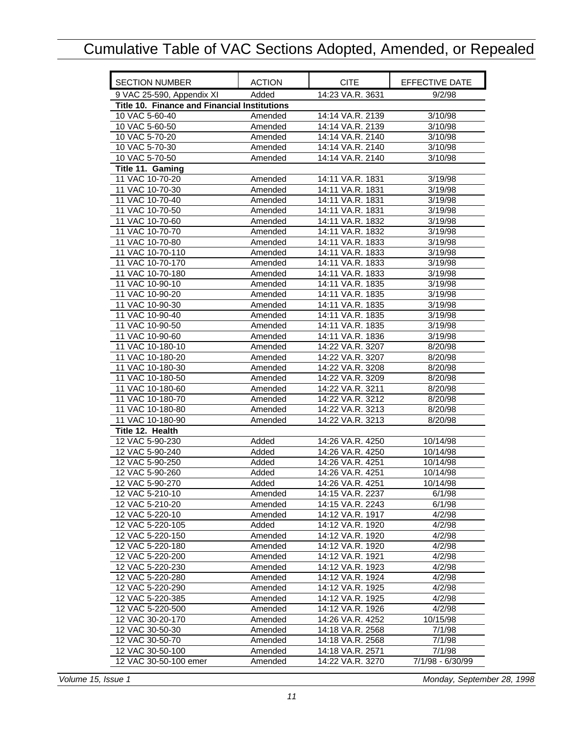# Cumulative Table of VAC Sections Adopted, Amended, or Repealed

| SECTION NUMBER | ACTION | CITE | EFFECTIVE DATE |
|---|---|---|---|
| 9 VAC 25-590, Appendix XI | Added | 14:23 VA.R. 3631 | 9/2/98 |
| **Title 10. Finance and Financial Institutions** | | | |
| 10 VAC 5-60-40 | Amended | 14:14 VA.R. 2139 | 3/10/98 |
| 10 VAC 5-60-50 | Amended | 14:14 VA.R. 2139 | 3/10/98 |
| 10 VAC 5-70-20 | Amended | 14:14 VA.R. 2140 | 3/10/98 |
| 10 VAC 5-70-30 | Amended | 14:14 VA.R. 2140 | 3/10/98 |
| 10 VAC 5-70-50 | Amended | 14:14 VA.R. 2140 | 3/10/98 |
| **Title 11. Gaming** | | | |
| 11 VAC 10-70-20 | Amended | 14:11 VA.R. 1831 | 3/19/98 |
| 11 VAC 10-70-30 | Amended | 14:11 VA.R. 1831 | 3/19/98 |
| 11 VAC 10-70-40 | Amended | 14:11 VA.R. 1831 | 3/19/98 |
| 11 VAC 10-70-50 | Amended | 14:11 VA.R. 1831 | 3/19/98 |
| 11 VAC 10-70-60 | Amended | 14:11 VA.R. 1832 | 3/19/98 |
| 11 VAC 10-70-70 | Amended | 14:11 VA.R. 1832 | 3/19/98 |
| 11 VAC 10-70-80 | Amended | 14:11 VA.R. 1833 | 3/19/98 |
| 11 VAC 10-70-110 | Amended | 14:11 VA.R. 1833 | 3/19/98 |
| 11 VAC 10-70-170 | Amended | 14:11 VA.R. 1833 | 3/19/98 |
| 11 VAC 10-70-180 | Amended | 14:11 VA.R. 1833 | 3/19/98 |
| 11 VAC 10-90-10 | Amended | 14:11 VA.R. 1835 | 3/19/98 |
| 11 VAC 10-90-20 | Amended | 14:11 VA.R. 1835 | 3/19/98 |
| 11 VAC 10-90-30 | Amended | 14:11 VA.R. 1835 | 3/19/98 |
| 11 VAC 10-90-40 | Amended | 14:11 VA.R. 1835 | 3/19/98 |
| 11 VAC 10-90-50 | Amended | 14:11 VA.R. 1835 | 3/19/98 |
| 11 VAC 10-90-60 | Amended | 14:11 VA.R. 1836 | 3/19/98 |
| 11 VAC 10-180-10 | Amended | 14:22 VA.R. 3207 | 8/20/98 |
| 11 VAC 10-180-20 | Amended | 14:22 VA.R. 3207 | 8/20/98 |
| 11 VAC 10-180-30 | Amended | 14:22 VA.R. 3208 | 8/20/98 |
| 11 VAC 10-180-50 | Amended | 14:22 VA.R. 3209 | 8/20/98 |
| 11 VAC 10-180-60 | Amended | 14:22 VA.R. 3211 | 8/20/98 |
| 11 VAC 10-180-70 | Amended | 14:22 VA.R. 3212 | 8/20/98 |
| 11 VAC 10-180-80 | Amended | 14:22 VA.R. 3213 | 8/20/98 |
| 11 VAC 10-180-90 | Amended | 14:22 VA.R. 3213 | 8/20/98 |
| **Title 12. Health** | | | |
| 12 VAC 5-90-230 | Added | 14:26 VA.R. 4250 | 10/14/98 |
| 12 VAC 5-90-240 | Added | 14:26 VA.R. 4250 | 10/14/98 |
| 12 VAC 5-90-250 | Added | 14:26 VA.R. 4251 | 10/14/98 |
| 12 VAC 5-90-260 | Added | 14:26 VA.R. 4251 | 10/14/98 |
| 12 VAC 5-90-270 | Added | 14:26 VA.R. 4251 | 10/14/98 |
| 12 VAC 5-210-10 | Amended | 14:15 VA.R. 2237 | 6/1/98 |
| 12 VAC 5-210-20 | Amended | 14:15 VA.R. 2243 | 6/1/98 |
| 12 VAC 5-220-10 | Amended | 14:12 VA.R. 1917 | 4/2/98 |
| 12 VAC 5-220-105 | Added | 14:12 VA.R. 1920 | 4/2/98 |
| 12 VAC 5-220-150 | Amended | 14:12 VA.R. 1920 | 4/2/98 |
| 12 VAC 5-220-180 | Amended | 14:12 VA.R. 1920 | 4/2/98 |
| 12 VAC 5-220-200 | Amended | 14:12 VA.R. 1921 | 4/2/98 |
| 12 VAC 5-220-230 | Amended | 14:12 VA.R. 1923 | 4/2/98 |
| 12 VAC 5-220-280 | Amended | 14:12 VA.R. 1924 | 4/2/98 |
| 12 VAC 5-220-290 | Amended | 14:12 VA.R. 1925 | 4/2/98 |
| 12 VAC 5-220-385 | Amended | 14:12 VA.R. 1925 | 4/2/98 |
| 12 VAC 5-220-500 | Amended | 14:12 VA.R. 1926 | 4/2/98 |
| 12 VAC 30-20-170 | Amended | 14:26 VA.R. 4252 | 10/15/98 |
| 12 VAC 30-50-30 | Amended | 14:18 VA.R. 2568 | 7/1/98 |
| 12 VAC 30-50-70 | Amended | 14:18 VA.R. 2568 | 7/1/98 |
| 12 VAC 30-50-100 | Amended | 14:18 VA.R. 2571 | 7/1/98 |
| 12 VAC 30-50-100 emer | Amended | 14:22 VA.R. 3270 | 7/1/98 - 6/30/99 |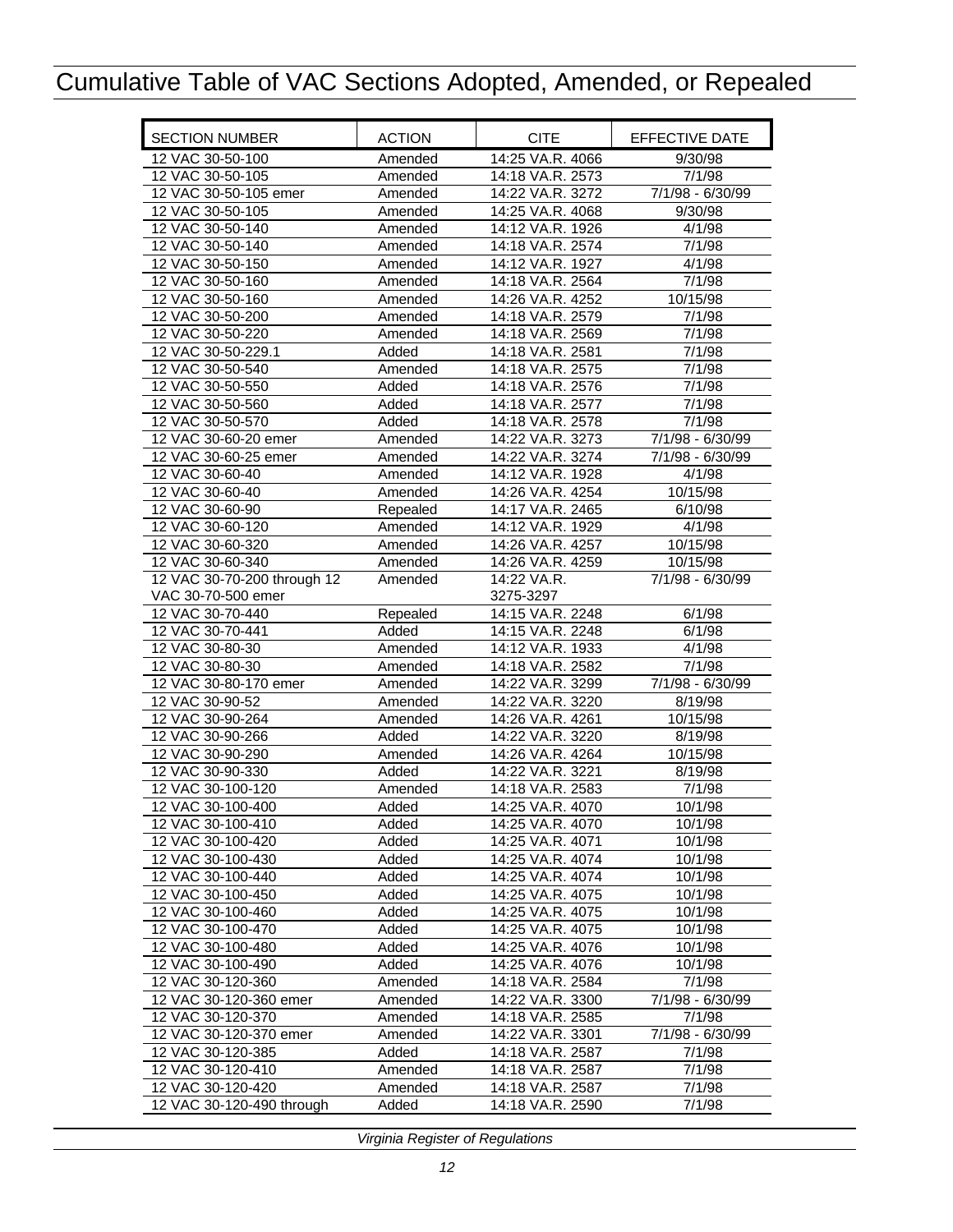# Cumulative Table of VAC Sections Adopted, Amended, or Repealed

| SECTION NUMBER | ACTION | CITE | EFFECTIVE DATE |
|---|---|---|---|
| 12 VAC 30-50-100 | Amended | 14:25 VA.R. 4066 | 9/30/98 |
| 12 VAC 30-50-105 | Amended | 14:18 VA.R. 2573 | 7/1/98 |
| 12 VAC 30-50-105 emer | Amended | 14:22 VA.R. 3272 | 7/1/98 - 6/30/99 |
| 12 VAC 30-50-105 | Amended | 14:25 VA.R. 4068 | 9/30/98 |
| 12 VAC 30-50-140 | Amended | 14:12 VA.R. 1926 | 4/1/98 |
| 12 VAC 30-50-140 | Amended | 14:18 VA.R. 2574 | 7/1/98 |
| 12 VAC 30-50-150 | Amended | 14:12 VA.R. 1927 | 4/1/98 |
| 12 VAC 30-50-160 | Amended | 14:18 VA.R. 2564 | 7/1/98 |
| 12 VAC 30-50-160 | Amended | 14:26 VA.R. 4252 | 10/15/98 |
| 12 VAC 30-50-200 | Amended | 14:18 VA.R. 2579 | 7/1/98 |
| 12 VAC 30-50-220 | Amended | 14:18 VA.R. 2569 | 7/1/98 |
| 12 VAC 30-50-229.1 | Added | 14:18 VA.R. 2581 | 7/1/98 |
| 12 VAC 30-50-540 | Amended | 14:18 VA.R. 2575 | 7/1/98 |
| 12 VAC 30-50-550 | Added | 14:18 VA.R. 2576 | 7/1/98 |
| 12 VAC 30-50-560 | Added | 14:18 VA.R. 2577 | 7/1/98 |
| 12 VAC 30-50-570 | Added | 14:18 VA.R. 2578 | 7/1/98 |
| 12 VAC 30-60-20 emer | Amended | 14:22 VA.R. 3273 | 7/1/98 - 6/30/99 |
| 12 VAC 30-60-25 emer | Amended | 14:22 VA.R. 3274 | 7/1/98 - 6/30/99 |
| 12 VAC 30-60-40 | Amended | 14:12 VA.R. 1928 | 4/1/98 |
| 12 VAC 30-60-40 | Amended | 14:26 VA.R. 4254 | 10/15/98 |
| 12 VAC 30-60-90 | Repealed | 14:17 VA.R. 2465 | 6/10/98 |
| 12 VAC 30-60-120 | Amended | 14:12 VA.R. 1929 | 4/1/98 |
| 12 VAC 30-60-320 | Amended | 14:26 VA.R. 4257 | 10/15/98 |
| 12 VAC 30-60-340 | Amended | 14:26 VA.R. 4259 | 10/15/98 |
| 12 VAC 30-70-200 through 12 VAC 30-70-500 emer | Amended | 14:22 VA.R. 3275-3297 | 7/1/98 - 6/30/99 |
| 12 VAC 30-70-440 | Repealed | 14:15 VA.R. 2248 | 6/1/98 |
| 12 VAC 30-70-441 | Added | 14:15 VA.R. 2248 | 6/1/98 |
| 12 VAC 30-80-30 | Amended | 14:12 VA.R. 1933 | 4/1/98 |
| 12 VAC 30-80-30 | Amended | 14:18 VA.R. 2582 | 7/1/98 |
| 12 VAC 30-80-170 emer | Amended | 14:22 VA.R. 3299 | 7/1/98 - 6/30/99 |
| 12 VAC 30-90-52 | Amended | 14:22 VA.R. 3220 | 8/19/98 |
| 12 VAC 30-90-264 | Amended | 14:26 VA.R. 4261 | 10/15/98 |
| 12 VAC 30-90-266 | Added | 14:22 VA.R. 3220 | 8/19/98 |
| 12 VAC 30-90-290 | Amended | 14:26 VA.R. 4264 | 10/15/98 |
| 12 VAC 30-90-330 | Added | 14:22 VA.R. 3221 | 8/19/98 |
| 12 VAC 30-100-120 | Amended | 14:18 VA.R. 2583 | 7/1/98 |
| 12 VAC 30-100-400 | Added | 14:25 VA.R. 4070 | 10/1/98 |
| 12 VAC 30-100-410 | Added | 14:25 VA.R. 4070 | 10/1/98 |
| 12 VAC 30-100-420 | Added | 14:25 VA.R. 4071 | 10/1/98 |
| 12 VAC 30-100-430 | Added | 14:25 VA.R. 4074 | 10/1/98 |
| 12 VAC 30-100-440 | Added | 14:25 VA.R. 4074 | 10/1/98 |
| 12 VAC 30-100-450 | Added | 14:25 VA.R. 4075 | 10/1/98 |
| 12 VAC 30-100-460 | Added | 14:25 VA.R. 4075 | 10/1/98 |
| 12 VAC 30-100-470 | Added | 14:25 VA.R. 4075 | 10/1/98 |
| 12 VAC 30-100-480 | Added | 14:25 VA.R. 4076 | 10/1/98 |
| 12 VAC 30-100-490 | Added | 14:25 VA.R. 4076 | 10/1/98 |
| 12 VAC 30-120-360 | Amended | 14:18 VA.R. 2584 | 7/1/98 |
| 12 VAC 30-120-360 emer | Amended | 14:22 VA.R. 3300 | 7/1/98 - 6/30/99 |
| 12 VAC 30-120-370 | Amended | 14:18 VA.R. 2585 | 7/1/98 |
| 12 VAC 30-120-370 emer | Amended | 14:22 VA.R. 3301 | 7/1/98 - 6/30/99 |
| 12 VAC 30-120-385 | Added | 14:18 VA.R. 2587 | 7/1/98 |
| 12 VAC 30-120-410 | Amended | 14:18 VA.R. 2587 | 7/1/98 |
| 12 VAC 30-120-420 | Amended | 14:18 VA.R. 2587 | 7/1/98 |
| 12 VAC 30-120-490 through | Added | 14:18 VA.R. 2590 | 7/1/98 |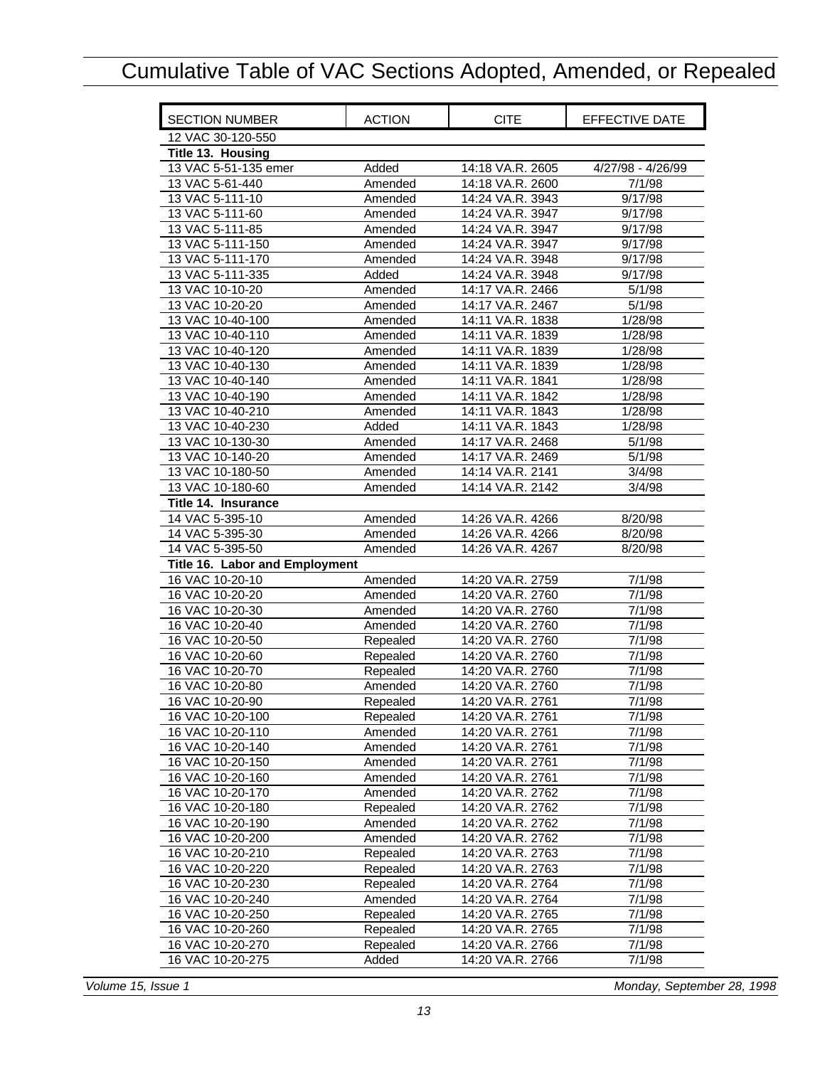# Cumulative Table of VAC Sections Adopted, Amended, or Repealed

| SECTION NUMBER | ACTION | CITE | EFFECTIVE DATE |
|---|---|---|---|
| 12 VAC 30-120-550 | | | |
| **Title 13. Housing** | | | |
| 13 VAC 5-51-135 emer | Added | 14:18 VA.R. 2605 | 4/27/98 - 4/26/99 |
| 13 VAC 5-61-440 | Amended | 14:18 VA.R. 2600 | 7/1/98 |
| 13 VAC 5-111-10 | Amended | 14:24 VA.R. 3943 | 9/17/98 |
| 13 VAC 5-111-60 | Amended | 14:24 VA.R. 3947 | 9/17/98 |
| 13 VAC 5-111-85 | Amended | 14:24 VA.R. 3947 | 9/17/98 |
| 13 VAC 5-111-150 | Amended | 14:24 VA.R. 3947 | 9/17/98 |
| 13 VAC 5-111-170 | Amended | 14:24 VA.R. 3948 | 9/17/98 |
| 13 VAC 5-111-335 | Added | 14:24 VA.R. 3948 | 9/17/98 |
| 13 VAC 10-10-20 | Amended | 14:17 VA.R. 2466 | 5/1/98 |
| 13 VAC 10-20-20 | Amended | 14:17 VA.R. 2467 | 5/1/98 |
| 13 VAC 10-40-100 | Amended | 14:11 VA.R. 1838 | 1/28/98 |
| 13 VAC 10-40-110 | Amended | 14:11 VA.R. 1839 | 1/28/98 |
| 13 VAC 10-40-120 | Amended | 14:11 VA.R. 1839 | 1/28/98 |
| 13 VAC 10-40-130 | Amended | 14:11 VA.R. 1839 | 1/28/98 |
| 13 VAC 10-40-140 | Amended | 14:11 VA.R. 1841 | 1/28/98 |
| 13 VAC 10-40-190 | Amended | 14:11 VA.R. 1842 | 1/28/98 |
| 13 VAC 10-40-210 | Amended | 14:11 VA.R. 1843 | 1/28/98 |
| 13 VAC 10-40-230 | Added | 14:11 VA.R. 1843 | 1/28/98 |
| 13 VAC 10-130-30 | Amended | 14:17 VA.R. 2468 | 5/1/98 |
| 13 VAC 10-140-20 | Amended | 14:17 VA.R. 2469 | 5/1/98 |
| 13 VAC 10-180-50 | Amended | 14:14 VA.R. 2141 | 3/4/98 |
| 13 VAC 10-180-60 | Amended | 14:14 VA.R. 2142 | 3/4/98 |
| **Title 14. Insurance** | | | |
| 14 VAC 5-395-10 | Amended | 14:26 VA.R. 4266 | 8/20/98 |
| 14 VAC 5-395-30 | Amended | 14:26 VA.R. 4266 | 8/20/98 |
| 14 VAC 5-395-50 | Amended | 14:26 VA.R. 4267 | 8/20/98 |
| **Title 16. Labor and Employment** | | | |
| 16 VAC 10-20-10 | Amended | 14:20 VA.R. 2759 | 7/1/98 |
| 16 VAC 10-20-20 | Amended | 14:20 VA.R. 2760 | 7/1/98 |
| 16 VAC 10-20-30 | Amended | 14:20 VA.R. 2760 | 7/1/98 |
| 16 VAC 10-20-40 | Amended | 14:20 VA.R. 2760 | 7/1/98 |
| 16 VAC 10-20-50 | Repealed | 14:20 VA.R. 2760 | 7/1/98 |
| 16 VAC 10-20-60 | Repealed | 14:20 VA.R. 2760 | 7/1/98 |
| 16 VAC 10-20-70 | Repealed | 14:20 VA.R. 2760 | 7/1/98 |
| 16 VAC 10-20-80 | Amended | 14:20 VA.R. 2760 | 7/1/98 |
| 16 VAC 10-20-90 | Repealed | 14:20 VA.R. 2761 | 7/1/98 |
| 16 VAC 10-20-100 | Repealed | 14:20 VA.R. 2761 | 7/1/98 |
| 16 VAC 10-20-110 | Amended | 14:20 VA.R. 2761 | 7/1/98 |
| 16 VAC 10-20-140 | Amended | 14:20 VA.R. 2761 | 7/1/98 |
| 16 VAC 10-20-150 | Amended | 14:20 VA.R. 2761 | 7/1/98 |
| 16 VAC 10-20-160 | Amended | 14:20 VA.R. 2761 | 7/1/98 |
| 16 VAC 10-20-170 | Amended | 14:20 VA.R. 2762 | 7/1/98 |
| 16 VAC 10-20-180 | Repealed | 14:20 VA.R. 2762 | 7/1/98 |
| 16 VAC 10-20-190 | Amended | 14:20 VA.R. 2762 | 7/1/98 |
| 16 VAC 10-20-200 | Amended | 14:20 VA.R. 2762 | 7/1/98 |
| 16 VAC 10-20-210 | Repealed | 14:20 VA.R. 2763 | 7/1/98 |
| 16 VAC 10-20-220 | Repealed | 14:20 VA.R. 2763 | 7/1/98 |
| 16 VAC 10-20-230 | Repealed | 14:20 VA.R. 2764 | 7/1/98 |
| 16 VAC 10-20-240 | Amended | 14:20 VA.R. 2764 | 7/1/98 |
| 16 VAC 10-20-250 | Repealed | 14:20 VA.R. 2765 | 7/1/98 |
| 16 VAC 10-20-260 | Repealed | 14:20 VA.R. 2765 | 7/1/98 |
| 16 VAC 10-20-270 | Repealed | 14:20 VA.R. 2766 | 7/1/98 |
| 16 VAC 10-20-275 | Added | 14:20 VA.R. 2766 | 7/1/98 |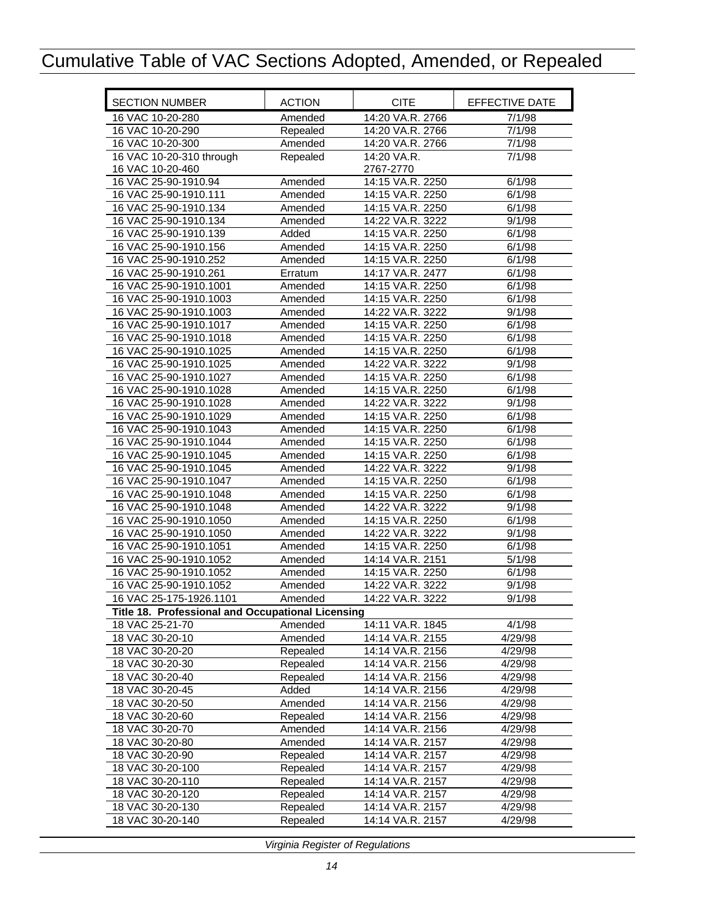# Cumulative Table of VAC Sections Adopted, Amended, or Repealed

| SECTION NUMBER | ACTION | CITE | EFFECTIVE DATE |
|---|---|---|---|
| 16 VAC 10-20-280 | Amended | 14:20 VA.R. 2766 | 7/1/98 |
| 16 VAC 10-20-290 | Repealed | 14:20 VA.R. 2766 | 7/1/98 |
| 16 VAC 10-20-300 | Amended | 14:20 VA.R. 2766 | 7/1/98 |
| 16 VAC 10-20-310 through 16 VAC 10-20-460 | Repealed | 14:20 VA.R. 2767-2770 | 7/1/98 |
| 16 VAC 25-90-1910.94 | Amended | 14:15 VA.R. 2250 | 6/1/98 |
| 16 VAC 25-90-1910.111 | Amended | 14:15 VA.R. 2250 | 6/1/98 |
| 16 VAC 25-90-1910.134 | Amended | 14:15 VA.R. 2250 | 6/1/98 |
| 16 VAC 25-90-1910.134 | Amended | 14:22 VA.R. 3222 | 9/1/98 |
| 16 VAC 25-90-1910.139 | Added | 14:15 VA.R. 2250 | 6/1/98 |
| 16 VAC 25-90-1910.156 | Amended | 14:15 VA.R. 2250 | 6/1/98 |
| 16 VAC 25-90-1910.252 | Amended | 14:15 VA.R. 2250 | 6/1/98 |
| 16 VAC 25-90-1910.261 | Erratum | 14:17 VA.R. 2477 | 6/1/98 |
| 16 VAC 25-90-1910.1001 | Amended | 14:15 VA.R. 2250 | 6/1/98 |
| 16 VAC 25-90-1910.1003 | Amended | 14:15 VA.R. 2250 | 6/1/98 |
| 16 VAC 25-90-1910.1003 | Amended | 14:22 VA.R. 3222 | 9/1/98 |
| 16 VAC 25-90-1910.1017 | Amended | 14:15 VA.R. 2250 | 6/1/98 |
| 16 VAC 25-90-1910.1018 | Amended | 14:15 VA.R. 2250 | 6/1/98 |
| 16 VAC 25-90-1910.1025 | Amended | 14:15 VA.R. 2250 | 6/1/98 |
| 16 VAC 25-90-1910.1025 | Amended | 14:22 VA.R. 3222 | 9/1/98 |
| 16 VAC 25-90-1910.1027 | Amended | 14:15 VA.R. 2250 | 6/1/98 |
| 16 VAC 25-90-1910.1028 | Amended | 14:15 VA.R. 2250 | 6/1/98 |
| 16 VAC 25-90-1910.1028 | Amended | 14:22 VA.R. 3222 | 9/1/98 |
| 16 VAC 25-90-1910.1029 | Amended | 14:15 VA.R. 2250 | 6/1/98 |
| 16 VAC 25-90-1910.1043 | Amended | 14:15 VA.R. 2250 | 6/1/98 |
| 16 VAC 25-90-1910.1044 | Amended | 14:15 VA.R. 2250 | 6/1/98 |
| 16 VAC 25-90-1910.1045 | Amended | 14:15 VA.R. 2250 | 6/1/98 |
| 16 VAC 25-90-1910.1045 | Amended | 14:22 VA.R. 3222 | 9/1/98 |
| 16 VAC 25-90-1910.1047 | Amended | 14:15 VA.R. 2250 | 6/1/98 |
| 16 VAC 25-90-1910.1048 | Amended | 14:15 VA.R. 2250 | 6/1/98 |
| 16 VAC 25-90-1910.1048 | Amended | 14:22 VA.R. 3222 | 9/1/98 |
| 16 VAC 25-90-1910.1050 | Amended | 14:15 VA.R. 2250 | 6/1/98 |
| 16 VAC 25-90-1910.1050 | Amended | 14:22 VA.R. 3222 | 9/1/98 |
| 16 VAC 25-90-1910.1051 | Amended | 14:15 VA.R. 2250 | 6/1/98 |
| 16 VAC 25-90-1910.1052 | Amended | 14:14 VA.R. 2151 | 5/1/98 |
| 16 VAC 25-90-1910.1052 | Amended | 14:15 VA.R. 2250 | 6/1/98 |
| 16 VAC 25-90-1910.1052 | Amended | 14:22 VA.R. 3222 | 9/1/98 |
| 16 VAC 25-175-1926.1101 | Amended | 14:22 VA.R. 3222 | 9/1/98 |
| **Title 18. Professional and Occupational Licensing** | | | |
| 18 VAC 25-21-70 | Amended | 14:11 VA.R. 1845 | 4/1/98 |
| 18 VAC 30-20-10 | Amended | 14:14 VA.R. 2155 | 4/29/98 |
| 18 VAC 30-20-20 | Repealed | 14:14 VA.R. 2156 | 4/29/98 |
| 18 VAC 30-20-30 | Repealed | 14:14 VA.R. 2156 | 4/29/98 |
| 18 VAC 30-20-40 | Repealed | 14:14 VA.R. 2156 | 4/29/98 |
| 18 VAC 30-20-45 | Added | 14:14 VA.R. 2156 | 4/29/98 |
| 18 VAC 30-20-50 | Amended | 14:14 VA.R. 2156 | 4/29/98 |
| 18 VAC 30-20-60 | Repealed | 14:14 VA.R. 2156 | 4/29/98 |
| 18 VAC 30-20-70 | Amended | 14:14 VA.R. 2156 | 4/29/98 |
| 18 VAC 30-20-80 | Amended | 14:14 VA.R. 2157 | 4/29/98 |
| 18 VAC 30-20-90 | Repealed | 14:14 VA.R. 2157 | 4/29/98 |
| 18 VAC 30-20-100 | Repealed | 14:14 VA.R. 2157 | 4/29/98 |
| 18 VAC 30-20-110 | Repealed | 14:14 VA.R. 2157 | 4/29/98 |
| 18 VAC 30-20-120 | Repealed | 14:14 VA.R. 2157 | 4/29/98 |
| 18 VAC 30-20-130 | Repealed | 14:14 VA.R. 2157 | 4/29/98 |
| 18 VAC 30-20-140 | Repealed | 14:14 VA.R. 2157 | 4/29/98 |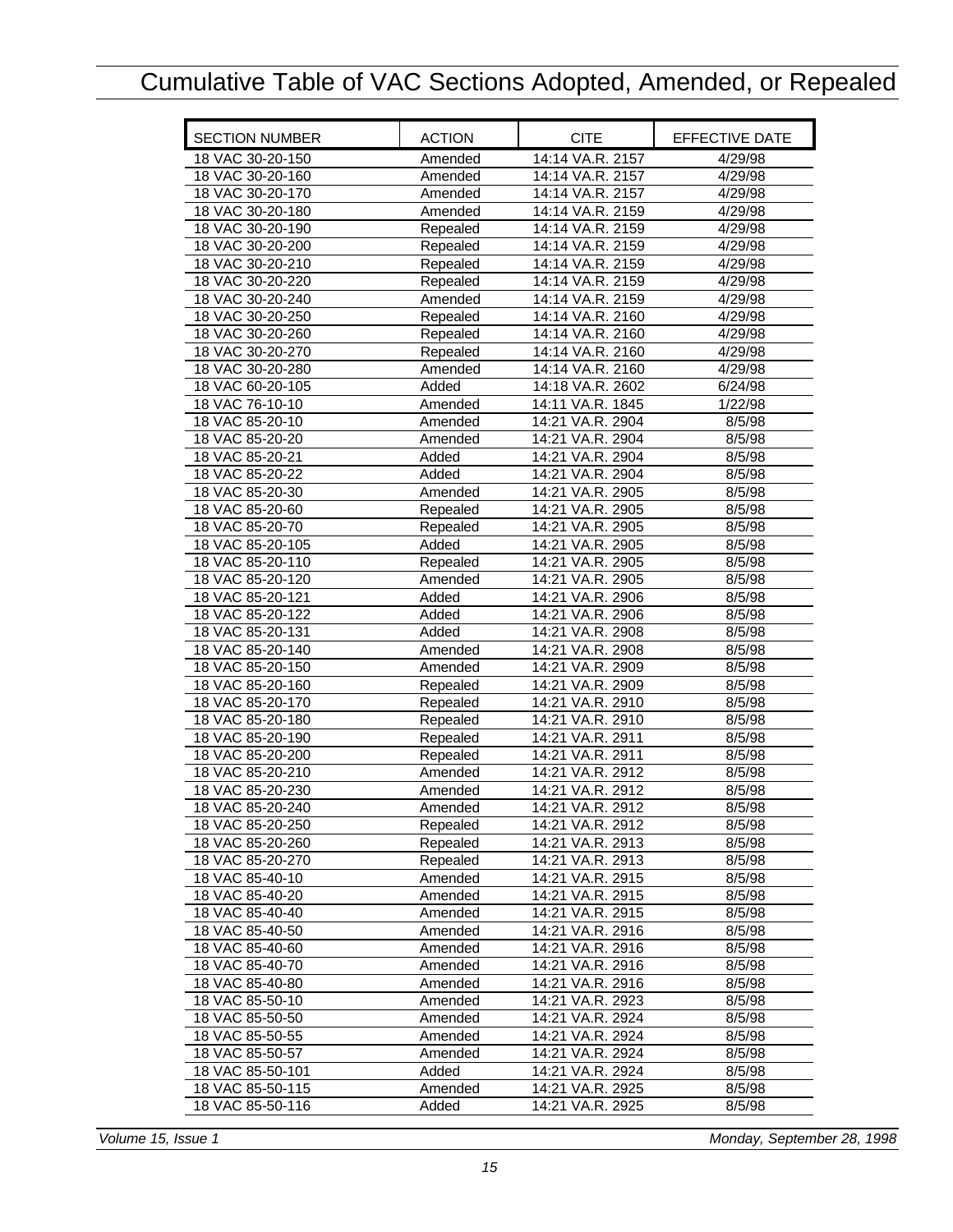# Cumulative Table of VAC Sections Adopted, Amended, or Repealed

| SECTION NUMBER | ACTION | CITE | EFFECTIVE DATE |
|---|---|---|---|
| 18 VAC 30-20-150 | Amended | 14:14 VA.R. 2157 | 4/29/98 |
| 18 VAC 30-20-160 | Amended | 14:14 VA.R. 2157 | 4/29/98 |
| 18 VAC 30-20-170 | Amended | 14:14 VA.R. 2157 | 4/29/98 |
| 18 VAC 30-20-180 | Amended | 14:14 VA.R. 2159 | 4/29/98 |
| 18 VAC 30-20-190 | Repealed | 14:14 VA.R. 2159 | 4/29/98 |
| 18 VAC 30-20-200 | Repealed | 14:14 VA.R. 2159 | 4/29/98 |
| 18 VAC 30-20-210 | Repealed | 14:14 VA.R. 2159 | 4/29/98 |
| 18 VAC 30-20-220 | Repealed | 14:14 VA.R. 2159 | 4/29/98 |
| 18 VAC 30-20-240 | Amended | 14:14 VA.R. 2159 | 4/29/98 |
| 18 VAC 30-20-250 | Repealed | 14:14 VA.R. 2160 | 4/29/98 |
| 18 VAC 30-20-260 | Repealed | 14:14 VA.R. 2160 | 4/29/98 |
| 18 VAC 30-20-270 | Repealed | 14:14 VA.R. 2160 | 4/29/98 |
| 18 VAC 30-20-280 | Amended | 14:14 VA.R. 2160 | 4/29/98 |
| 18 VAC 60-20-105 | Added | 14:18 VA.R. 2602 | 6/24/98 |
| 18 VAC 76-10-10 | Amended | 14:11 VA.R. 1845 | 1/22/98 |
| 18 VAC 85-20-10 | Amended | 14:21 VA.R. 2904 | 8/5/98 |
| 18 VAC 85-20-20 | Amended | 14:21 VA.R. 2904 | 8/5/98 |
| 18 VAC 85-20-21 | Added | 14:21 VA.R. 2904 | 8/5/98 |
| 18 VAC 85-20-22 | Added | 14:21 VA.R. 2904 | 8/5/98 |
| 18 VAC 85-20-30 | Amended | 14:21 VA.R. 2905 | 8/5/98 |
| 18 VAC 85-20-60 | Repealed | 14:21 VA.R. 2905 | 8/5/98 |
| 18 VAC 85-20-70 | Repealed | 14:21 VA.R. 2905 | 8/5/98 |
| 18 VAC 85-20-105 | Added | 14:21 VA.R. 2905 | 8/5/98 |
| 18 VAC 85-20-110 | Repealed | 14:21 VA.R. 2905 | 8/5/98 |
| 18 VAC 85-20-120 | Amended | 14:21 VA.R. 2905 | 8/5/98 |
| 18 VAC 85-20-121 | Added | 14:21 VA.R. 2906 | 8/5/98 |
| 18 VAC 85-20-122 | Added | 14:21 VA.R. 2906 | 8/5/98 |
| 18 VAC 85-20-131 | Added | 14:21 VA.R. 2908 | 8/5/98 |
| 18 VAC 85-20-140 | Amended | 14:21 VA.R. 2908 | 8/5/98 |
| 18 VAC 85-20-150 | Amended | 14:21 VA.R. 2909 | 8/5/98 |
| 18 VAC 85-20-160 | Repealed | 14:21 VA.R. 2909 | 8/5/98 |
| 18 VAC 85-20-170 | Repealed | 14:21 VA.R. 2910 | 8/5/98 |
| 18 VAC 85-20-180 | Repealed | 14:21 VA.R. 2910 | 8/5/98 |
| 18 VAC 85-20-190 | Repealed | 14:21 VA.R. 2911 | 8/5/98 |
| 18 VAC 85-20-200 | Repealed | 14:21 VA.R. 2911 | 8/5/98 |
| 18 VAC 85-20-210 | Amended | 14:21 VA.R. 2912 | 8/5/98 |
| 18 VAC 85-20-230 | Amended | 14:21 VA.R. 2912 | 8/5/98 |
| 18 VAC 85-20-240 | Amended | 14:21 VA.R. 2912 | 8/5/98 |
| 18 VAC 85-20-250 | Repealed | 14:21 VA.R. 2912 | 8/5/98 |
| 18 VAC 85-20-260 | Repealed | 14:21 VA.R. 2913 | 8/5/98 |
| 18 VAC 85-20-270 | Repealed | 14:21 VA.R. 2913 | 8/5/98 |
| 18 VAC 85-40-10 | Amended | 14:21 VA.R. 2915 | 8/5/98 |
| 18 VAC 85-40-20 | Amended | 14:21 VA.R. 2915 | 8/5/98 |
| 18 VAC 85-40-40 | Amended | 14:21 VA.R. 2915 | 8/5/98 |
| 18 VAC 85-40-50 | Amended | 14:21 VA.R. 2916 | 8/5/98 |
| 18 VAC 85-40-60 | Amended | 14:21 VA.R. 2916 | 8/5/98 |
| 18 VAC 85-40-70 | Amended | 14:21 VA.R. 2916 | 8/5/98 |
| 18 VAC 85-40-80 | Amended | 14:21 VA.R. 2916 | 8/5/98 |
| 18 VAC 85-50-10 | Amended | 14:21 VA.R. 2923 | 8/5/98 |
| 18 VAC 85-50-50 | Amended | 14:21 VA.R. 2924 | 8/5/98 |
| 18 VAC 85-50-55 | Amended | 14:21 VA.R. 2924 | 8/5/98 |
| 18 VAC 85-50-57 | Amended | 14:21 VA.R. 2924 | 8/5/98 |
| 18 VAC 85-50-101 | Added | 14:21 VA.R. 2924 | 8/5/98 |
| 18 VAC 85-50-115 | Amended | 14:21 VA.R. 2925 | 8/5/98 |
| 18 VAC 85-50-116 | Added | 14:21 VA.R. 2925 | 8/5/98 |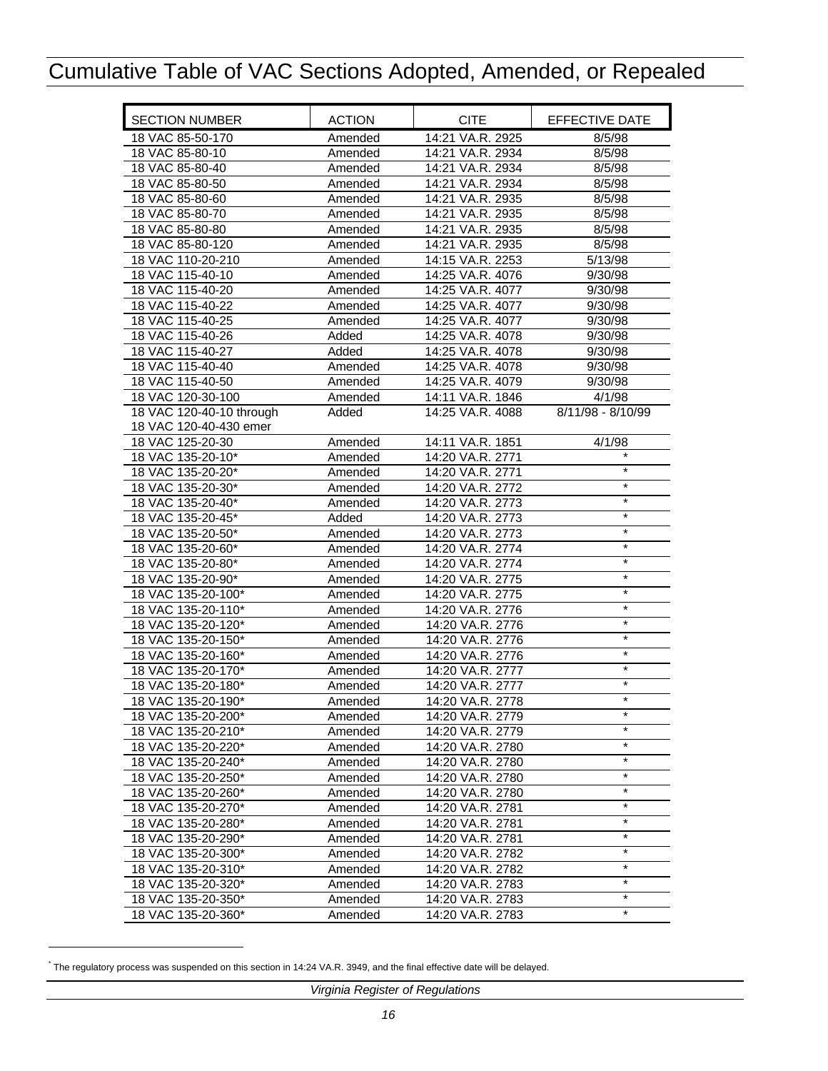# Cumulative Table of VAC Sections Adopted, Amended, or Repealed

| SECTION NUMBER | ACTION | CITE | EFFECTIVE DATE |
|---|---|---|---|
| 18 VAC 85-50-170 | Amended | 14:21 VA.R. 2925 | 8/5/98 |
| 18 VAC 85-80-10 | Amended | 14:21 VA.R. 2934 | 8/5/98 |
| 18 VAC 85-80-40 | Amended | 14:21 VA.R. 2934 | 8/5/98 |
| 18 VAC 85-80-50 | Amended | 14:21 VA.R. 2934 | 8/5/98 |
| 18 VAC 85-80-60 | Amended | 14:21 VA.R. 2935 | 8/5/98 |
| 18 VAC 85-80-70 | Amended | 14:21 VA.R. 2935 | 8/5/98 |
| 18 VAC 85-80-80 | Amended | 14:21 VA.R. 2935 | 8/5/98 |
| 18 VAC 85-80-120 | Amended | 14:21 VA.R. 2935 | 8/5/98 |
| 18 VAC 110-20-210 | Amended | 14:15 VA.R. 2253 | 5/13/98 |
| 18 VAC 115-40-10 | Amended | 14:25 VA.R. 4076 | 9/30/98 |
| 18 VAC 115-40-20 | Amended | 14:25 VA.R. 4077 | 9/30/98 |
| 18 VAC 115-40-22 | Amended | 14:25 VA.R. 4077 | 9/30/98 |
| 18 VAC 115-40-25 | Amended | 14:25 VA.R. 4077 | 9/30/98 |
| 18 VAC 115-40-26 | Added | 14:25 VA.R. 4078 | 9/30/98 |
| 18 VAC 115-40-27 | Added | 14:25 VA.R. 4078 | 9/30/98 |
| 18 VAC 115-40-40 | Amended | 14:25 VA.R. 4078 | 9/30/98 |
| 18 VAC 115-40-50 | Amended | 14:25 VA.R. 4079 | 9/30/98 |
| 18 VAC 120-30-100 | Amended | 14:11 VA.R. 1846 | 4/1/98 |
| 18 VAC 120-40-10 through 18 VAC 120-40-430 emer | Added | 14:25 VA.R. 4088 | 8/11/98 - 8/10/99 |
| 18 VAC 125-20-30 | Amended | 14:11 VA.R. 1851 | 4/1/98 |
| 18 VAC 135-20-10* | Amended | 14:20 VA.R. 2771 | * |
| 18 VAC 135-20-20* | Amended | 14:20 VA.R. 2771 | * |
| 18 VAC 135-20-30* | Amended | 14:20 VA.R. 2772 | * |
| 18 VAC 135-20-40* | Amended | 14:20 VA.R. 2773 | * |
| 18 VAC 135-20-45* | Added | 14:20 VA.R. 2773 | * |
| 18 VAC 135-20-50* | Amended | 14:20 VA.R. 2773 | * |
| 18 VAC 135-20-60* | Amended | 14:20 VA.R. 2774 | * |
| 18 VAC 135-20-80* | Amended | 14:20 VA.R. 2774 | * |
| 18 VAC 135-20-90* | Amended | 14:20 VA.R. 2775 | * |
| 18 VAC 135-20-100* | Amended | 14:20 VA.R. 2775 | * |
| 18 VAC 135-20-110* | Amended | 14:20 VA.R. 2776 | * |
| 18 VAC 135-20-120* | Amended | 14:20 VA.R. 2776 | * |
| 18 VAC 135-20-150* | Amended | 14:20 VA.R. 2776 | * |
| 18 VAC 135-20-160* | Amended | 14:20 VA.R. 2776 | * |
| 18 VAC 135-20-170* | Amended | 14:20 VA.R. 2777 | * |
| 18 VAC 135-20-180* | Amended | 14:20 VA.R. 2777 | * |
| 18 VAC 135-20-190* | Amended | 14:20 VA.R. 2778 | * |
| 18 VAC 135-20-200* | Amended | 14:20 VA.R. 2779 | * |
| 18 VAC 135-20-210* | Amended | 14:20 VA.R. 2779 | * |
| 18 VAC 135-20-220* | Amended | 14:20 VA.R. 2780 | * |
| 18 VAC 135-20-240* | Amended | 14:20 VA.R. 2780 | * |
| 18 VAC 135-20-250* | Amended | 14:20 VA.R. 2780 | * |
| 18 VAC 135-20-260* | Amended | 14:20 VA.R. 2780 | * |
| 18 VAC 135-20-270* | Amended | 14:20 VA.R. 2781 | * |
| 18 VAC 135-20-280* | Amended | 14:20 VA.R. 2781 | * |
| 18 VAC 135-20-290* | Amended | 14:20 VA.R. 2781 | * |
| 18 VAC 135-20-300* | Amended | 14:20 VA.R. 2782 | * |
| 18 VAC 135-20-310* | Amended | 14:20 VA.R. 2782 | * |
| 18 VAC 135-20-320* | Amended | 14:20 VA.R. 2783 | * |
| 18 VAC 135-20-350* | Amended | 14:20 VA.R. 2783 | * |
| 18 VAC 135-20-360* | Amended | 14:20 VA.R. 2783 | * |

* The regulatory process was suspended on this section in 14:24 VA.R. 3949, and the final effective date will be delayed.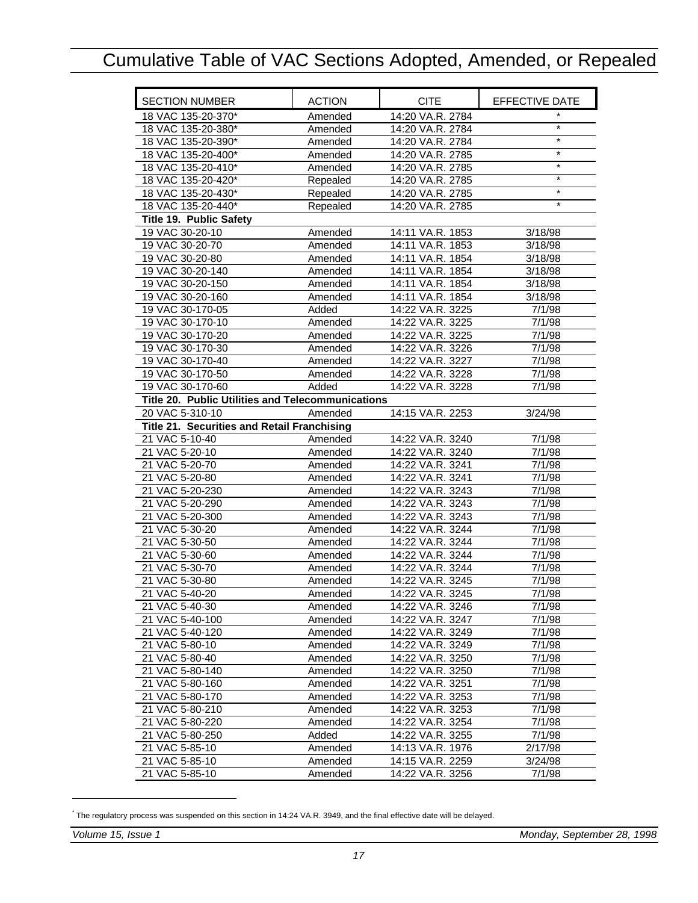# Cumulative Table of VAC Sections Adopted, Amended, or Repealed

| SECTION NUMBER | ACTION | CITE | EFFECTIVE DATE |
|---|---|---|---|
| 18 VAC 135-20-370* | Amended | 14:20 VA.R. 2784 | * |
| 18 VAC 135-20-380* | Amended | 14:20 VA.R. 2784 | * |
| 18 VAC 135-20-390* | Amended | 14:20 VA.R. 2784 | * |
| 18 VAC 135-20-400* | Amended | 14:20 VA.R. 2785 | * |
| 18 VAC 135-20-410* | Amended | 14:20 VA.R. 2785 | * |
| 18 VAC 135-20-420* | Repealed | 14:20 VA.R. 2785 | * |
| 18 VAC 135-20-430* | Repealed | 14:20 VA.R. 2785 | * |
| 18 VAC 135-20-440* | Repealed | 14:20 VA.R. 2785 | * |
| **Title 19. Public Safety** | | | |
| 19 VAC 30-20-10 | Amended | 14:11 VA.R. 1853 | 3/18/98 |
| 19 VAC 30-20-70 | Amended | 14:11 VA.R. 1853 | 3/18/98 |
| 19 VAC 30-20-80 | Amended | 14:11 VA.R. 1854 | 3/18/98 |
| 19 VAC 30-20-140 | Amended | 14:11 VA.R. 1854 | 3/18/98 |
| 19 VAC 30-20-150 | Amended | 14:11 VA.R. 1854 | 3/18/98 |
| 19 VAC 30-20-160 | Amended | 14:11 VA.R. 1854 | 3/18/98 |
| 19 VAC 30-170-05 | Added | 14:22 VA.R. 3225 | 7/1/98 |
| 19 VAC 30-170-10 | Amended | 14:22 VA.R. 3225 | 7/1/98 |
| 19 VAC 30-170-20 | Amended | 14:22 VA.R. 3225 | 7/1/98 |
| 19 VAC 30-170-30 | Amended | 14:22 VA.R. 3226 | 7/1/98 |
| 19 VAC 30-170-40 | Amended | 14:22 VA.R. 3227 | 7/1/98 |
| 19 VAC 30-170-50 | Amended | 14:22 VA.R. 3228 | 7/1/98 |
| 19 VAC 30-170-60 | Added | 14:22 VA.R. 3228 | 7/1/98 |
| **Title 20. Public Utilities and Telecommunications** | | | |
| 20 VAC 5-310-10 | Amended | 14:15 VA.R. 2253 | 3/24/98 |
| **Title 21. Securities and Retail Franchising** | | | |
| 21 VAC 5-10-40 | Amended | 14:22 VA.R. 3240 | 7/1/98 |
| 21 VAC 5-20-10 | Amended | 14:22 VA.R. 3240 | 7/1/98 |
| 21 VAC 5-20-70 | Amended | 14:22 VA.R. 3241 | 7/1/98 |
| 21 VAC 5-20-80 | Amended | 14:22 VA.R. 3241 | 7/1/98 |
| 21 VAC 5-20-230 | Amended | 14:22 VA.R. 3243 | 7/1/98 |
| 21 VAC 5-20-290 | Amended | 14:22 VA.R. 3243 | 7/1/98 |
| 21 VAC 5-20-300 | Amended | 14:22 VA.R. 3243 | 7/1/98 |
| 21 VAC 5-30-20 | Amended | 14:22 VA.R. 3244 | 7/1/98 |
| 21 VAC 5-30-50 | Amended | 14:22 VA.R. 3244 | 7/1/98 |
| 21 VAC 5-30-60 | Amended | 14:22 VA.R. 3244 | 7/1/98 |
| 21 VAC 5-30-70 | Amended | 14:22 VA.R. 3244 | 7/1/98 |
| 21 VAC 5-30-80 | Amended | 14:22 VA.R. 3245 | 7/1/98 |
| 21 VAC 5-40-20 | Amended | 14:22 VA.R. 3245 | 7/1/98 |
| 21 VAC 5-40-30 | Amended | 14:22 VA.R. 3246 | 7/1/98 |
| 21 VAC 5-40-100 | Amended | 14:22 VA.R. 3247 | 7/1/98 |
| 21 VAC 5-40-120 | Amended | 14:22 VA.R. 3249 | 7/1/98 |
| 21 VAC 5-80-10 | Amended | 14:22 VA.R. 3249 | 7/1/98 |
| 21 VAC 5-80-40 | Amended | 14:22 VA.R. 3250 | 7/1/98 |
| 21 VAC 5-80-140 | Amended | 14:22 VA.R. 3250 | 7/1/98 |
| 21 VAC 5-80-160 | Amended | 14:22 VA.R. 3251 | 7/1/98 |
| 21 VAC 5-80-170 | Amended | 14:22 VA.R. 3253 | 7/1/98 |
| 21 VAC 5-80-210 | Amended | 14:22 VA.R. 3253 | 7/1/98 |
| 21 VAC 5-80-220 | Amended | 14:22 VA.R. 3254 | 7/1/98 |
| 21 VAC 5-80-250 | Added | 14:22 VA.R. 3255 | 7/1/98 |
| 21 VAC 5-85-10 | Amended | 14:13 VA.R. 1976 | 2/17/98 |
| 21 VAC 5-85-10 | Amended | 14:15 VA.R. 2259 | 3/24/98 |
| 21 VAC 5-85-10 | Amended | 14:22 VA.R. 3256 | 7/1/98 |

* The regulatory process was suspended on this section in 14:24 VA.R. 3949, and the final effective date will be delayed.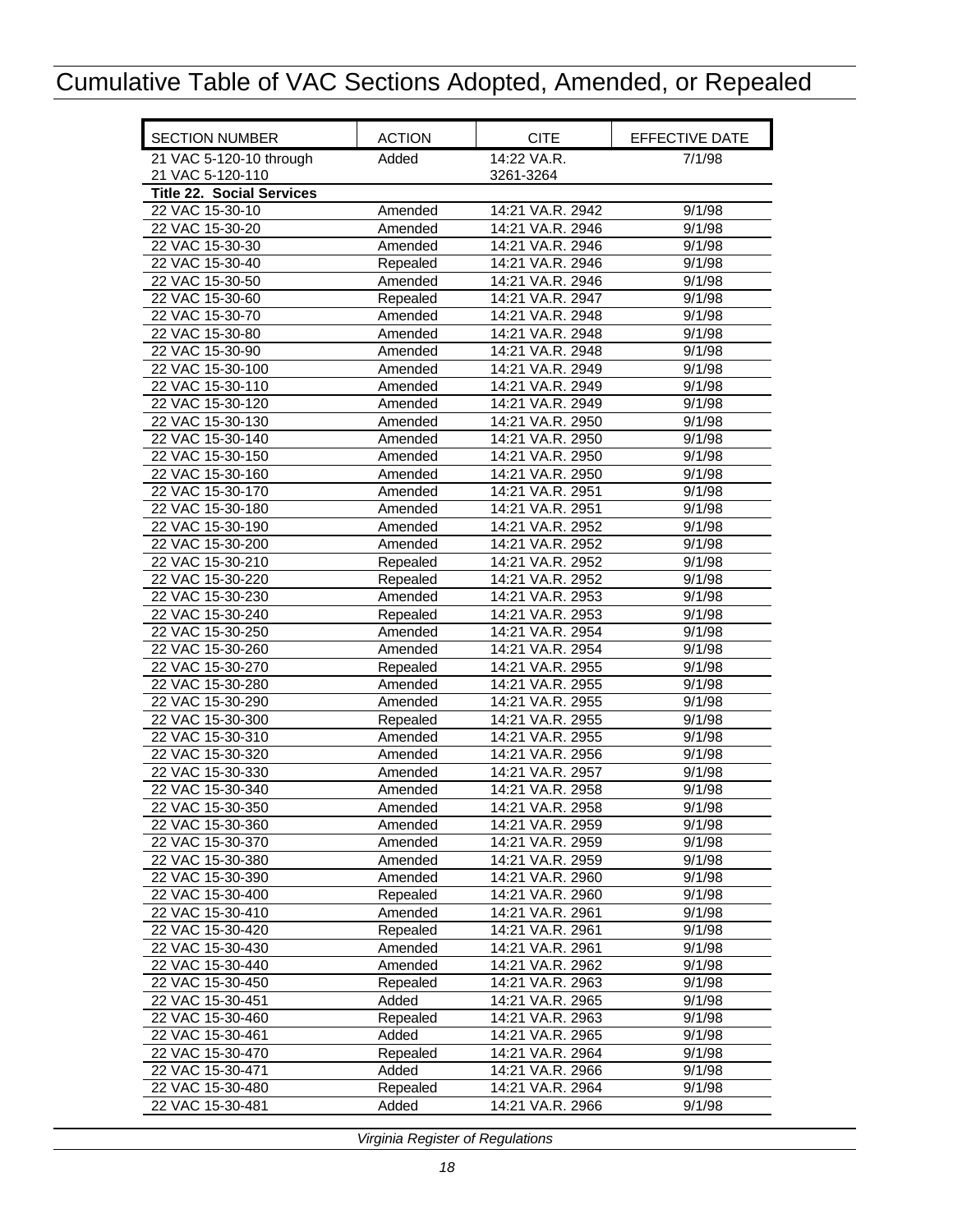# Cumulative Table of VAC Sections Adopted, Amended, or Repealed

| SECTION NUMBER | ACTION | CITE | EFFECTIVE DATE |
|---|---|---|---|
| 21 VAC 5-120-10 through 21 VAC 5-120-110 | Added | 14:22 VA.R. 3261-3264 | 7/1/98 |
| **Title 22. Social Services** | | | |
| 22 VAC 15-30-10 | Amended | 14:21 VA.R. 2942 | 9/1/98 |
| 22 VAC 15-30-20 | Amended | 14:21 VA.R. 2946 | 9/1/98 |
| 22 VAC 15-30-30 | Amended | 14:21 VA.R. 2946 | 9/1/98 |
| 22 VAC 15-30-40 | Repealed | 14:21 VA.R. 2946 | 9/1/98 |
| 22 VAC 15-30-50 | Amended | 14:21 VA.R. 2946 | 9/1/98 |
| 22 VAC 15-30-60 | Repealed | 14:21 VA.R. 2947 | 9/1/98 |
| 22 VAC 15-30-70 | Amended | 14:21 VA.R. 2948 | 9/1/98 |
| 22 VAC 15-30-80 | Amended | 14:21 VA.R. 2948 | 9/1/98 |
| 22 VAC 15-30-90 | Amended | 14:21 VA.R. 2948 | 9/1/98 |
| 22 VAC 15-30-100 | Amended | 14:21 VA.R. 2949 | 9/1/98 |
| 22 VAC 15-30-110 | Amended | 14:21 VA.R. 2949 | 9/1/98 |
| 22 VAC 15-30-120 | Amended | 14:21 VA.R. 2949 | 9/1/98 |
| 22 VAC 15-30-130 | Amended | 14:21 VA.R. 2950 | 9/1/98 |
| 22 VAC 15-30-140 | Amended | 14:21 VA.R. 2950 | 9/1/98 |
| 22 VAC 15-30-150 | Amended | 14:21 VA.R. 2950 | 9/1/98 |
| 22 VAC 15-30-160 | Amended | 14:21 VA.R. 2950 | 9/1/98 |
| 22 VAC 15-30-170 | Amended | 14:21 VA.R. 2951 | 9/1/98 |
| 22 VAC 15-30-180 | Amended | 14:21 VA.R. 2951 | 9/1/98 |
| 22 VAC 15-30-190 | Amended | 14:21 VA.R. 2952 | 9/1/98 |
| 22 VAC 15-30-200 | Amended | 14:21 VA.R. 2952 | 9/1/98 |
| 22 VAC 15-30-210 | Repealed | 14:21 VA.R. 2952 | 9/1/98 |
| 22 VAC 15-30-220 | Repealed | 14:21 VA.R. 2952 | 9/1/98 |
| 22 VAC 15-30-230 | Amended | 14:21 VA.R. 2953 | 9/1/98 |
| 22 VAC 15-30-240 | Repealed | 14:21 VA.R. 2953 | 9/1/98 |
| 22 VAC 15-30-250 | Amended | 14:21 VA.R. 2954 | 9/1/98 |
| 22 VAC 15-30-260 | Amended | 14:21 VA.R. 2954 | 9/1/98 |
| 22 VAC 15-30-270 | Repealed | 14:21 VA.R. 2955 | 9/1/98 |
| 22 VAC 15-30-280 | Amended | 14:21 VA.R. 2955 | 9/1/98 |
| 22 VAC 15-30-290 | Amended | 14:21 VA.R. 2955 | 9/1/98 |
| 22 VAC 15-30-300 | Repealed | 14:21 VA.R. 2955 | 9/1/98 |
| 22 VAC 15-30-310 | Amended | 14:21 VA.R. 2955 | 9/1/98 |
| 22 VAC 15-30-320 | Amended | 14:21 VA.R. 2956 | 9/1/98 |
| 22 VAC 15-30-330 | Amended | 14:21 VA.R. 2957 | 9/1/98 |
| 22 VAC 15-30-340 | Amended | 14:21 VA.R. 2958 | 9/1/98 |
| 22 VAC 15-30-350 | Amended | 14:21 VA.R. 2958 | 9/1/98 |
| 22 VAC 15-30-360 | Amended | 14:21 VA.R. 2959 | 9/1/98 |
| 22 VAC 15-30-370 | Amended | 14:21 VA.R. 2959 | 9/1/98 |
| 22 VAC 15-30-380 | Amended | 14:21 VA.R. 2959 | 9/1/98 |
| 22 VAC 15-30-390 | Amended | 14:21 VA.R. 2960 | 9/1/98 |
| 22 VAC 15-30-400 | Repealed | 14:21 VA.R. 2960 | 9/1/98 |
| 22 VAC 15-30-410 | Amended | 14:21 VA.R. 2961 | 9/1/98 |
| 22 VAC 15-30-420 | Repealed | 14:21 VA.R. 2961 | 9/1/98 |
| 22 VAC 15-30-430 | Amended | 14:21 VA.R. 2961 | 9/1/98 |
| 22 VAC 15-30-440 | Amended | 14:21 VA.R. 2962 | 9/1/98 |
| 22 VAC 15-30-450 | Repealed | 14:21 VA.R. 2963 | 9/1/98 |
| 22 VAC 15-30-451 | Added | 14:21 VA.R. 2965 | 9/1/98 |
| 22 VAC 15-30-460 | Repealed | 14:21 VA.R. 2963 | 9/1/98 |
| 22 VAC 15-30-461 | Added | 14:21 VA.R. 2965 | 9/1/98 |
| 22 VAC 15-30-470 | Repealed | 14:21 VA.R. 2964 | 9/1/98 |
| 22 VAC 15-30-471 | Added | 14:21 VA.R. 2966 | 9/1/98 |
| 22 VAC 15-30-480 | Repealed | 14:21 VA.R. 2964 | 9/1/98 |
| 22 VAC 15-30-481 | Added | 14:21 VA.R. 2966 | 9/1/98 |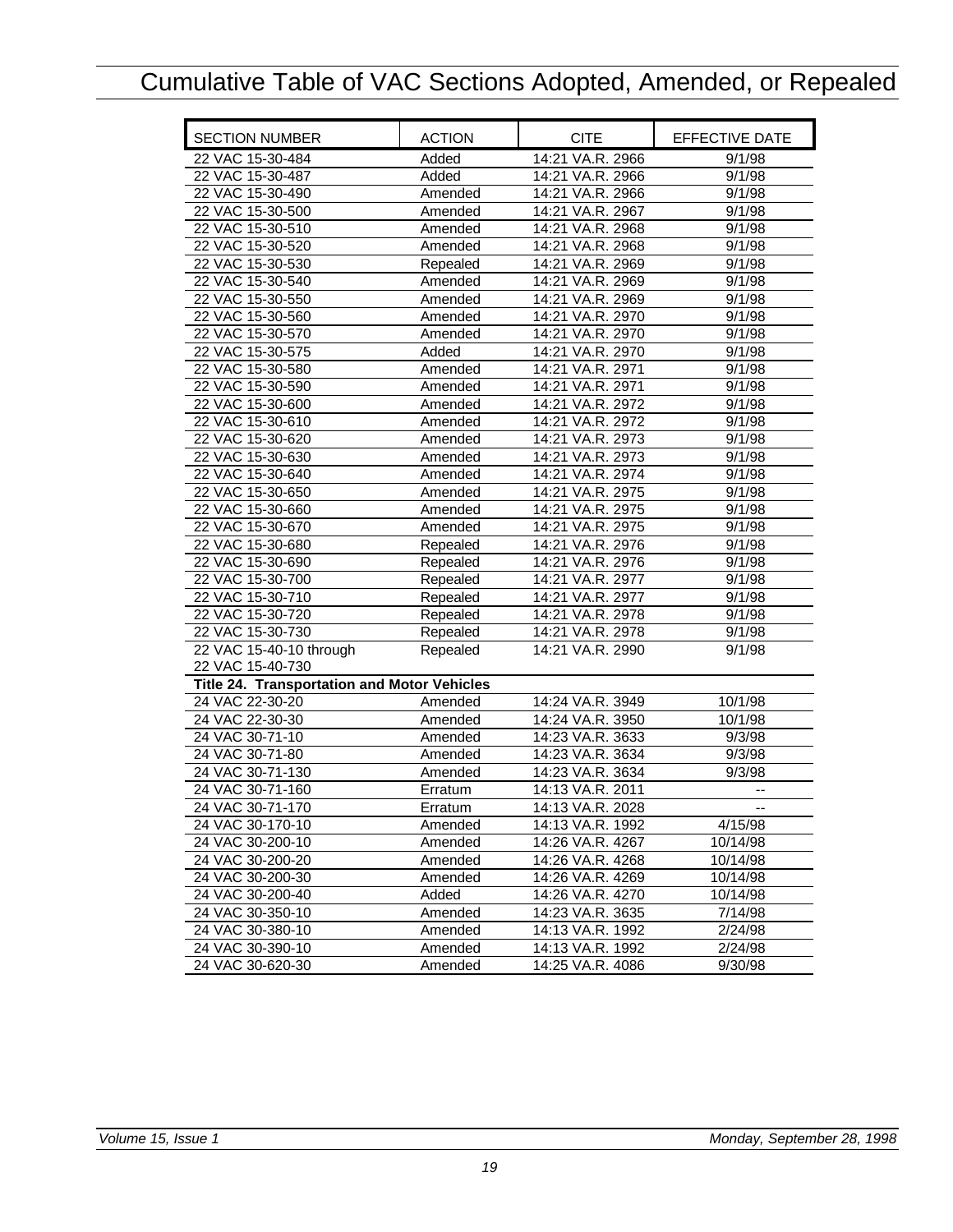# Cumulative Table of VAC Sections Adopted, Amended, or Repealed

| SECTION NUMBER | ACTION | CITE | EFFECTIVE DATE |
|---|---|---|---|
| 22 VAC 15-30-484 | Added | 14:21 VA.R. 2966 | 9/1/98 |
| 22 VAC 15-30-487 | Added | 14:21 VA.R. 2966 | 9/1/98 |
| 22 VAC 15-30-490 | Amended | 14:21 VA.R. 2966 | 9/1/98 |
| 22 VAC 15-30-500 | Amended | 14:21 VA.R. 2967 | 9/1/98 |
| 22 VAC 15-30-510 | Amended | 14:21 VA.R. 2968 | 9/1/98 |
| 22 VAC 15-30-520 | Amended | 14:21 VA.R. 2968 | 9/1/98 |
| 22 VAC 15-30-530 | Repealed | 14:21 VA.R. 2969 | 9/1/98 |
| 22 VAC 15-30-540 | Amended | 14:21 VA.R. 2969 | 9/1/98 |
| 22 VAC 15-30-550 | Amended | 14:21 VA.R. 2969 | 9/1/98 |
| 22 VAC 15-30-560 | Amended | 14:21 VA.R. 2970 | 9/1/98 |
| 22 VAC 15-30-570 | Amended | 14:21 VA.R. 2970 | 9/1/98 |
| 22 VAC 15-30-575 | Added | 14:21 VA.R. 2970 | 9/1/98 |
| 22 VAC 15-30-580 | Amended | 14:21 VA.R. 2971 | 9/1/98 |
| 22 VAC 15-30-590 | Amended | 14:21 VA.R. 2971 | 9/1/98 |
| 22 VAC 15-30-600 | Amended | 14:21 VA.R. 2972 | 9/1/98 |
| 22 VAC 15-30-610 | Amended | 14:21 VA.R. 2972 | 9/1/98 |
| 22 VAC 15-30-620 | Amended | 14:21 VA.R. 2973 | 9/1/98 |
| 22 VAC 15-30-630 | Amended | 14:21 VA.R. 2973 | 9/1/98 |
| 22 VAC 15-30-640 | Amended | 14:21 VA.R. 2974 | 9/1/98 |
| 22 VAC 15-30-650 | Amended | 14:21 VA.R. 2975 | 9/1/98 |
| 22 VAC 15-30-660 | Amended | 14:21 VA.R. 2975 | 9/1/98 |
| 22 VAC 15-30-670 | Amended | 14:21 VA.R. 2975 | 9/1/98 |
| 22 VAC 15-30-680 | Repealed | 14:21 VA.R. 2976 | 9/1/98 |
| 22 VAC 15-30-690 | Repealed | 14:21 VA.R. 2976 | 9/1/98 |
| 22 VAC 15-30-700 | Repealed | 14:21 VA.R. 2977 | 9/1/98 |
| 22 VAC 15-30-710 | Repealed | 14:21 VA.R. 2977 | 9/1/98 |
| 22 VAC 15-30-720 | Repealed | 14:21 VA.R. 2978 | 9/1/98 |
| 22 VAC 15-30-730 | Repealed | 14:21 VA.R. 2978 | 9/1/98 |
| 22 VAC 15-40-10 through 22 VAC 15-40-730 | Repealed | 14:21 VA.R. 2990 | 9/1/98 |
| **Title 24. Transportation and Motor Vehicles** | | | |
| 24 VAC 22-30-20 | Amended | 14:24 VA.R. 3949 | 10/1/98 |
| 24 VAC 22-30-30 | Amended | 14:24 VA.R. 3950 | 10/1/98 |
| 24 VAC 30-71-10 | Amended | 14:23 VA.R. 3633 | 9/3/98 |
| 24 VAC 30-71-80 | Amended | 14:23 VA.R. 3634 | 9/3/98 |
| 24 VAC 30-71-130 | Amended | 14:23 VA.R. 3634 | 9/3/98 |
| 24 VAC 30-71-160 | Erratum | 14:13 VA.R. 2011 | -- |
| 24 VAC 30-71-170 | Erratum | 14:13 VA.R. 2028 | -- |
| 24 VAC 30-170-10 | Amended | 14:13 VA.R. 1992 | 4/15/98 |
| 24 VAC 30-200-10 | Amended | 14:26 VA.R. 4267 | 10/14/98 |
| 24 VAC 30-200-20 | Amended | 14:26 VA.R. 4268 | 10/14/98 |
| 24 VAC 30-200-30 | Amended | 14:26 VA.R. 4269 | 10/14/98 |
| 24 VAC 30-200-40 | Added | 14:26 VA.R. 4270 | 10/14/98 |
| 24 VAC 30-350-10 | Amended | 14:23 VA.R. 3635 | 7/14/98 |
| 24 VAC 30-380-10 | Amended | 14:13 VA.R. 1992 | 2/24/98 |
| 24 VAC 30-390-10 | Amended | 14:13 VA.R. 1992 | 2/24/98 |
| 24 VAC 30-620-30 | Amended | 14:25 VA.R. 4086 | 9/30/98 |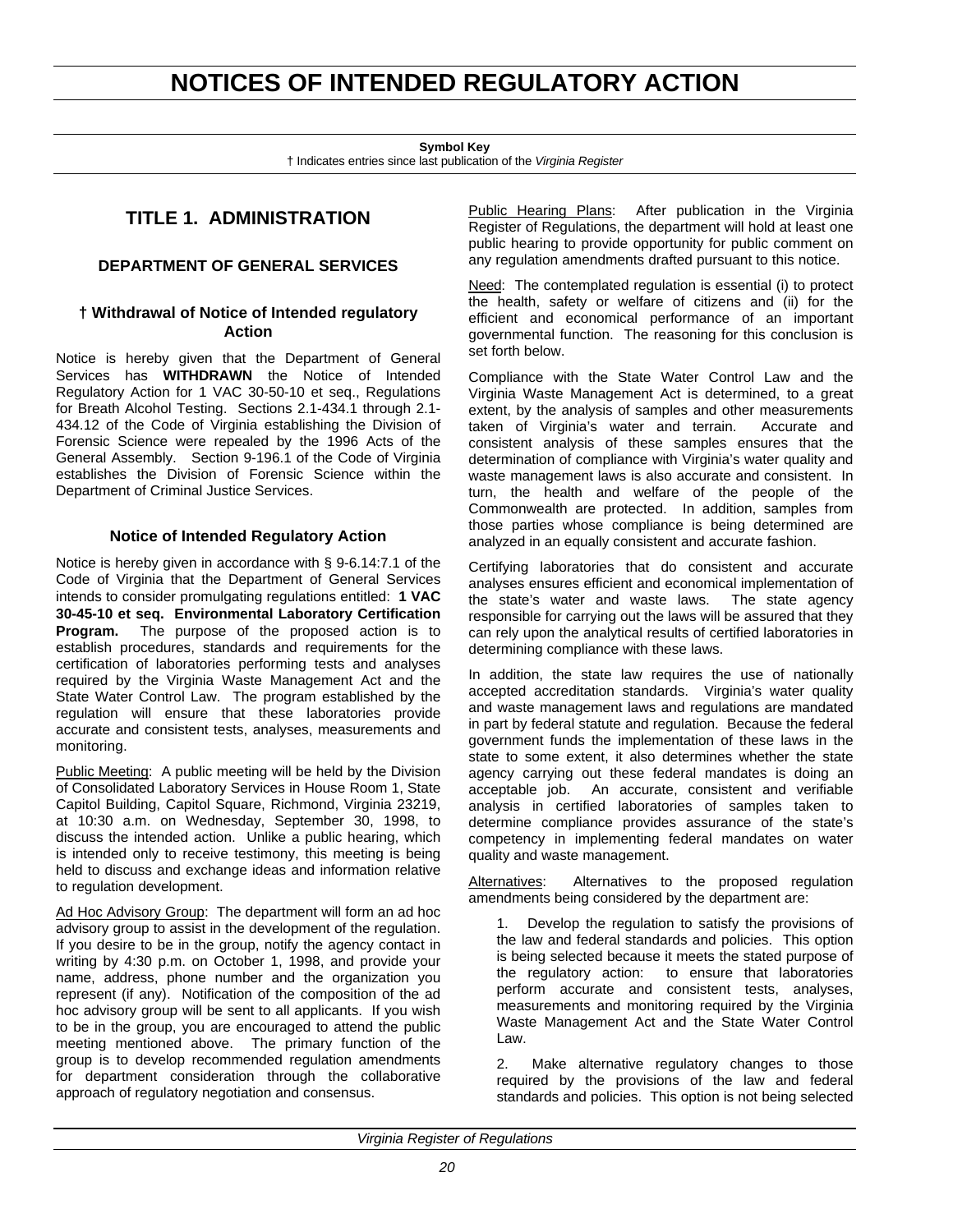# NOTICES OF INTENDED REGULATORY ACTION

**Symbol Key**
† Indicates entries since last publication of the *Virginia Register*

## TITLE 1. ADMINISTRATION

### DEPARTMENT OF GENERAL SERVICES

#### † Withdrawal of Notice of Intended regulatory Action

Notice is hereby given that the Department of General Services has **WITHDRAWN** the Notice of Intended Regulatory Action for 1 VAC 30-50-10 et seq., Regulations for Breath Alcohol Testing. Sections 2.1-434.1 through 2.1-434.12 of the Code of Virginia establishing the Division of Forensic Science were repealed by the 1996 Acts of the General Assembly. Section 9-196.1 of the Code of Virginia establishes the Division of Forensic Science within the Department of Criminal Justice Services.

#### Notice of Intended Regulatory Action

Notice is hereby given in accordance with § 9-6.14:7.1 of the Code of Virginia that the Department of General Services intends to consider promulgating regulations entitled: **1 VAC 30-45-10 et seq. Environmental Laboratory Certification Program.** The purpose of the proposed action is to establish procedures, standards and requirements for the certification of laboratories performing tests and analyses required by the Virginia Waste Management Act and the State Water Control Law. The program established by the regulation will ensure that these laboratories provide accurate and consistent tests, analyses, measurements and monitoring.

Public Meeting: A public meeting will be held by the Division of Consolidated Laboratory Services in House Room 1, State Capitol Building, Capitol Square, Richmond, Virginia 23219, at 10:30 a.m. on Wednesday, September 30, 1998, to discuss the intended action. Unlike a public hearing, which is intended only to receive testimony, this meeting is being held to discuss and exchange ideas and information relative to regulation development.

Ad Hoc Advisory Group: The department will form an ad hoc advisory group to assist in the development of the regulation. If you desire to be in the group, notify the agency contact in writing by 4:30 p.m. on October 1, 1998, and provide your name, address, phone number and the organization you represent (if any). Notification of the composition of the ad hoc advisory group will be sent to all applicants. If you wish to be in the group, you are encouraged to attend the public meeting mentioned above. The primary function of the group is to develop recommended regulation amendments for department consideration through the collaborative approach of regulatory negotiation and consensus.

Public Hearing Plans: After publication in the Virginia Register of Regulations, the department will hold at least one public hearing to provide opportunity for public comment on any regulation amendments drafted pursuant to this notice.

Need: The contemplated regulation is essential (i) to protect the health, safety or welfare of citizens and (ii) for the efficient and economical performance of an important governmental function. The reasoning for this conclusion is set forth below.

Compliance with the State Water Control Law and the Virginia Waste Management Act is determined, to a great extent, by the analysis of samples and other measurements taken of Virginia's water and terrain. Accurate and consistent analysis of these samples ensures that the determination of compliance with Virginia's water quality and waste management laws is also accurate and consistent. In turn, the health and welfare of the people of the Commonwealth are protected. In addition, samples from those parties whose compliance is being determined are analyzed in an equally consistent and accurate fashion.

Certifying laboratories that do consistent and accurate analyses ensures efficient and economical implementation of the state's water and waste laws. The state agency responsible for carrying out the laws will be assured that they can rely upon the analytical results of certified laboratories in determining compliance with these laws.

In addition, the state law requires the use of nationally accepted accreditation standards. Virginia's water quality and waste management laws and regulations are mandated in part by federal statute and regulation. Because the federal government funds the implementation of these laws in the state to some extent, it also determines whether the state agency carrying out these federal mandates is doing an acceptable job. An accurate, consistent and verifiable analysis in certified laboratories of samples taken to determine compliance provides assurance of the state's competency in implementing federal mandates on water quality and waste management.

Alternatives: Alternatives to the proposed regulation amendments being considered by the department are:

1. Develop the regulation to satisfy the provisions of the law and federal standards and policies. This option is being selected because it meets the stated purpose of the regulatory action: to ensure that laboratories perform accurate and consistent tests, analyses, measurements and monitoring required by the Virginia Waste Management Act and the State Water Control Law.

2. Make alternative regulatory changes to those required by the provisions of the law and federal standards and policies. This option is not being selected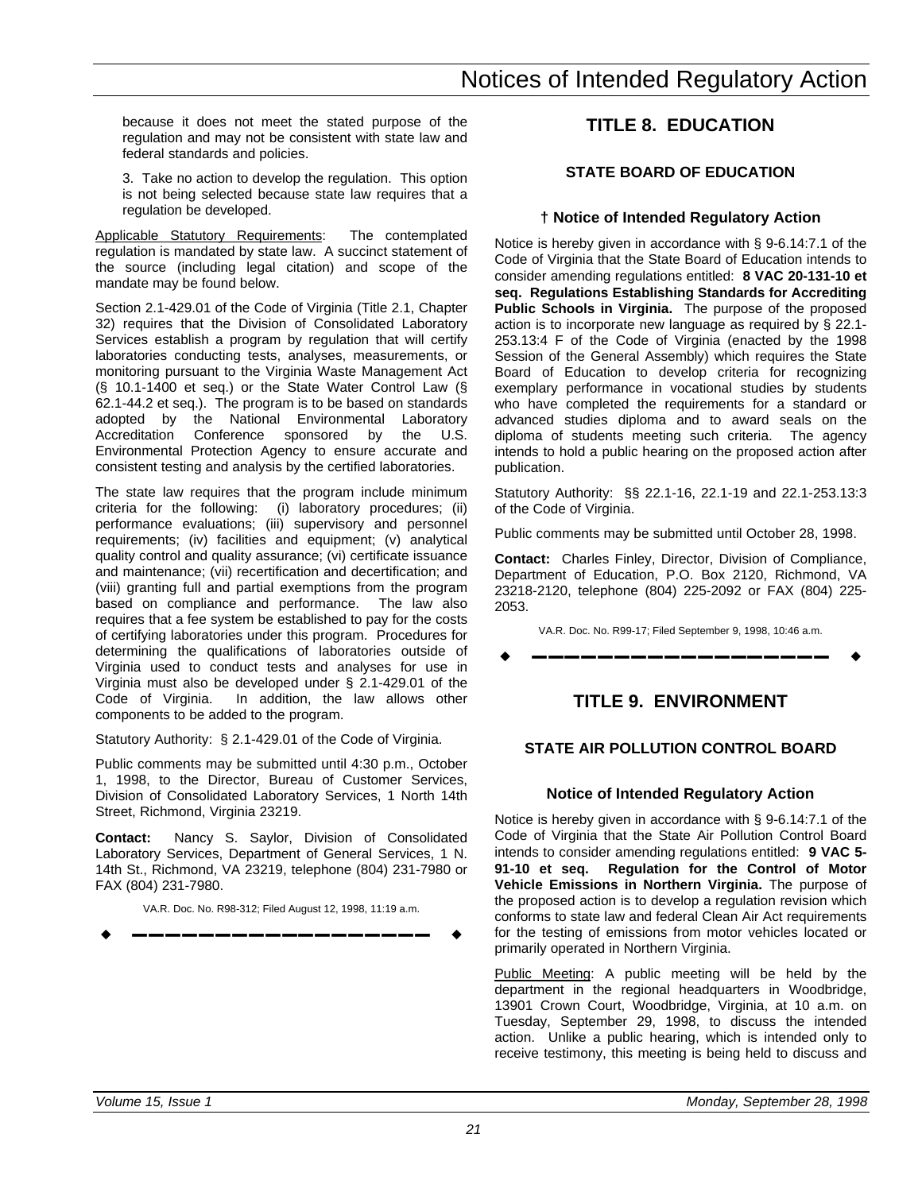because it does not meet the stated purpose of the regulation and may not be consistent with state law and federal standards and policies.

3. Take no action to develop the regulation. This option is not being selected because state law requires that a regulation be developed.

Applicable Statutory Requirements: The contemplated regulation is mandated by state law. A succinct statement of the source (including legal citation) and scope of the mandate may be found below.

Section 2.1-429.01 of the Code of Virginia (Title 2.1, Chapter 32) requires that the Division of Consolidated Laboratory Services establish a program by regulation that will certify laboratories conducting tests, analyses, measurements, or monitoring pursuant to the Virginia Waste Management Act (§ 10.1-1400 et seq.) or the State Water Control Law (§ 62.1-44.2 et seq.). The program is to be based on standards adopted by the National Environmental Laboratory Accreditation Conference sponsored by the U.S. Environmental Protection Agency to ensure accurate and consistent testing and analysis by the certified laboratories.

The state law requires that the program include minimum criteria for the following: (i) laboratory procedures; (ii) performance evaluations; (iii) supervisory and personnel requirements; (iv) facilities and equipment; (v) analytical quality control and quality assurance; (vi) certificate issuance and maintenance; (vii) recertification and decertification; and (viii) granting full and partial exemptions from the program based on compliance and performance. The law also requires that a fee system be established to pay for the costs of certifying laboratories under this program. Procedures for determining the qualifications of laboratories outside of Virginia used to conduct tests and analyses for use in Virginia must also be developed under § 2.1-429.01 of the Code of Virginia. In addition, the law allows other components to be added to the program.

Statutory Authority: § 2.1-429.01 of the Code of Virginia.

Public comments may be submitted until 4:30 p.m., October 1, 1998, to the Director, Bureau of Customer Services, Division of Consolidated Laboratory Services, 1 North 14th Street, Richmond, Virginia 23219.

**Contact:** Nancy S. Saylor, Division of Consolidated Laboratory Services, Department of General Services, 1 N. 14th St., Richmond, VA 23219, telephone (804) 231-7980 or FAX (804) 231-7980.

VA.R. Doc. No. R98-312; Filed August 12, 1998, 11:19 a.m.

---

# TITLE 8. EDUCATION

## STATE BOARD OF EDUCATION

### † Notice of Intended Regulatory Action

Notice is hereby given in accordance with § 9-6.14:7.1 of the Code of Virginia that the State Board of Education intends to consider amending regulations entitled: **8 VAC 20-131-10 et seq. Regulations Establishing Standards for Accrediting Public Schools in Virginia.** The purpose of the proposed action is to incorporate new language as required by § 22.1-253.13:4 F of the Code of Virginia (enacted by the 1998 Session of the General Assembly) which requires the State Board of Education to develop criteria for recognizing exemplary performance in vocational studies by students who have completed the requirements for a standard or advanced studies diploma and to award seals on the diploma of students meeting such criteria. The agency intends to hold a public hearing on the proposed action after publication.

Statutory Authority: §§ 22.1-16, 22.1-19 and 22.1-253.13:3 of the Code of Virginia.

Public comments may be submitted until October 28, 1998.

**Contact:** Charles Finley, Director, Division of Compliance, Department of Education, P.O. Box 2120, Richmond, VA 23218-2120, telephone (804) 225-2092 or FAX (804) 225-2053.

VA.R. Doc. No. R99-17; Filed September 9, 1998, 10:46 a.m.

---

# TITLE 9. ENVIRONMENT

## STATE AIR POLLUTION CONTROL BOARD

### Notice of Intended Regulatory Action

Notice is hereby given in accordance with § 9-6.14:7.1 of the Code of Virginia that the State Air Pollution Control Board intends to consider amending regulations entitled: **9 VAC 5-91-10 et seq. Regulation for the Control of Motor Vehicle Emissions in Northern Virginia.** The purpose of the proposed action is to develop a regulation revision which conforms to state law and federal Clean Air Act requirements for the testing of emissions from motor vehicles located or primarily operated in Northern Virginia.

Public Meeting: A public meeting will be held by the department in the regional headquarters in Woodbridge, 13901 Crown Court, Woodbridge, Virginia, at 10 a.m. on Tuesday, September 29, 1998, to discuss the intended action. Unlike a public hearing, which is intended only to receive testimony, this meeting is being held to discuss and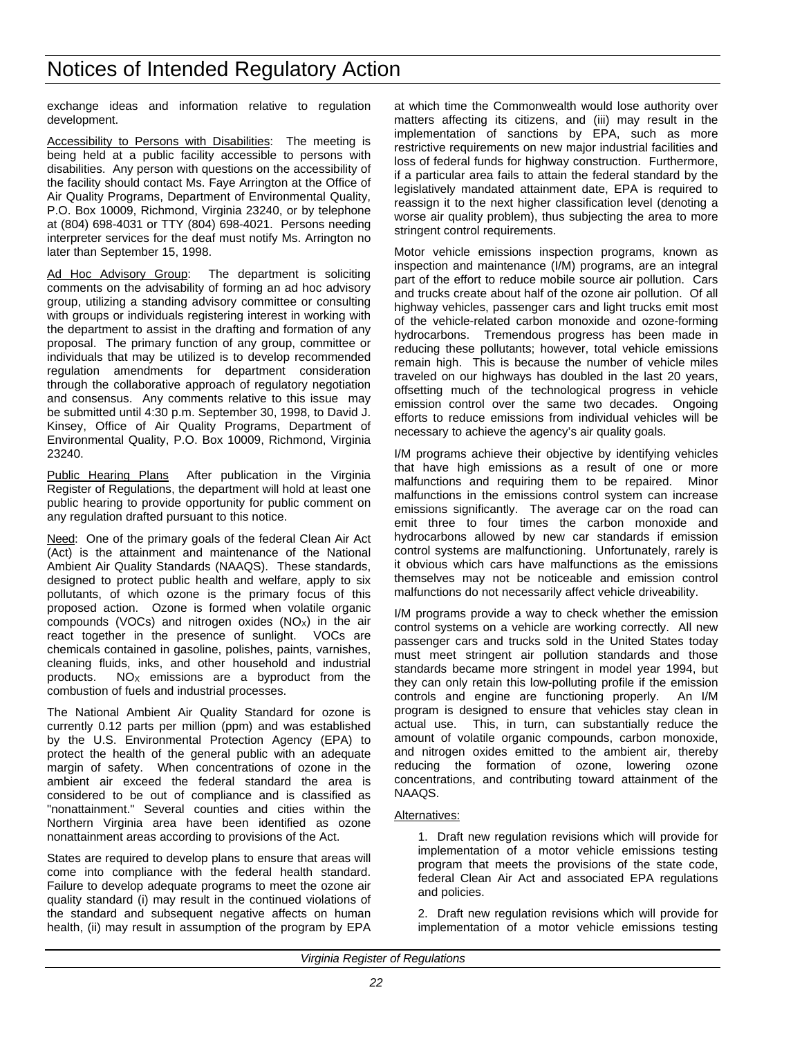exchange ideas and information relative to regulation development.

Accessibility to Persons with Disabilities: The meeting is being held at a public facility accessible to persons with disabilities. Any person with questions on the accessibility of the facility should contact Ms. Faye Arrington at the Office of Air Quality Programs, Department of Environmental Quality, P.O. Box 10009, Richmond, Virginia 23240, or by telephone at (804) 698-4031 or TTY (804) 698-4021. Persons needing interpreter services for the deaf must notify Ms. Arrington no later than September 15, 1998.

Ad Hoc Advisory Group: The department is soliciting comments on the advisability of forming an ad hoc advisory group, utilizing a standing advisory committee or consulting with groups or individuals registering interest in working with the department to assist in the drafting and formation of any proposal. The primary function of any group, committee or individuals that may be utilized is to develop recommended regulation amendments for department consideration through the collaborative approach of regulatory negotiation and consensus. Any comments relative to this issue may be submitted until 4:30 p.m. September 30, 1998, to David J. Kinsey, Office of Air Quality Programs, Department of Environmental Quality, P.O. Box 10009, Richmond, Virginia 23240.

Public Hearing Plans After publication in the Virginia Register of Regulations, the department will hold at least one public hearing to provide opportunity for public comment on any regulation drafted pursuant to this notice.

Need: One of the primary goals of the federal Clean Air Act (Act) is the attainment and maintenance of the National Ambient Air Quality Standards (NAAQS). These standards, designed to protect public health and welfare, apply to six pollutants, of which ozone is the primary focus of this proposed action. Ozone is formed when volatile organic compounds (VOCs) and nitrogen oxides ($NO_X$) in the air react together in the presence of sunlight. VOCs are chemicals contained in gasoline, polishes, paints, varnishes, cleaning fluids, inks, and other household and industrial products. $NO_X$ emissions are a byproduct from the combustion of fuels and industrial processes.

The National Ambient Air Quality Standard for ozone is currently 0.12 parts per million (ppm) and was established by the U.S. Environmental Protection Agency (EPA) to protect the health of the general public with an adequate margin of safety. When concentrations of ozone in the ambient air exceed the federal standard the area is considered to be out of compliance and is classified as "nonattainment." Several counties and cities within the Northern Virginia area have been identified as ozone nonattainment areas according to provisions of the Act.

States are required to develop plans to ensure that areas will come into compliance with the federal health standard. Failure to develop adequate programs to meet the ozone air quality standard (i) may result in the continued violations of the standard and subsequent negative affects on human health, (ii) may result in assumption of the program by EPA at which time the Commonwealth would lose authority over matters affecting its citizens, and (iii) may result in the implementation of sanctions by EPA, such as more restrictive requirements on new major industrial facilities and loss of federal funds for highway construction. Furthermore, if a particular area fails to attain the federal standard by the legislatively mandated attainment date, EPA is required to reassign it to the next higher classification level (denoting a worse air quality problem), thus subjecting the area to more stringent control requirements.

Motor vehicle emissions inspection programs, known as inspection and maintenance (I/M) programs, are an integral part of the effort to reduce mobile source air pollution. Cars and trucks create about half of the ozone air pollution. Of all highway vehicles, passenger cars and light trucks emit most of the vehicle-related carbon monoxide and ozone-forming hydrocarbons. Tremendous progress has been made in reducing these pollutants; however, total vehicle emissions remain high. This is because the number of vehicle miles traveled on our highways has doubled in the last 20 years, offsetting much of the technological progress in vehicle emission control over the same two decades. Ongoing efforts to reduce emissions from individual vehicles will be necessary to achieve the agency's air quality goals.

I/M programs achieve their objective by identifying vehicles that have high emissions as a result of one or more malfunctions and requiring them to be repaired. Minor malfunctions in the emissions control system can increase emissions significantly. The average car on the road can emit three to four times the carbon monoxide and hydrocarbons allowed by new car standards if emission control systems are malfunctioning. Unfortunately, rarely is it obvious which cars have malfunctions as the emissions themselves may not be noticeable and emission control malfunctions do not necessarily affect vehicle driveability.

I/M programs provide a way to check whether the emission control systems on a vehicle are working correctly. All new passenger cars and trucks sold in the United States today must meet stringent air pollution standards and those standards became more stringent in model year 1994, but they can only retain this low-polluting profile if the emission controls and engine are functioning properly. An I/M program is designed to ensure that vehicles stay clean in actual use. This, in turn, can substantially reduce the amount of volatile organic compounds, carbon monoxide, and nitrogen oxides emitted to the ambient air, thereby reducing the formation of ozone, lowering ozone concentrations, and contributing toward attainment of the NAAQS.

Alternatives:

1. Draft new regulation revisions which will provide for implementation of a motor vehicle emissions testing program that meets the provisions of the state code, federal Clean Air Act and associated EPA regulations and policies.

2. Draft new regulation revisions which will provide for implementation of a motor vehicle emissions testing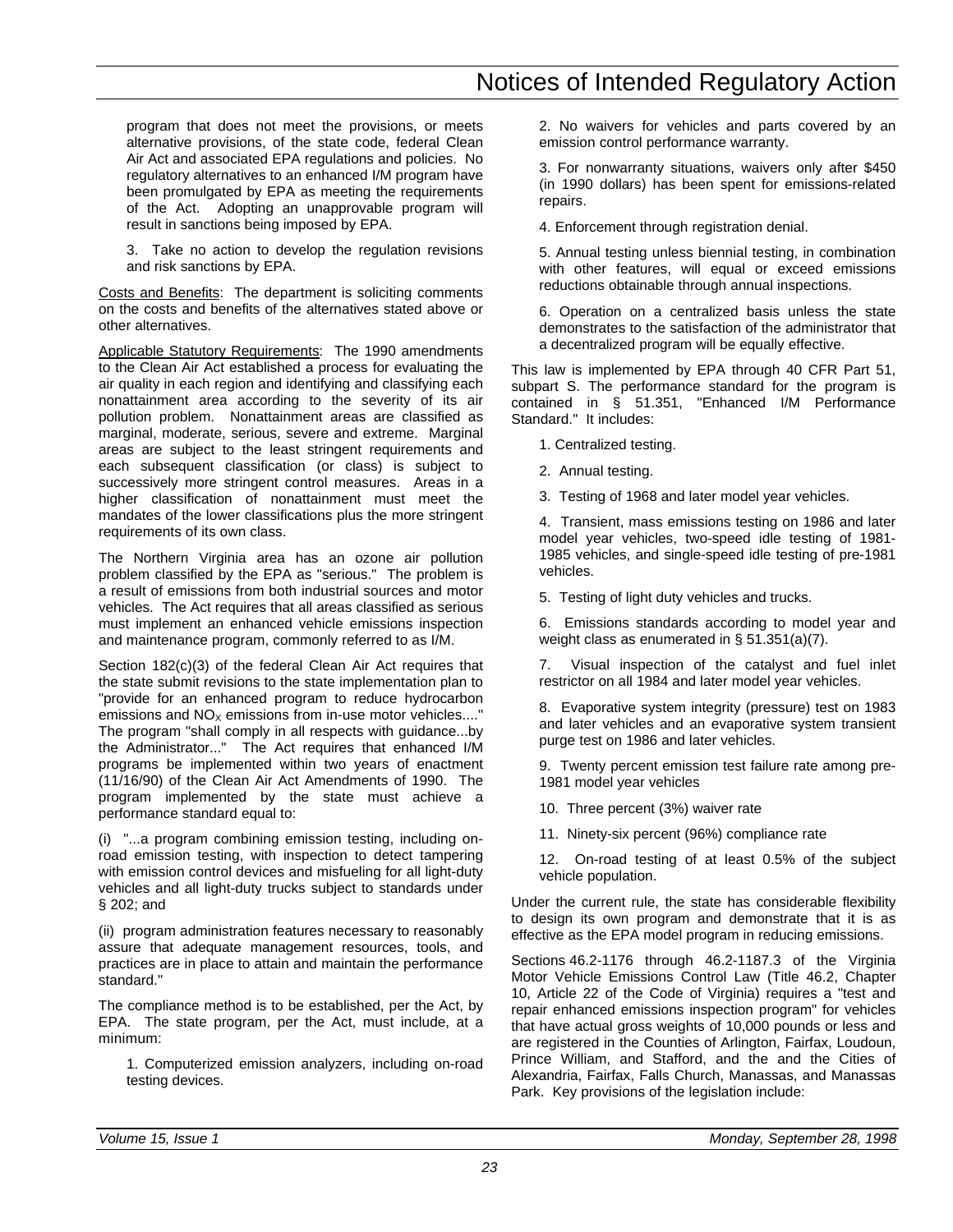program that does not meet the provisions, or meets alternative provisions, of the state code, federal Clean Air Act and associated EPA regulations and policies. No regulatory alternatives to an enhanced I/M program have been promulgated by EPA as meeting the requirements of the Act. Adopting an unapprovable program will result in sanctions being imposed by EPA.

3. Take no action to develop the regulation revisions and risk sanctions by EPA.

Costs and Benefits: The department is soliciting comments on the costs and benefits of the alternatives stated above or other alternatives.

Applicable Statutory Requirements: The 1990 amendments to the Clean Air Act established a process for evaluating the air quality in each region and identifying and classifying each nonattainment area according to the severity of its air pollution problem. Nonattainment areas are classified as marginal, moderate, serious, severe and extreme. Marginal areas are subject to the least stringent requirements and each subsequent classification (or class) is subject to successively more stringent control measures. Areas in a higher classification of nonattainment must meet the mandates of the lower classifications plus the more stringent requirements of its own class.

The Northern Virginia area has an ozone air pollution problem classified by the EPA as "serious." The problem is a result of emissions from both industrial sources and motor vehicles. The Act requires that all areas classified as serious must implement an enhanced vehicle emissions inspection and maintenance program, commonly referred to as I/M.

Section 182(c)(3) of the federal Clean Air Act requires that the state submit revisions to the state implementation plan to "provide for an enhanced program to reduce hydrocarbon emissions and $NO_X$ emissions from in-use motor vehicles...." The program "shall comply in all respects with guidance...by the Administrator..." The Act requires that enhanced I/M programs be implemented within two years of enactment (11/16/90) of the Clean Air Act Amendments of 1990. The program implemented by the state must achieve a performance standard equal to:

(i) "...a program combining emission testing, including on-road emission testing, with inspection to detect tampering with emission control devices and misfueling for all light-duty vehicles and all light-duty trucks subject to standards under § 202; and

(ii) program administration features necessary to reasonably assure that adequate management resources, tools, and practices are in place to attain and maintain the performance standard."

The compliance method is to be established, per the Act, by EPA. The state program, per the Act, must include, at a minimum:

1. Computerized emission analyzers, including on-road testing devices.

2. No waivers for vehicles and parts covered by an emission control performance warranty.

3. For nonwarranty situations, waivers only after $450 (in 1990 dollars) has been spent for emissions-related repairs.

4. Enforcement through registration denial.

5. Annual testing unless biennial testing, in combination with other features, will equal or exceed emissions reductions obtainable through annual inspections.

6. Operation on a centralized basis unless the state demonstrates to the satisfaction of the administrator that a decentralized program will be equally effective.

This law is implemented by EPA through 40 CFR Part 51, subpart S. The performance standard for the program is contained in § 51.351, "Enhanced I/M Performance Standard." It includes:

1. Centralized testing.

2. Annual testing.

3. Testing of 1968 and later model year vehicles.

4. Transient, mass emissions testing on 1986 and later model year vehicles, two-speed idle testing of 1981-1985 vehicles, and single-speed idle testing of pre-1981 vehicles.

5. Testing of light duty vehicles and trucks.

6. Emissions standards according to model year and weight class as enumerated in § 51.351(a)(7).

7. Visual inspection of the catalyst and fuel inlet restrictor on all 1984 and later model year vehicles.

8. Evaporative system integrity (pressure) test on 1983 and later vehicles and an evaporative system transient purge test on 1986 and later vehicles.

9. Twenty percent emission test failure rate among pre-1981 model year vehicles

10. Three percent (3%) waiver rate

11. Ninety-six percent (96%) compliance rate

12. On-road testing of at least 0.5% of the subject vehicle population.

Under the current rule, the state has considerable flexibility to design its own program and demonstrate that it is as effective as the EPA model program in reducing emissions.

Sections 46.2-1176 through 46.2-1187.3 of the Virginia Motor Vehicle Emissions Control Law (Title 46.2, Chapter 10, Article 22 of the Code of Virginia) requires a "test and repair enhanced emissions inspection program" for vehicles that have actual gross weights of 10,000 pounds or less and are registered in the Counties of Arlington, Fairfax, Loudoun, Prince William, and Stafford, and the and the Cities of Alexandria, Fairfax, Falls Church, Manassas, and Manassas Park. Key provisions of the legislation include: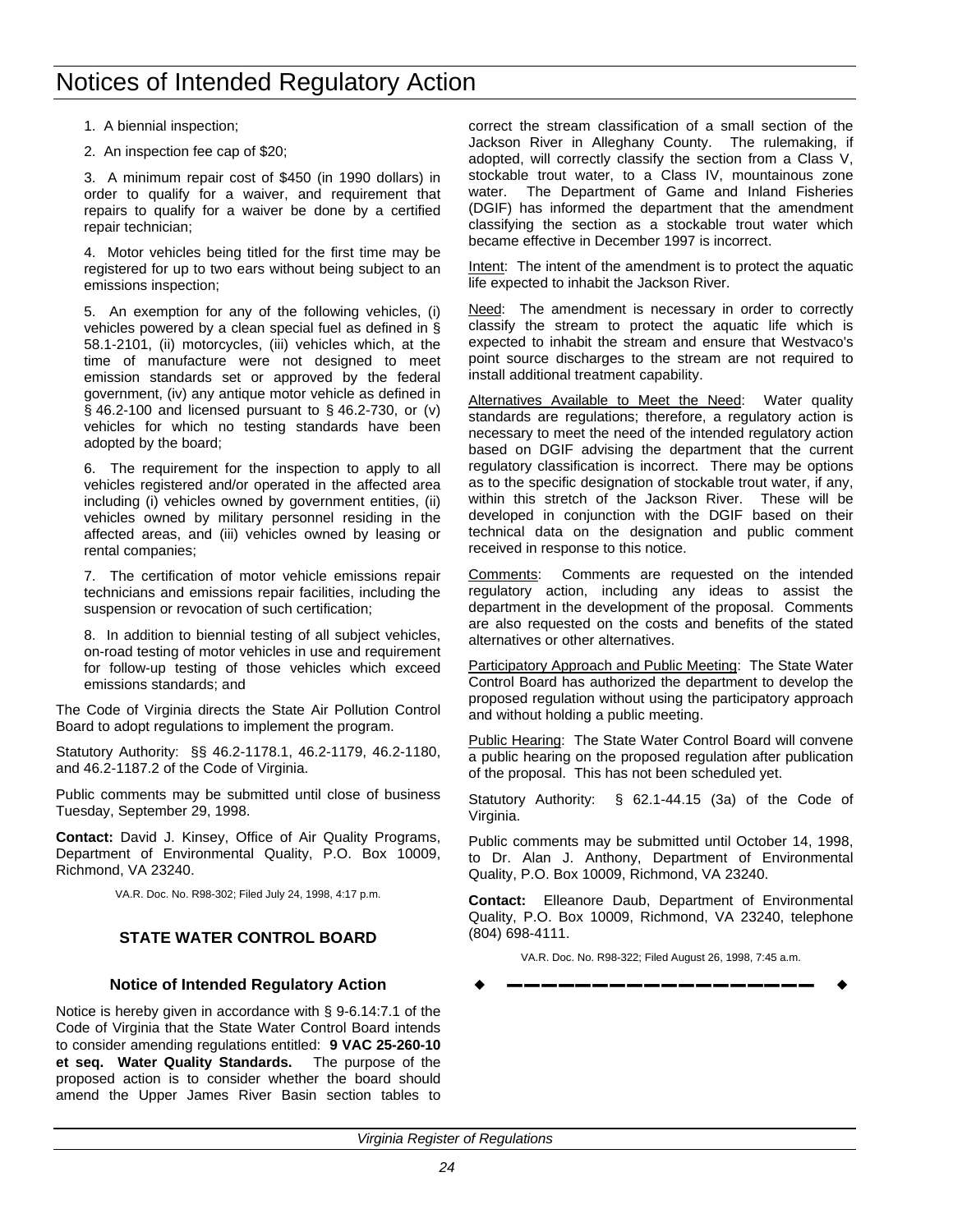1. A biennial inspection;

2. An inspection fee cap of $20;

3. A minimum repair cost of $450 (in 1990 dollars) in order to qualify for a waiver, and requirement that repairs to qualify for a waiver be done by a certified repair technician;

4. Motor vehicles being titled for the first time may be registered for up to two ears without being subject to an emissions inspection;

5. An exemption for any of the following vehicles, (i) vehicles powered by a clean special fuel as defined in § 58.1-2101, (ii) motorcycles, (iii) vehicles which, at the time of manufacture were not designed to meet emission standards set or approved by the federal government, (iv) any antique motor vehicle as defined in § 46.2-100 and licensed pursuant to § 46.2-730, or (v) vehicles for which no testing standards have been adopted by the board;

6. The requirement for the inspection to apply to all vehicles registered and/or operated in the affected area including (i) vehicles owned by government entities, (ii) vehicles owned by military personnel residing in the affected areas, and (iii) vehicles owned by leasing or rental companies;

7. The certification of motor vehicle emissions repair technicians and emissions repair facilities, including the suspension or revocation of such certification;

8. In addition to biennial testing of all subject vehicles, on-road testing of motor vehicles in use and requirement for follow-up testing of those vehicles which exceed emissions standards; and

The Code of Virginia directs the State Air Pollution Control Board to adopt regulations to implement the program.

Statutory Authority: §§ 46.2-1178.1, 46.2-1179, 46.2-1180, and 46.2-1187.2 of the Code of Virginia.

Public comments may be submitted until close of business Tuesday, September 29, 1998.

**Contact:** David J. Kinsey, Office of Air Quality Programs, Department of Environmental Quality, P.O. Box 10009, Richmond, VA 23240.

VA.R. Doc. No. R98-302; Filed July 24, 1998, 4:17 p.m.

## STATE WATER CONTROL BOARD

### Notice of Intended Regulatory Action

Notice is hereby given in accordance with § 9-6.14:7.1 of the Code of Virginia that the State Water Control Board intends to consider amending regulations entitled: **9 VAC 25-260-10 et seq. Water Quality Standards.** The purpose of the proposed action is to consider whether the board should amend the Upper James River Basin section tables to correct the stream classification of a small section of the Jackson River in Alleghany County. The rulemaking, if adopted, will correctly classify the section from a Class V, stockable trout water, to a Class IV, mountainous zone water. The Department of Game and Inland Fisheries (DGIF) has informed the department that the amendment classifying the section as a stockable trout water which became effective in December 1997 is incorrect.

Intent: The intent of the amendment is to protect the aquatic life expected to inhabit the Jackson River.

Need: The amendment is necessary in order to correctly classify the stream to protect the aquatic life which is expected to inhabit the stream and ensure that Westvaco's point source discharges to the stream are not required to install additional treatment capability.

Alternatives Available to Meet the Need: Water quality standards are regulations; therefore, a regulatory action is necessary to meet the need of the intended regulatory action based on DGIF advising the department that the current regulatory classification is incorrect. There may be options as to the specific designation of stockable trout water, if any, within this stretch of the Jackson River. These will be developed in conjunction with the DGIF based on their technical data on the designation and public comment received in response to this notice.

Comments: Comments are requested on the intended regulatory action, including any ideas to assist the department in the development of the proposal. Comments are also requested on the costs and benefits of the stated alternatives or other alternatives.

Participatory Approach and Public Meeting: The State Water Control Board has authorized the department to develop the proposed regulation without using the participatory approach and without holding a public meeting.

Public Hearing: The State Water Control Board will convene a public hearing on the proposed regulation after publication of the proposal. This has not been scheduled yet.

Statutory Authority: § 62.1-44.15 (3a) of the Code of Virginia.

Public comments may be submitted until October 14, 1998, to Dr. Alan J. Anthony, Department of Environmental Quality, P.O. Box 10009, Richmond, VA 23240.

**Contact:** Elleanore Daub, Department of Environmental Quality, P.O. Box 10009, Richmond, VA 23240, telephone (804) 698-4111.

VA.R. Doc. No. R98-322; Filed August 26, 1998, 7:45 a.m.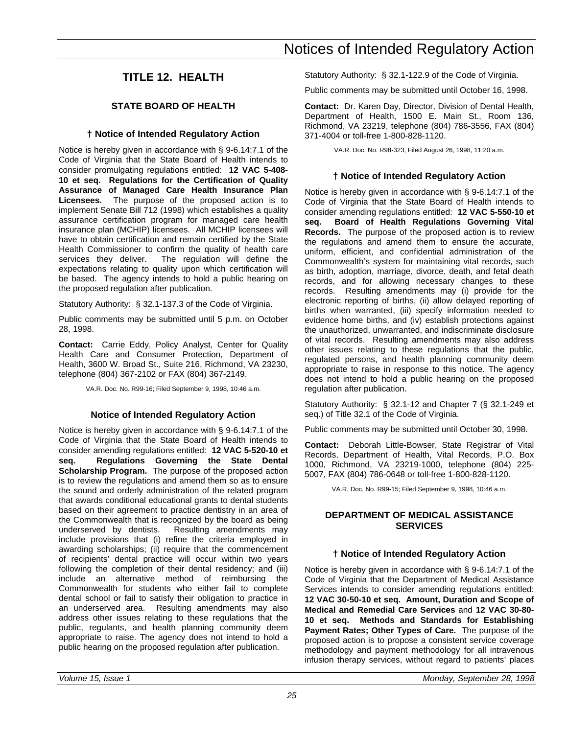# Notices of Intended Regulatory Action

## TITLE 12. HEALTH

### STATE BOARD OF HEALTH

#### † Notice of Intended Regulatory Action

Notice is hereby given in accordance with § 9-6.14:7.1 of the Code of Virginia that the State Board of Health intends to consider promulgating regulations entitled: **12 VAC 5-408-10 et seq. Regulations for the Certification of Quality Assurance of Managed Care Health Insurance Plan Licensees.** The purpose of the proposed action is to implement Senate Bill 712 (1998) which establishes a quality assurance certification program for managed care health insurance plan (MCHIP) licensees. All MCHIP licensees will have to obtain certification and remain certified by the State Health Commissioner to confirm the quality of health care services they deliver. The regulation will define the expectations relating to quality upon which certification will be based. The agency intends to hold a public hearing on the proposed regulation after publication.

Statutory Authority: § 32.1-137.3 of the Code of Virginia.

Public comments may be submitted until 5 p.m. on October 28, 1998.

**Contact:** Carrie Eddy, Policy Analyst, Center for Quality Health Care and Consumer Protection, Department of Health, 3600 W. Broad St., Suite 216, Richmond, VA 23230, telephone (804) 367-2102 or FAX (804) 367-2149.

VA.R. Doc. No. R99-16; Filed September 9, 1998, 10:46 a.m.

#### Notice of Intended Regulatory Action

Notice is hereby given in accordance with § 9-6.14:7.1 of the Code of Virginia that the State Board of Health intends to consider amending regulations entitled: **12 VAC 5-520-10 et seq. Regulations Governing the State Dental Scholarship Program.** The purpose of the proposed action is to review the regulations and amend them so as to ensure the sound and orderly administration of the related program that awards conditional educational grants to dental students based on their agreement to practice dentistry in an area of the Commonwealth that is recognized by the board as being underserved by dentists. Resulting amendments may include provisions that (i) refine the criteria employed in awarding scholarships; (ii) require that the commencement of recipients' dental practice will occur within two years following the completion of their dental residency; and (iii) include an alternative method of reimbursing the Commonwealth for students who either fail to complete dental school or fail to satisfy their obligation to practice in an underserved area. Resulting amendments may also address other issues relating to these regulations that the public, regulants, and health planning community deem appropriate to raise. The agency does not intend to hold a public hearing on the proposed regulation after publication.

Statutory Authority: § 32.1-122.9 of the Code of Virginia.

Public comments may be submitted until October 16, 1998.

**Contact:** Dr. Karen Day, Director, Division of Dental Health, Department of Health, 1500 E. Main St., Room 136, Richmond, VA 23219, telephone (804) 786-3556, FAX (804) 371-4004 or toll-free 1-800-828-1120.

VA.R. Doc. No. R98-323; Filed August 26, 1998, 11:20 a.m.

#### † Notice of Intended Regulatory Action

Notice is hereby given in accordance with § 9-6.14:7.1 of the Code of Virginia that the State Board of Health intends to consider amending regulations entitled: **12 VAC 5-550-10 et seq. Board of Health Regulations Governing Vital Records.** The purpose of the proposed action is to review the regulations and amend them to ensure the accurate, uniform, efficient, and confidential administration of the Commonwealth's system for maintaining vital records, such as birth, adoption, marriage, divorce, death, and fetal death records, and for allowing necessary changes to these records. Resulting amendments may (i) provide for the electronic reporting of births, (ii) allow delayed reporting of births when warranted, (iii) specify information needed to evidence home births, and (iv) establish protections against the unauthorized, unwarranted, and indiscriminate disclosure of vital records. Resulting amendments may also address other issues relating to these regulations that the public, regulated persons, and health planning community deem appropriate to raise in response to this notice. The agency does not intend to hold a public hearing on the proposed regulation after publication.

Statutory Authority: § 32.1-12 and Chapter 7 (§ 32.1-249 et seq.) of Title 32.1 of the Code of Virginia.

Public comments may be submitted until October 30, 1998.

**Contact:** Deborah Little-Bowser, State Registrar of Vital Records, Department of Health, Vital Records, P.O. Box 1000, Richmond, VA 23219-1000, telephone (804) 225-5007, FAX (804) 786-0648 or toll-free 1-800-828-1120.

VA.R. Doc. No. R99-15; Filed September 9, 1998, 10:46 a.m.

### DEPARTMENT OF MEDICAL ASSISTANCE SERVICES

#### † Notice of Intended Regulatory Action

Notice is hereby given in accordance with § 9-6.14:7.1 of the Code of Virginia that the Department of Medical Assistance Services intends to consider amending regulations entitled: **12 VAC 30-50-10 et seq. Amount, Duration and Scope of Medical and Remedial Care Services** and **12 VAC 30-80-10 et seq. Methods and Standards for Establishing Payment Rates; Other Types of Care.** The purpose of the proposed action is to propose a consistent service coverage methodology and payment methodology for all intravenous infusion therapy services, without regard to patients' places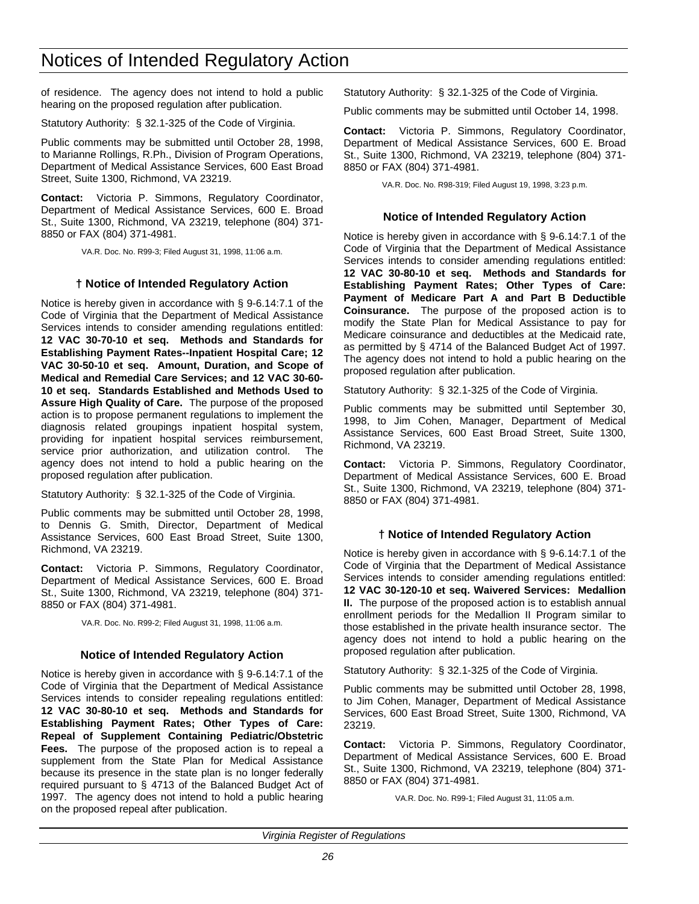of residence. The agency does not intend to hold a public hearing on the proposed regulation after publication.

Statutory Authority: § 32.1-325 of the Code of Virginia.

Public comments may be submitted until October 28, 1998, to Marianne Rollings, R.Ph., Division of Program Operations, Department of Medical Assistance Services, 600 East Broad Street, Suite 1300, Richmond, VA 23219.

**Contact:** Victoria P. Simmons, Regulatory Coordinator, Department of Medical Assistance Services, 600 E. Broad St., Suite 1300, Richmond, VA 23219, telephone (804) 371-8850 or FAX (804) 371-4981.

VA.R. Doc. No. R99-3; Filed August 31, 1998, 11:06 a.m.

### † Notice of Intended Regulatory Action

Notice is hereby given in accordance with § 9-6.14:7.1 of the Code of Virginia that the Department of Medical Assistance Services intends to consider amending regulations entitled: **12 VAC 30-70-10 et seq. Methods and Standards for Establishing Payment Rates--Inpatient Hospital Care; 12 VAC 30-50-10 et seq. Amount, Duration, and Scope of Medical and Remedial Care Services; and 12 VAC 30-60-10 et seq. Standards Established and Methods Used to Assure High Quality of Care.** The purpose of the proposed action is to propose permanent regulations to implement the diagnosis related groupings inpatient hospital system, providing for inpatient hospital services reimbursement, service prior authorization, and utilization control. The agency does not intend to hold a public hearing on the proposed regulation after publication.

Statutory Authority: § 32.1-325 of the Code of Virginia.

Public comments may be submitted until October 28, 1998, to Dennis G. Smith, Director, Department of Medical Assistance Services, 600 East Broad Street, Suite 1300, Richmond, VA 23219.

**Contact:** Victoria P. Simmons, Regulatory Coordinator, Department of Medical Assistance Services, 600 E. Broad St., Suite 1300, Richmond, VA 23219, telephone (804) 371-8850 or FAX (804) 371-4981.

VA.R. Doc. No. R99-2; Filed August 31, 1998, 11:06 a.m.

### Notice of Intended Regulatory Action

Notice is hereby given in accordance with § 9-6.14:7.1 of the Code of Virginia that the Department of Medical Assistance Services intends to consider repealing regulations entitled: **12 VAC 30-80-10 et seq. Methods and Standards for Establishing Payment Rates; Other Types of Care: Repeal of Supplement Containing Pediatric/Obstetric Fees.** The purpose of the proposed action is to repeal a supplement from the State Plan for Medical Assistance because its presence in the state plan is no longer federally required pursuant to § 4713 of the Balanced Budget Act of 1997. The agency does not intend to hold a public hearing on the proposed repeal after publication.

Statutory Authority: § 32.1-325 of the Code of Virginia.

Public comments may be submitted until October 14, 1998.

**Contact:** Victoria P. Simmons, Regulatory Coordinator, Department of Medical Assistance Services, 600 E. Broad St., Suite 1300, Richmond, VA 23219, telephone (804) 371-8850 or FAX (804) 371-4981.

VA.R. Doc. No. R98-319; Filed August 19, 1998, 3:23 p.m.

### Notice of Intended Regulatory Action

Notice is hereby given in accordance with § 9-6.14:7.1 of the Code of Virginia that the Department of Medical Assistance Services intends to consider amending regulations entitled: **12 VAC 30-80-10 et seq. Methods and Standards for Establishing Payment Rates; Other Types of Care: Payment of Medicare Part A and Part B Deductible Coinsurance.** The purpose of the proposed action is to modify the State Plan for Medical Assistance to pay for Medicare coinsurance and deductibles at the Medicaid rate, as permitted by § 4714 of the Balanced Budget Act of 1997. The agency does not intend to hold a public hearing on the proposed regulation after publication.

Statutory Authority: § 32.1-325 of the Code of Virginia.

Public comments may be submitted until September 30, 1998, to Jim Cohen, Manager, Department of Medical Assistance Services, 600 East Broad Street, Suite 1300, Richmond, VA 23219.

**Contact:** Victoria P. Simmons, Regulatory Coordinator, Department of Medical Assistance Services, 600 E. Broad St., Suite 1300, Richmond, VA 23219, telephone (804) 371-8850 or FAX (804) 371-4981.

### † Notice of Intended Regulatory Action

Notice is hereby given in accordance with § 9-6.14:7.1 of the Code of Virginia that the Department of Medical Assistance Services intends to consider amending regulations entitled: **12 VAC 30-120-10 et seq. Waivered Services: Medallion II.** The purpose of the proposed action is to establish annual enrollment periods for the Medallion II Program similar to those established in the private health insurance sector. The agency does not intend to hold a public hearing on the proposed regulation after publication.

Statutory Authority: § 32.1-325 of the Code of Virginia.

Public comments may be submitted until October 28, 1998, to Jim Cohen, Manager, Department of Medical Assistance Services, 600 East Broad Street, Suite 1300, Richmond, VA 23219.

**Contact:** Victoria P. Simmons, Regulatory Coordinator, Department of Medical Assistance Services, 600 E. Broad St., Suite 1300, Richmond, VA 23219, telephone (804) 371-8850 or FAX (804) 371-4981.

VA.R. Doc. No. R99-1; Filed August 31, 11:05 a.m.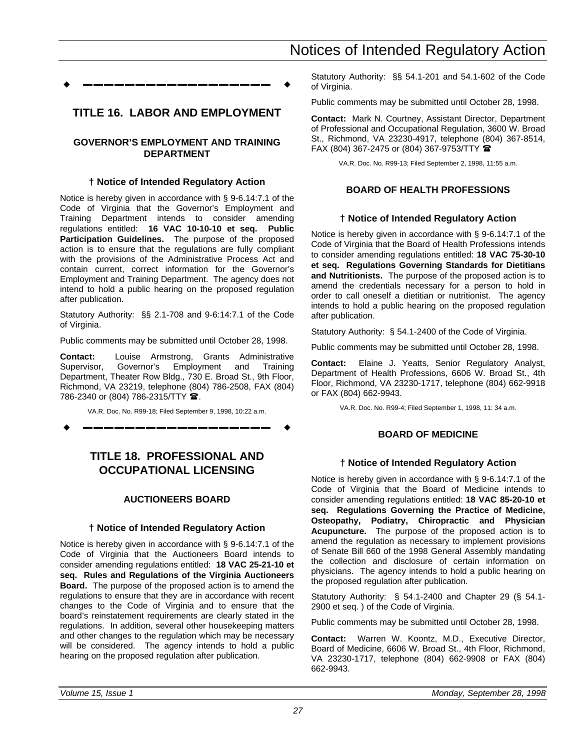# TITLE 16. LABOR AND EMPLOYMENT

## GOVERNOR'S EMPLOYMENT AND TRAINING DEPARTMENT

### † Notice of Intended Regulatory Action

Notice is hereby given in accordance with § 9-6.14:7.1 of the Code of Virginia that the Governor's Employment and Training Department intends to consider amending regulations entitled: **16 VAC 10-10-10 et seq. Public Participation Guidelines.** The purpose of the proposed action is to ensure that the regulations are fully compliant with the provisions of the Administrative Process Act and contain current, correct information for the Governor's Employment and Training Department. The agency does not intend to hold a public hearing on the proposed regulation after publication.

Statutory Authority: §§ 2.1-708 and 9-6:14:7.1 of the Code of Virginia.

Public comments may be submitted until October 28, 1998.

**Contact:** Louise Armstrong, Grants Administrative Supervisor, Governor's Employment and Training Department, Theater Row Bldg., 730 E. Broad St., 9th Floor, Richmond, VA 23219, telephone (804) 786-2508, FAX (804) 786-2340 or (804) 786-2315/TTY ☎.

VA.R. Doc. No. R99-18; Filed September 9, 1998, 10:22 a.m.

# TITLE 18. PROFESSIONAL AND OCCUPATIONAL LICENSING

## AUCTIONEERS BOARD

### † Notice of Intended Regulatory Action

Notice is hereby given in accordance with § 9-6.14:7.1 of the Code of Virginia that the Auctioneers Board intends to consider amending regulations entitled: **18 VAC 25-21-10 et seq. Rules and Regulations of the Virginia Auctioneers Board.** The purpose of the proposed action is to amend the regulations to ensure that they are in accordance with recent changes to the Code of Virginia and to ensure that the board's reinstatement requirements are clearly stated in the regulations. In addition, several other housekeeping matters and other changes to the regulation which may be necessary will be considered. The agency intends to hold a public hearing on the proposed regulation after publication.

Statutory Authority: §§ 54.1-201 and 54.1-602 of the Code of Virginia.

Public comments may be submitted until October 28, 1998.

**Contact:** Mark N. Courtney, Assistant Director, Department of Professional and Occupational Regulation, 3600 W. Broad St., Richmond, VA 23230-4917, telephone (804) 367-8514, FAX (804) 367-2475 or (804) 367-9753/TTY ☎

VA.R. Doc. No. R99-13; Filed September 2, 1998, 11:55 a.m.

## BOARD OF HEALTH PROFESSIONS

### † Notice of Intended Regulatory Action

Notice is hereby given in accordance with § 9-6.14:7.1 of the Code of Virginia that the Board of Health Professions intends to consider amending regulations entitled: **18 VAC 75-30-10 et seq. Regulations Governing Standards for Dietitians and Nutritionists.** The purpose of the proposed action is to amend the credentials necessary for a person to hold in order to call oneself a dietitian or nutritionist. The agency intends to hold a public hearing on the proposed regulation after publication.

Statutory Authority: § 54.1-2400 of the Code of Virginia.

Public comments may be submitted until October 28, 1998.

**Contact:** Elaine J. Yeatts, Senior Regulatory Analyst, Department of Health Professions, 6606 W. Broad St., 4th Floor, Richmond, VA 23230-1717, telephone (804) 662-9918 or FAX (804) 662-9943.

VA.R. Doc. No. R99-4; Filed September 1, 1998, 11: 34 a.m.

## BOARD OF MEDICINE

### † Notice of Intended Regulatory Action

Notice is hereby given in accordance with § 9-6.14:7.1 of the Code of Virginia that the Board of Medicine intends to consider amending regulations entitled: **18 VAC 85-20-10 et seq. Regulations Governing the Practice of Medicine, Osteopathy, Podiatry, Chiropractic and Physician Acupuncture.** The purpose of the proposed action is to amend the regulation as necessary to implement provisions of Senate Bill 660 of the 1998 General Assembly mandating the collection and disclosure of certain information on physicians. The agency intends to hold a public hearing on the proposed regulation after publication.

Statutory Authority: § 54.1-2400 and Chapter 29 (§ 54.1-2900 et seq. ) of the Code of Virginia.

Public comments may be submitted until October 28, 1998.

**Contact:** Warren W. Koontz, M.D., Executive Director, Board of Medicine, 6606 W. Broad St., 4th Floor, Richmond, VA 23230-1717, telephone (804) 662-9908 or FAX (804) 662-9943.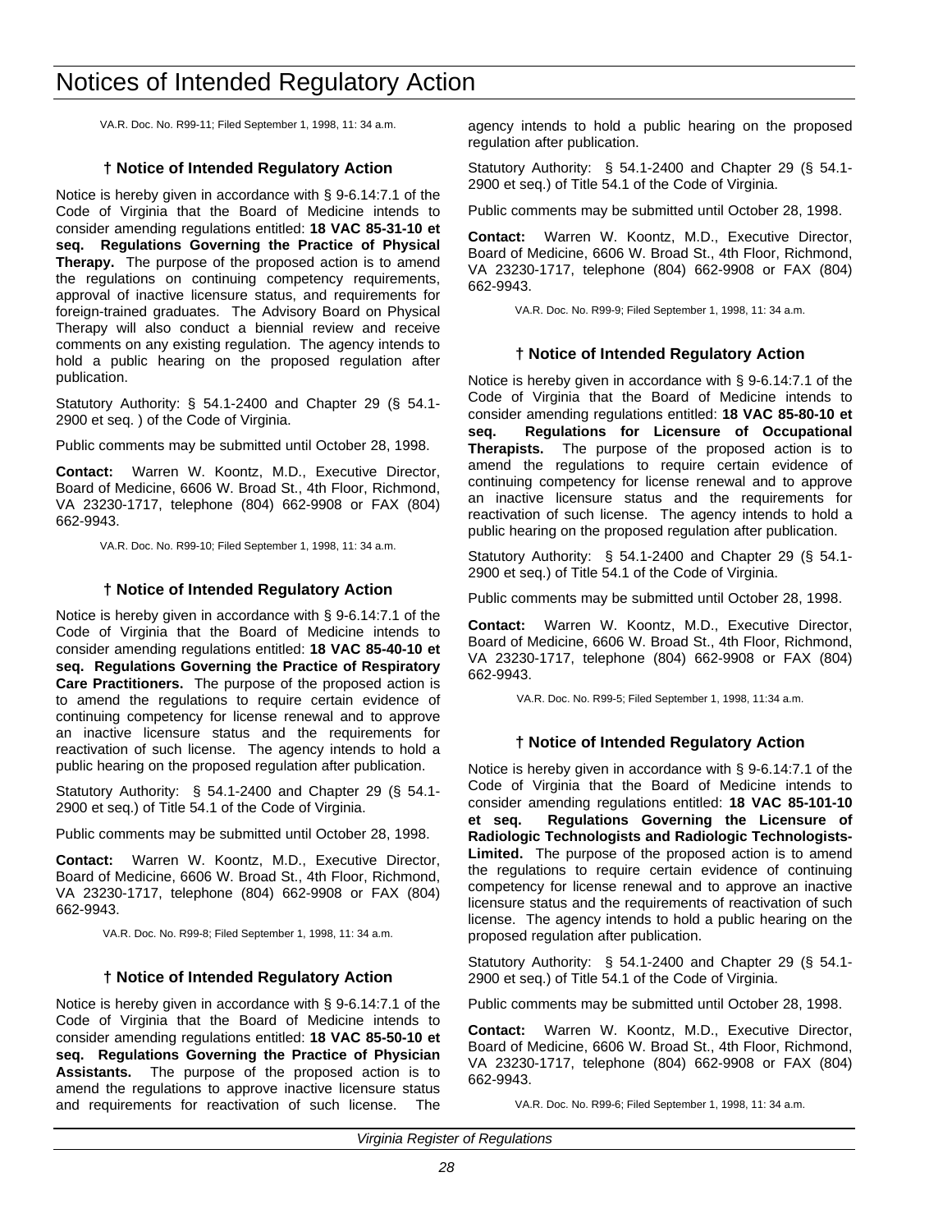VA.R. Doc. No. R99-11; Filed September 1, 1998, 11: 34 a.m.

### † Notice of Intended Regulatory Action

Notice is hereby given in accordance with § 9-6.14:7.1 of the Code of Virginia that the Board of Medicine intends to consider amending regulations entitled: **18 VAC 85-31-10 et seq. Regulations Governing the Practice of Physical Therapy.** The purpose of the proposed action is to amend the regulations on continuing competency requirements, approval of inactive licensure status, and requirements for foreign-trained graduates. The Advisory Board on Physical Therapy will also conduct a biennial review and receive comments on any existing regulation. The agency intends to hold a public hearing on the proposed regulation after publication.

Statutory Authority: § 54.1-2400 and Chapter 29 (§ 54.1-2900 et seq. ) of the Code of Virginia.

Public comments may be submitted until October 28, 1998.

**Contact:** Warren W. Koontz, M.D., Executive Director, Board of Medicine, 6606 W. Broad St., 4th Floor, Richmond, VA 23230-1717, telephone (804) 662-9908 or FAX (804) 662-9943.

VA.R. Doc. No. R99-10; Filed September 1, 1998, 11: 34 a.m.

### † Notice of Intended Regulatory Action

Notice is hereby given in accordance with § 9-6.14:7.1 of the Code of Virginia that the Board of Medicine intends to consider amending regulations entitled: **18 VAC 85-40-10 et seq. Regulations Governing the Practice of Respiratory Care Practitioners.** The purpose of the proposed action is to amend the regulations to require certain evidence of continuing competency for license renewal and to approve an inactive licensure status and the requirements for reactivation of such license. The agency intends to hold a public hearing on the proposed regulation after publication.

Statutory Authority: § 54.1-2400 and Chapter 29 (§ 54.1-2900 et seq.) of Title 54.1 of the Code of Virginia.

Public comments may be submitted until October 28, 1998.

**Contact:** Warren W. Koontz, M.D., Executive Director, Board of Medicine, 6606 W. Broad St., 4th Floor, Richmond, VA 23230-1717, telephone (804) 662-9908 or FAX (804) 662-9943.

VA.R. Doc. No. R99-8; Filed September 1, 1998, 11: 34 a.m.

### † Notice of Intended Regulatory Action

Notice is hereby given in accordance with § 9-6.14:7.1 of the Code of Virginia that the Board of Medicine intends to consider amending regulations entitled: **18 VAC 85-50-10 et seq. Regulations Governing the Practice of Physician Assistants.** The purpose of the proposed action is to amend the regulations to approve inactive licensure status and requirements for reactivation of such license. The agency intends to hold a public hearing on the proposed regulation after publication.

Statutory Authority: § 54.1-2400 and Chapter 29 (§ 54.1-2900 et seq.) of Title 54.1 of the Code of Virginia.

Public comments may be submitted until October 28, 1998.

**Contact:** Warren W. Koontz, M.D., Executive Director, Board of Medicine, 6606 W. Broad St., 4th Floor, Richmond, VA 23230-1717, telephone (804) 662-9908 or FAX (804) 662-9943.

VA.R. Doc. No. R99-9; Filed September 1, 1998, 11: 34 a.m.

### † Notice of Intended Regulatory Action

Notice is hereby given in accordance with § 9-6.14:7.1 of the Code of Virginia that the Board of Medicine intends to consider amending regulations entitled: **18 VAC 85-80-10 et seq. Regulations for Licensure of Occupational Therapists.** The purpose of the proposed action is to amend the regulations to require certain evidence of continuing competency for license renewal and to approve an inactive licensure status and the requirements for reactivation of such license. The agency intends to hold a public hearing on the proposed regulation after publication.

Statutory Authority: § 54.1-2400 and Chapter 29 (§ 54.1-2900 et seq.) of Title 54.1 of the Code of Virginia.

Public comments may be submitted until October 28, 1998.

**Contact:** Warren W. Koontz, M.D., Executive Director, Board of Medicine, 6606 W. Broad St., 4th Floor, Richmond, VA 23230-1717, telephone (804) 662-9908 or FAX (804) 662-9943.

VA.R. Doc. No. R99-5; Filed September 1, 1998, 11:34 a.m.

### † Notice of Intended Regulatory Action

Notice is hereby given in accordance with § 9-6.14:7.1 of the Code of Virginia that the Board of Medicine intends to consider amending regulations entitled: **18 VAC 85-101-10 et seq. Regulations Governing the Licensure of Radiologic Technologists and Radiologic Technologists-Limited.** The purpose of the proposed action is to amend the regulations to require certain evidence of continuing competency for license renewal and to approve an inactive licensure status and the requirements of reactivation of such license. The agency intends to hold a public hearing on the proposed regulation after publication.

Statutory Authority: § 54.1-2400 and Chapter 29 (§ 54.1-2900 et seq.) of Title 54.1 of the Code of Virginia.

Public comments may be submitted until October 28, 1998.

**Contact:** Warren W. Koontz, M.D., Executive Director, Board of Medicine, 6606 W. Broad St., 4th Floor, Richmond, VA 23230-1717, telephone (804) 662-9908 or FAX (804) 662-9943.

VA.R. Doc. No. R99-6; Filed September 1, 1998, 11: 34 a.m.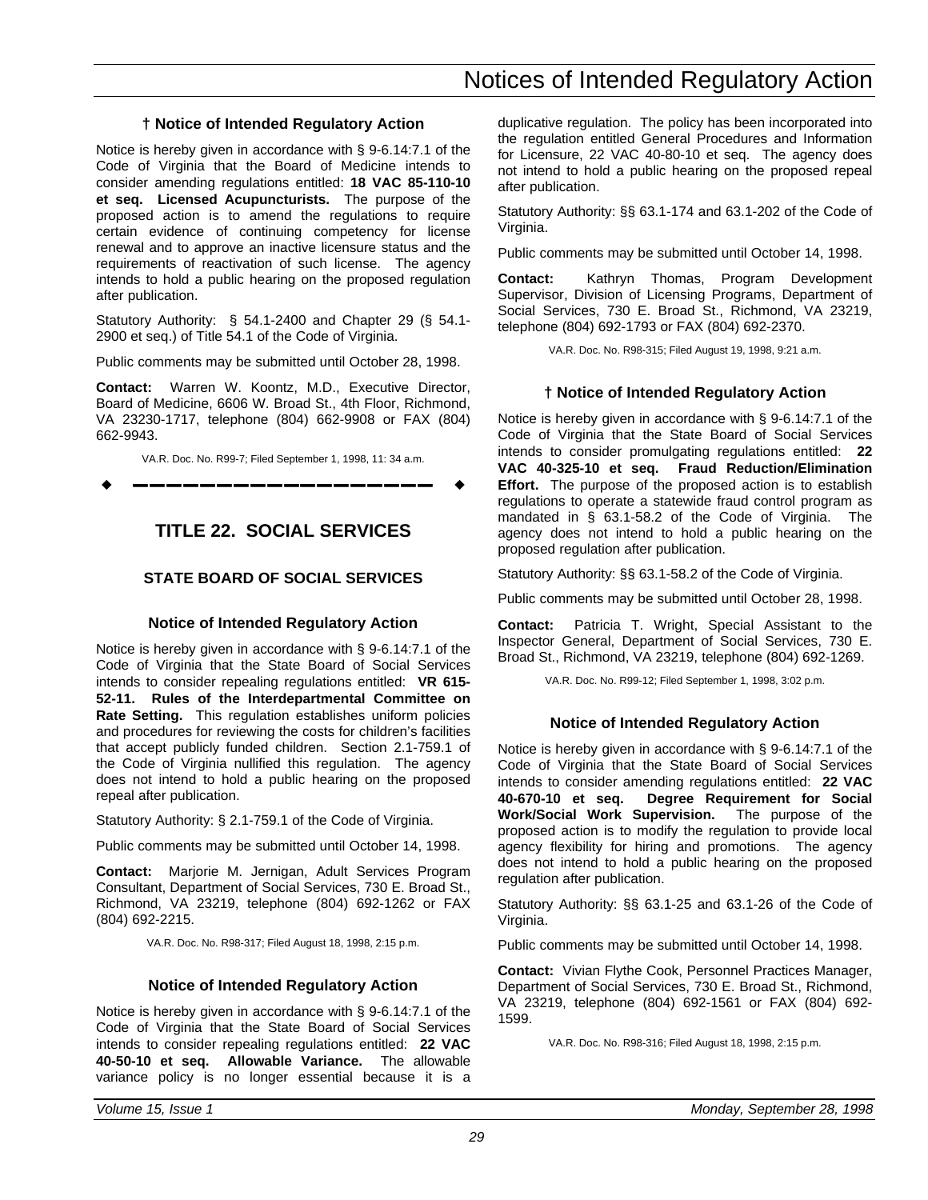### † Notice of Intended Regulatory Action

Notice is hereby given in accordance with § 9-6.14:7.1 of the Code of Virginia that the Board of Medicine intends to consider amending regulations entitled: **18 VAC 85-110-10 et seq. Licensed Acupuncturists.** The purpose of the proposed action is to amend the regulations to require certain evidence of continuing competency for license renewal and to approve an inactive licensure status and the requirements of reactivation of such license. The agency intends to hold a public hearing on the proposed regulation after publication.

Statutory Authority: § 54.1-2400 and Chapter 29 (§ 54.1-2900 et seq.) of Title 54.1 of the Code of Virginia.

Public comments may be submitted until October 28, 1998.

**Contact:** Warren W. Koontz, M.D., Executive Director, Board of Medicine, 6606 W. Broad St., 4th Floor, Richmond, VA 23230-1717, telephone (804) 662-9908 or FAX (804) 662-9943.

VA.R. Doc. No. R99-7; Filed September 1, 1998, 11: 34 a.m.

---

# TITLE 22. SOCIAL SERVICES

## STATE BOARD OF SOCIAL SERVICES

### Notice of Intended Regulatory Action

Notice is hereby given in accordance with § 9-6.14:7.1 of the Code of Virginia that the State Board of Social Services intends to consider repealing regulations entitled: **VR 615-52-11. Rules of the Interdepartmental Committee on Rate Setting.** This regulation establishes uniform policies and procedures for reviewing the costs for children's facilities that accept publicly funded children. Section 2.1-759.1 of the Code of Virginia nullified this regulation. The agency does not intend to hold a public hearing on the proposed repeal after publication.

Statutory Authority: § 2.1-759.1 of the Code of Virginia.

Public comments may be submitted until October 14, 1998.

**Contact:** Marjorie M. Jernigan, Adult Services Program Consultant, Department of Social Services, 730 E. Broad St., Richmond, VA 23219, telephone (804) 692-1262 or FAX (804) 692-2215.

VA.R. Doc. No. R98-317; Filed August 18, 1998, 2:15 p.m.

### Notice of Intended Regulatory Action

Notice is hereby given in accordance with § 9-6.14:7.1 of the Code of Virginia that the State Board of Social Services intends to consider repealing regulations entitled: **22 VAC 40-50-10 et seq. Allowable Variance.** The allowable variance policy is no longer essential because it is a duplicative regulation. The policy has been incorporated into the regulation entitled General Procedures and Information for Licensure, 22 VAC 40-80-10 et seq. The agency does not intend to hold a public hearing on the proposed repeal after publication.

Statutory Authority: §§ 63.1-174 and 63.1-202 of the Code of Virginia.

Public comments may be submitted until October 14, 1998.

**Contact:** Kathryn Thomas, Program Development Supervisor, Division of Licensing Programs, Department of Social Services, 730 E. Broad St., Richmond, VA 23219, telephone (804) 692-1793 or FAX (804) 692-2370.

VA.R. Doc. No. R98-315; Filed August 19, 1998, 9:21 a.m.

### † Notice of Intended Regulatory Action

Notice is hereby given in accordance with § 9-6.14:7.1 of the Code of Virginia that the State Board of Social Services intends to consider promulgating regulations entitled: **22 VAC 40-325-10 et seq. Fraud Reduction/Elimination Effort.** The purpose of the proposed action is to establish regulations to operate a statewide fraud control program as mandated in § 63.1-58.2 of the Code of Virginia. The agency does not intend to hold a public hearing on the proposed regulation after publication.

Statutory Authority: §§ 63.1-58.2 of the Code of Virginia.

Public comments may be submitted until October 28, 1998.

**Contact:** Patricia T. Wright, Special Assistant to the Inspector General, Department of Social Services, 730 E. Broad St., Richmond, VA 23219, telephone (804) 692-1269.

VA.R. Doc. No. R99-12; Filed September 1, 1998, 3:02 p.m.

### Notice of Intended Regulatory Action

Notice is hereby given in accordance with § 9-6.14:7.1 of the Code of Virginia that the State Board of Social Services intends to consider amending regulations entitled: **22 VAC 40-670-10 et seq. Degree Requirement for Social Work/Social Work Supervision.** The purpose of the proposed action is to modify the regulation to provide local agency flexibility for hiring and promotions. The agency does not intend to hold a public hearing on the proposed regulation after publication.

Statutory Authority: §§ 63.1-25 and 63.1-26 of the Code of Virginia.

Public comments may be submitted until October 14, 1998.

**Contact:** Vivian Flythe Cook, Personnel Practices Manager, Department of Social Services, 730 E. Broad St., Richmond, VA 23219, telephone (804) 692-1561 or FAX (804) 692-1599.

VA.R. Doc. No. R98-316; Filed August 18, 1998, 2:15 p.m.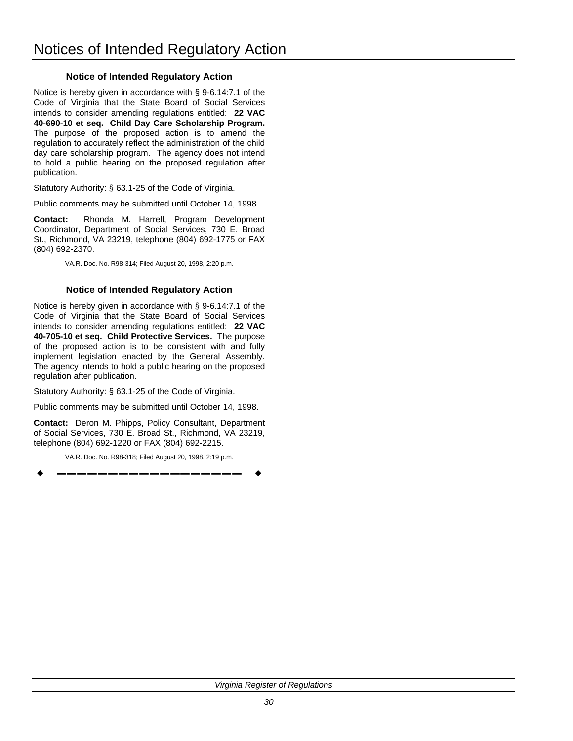# Notices of Intended Regulatory Action

### Notice of Intended Regulatory Action

Notice is hereby given in accordance with § 9-6.14:7.1 of the Code of Virginia that the State Board of Social Services intends to consider amending regulations entitled: **22 VAC 40-690-10 et seq. Child Day Care Scholarship Program.** The purpose of the proposed action is to amend the regulation to accurately reflect the administration of the child day care scholarship program. The agency does not intend to hold a public hearing on the proposed regulation after publication.

Statutory Authority: § 63.1-25 of the Code of Virginia.

Public comments may be submitted until October 14, 1998.

**Contact:** Rhonda M. Harrell, Program Development Coordinator, Department of Social Services, 730 E. Broad St., Richmond, VA 23219, telephone (804) 692-1775 or FAX (804) 692-2370.

VA.R. Doc. No. R98-314; Filed August 20, 1998, 2:20 p.m.

### Notice of Intended Regulatory Action

Notice is hereby given in accordance with § 9-6.14:7.1 of the Code of Virginia that the State Board of Social Services intends to consider amending regulations entitled: **22 VAC 40-705-10 et seq. Child Protective Services.** The purpose of the proposed action is to be consistent with and fully implement legislation enacted by the General Assembly. The agency intends to hold a public hearing on the proposed regulation after publication.

Statutory Authority: § 63.1-25 of the Code of Virginia.

Public comments may be submitted until October 14, 1998.

**Contact:** Deron M. Phipps, Policy Consultant, Department of Social Services, 730 E. Broad St., Richmond, VA 23219, telephone (804) 692-1220 or FAX (804) 692-2215.

VA.R. Doc. No. R98-318; Filed August 20, 1998, 2:19 p.m.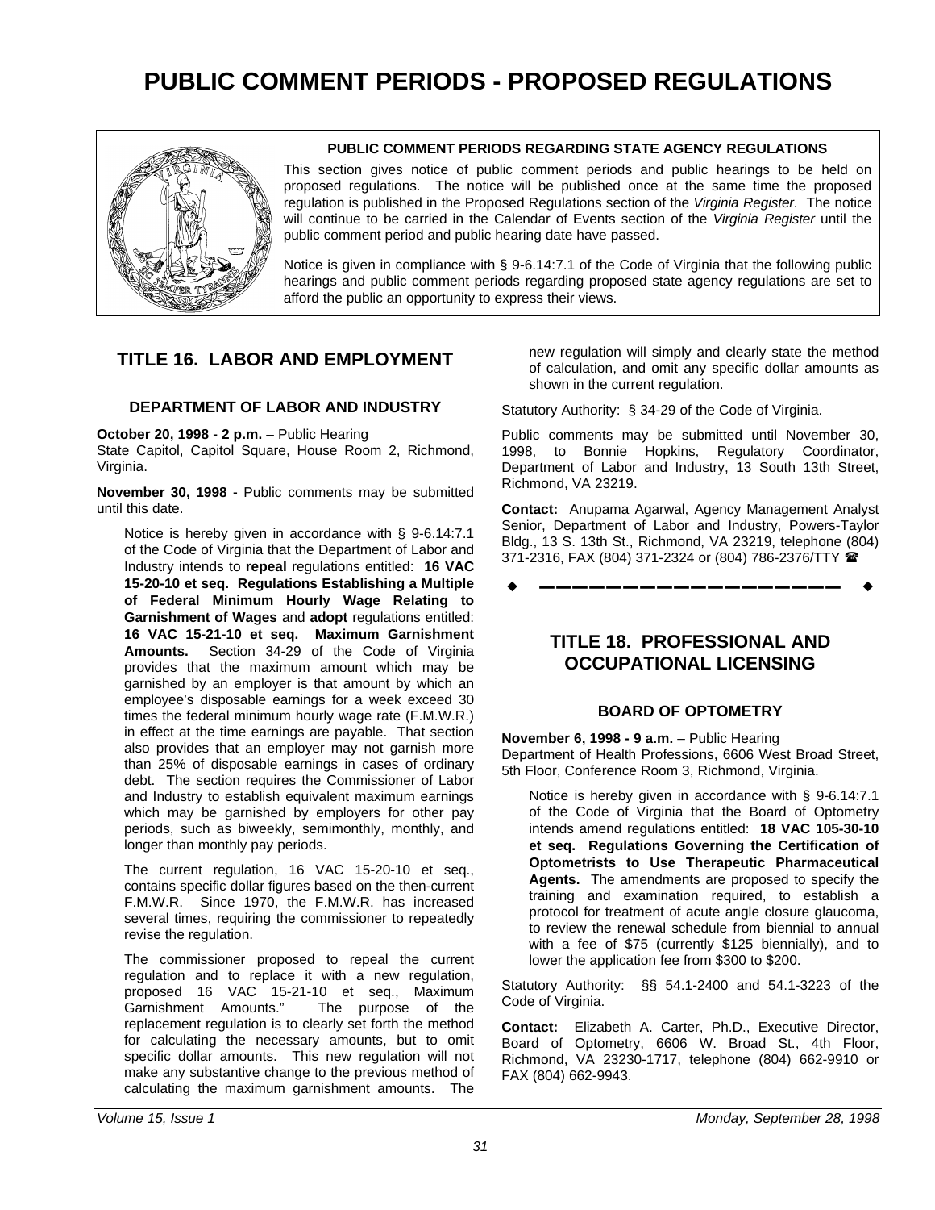# PUBLIC COMMENT PERIODS - PROPOSED REGULATIONS

**PUBLIC COMMENT PERIODS REGARDING STATE AGENCY REGULATIONS**

This section gives notice of public comment periods and public hearings to be held on proposed regulations. The notice will be published once at the same time the proposed regulation is published in the Proposed Regulations section of the *Virginia Register*. The notice will continue to be carried in the Calendar of Events section of the *Virginia Register* until the public comment period and public hearing date have passed.

Notice is given in compliance with § 9-6.14:7.1 of the Code of Virginia that the following public hearings and public comment periods regarding proposed state agency regulations are set to afford the public an opportunity to express their views.

## TITLE 16. LABOR AND EMPLOYMENT

### DEPARTMENT OF LABOR AND INDUSTRY

**October 20, 1998 - 2 p.m.** – Public Hearing
State Capitol, Capitol Square, House Room 2, Richmond, Virginia.

**November 30, 1998 -** Public comments may be submitted until this date.

Notice is hereby given in accordance with § 9-6.14:7.1 of the Code of Virginia that the Department of Labor and Industry intends to **repeal** regulations entitled: **16 VAC 15-20-10 et seq. Regulations Establishing a Multiple of Federal Minimum Hourly Wage Relating to Garnishment of Wages** and **adopt** regulations entitled: **16 VAC 15-21-10 et seq. Maximum Garnishment Amounts.** Section 34-29 of the Code of Virginia provides that the maximum amount which may be garnished by an employer is that amount by which an employee's disposable earnings for a week exceed 30 times the federal minimum hourly wage rate (F.M.W.R.) in effect at the time earnings are payable. That section also provides that an employer may not garnish more than 25% of disposable earnings in cases of ordinary debt. The section requires the Commissioner of Labor and Industry to establish equivalent maximum earnings which may be garnished by employers for other pay periods, such as biweekly, semimonthly, monthly, and longer than monthly pay periods.

The current regulation, 16 VAC 15-20-10 et seq., contains specific dollar figures based on the then-current F.M.W.R. Since 1970, the F.M.W.R. has increased several times, requiring the commissioner to repeatedly revise the regulation.

The commissioner proposed to repeal the current regulation and to replace it with a new regulation, proposed 16 VAC 15-21-10 et seq., Maximum Garnishment Amounts." The purpose of the replacement regulation is to clearly set forth the method for calculating the necessary amounts, but to omit specific dollar amounts. This new regulation will not make any substantive change to the previous method of calculating the maximum garnishment amounts. The new regulation will simply and clearly state the method of calculation, and omit any specific dollar amounts as shown in the current regulation.

Statutory Authority: § 34-29 of the Code of Virginia.

Public comments may be submitted until November 30, 1998, to Bonnie Hopkins, Regulatory Coordinator, Department of Labor and Industry, 13 South 13th Street, Richmond, VA 23219.

**Contact:** Anupama Agarwal, Agency Management Analyst Senior, Department of Labor and Industry, Powers-Taylor Bldg., 13 S. 13th St., Richmond, VA 23219, telephone (804) 371-2316, FAX (804) 371-2324 or (804) 786-2376/TTY ☎

## TITLE 18. PROFESSIONAL AND OCCUPATIONAL LICENSING

### BOARD OF OPTOMETRY

**November 6, 1998 - 9 a.m.** – Public Hearing
Department of Health Professions, 6606 West Broad Street, 5th Floor, Conference Room 3, Richmond, Virginia.

Notice is hereby given in accordance with § 9-6.14:7.1 of the Code of Virginia that the Board of Optometry intends amend regulations entitled: **18 VAC 105-30-10 et seq. Regulations Governing the Certification of Optometrists to Use Therapeutic Pharmaceutical Agents.** The amendments are proposed to specify the training and examination required, to establish a protocol for treatment of acute angle closure glaucoma, to review the renewal schedule from biennial to annual with a fee of $75 (currently $125 biennially), and to lower the application fee from $300 to $200.

Statutory Authority: §§ 54.1-2400 and 54.1-3223 of the Code of Virginia.

**Contact:** Elizabeth A. Carter, Ph.D., Executive Director, Board of Optometry, 6606 W. Broad St., 4th Floor, Richmond, VA 23230-1717, telephone (804) 662-9910 or FAX (804) 662-9943.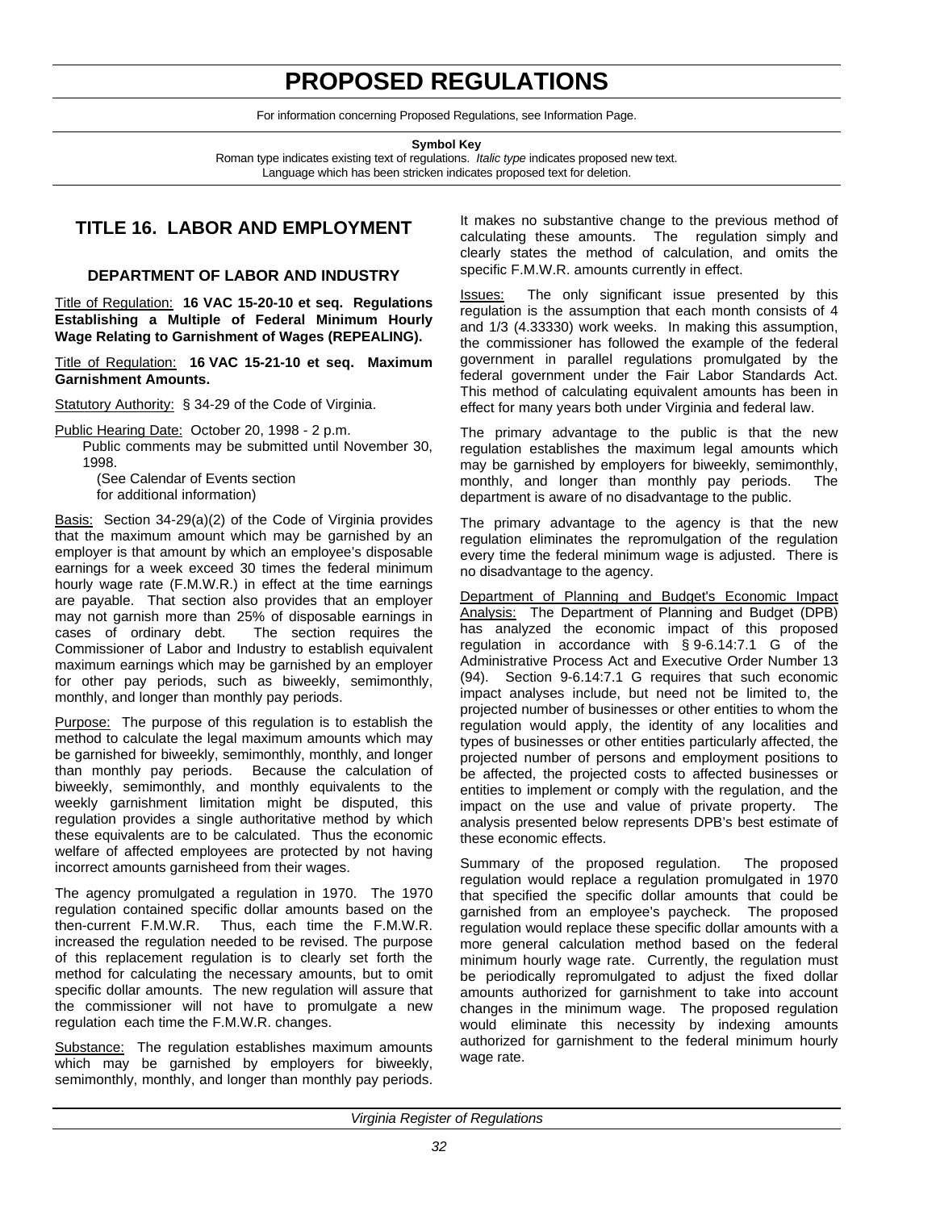# PROPOSED REGULATIONS

For information concerning Proposed Regulations, see Information Page.

**Symbol Key**

Roman type indicates existing text of regulations. *Italic type* indicates proposed new text. Language which has been stricken indicates proposed text for deletion.

## TITLE 16. LABOR AND EMPLOYMENT

### DEPARTMENT OF LABOR AND INDUSTRY

Title of Regulation: **16 VAC 15-20-10 et seq. Regulations Establishing a Multiple of Federal Minimum Hourly Wage Relating to Garnishment of Wages (REPEALING).**

Title of Regulation: **16 VAC 15-21-10 et seq. Maximum Garnishment Amounts.**

Statutory Authority: § 34-29 of the Code of Virginia.

Public Hearing Date: October 20, 1998 - 2 p.m.

Public comments may be submitted until November 30, 1998.

(See Calendar of Events section for additional information)

Basis: Section 34-29(a)(2) of the Code of Virginia provides that the maximum amount which may be garnished by an employer is that amount by which an employee's disposable earnings for a week exceed 30 times the federal minimum hourly wage rate (F.M.W.R.) in effect at the time earnings are payable. That section also provides that an employer may not garnish more than 25% of disposable earnings in cases of ordinary debt. The section requires the Commissioner of Labor and Industry to establish equivalent maximum earnings which may be garnished by an employer for other pay periods, such as biweekly, semimonthly, monthly, and longer than monthly pay periods.

Purpose: The purpose of this regulation is to establish the method to calculate the legal maximum amounts which may be garnished for biweekly, semimonthly, monthly, and longer than monthly pay periods. Because the calculation of biweekly, semimonthly, and monthly equivalents to the weekly garnishment limitation might be disputed, this regulation provides a single authoritative method by which these equivalents are to be calculated. Thus the economic welfare of affected employees are protected by not having incorrect amounts garnisheed from their wages.

The agency promulgated a regulation in 1970. The 1970 regulation contained specific dollar amounts based on the then-current F.M.W.R. Thus, each time the F.M.W.R. increased the regulation needed to be revised. The purpose of this replacement regulation is to clearly set forth the method for calculating the necessary amounts, but to omit specific dollar amounts. The new regulation will assure that the commissioner will not have to promulgate a new regulation each time the F.M.W.R. changes.

Substance: The regulation establishes maximum amounts which may be garnished by employers for biweekly, semimonthly, monthly, and longer than monthly pay periods. It makes no substantive change to the previous method of calculating these amounts. The regulation simply and clearly states the method of calculation, and omits the specific F.M.W.R. amounts currently in effect.

Issues: The only significant issue presented by this regulation is the assumption that each month consists of 4 and 1/3 (4.33330) work weeks. In making this assumption, the commissioner has followed the example of the federal government in parallel regulations promulgated by the federal government under the Fair Labor Standards Act. This method of calculating equivalent amounts has been in effect for many years both under Virginia and federal law.

The primary advantage to the public is that the new regulation establishes the maximum legal amounts which may be garnished by employers for biweekly, semimonthly, monthly, and longer than monthly pay periods. The department is aware of no disadvantage to the public.

The primary advantage to the agency is that the new regulation eliminates the repromulgation of the regulation every time the federal minimum wage is adjusted. There is no disadvantage to the agency.

Department of Planning and Budget's Economic Impact Analysis: The Department of Planning and Budget (DPB) has analyzed the economic impact of this proposed regulation in accordance with § 9-6.14:7.1 G of the Administrative Process Act and Executive Order Number 13 (94). Section 9-6.14:7.1 G requires that such economic impact analyses include, but need not be limited to, the projected number of businesses or other entities to whom the regulation would apply, the identity of any localities and types of businesses or other entities particularly affected, the projected number of persons and employment positions to be affected, the projected costs to affected businesses or entities to implement or comply with the regulation, and the impact on the use and value of private property. The analysis presented below represents DPB's best estimate of these economic effects.

Summary of the proposed regulation. The proposed regulation would replace a regulation promulgated in 1970 that specified the specific dollar amounts that could be garnished from an employee's paycheck. The proposed regulation would replace these specific dollar amounts with a more general calculation method based on the federal minimum hourly wage rate. Currently, the regulation must be periodically repromulgated to adjust the fixed dollar amounts authorized for garnishment to take into account changes in the minimum wage. The proposed regulation would eliminate this necessity by indexing amounts authorized for garnishment to the federal minimum hourly wage rate.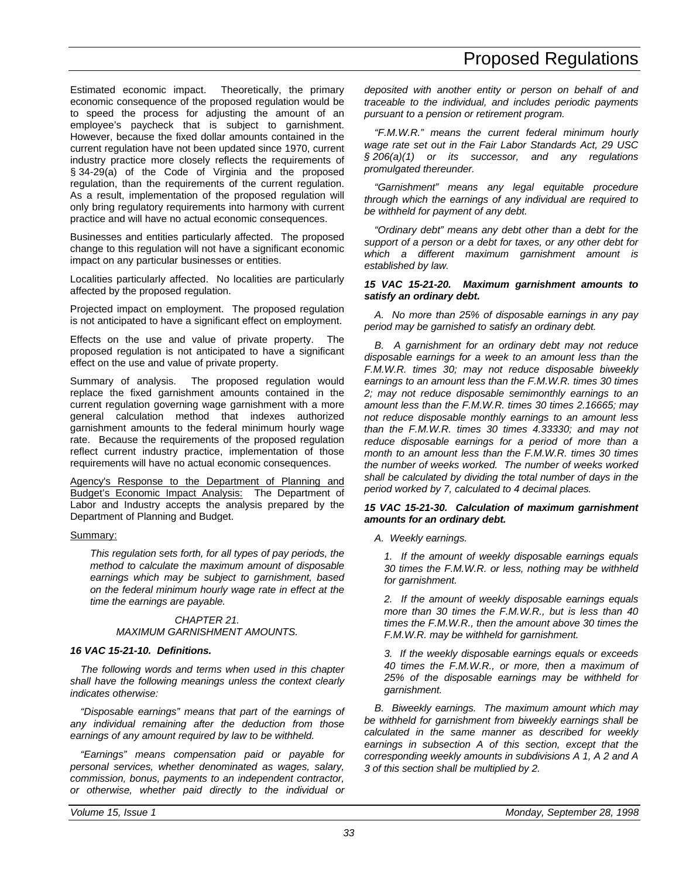Estimated economic impact. Theoretically, the primary economic consequence of the proposed regulation would be to speed the process for adjusting the amount of an employee's paycheck that is subject to garnishment. However, because the fixed dollar amounts contained in the current regulation have not been updated since 1970, current industry practice more closely reflects the requirements of § 34-29(a) of the Code of Virginia and the proposed regulation, than the requirements of the current regulation. As a result, implementation of the proposed regulation will only bring regulatory requirements into harmony with current practice and will have no actual economic consequences.

Businesses and entities particularly affected. The proposed change to this regulation will not have a significant economic impact on any particular businesses or entities.

Localities particularly affected. No localities are particularly affected by the proposed regulation.

Projected impact on employment. The proposed regulation is not anticipated to have a significant effect on employment.

Effects on the use and value of private property. The proposed regulation is not anticipated to have a significant effect on the use and value of private property.

Summary of analysis. The proposed regulation would replace the fixed garnishment amounts contained in the current regulation governing wage garnishment with a more general calculation method that indexes authorized garnishment amounts to the federal minimum hourly wage rate. Because the requirements of the proposed regulation reflect current industry practice, implementation of those requirements will have no actual economic consequences.

Agency's Response to the Department of Planning and Budget's Economic Impact Analysis: The Department of Labor and Industry accepts the analysis prepared by the Department of Planning and Budget.

Summary:

*This regulation sets forth, for all types of pay periods, the method to calculate the maximum amount of disposable earnings which may be subject to garnishment, based on the federal minimum hourly wage rate in effect at the time the earnings are payable.*

*CHAPTER 21.*
*MAXIMUM GARNISHMENT AMOUNTS.*

***16 VAC 15-21-10. Definitions.***

*The following words and terms when used in this chapter shall have the following meanings unless the context clearly indicates otherwise:*

*"Disposable earnings" means that part of the earnings of any individual remaining after the deduction from those earnings of any amount required by law to be withheld.*

*"Earnings" means compensation paid or payable for personal services, whether denominated as wages, salary, commission, bonus, payments to an independent contractor, or otherwise, whether paid directly to the individual or deposited with another entity or person on behalf of and traceable to the individual, and includes periodic payments pursuant to a pension or retirement program.*

*"F.M.W.R." means the current federal minimum hourly wage rate set out in the Fair Labor Standards Act, 29 USC § 206(a)(1) or its successor, and any regulations promulgated thereunder.*

*"Garnishment" means any legal equitable procedure through which the earnings of any individual are required to be withheld for payment of any debt.*

*"Ordinary debt" means any debt other than a debt for the support of a person or a debt for taxes, or any other debt for which a different maximum garnishment amount is established by law.*

***15 VAC 15-21-20. Maximum garnishment amounts to satisfy an ordinary debt.***

*A. No more than 25% of disposable earnings in any pay period may be garnished to satisfy an ordinary debt.*

*B. A garnishment for an ordinary debt may not reduce disposable earnings for a week to an amount less than the F.M.W.R. times 30; may not reduce disposable biweekly earnings to an amount less than the F.M.W.R. times 30 times 2; may not reduce disposable semimonthly earnings to an amount less than the F.M.W.R. times 30 times 2.16665; may not reduce disposable monthly earnings to an amount less than the F.M.W.R. times 30 times 4.33330; and may not reduce disposable earnings for a period of more than a month to an amount less than the F.M.W.R. times 30 times the number of weeks worked. The number of weeks worked shall be calculated by dividing the total number of days in the period worked by 7, calculated to 4 decimal places.*

***15 VAC 15-21-30. Calculation of maximum garnishment amounts for an ordinary debt.***

*A. Weekly earnings.*

*1. If the amount of weekly disposable earnings equals 30 times the F.M.W.R. or less, nothing may be withheld for garnishment.*

*2. If the amount of weekly disposable earnings equals more than 30 times the F.M.W.R., but is less than 40 times the F.M.W.R., then the amount above 30 times the F.M.W.R. may be withheld for garnishment.*

*3. If the weekly disposable earnings equals or exceeds 40 times the F.M.W.R., or more, then a maximum of 25% of the disposable earnings may be withheld for garnishment.*

*B. Biweekly earnings. The maximum amount which may be withheld for garnishment from biweekly earnings shall be calculated in the same manner as described for weekly earnings in subsection A of this section, except that the corresponding weekly amounts in subdivisions A 1, A 2 and A 3 of this section shall be multiplied by 2.*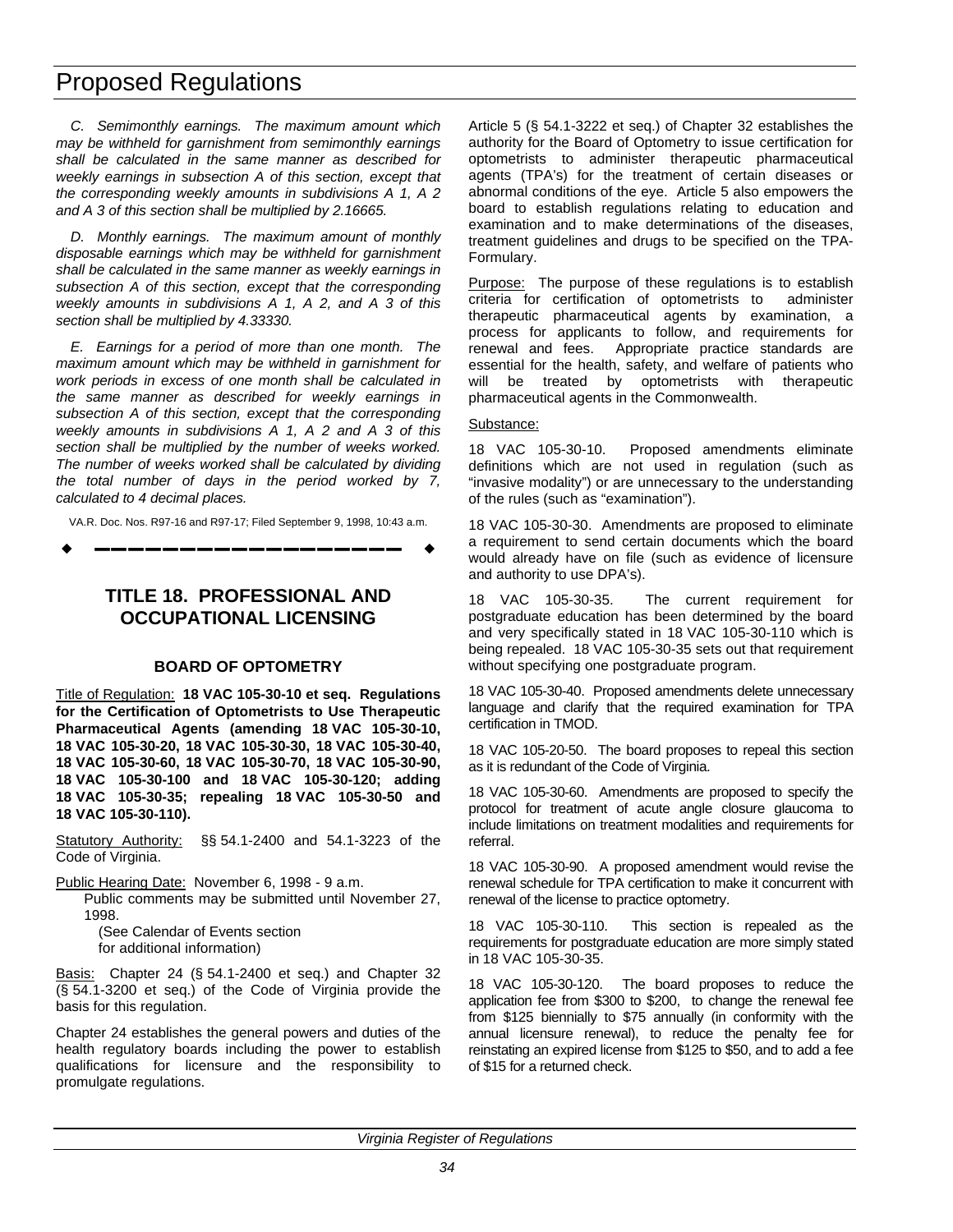*C. Semimonthly earnings. The maximum amount which may be withheld for garnishment from semimonthly earnings shall be calculated in the same manner as described for weekly earnings in subsection A of this section, except that the corresponding weekly amounts in subdivisions A 1, A 2 and A 3 of this section shall be multiplied by 2.16665.*

*D. Monthly earnings. The maximum amount of monthly disposable earnings which may be withheld for garnishment shall be calculated in the same manner as weekly earnings in subsection A of this section, except that the corresponding weekly amounts in subdivisions A 1, A 2, and A 3 of this section shall be multiplied by 4.33330.*

*E. Earnings for a period of more than one month. The maximum amount which may be withheld in garnishment for work periods in excess of one month shall be calculated in the same manner as described for weekly earnings in subsection A of this section, except that the corresponding weekly amounts in subdivisions A 1, A 2 and A 3 of this section shall be multiplied by the number of weeks worked. The number of weeks worked shall be calculated by dividing the total number of days in the period worked by 7, calculated to 4 decimal places.*

VA.R. Doc. Nos. R97-16 and R97-17; Filed September 9, 1998, 10:43 a.m.

---

## TITLE 18. PROFESSIONAL AND OCCUPATIONAL LICENSING

### BOARD OF OPTOMETRY

Title of Regulation: **18 VAC 105-30-10 et seq. Regulations for the Certification of Optometrists to Use Therapeutic Pharmaceutical Agents (amending 18 VAC 105-30-10, 18 VAC 105-30-20, 18 VAC 105-30-30, 18 VAC 105-30-40, 18 VAC 105-30-60, 18 VAC 105-30-70, 18 VAC 105-30-90, 18 VAC 105-30-100 and 18 VAC 105-30-120; adding 18 VAC 105-30-35; repealing 18 VAC 105-30-50 and 18 VAC 105-30-110).**

Statutory Authority: §§ 54.1-2400 and 54.1-3223 of the Code of Virginia.

Public Hearing Date: November 6, 1998 - 9 a.m.

Public comments may be submitted until November 27, 1998.

(See Calendar of Events section for additional information)

Basis: Chapter 24 (§ 54.1-2400 et seq.) and Chapter 32 (§ 54.1-3200 et seq.) of the Code of Virginia provide the basis for this regulation.

Chapter 24 establishes the general powers and duties of the health regulatory boards including the power to establish qualifications for licensure and the responsibility to promulgate regulations.

Article 5 (§ 54.1-3222 et seq.) of Chapter 32 establishes the authority for the Board of Optometry to issue certification for optometrists to administer therapeutic pharmaceutical agents (TPA's) for the treatment of certain diseases or abnormal conditions of the eye. Article 5 also empowers the board to establish regulations relating to education and examination and to make determinations of the diseases, treatment guidelines and drugs to be specified on the TPA-Formulary.

Purpose: The purpose of these regulations is to establish criteria for certification of optometrists to administer therapeutic pharmaceutical agents by examination, a process for applicants to follow, and requirements for renewal and fees. Appropriate practice standards are essential for the health, safety, and welfare of patients who will be treated by optometrists with therapeutic pharmaceutical agents in the Commonwealth.

Substance:

18 VAC 105-30-10. Proposed amendments eliminate definitions which are not used in regulation (such as "invasive modality") or are unnecessary to the understanding of the rules (such as "examination").

18 VAC 105-30-30. Amendments are proposed to eliminate a requirement to send certain documents which the board would already have on file (such as evidence of licensure and authority to use DPA's).

18 VAC 105-30-35. The current requirement for postgraduate education has been determined by the board and very specifically stated in 18 VAC 105-30-110 which is being repealed. 18 VAC 105-30-35 sets out that requirement without specifying one postgraduate program.

18 VAC 105-30-40. Proposed amendments delete unnecessary language and clarify that the required examination for TPA certification in TMOD.

18 VAC 105-20-50. The board proposes to repeal this section as it is redundant of the Code of Virginia.

18 VAC 105-30-60. Amendments are proposed to specify the protocol for treatment of acute angle closure glaucoma to include limitations on treatment modalities and requirements for referral.

18 VAC 105-30-90. A proposed amendment would revise the renewal schedule for TPA certification to make it concurrent with renewal of the license to practice optometry.

18 VAC 105-30-110. This section is repealed as the requirements for postgraduate education are more simply stated in 18 VAC 105-30-35.

18 VAC 105-30-120. The board proposes to reduce the application fee from $300 to $200, to change the renewal fee from $125 biennially to $75 annually (in conformity with the annual licensure renewal), to reduce the penalty fee for reinstating an expired license from $125 to $50, and to add a fee of $15 for a returned check.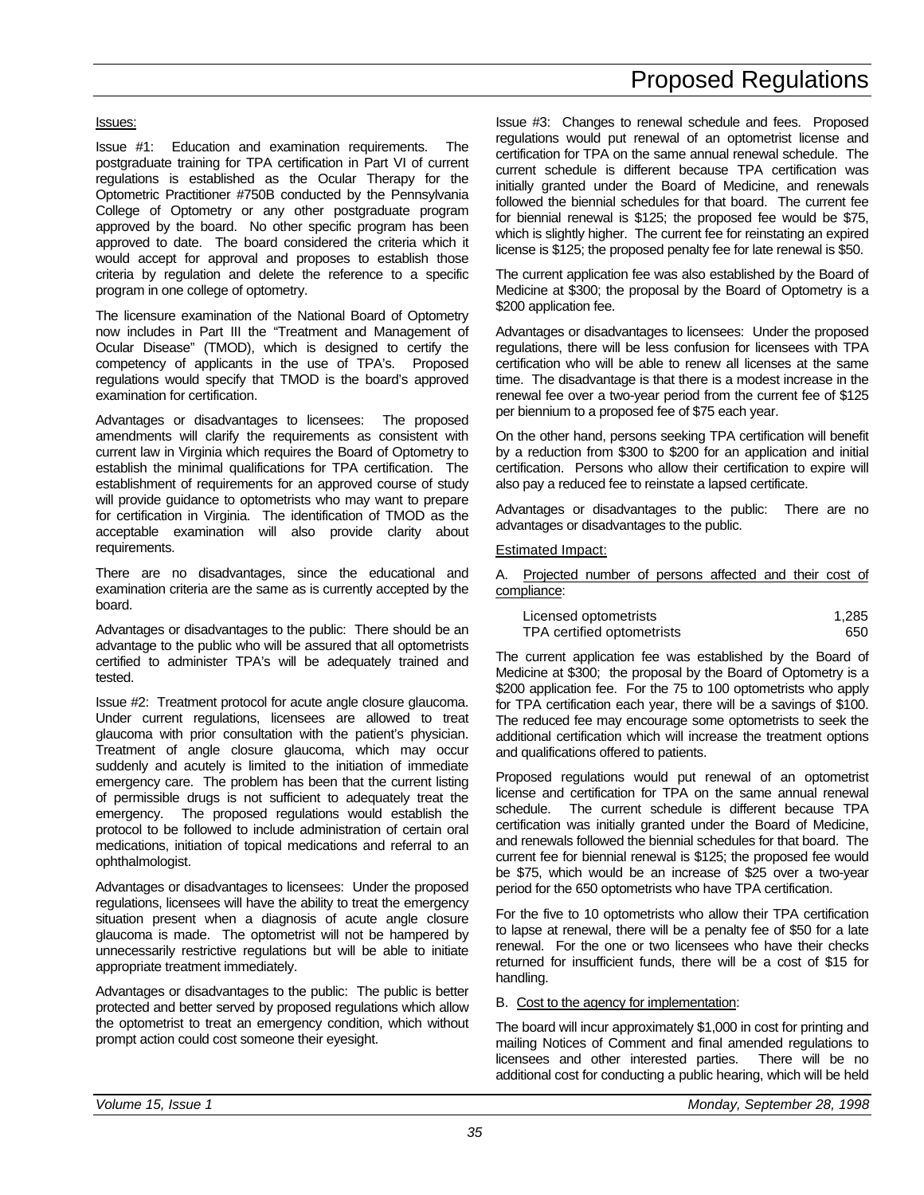Issues:

Issue #1: Education and examination requirements. The postgraduate training for TPA certification in Part VI of current regulations is established as the Ocular Therapy for the Optometric Practitioner #750B conducted by the Pennsylvania College of Optometry or any other postgraduate program approved by the board. No other specific program has been approved to date. The board considered the criteria which it would accept for approval and proposes to establish those criteria by regulation and delete the reference to a specific program in one college of optometry.

The licensure examination of the National Board of Optometry now includes in Part III the "Treatment and Management of Ocular Disease" (TMOD), which is designed to certify the competency of applicants in the use of TPA's. Proposed regulations would specify that TMOD is the board's approved examination for certification.

Advantages or disadvantages to licensees: The proposed amendments will clarify the requirements as consistent with current law in Virginia which requires the Board of Optometry to establish the minimal qualifications for TPA certification. The establishment of requirements for an approved course of study will provide guidance to optometrists who may want to prepare for certification in Virginia. The identification of TMOD as the acceptable examination will also provide clarity about requirements.

There are no disadvantages, since the educational and examination criteria are the same as is currently accepted by the board.

Advantages or disadvantages to the public: There should be an advantage to the public who will be assured that all optometrists certified to administer TPA's will be adequately trained and tested.

Issue #2: Treatment protocol for acute angle closure glaucoma. Under current regulations, licensees are allowed to treat glaucoma with prior consultation with the patient's physician. Treatment of angle closure glaucoma, which may occur suddenly and acutely is limited to the initiation of immediate emergency care. The problem has been that the current listing of permissible drugs is not sufficient to adequately treat the emergency. The proposed regulations would establish the protocol to be followed to include administration of certain oral medications, initiation of topical medications and referral to an ophthalmologist.

Advantages or disadvantages to licensees: Under the proposed regulations, licensees will have the ability to treat the emergency situation present when a diagnosis of acute angle closure glaucoma is made. The optometrist will not be hampered by unnecessarily restrictive regulations but will be able to initiate appropriate treatment immediately.

Advantages or disadvantages to the public: The public is better protected and better served by proposed regulations which allow the optometrist to treat an emergency condition, which without prompt action could cost someone their eyesight.

Issue #3: Changes to renewal schedule and fees. Proposed regulations would put renewal of an optometrist license and certification for TPA on the same annual renewal schedule. The current schedule is different because TPA certification was initially granted under the Board of Medicine, and renewals followed the biennial schedules for that board. The current fee for biennial renewal is $125; the proposed fee would be $75, which is slightly higher. The current fee for reinstating an expired license is $125; the proposed penalty fee for late renewal is $50.

The current application fee was also established by the Board of Medicine at $300; the proposal by the Board of Optometry is a $200 application fee.

Advantages or disadvantages to licensees: Under the proposed regulations, there will be less confusion for licensees with TPA certification who will be able to renew all licenses at the same time. The disadvantage is that there is a modest increase in the renewal fee over a two-year period from the current fee of $125 per biennium to a proposed fee of $75 each year.

On the other hand, persons seeking TPA certification will benefit by a reduction from $300 to $200 for an application and initial certification. Persons who allow their certification to expire will also pay a reduced fee to reinstate a lapsed certificate.

Advantages or disadvantages to the public: There are no advantages or disadvantages to the public.

Estimated Impact:

A. Projected number of persons affected and their cost of compliance:

| | |
|---|---|
| Licensed optometrists | 1,285 |
| TPA certified optometrists | 650 |

The current application fee was established by the Board of Medicine at $300; the proposal by the Board of Optometry is a $200 application fee. For the 75 to 100 optometrists who apply for TPA certification each year, there will be a savings of $100. The reduced fee may encourage some optometrists to seek the additional certification which will increase the treatment options and qualifications offered to patients.

Proposed regulations would put renewal of an optometrist license and certification for TPA on the same annual renewal schedule. The current schedule is different because TPA certification was initially granted under the Board of Medicine, and renewals followed the biennial schedules for that board. The current fee for biennial renewal is $125; the proposed fee would be $75, which would be an increase of $25 over a two-year period for the 650 optometrists who have TPA certification.

For the five to 10 optometrists who allow their TPA certification to lapse at renewal, there will be a penalty fee of $50 for a late renewal. For the one or two licensees who have their checks returned for insufficient funds, there will be a cost of $15 for handling.

B. Cost to the agency for implementation:

The board will incur approximately $1,000 in cost for printing and mailing Notices of Comment and final amended regulations to licensees and other interested parties. There will be no additional cost for conducting a public hearing, which will be held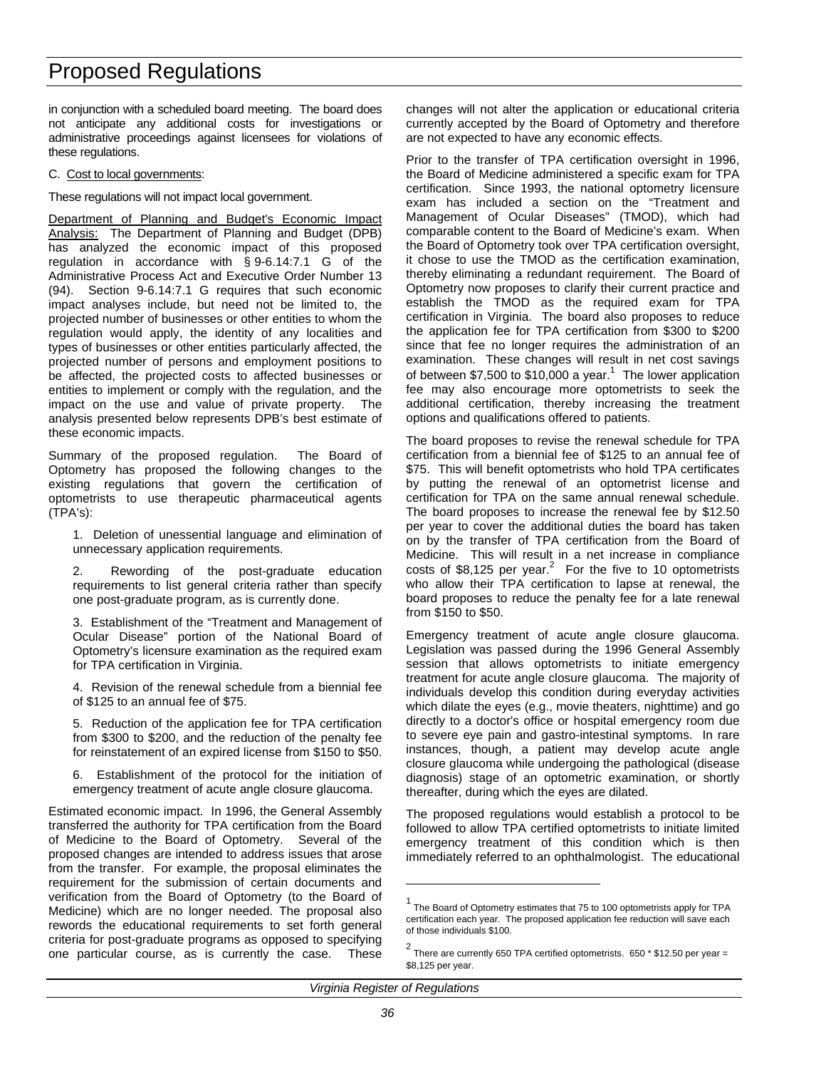in conjunction with a scheduled board meeting. The board does not anticipate any additional costs for investigations or administrative proceedings against licensees for violations of these regulations.

C. Cost to local governments:

These regulations will not impact local government.

Department of Planning and Budget's Economic Impact Analysis: The Department of Planning and Budget (DPB) has analyzed the economic impact of this proposed regulation in accordance with § 9-6.14:7.1 G of the Administrative Process Act and Executive Order Number 13 (94). Section 9-6.14:7.1 G requires that such economic impact analyses include, but need not be limited to, the projected number of businesses or other entities to whom the regulation would apply, the identity of any localities and types of businesses or other entities particularly affected, the projected number of persons and employment positions to be affected, the projected costs to affected businesses or entities to implement or comply with the regulation, and the impact on the use and value of private property. The analysis presented below represents DPB's best estimate of these economic impacts.

Summary of the proposed regulation. The Board of Optometry has proposed the following changes to the existing regulations that govern the certification of optometrists to use therapeutic pharmaceutical agents (TPA's):

1. Deletion of unessential language and elimination of unnecessary application requirements.

2. Rewording of the post-graduate education requirements to list general criteria rather than specify one post-graduate program, as is currently done.

3. Establishment of the "Treatment and Management of Ocular Disease" portion of the National Board of Optometry's licensure examination as the required exam for TPA certification in Virginia.

4. Revision of the renewal schedule from a biennial fee of $125 to an annual fee of $75.

5. Reduction of the application fee for TPA certification from $300 to $200, and the reduction of the penalty fee for reinstatement of an expired license from $150 to $50.

6. Establishment of the protocol for the initiation of emergency treatment of acute angle closure glaucoma.

Estimated economic impact. In 1996, the General Assembly transferred the authority for TPA certification from the Board of Medicine to the Board of Optometry. Several of the proposed changes are intended to address issues that arose from the transfer. For example, the proposal eliminates the requirement for the submission of certain documents and verification from the Board of Optometry (to the Board of Medicine) which are no longer needed. The proposal also rewords the educational requirements to set forth general criteria for post-graduate programs as opposed to specifying one particular course, as is currently the case. These changes will not alter the application or educational criteria currently accepted by the Board of Optometry and therefore are not expected to have any economic effects.

Prior to the transfer of TPA certification oversight in 1996, the Board of Medicine administered a specific exam for TPA certification. Since 1993, the national optometry licensure exam has included a section on the "Treatment and Management of Ocular Diseases" (TMOD), which had comparable content to the Board of Medicine's exam. When the Board of Optometry took over TPA certification oversight, it chose to use the TMOD as the certification examination, thereby eliminating a redundant requirement. The Board of Optometry now proposes to clarify their current practice and establish the TMOD as the required exam for TPA certification in Virginia. The board also proposes to reduce the application fee for TPA certification from $300 to $200 since that fee no longer requires the administration of an examination. These changes will result in net cost savings of between $7,500 to $10,000 a year.[1] The lower application fee may also encourage more optometrists to seek the additional certification, thereby increasing the treatment options and qualifications offered to patients.

The board proposes to revise the renewal schedule for TPA certification from a biennial fee of $125 to an annual fee of $75. This will benefit optometrists who hold TPA certificates by putting the renewal of an optometrist license and certification for TPA on the same annual renewal schedule. The board proposes to increase the renewal fee by $12.50 per year to cover the additional duties the board has taken on by the transfer of TPA certification from the Board of Medicine. This will result in a net increase in compliance costs of $8,125 per year.[2] For the five to 10 optometrists who allow their TPA certification to lapse at renewal, the board proposes to reduce the penalty fee for a late renewal from $150 to $50.

Emergency treatment of acute angle closure glaucoma. Legislation was passed during the 1996 General Assembly session that allows optometrists to initiate emergency treatment for acute angle closure glaucoma. The majority of individuals develop this condition during everyday activities which dilate the eyes (e.g., movie theaters, nighttime) and go directly to a doctor's office or hospital emergency room due to severe eye pain and gastro-intestinal symptoms. In rare instances, though, a patient may develop acute angle closure glaucoma while undergoing the pathological (disease diagnosis) stage of an optometric examination, or shortly thereafter, during which the eyes are dilated.

The proposed regulations would establish a protocol to be followed to allow TPA certified optometrists to initiate limited emergency treatment of this condition which is then immediately referred to an ophthalmologist. The educational

[1] The Board of Optometry estimates that 75 to 100 optometrists apply for TPA certification each year. The proposed application fee reduction will save each of those individuals $100.

[2] There are currently 650 TPA certified optometrists. 650 * $12.50 per year = $8,125 per year.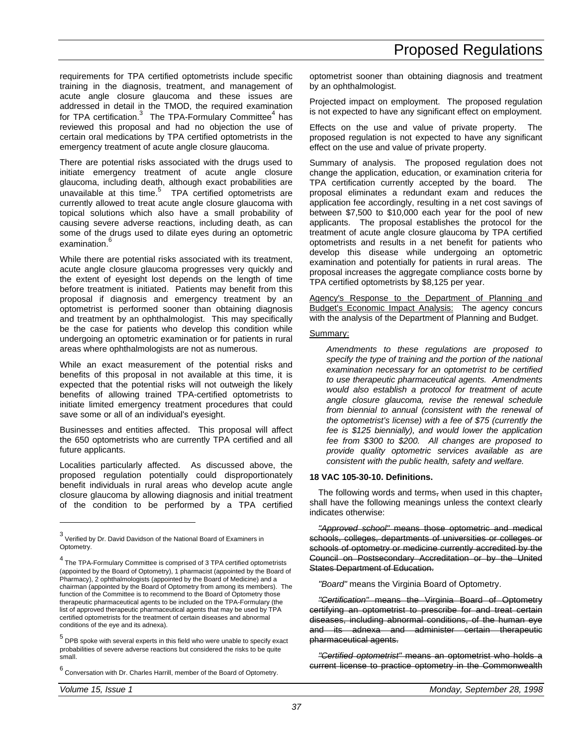requirements for TPA certified optometrists include specific training in the diagnosis, treatment, and management of acute angle closure glaucoma and these issues are addressed in detail in the TMOD, the required examination for TPA certification.[3] The TPA-Formulary Committee[4] has reviewed this proposal and had no objection the use of certain oral medications by TPA certified optometrists in the emergency treatment of acute angle closure glaucoma.

There are potential risks associated with the drugs used to initiate emergency treatment of acute angle closure glaucoma, including death, although exact probabilities are unavailable at this time.[5] TPA certified optometrists are currently allowed to treat acute angle closure glaucoma with topical solutions which also have a small probability of causing severe adverse reactions, including death, as can some of the drugs used to dilate eyes during an optometric examination.[6]

While there are potential risks associated with its treatment, acute angle closure glaucoma progresses very quickly and the extent of eyesight lost depends on the length of time before treatment is initiated. Patients may benefit from this proposal if diagnosis and emergency treatment by an optometrist is performed sooner than obtaining diagnosis and treatment by an ophthalmologist. This may specifically be the case for patients who develop this condition while undergoing an optometric examination or for patients in rural areas where ophthalmologists are not as numerous.

While an exact measurement of the potential risks and benefits of this proposal in not available at this time, it is expected that the potential risks will not outweigh the likely benefits of allowing trained TPA-certified optometrists to initiate limited emergency treatment procedures that could save some or all of an individual's eyesight.

Businesses and entities affected. This proposal will affect the 650 optometrists who are currently TPA certified and all future applicants.

Localities particularly affected. As discussed above, the proposed regulation potentially could disproportionately benefit individuals in rural areas who develop acute angle closure glaucoma by allowing diagnosis and initial treatment of the condition to be performed by a TPA certified optometrist sooner than obtaining diagnosis and treatment by an ophthalmologist.

Projected impact on employment. The proposed regulation is not expected to have any significant effect on employment.

Effects on the use and value of private property. The proposed regulation is not expected to have any significant effect on the use and value of private property.

Summary of analysis. The proposed regulation does not change the application, education, or examination criteria for TPA certification currently accepted by the board. The proposal eliminates a redundant exam and reduces the application fee accordingly, resulting in a net cost savings of between $7,500 to $10,000 each year for the pool of new applicants. The proposal establishes the protocol for the treatment of acute angle closure glaucoma by TPA certified optometrists and results in a net benefit for patients who develop this disease while undergoing an optometric examination and potentially for patients in rural areas. The proposal increases the aggregate compliance costs borne by TPA certified optometrists by $8,125 per year.

Agency's Response to the Department of Planning and Budget's Economic Impact Analysis: The agency concurs with the analysis of the Department of Planning and Budget.

Summary:

*Amendments to these regulations are proposed to specify the type of training and the portion of the national examination necessary for an optometrist to be certified to use therapeutic pharmaceutical agents. Amendments would also establish a protocol for treatment of acute angle closure glaucoma, revise the renewal schedule from biennial to annual (consistent with the renewal of the optometrist's license) with a fee of $75 (currently the fee is $125 biennially), and would lower the application fee from $300 to $200. All changes are proposed to provide quality optometric services available as are consistent with the public health, safety and welfare.*

**18 VAC 105-30-10. Definitions.**

The following words and terms~~,~~ when used in this chapter~~,~~ shall have the following meanings unless the context clearly indicates otherwise:

~~*"Approved school"* means those optometric and medical schools, colleges, departments of universities or colleges or schools of optometry or medicine currently accredited by the Council on Postsecondary Accreditation or by the United States Department of Education.~~

*"Board"* means the Virginia Board of Optometry.

~~*"Certification"* means the Virginia Board of Optometry certifying an optometrist to prescribe for and treat certain diseases, including abnormal conditions, of the human eye and its adnexa and administer certain therapeutic pharmaceutical agents.~~

~~*"Certified optometrist"* means an optometrist who holds a current license to practice optometry in the Commonwealth~~

---

[3] Verified by Dr. David Davidson of the National Board of Examiners in Optometry.

[4] The TPA-Formulary Committee is comprised of 3 TPA certified optometrists (appointed by the Board of Optometry), 1 pharmacist (appointed by the Board of Pharmacy), 2 ophthalmologists (appointed by the Board of Medicine) and a chairman (appointed by the Board of Optometry from among its members). The function of the Committee is to recommend to the Board of Optometry those therapeutic pharmaceutical agents to be included on the TPA-Formulary (the list of approved therapeutic pharmaceutical agents that may be used by TPA certified optometrists for the treatment of certain diseases and abnormal conditions of the eye and its adnexa).

[5] DPB spoke with several experts in this field who were unable to specify exact probabilities of severe adverse reactions but considered the risks to be quite small.

[6] Conversation with Dr. Charles Harrill, member of the Board of Optometry.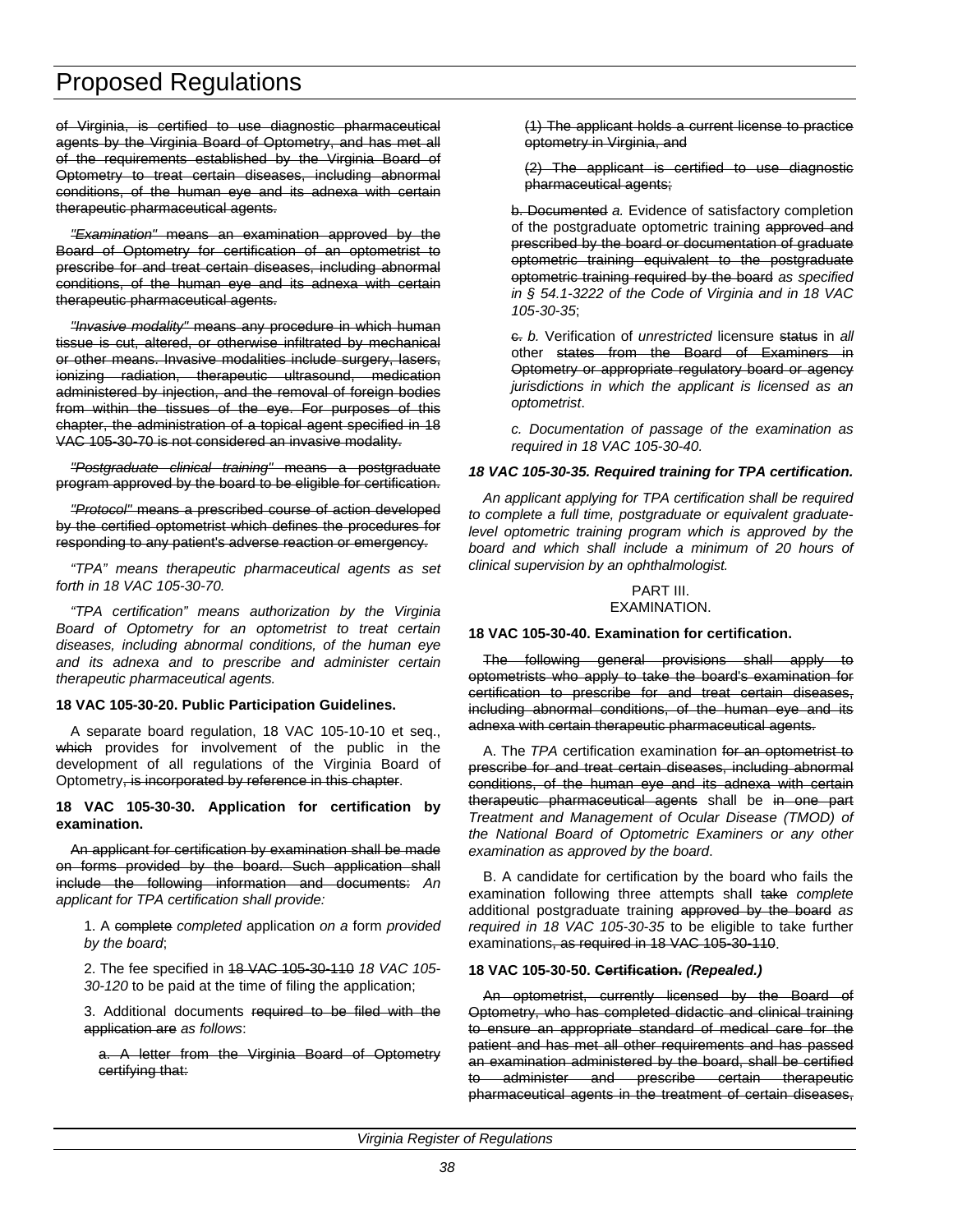of Virginia, is certified to use diagnostic pharmaceutical agents by the Virginia Board of Optometry, and has met all of the requirements established by the Virginia Board of Optometry to treat certain diseases, including abnormal conditions, of the human eye and its adnexa with certain therapeutic pharmaceutical agents.

*"Examination"* means an examination approved by the Board of Optometry for certification of an optometrist to prescribe for and treat certain diseases, including abnormal conditions, of the human eye and its adnexa with certain therapeutic pharmaceutical agents.

*"Invasive modality"* means any procedure in which human tissue is cut, altered, or otherwise infiltrated by mechanical or other means. Invasive modalities include surgery, lasers, ionizing radiation, therapeutic ultrasound, medication administered by injection, and the removal of foreign bodies from within the tissues of the eye. For purposes of this chapter, the administration of a topical agent specified in 18 VAC 105-30-70 is not considered an invasive modality.

*"Postgraduate clinical training"* means a postgraduate program approved by the board to be eligible for certification.

*"Protocol"* means a prescribed course of action developed by the certified optometrist which defines the procedures for responding to any patient's adverse reaction or emergency.

*"TPA" means therapeutic pharmaceutical agents as set forth in 18 VAC 105-30-70.*

*"TPA certification" means authorization by the Virginia Board of Optometry for an optometrist to treat certain diseases, including abnormal conditions, of the human eye and its adnexa and to prescribe and administer certain therapeutic pharmaceutical agents.*

**18 VAC 105-30-20. Public Participation Guidelines.**

A separate board regulation, 18 VAC 105-10-10 et seq., which provides for involvement of the public in the development of all regulations of the Virginia Board of Optometry, is incorporated by reference in this chapter.

**18 VAC 105-30-30. Application for certification by examination.**

An applicant for certification by examination shall be made on forms provided by the board. Such application shall include the following information and documents: *An applicant for TPA certification shall provide:*

1. A complete *completed* application *on a* form *provided by the board*;

2. The fee specified in 18 VAC 105-30-110 *18 VAC 105-30-120* to be paid at the time of filing the application;

3. Additional documents required to be filed with the application are *as follows*:

a. A letter from the Virginia Board of Optometry certifying that:

(1) The applicant holds a current license to practice optometry in Virginia, and

(2) The applicant is certified to use diagnostic pharmaceutical agents;

b. Documented *a.* Evidence of satisfactory completion of the postgraduate optometric training approved and prescribed by the board or documentation of graduate optometric training equivalent to the postgraduate optometric training required by the board *as specified in § 54.1-3222 of the Code of Virginia and in 18 VAC 105-30-35*;

c. *b.* Verification of *unrestricted* licensure status in *all* other states from the Board of Examiners in Optometry or appropriate regulatory board or agency *jurisdictions in which the applicant is licensed as an optometrist*.

*c. Documentation of passage of the examination as required in 18 VAC 105-30-40.*

***18 VAC 105-30-35. Required training for TPA certification.***

*An applicant applying for TPA certification shall be required to complete a full time, postgraduate or equivalent graduate-level optometric training program which is approved by the board and which shall include a minimum of 20 hours of clinical supervision by an ophthalmologist.*

PART III.
EXAMINATION.

**18 VAC 105-30-40. Examination for certification.**

The following general provisions shall apply to optometrists who apply to take the board's examination for certification to prescribe for and treat certain diseases, including abnormal conditions, of the human eye and its adnexa with certain therapeutic pharmaceutical agents.

A. The *TPA* certification examination for an optometrist to prescribe for and treat certain diseases, including abnormal conditions, of the human eye and its adnexa with certain therapeutic pharmaceutical agents shall be in one part *Treatment and Management of Ocular Disease (TMOD) of the National Board of Optometric Examiners or any other examination as approved by the board*.

B. A candidate for certification by the board who fails the examination following three attempts shall take *complete* additional postgraduate training approved by the board *as required in 18 VAC 105-30-35* to be eligible to take further examinations, as required in 18 VAC 105-30-110.

**18 VAC 105-30-50. Certification.** ***(Repealed.)***

An optometrist, currently licensed by the Board of Optometry, who has completed didactic and clinical training to ensure an appropriate standard of medical care for the patient and has met all other requirements and has passed an examination administered by the board, shall be certified to administer and prescribe certain therapeutic pharmaceutical agents in the treatment of certain diseases,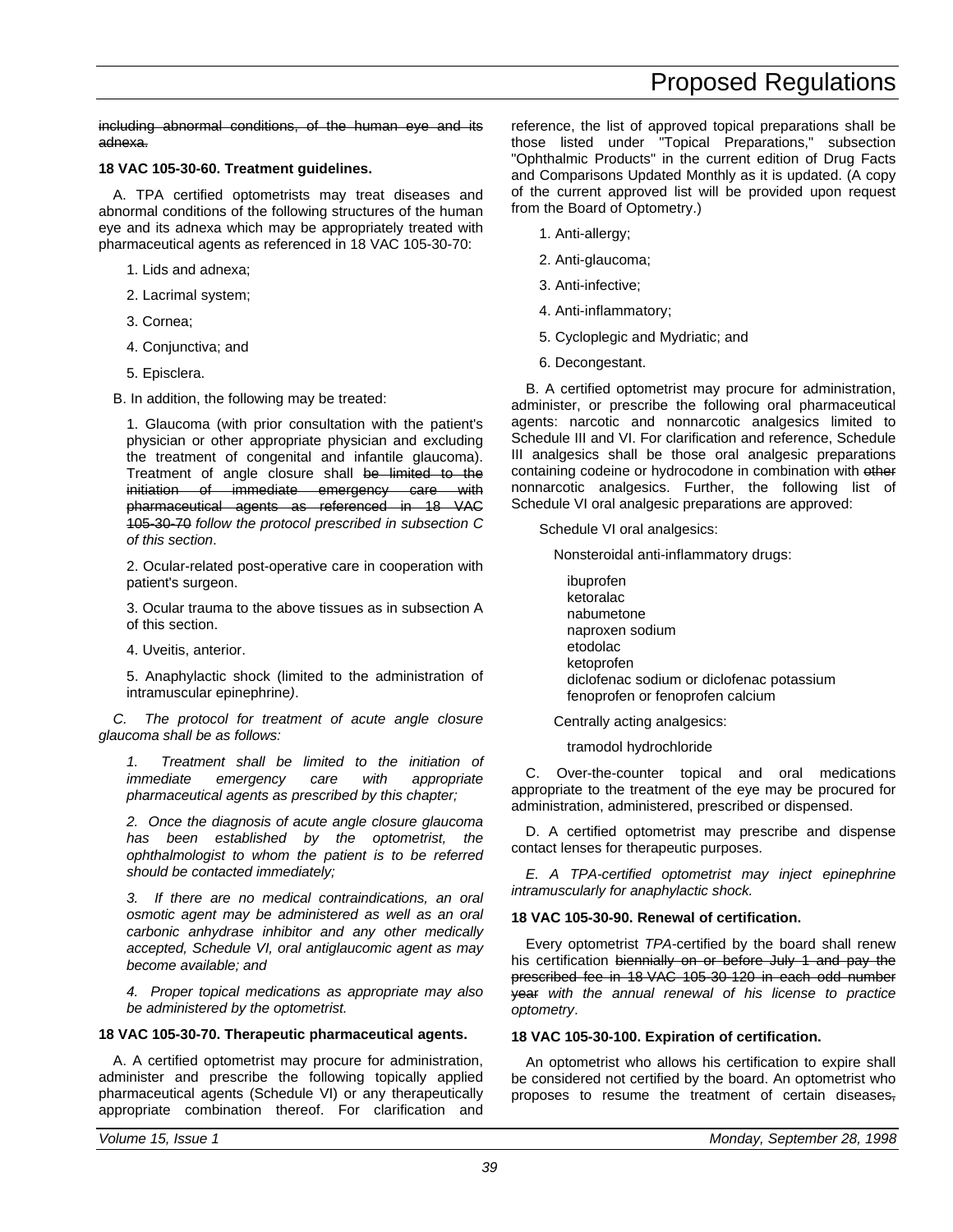~~including abnormal conditions, of the human eye and its adnexa.~~

**18 VAC 105-30-60. Treatment guidelines.**

A. TPA certified optometrists may treat diseases and abnormal conditions of the following structures of the human eye and its adnexa which may be appropriately treated with pharmaceutical agents as referenced in 18 VAC 105-30-70:

1. Lids and adnexa;
2. Lacrimal system;
3. Cornea;
4. Conjunctiva; and
5. Episclera.

B. In addition, the following may be treated:

1. Glaucoma (with prior consultation with the patient's physician or other appropriate physician and excluding the treatment of congenital and infantile glaucoma). Treatment of angle closure shall ~~be limited to the initiation of immediate emergency care with pharmaceutical agents as referenced in 18 VAC 105-30-70~~ *follow the protocol prescribed in subsection C of this section*.

2. Ocular-related post-operative care in cooperation with patient's surgeon.

3. Ocular trauma to the above tissues as in subsection A of this section.

4. Uveitis, anterior.

5. Anaphylactic shock (limited to the administration of intramuscular epinephrine*)*.

*C. The protocol for treatment of acute angle closure glaucoma shall be as follows:*

*1. Treatment shall be limited to the initiation of immediate emergency care with appropriate pharmaceutical agents as prescribed by this chapter;*

*2. Once the diagnosis of acute angle closure glaucoma has been established by the optometrist, the ophthalmologist to whom the patient is to be referred should be contacted immediately;*

*3. If there are no medical contraindications, an oral osmotic agent may be administered as well as an oral carbonic anhydrase inhibitor and any other medically accepted, Schedule VI, oral antiglaucomic agent as may become available; and*

*4. Proper topical medications as appropriate may also be administered by the optometrist.*

**18 VAC 105-30-70. Therapeutic pharmaceutical agents.**

A. A certified optometrist may procure for administration, administer and prescribe the following topically applied pharmaceutical agents (Schedule VI) or any therapeutically appropriate combination thereof. For clarification and reference, the list of approved topical preparations shall be those listed under "Topical Preparations," subsection "Ophthalmic Products" in the current edition of Drug Facts and Comparisons Updated Monthly as it is updated. (A copy of the current approved list will be provided upon request from the Board of Optometry.)

1. Anti-allergy;
2. Anti-glaucoma;
3. Anti-infective;
4. Anti-inflammatory;
5. Cycloplegic and Mydriatic; and
6. Decongestant.

B. A certified optometrist may procure for administration, administer, or prescribe the following oral pharmaceutical agents: narcotic and nonnarcotic analgesics limited to Schedule III and VI. For clarification and reference, Schedule III analgesics shall be those oral analgesic preparations containing codeine or hydrocodone in combination with ~~other~~ nonnarcotic analgesics. Further, the following list of Schedule VI oral analgesic preparations are approved:

Schedule VI oral analgesics:

Nonsteroidal anti-inflammatory drugs:

ibuprofen
ketoralac
nabumetone
naproxen sodium
etodolac
ketoprofen
diclofenac sodium or diclofenac potassium
fenoprofen or fenoprofen calcium

Centrally acting analgesics:

tramodol hydrochloride

C. Over-the-counter topical and oral medications appropriate to the treatment of the eye may be procured for administration, administered, prescribed or dispensed.

D. A certified optometrist may prescribe and dispense contact lenses for therapeutic purposes.

*E. A TPA-certified optometrist may inject epinephrine intramuscularly for anaphylactic shock.*

**18 VAC 105-30-90. Renewal of certification.**

Every optometrist *TPA*-certified by the board shall renew his certification ~~biennially on or before July 1 and pay the prescribed fee in 18 VAC 105-30-120 in each odd number year~~ *with the annual renewal of his license to practice optometry*.

**18 VAC 105-30-100. Expiration of certification.**

An optometrist who allows his certification to expire shall be considered not certified by the board. An optometrist who proposes to resume the treatment of certain diseases~~,~~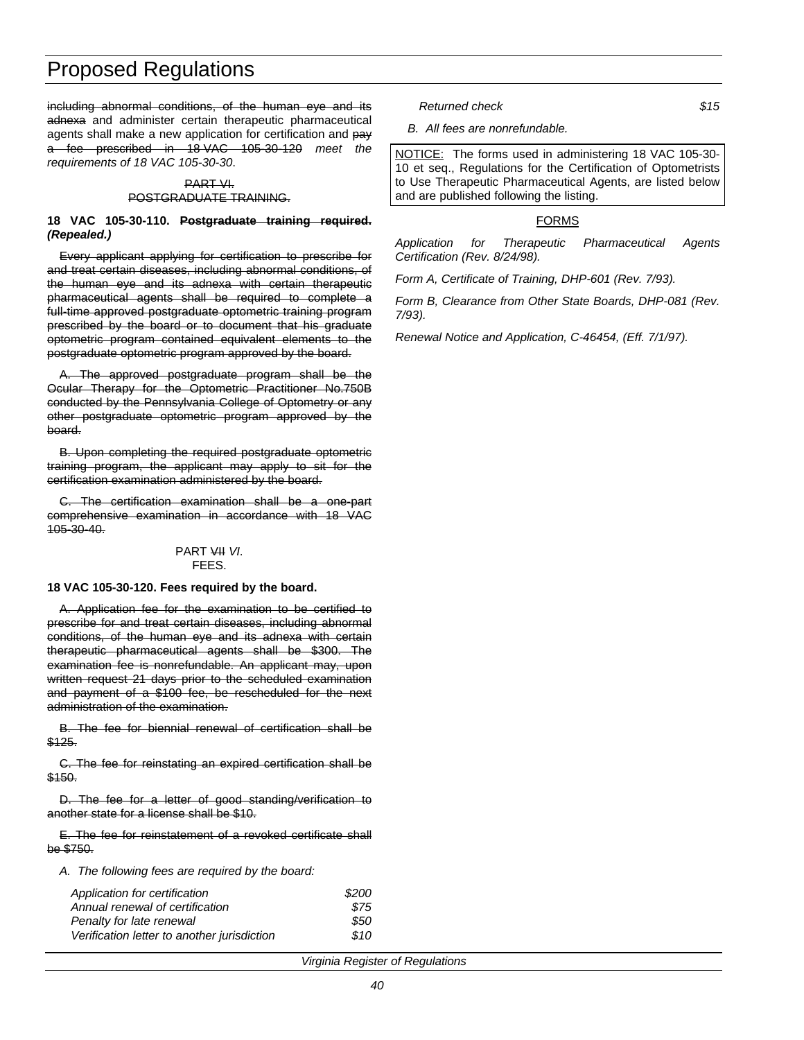~~including abnormal conditions, of the human eye and its adnexa~~ and administer certain therapeutic pharmaceutical agents shall make a new application for certification and ~~pay a fee prescribed in 18 VAC 105-30-120~~ *meet the requirements of 18 VAC 105-30-30*.

~~PART VI.~~
~~POSTGRADUATE TRAINING.~~

**18 VAC 105-30-110. ~~Postgraduate training required.~~ *(Repealed.)***

~~Every applicant applying for certification to prescribe for and treat certain diseases, including abnormal conditions, of the human eye and its adnexa with certain therapeutic pharmaceutical agents shall be required to complete a full-time approved postgraduate optometric training program prescribed by the board or to document that his graduate optometric program contained equivalent elements to the postgraduate optometric program approved by the board.~~

~~A. The approved postgraduate program shall be the Ocular Therapy for the Optometric Practitioner No.750B conducted by the Pennsylvania College of Optometry or any other postgraduate optometric program approved by the board.~~

~~B. Upon completing the required postgraduate optometric training program, the applicant may apply to sit for the certification examination administered by the board.~~

~~C. The certification examination shall be a one-part comprehensive examination in accordance with 18 VAC 105-30-40.~~

PART ~~VII~~ *VI*.
FEES.

**18 VAC 105-30-120. Fees required by the board.**

~~A. Application fee for the examination to be certified to prescribe for and treat certain diseases, including abnormal conditions, of the human eye and its adnexa with certain therapeutic pharmaceutical agents shall be $300. The examination fee is nonrefundable. An applicant may, upon written request 21 days prior to the scheduled examination and payment of a $100 fee, be rescheduled for the next administration of the examination.~~

~~B. The fee for biennial renewal of certification shall be $125.~~

~~C. The fee for reinstating an expired certification shall be $150.~~

~~D. The fee for a letter of good standing/verification to another state for a license shall be $10.~~

~~E. The fee for reinstatement of a revoked certificate shall be $750.~~

*A. The following fees are required by the board:*

| | |
|---|---|
| *Application for certification* | *$200* |
| *Annual renewal of certification* | *$75* |
| *Penalty for late renewal* | *$50* |
| *Verification letter to another jurisdiction* | *$10* |
| *Returned check* | *$15* |

*B. All fees are nonrefundable.*

NOTICE: The forms used in administering 18 VAC 105-30-10 et seq., Regulations for the Certification of Optometrists to Use Therapeutic Pharmaceutical Agents, are listed below and are published following the listing.

FORMS

*Application for Therapeutic Pharmaceutical Agents Certification (Rev. 8/24/98).*

*Form A, Certificate of Training, DHP-601 (Rev. 7/93).*

*Form B, Clearance from Other State Boards, DHP-081 (Rev. 7/93).*

*Renewal Notice and Application, C-46454, (Eff. 7/1/97).*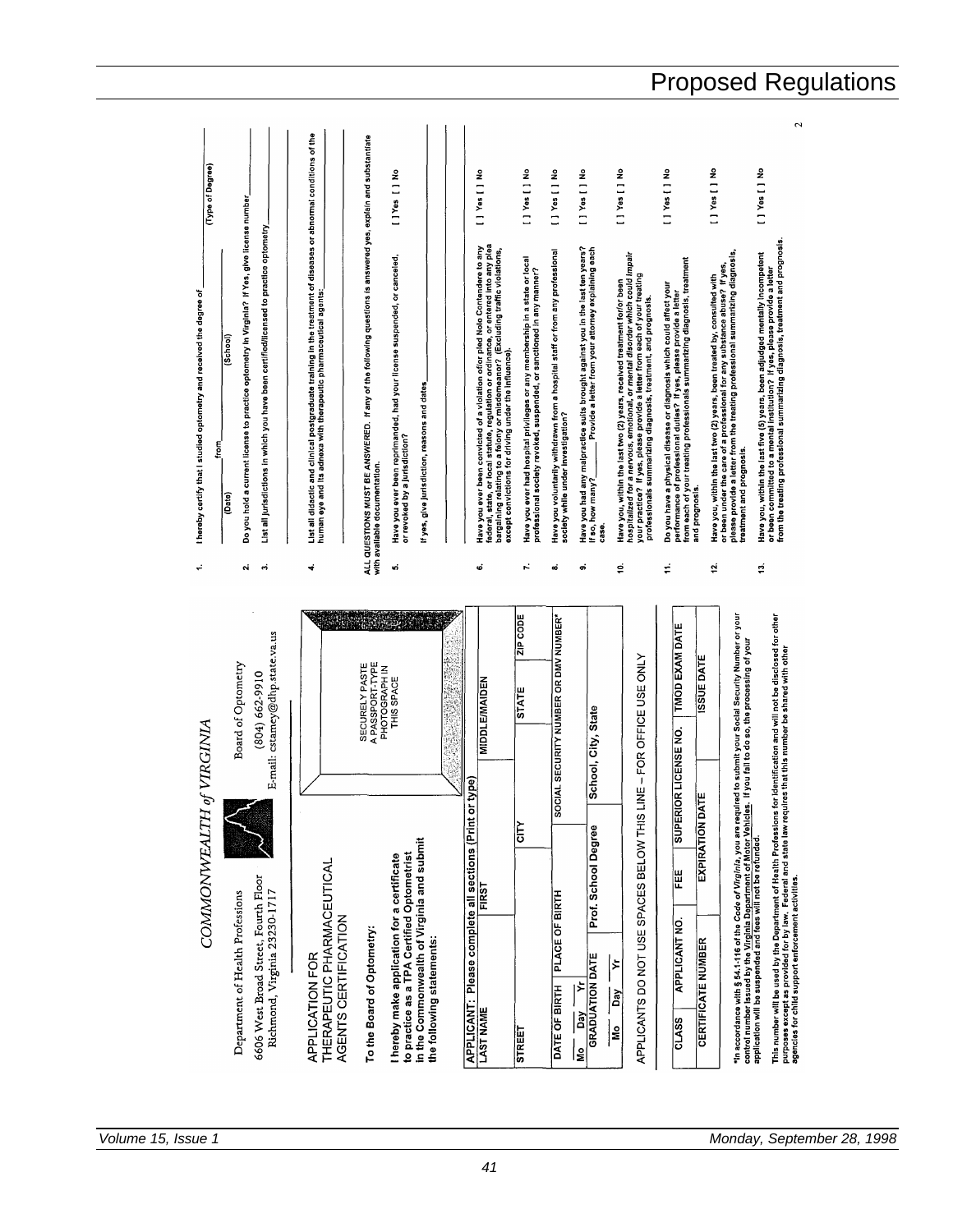# Proposed Regulations

*COMMONWEALTH of VIRGINIA*

Department of Health Professions
6606 West Broad Street, Fourth Floor
Richmond, Virginia 23230-1717

Board of Optometry
(804) 662-9910
E-mail: cstamey@dhp.state.va.us

APPLICATION FOR THERAPEUTIC PHARMACEUTICAL AGENTS CERTIFICATION

SECURELY PASTE A PASSPORT-TYPE PHOTOGRAPH IN THIS SPACE

To the Board of Optometry:

I hereby make application for a certificate to practice as a TPA Certified Optometrist in the Commonwealth of Virginia and submit the following statements:

**APPLICANT: Please complete all sections (Print or type)**

| LAST NAME | FIRST | | MIDDLE/MAIDEN | |
|---|---|---|---|---|
| STREET | | CITY | STATE | ZIP CODE |
| DATE OF BIRTH (Mo Day Yr) | PLACE OF BIRTH | | SOCIAL SECURITY NUMBER OR DMV NUMBER* | |
| GRADUATION DATE (Mo Day Yr) | Prof. School Degree | | School, City, State | |

APPLICANTS DO NOT USE SPACES BELOW THIS LINE -- FOR OFFICE USE ONLY

| CLASS | APPLICANT NO. | FEE | SUPERIOR LICENSE NO. | TMOD EXAM DATE |
|---|---|---|---|---|
| CERTIFICATE NUMBER | | EXPIRATION DATE | | ISSUE DATE |

*In accordance with § 54.1-116 of the *Code of Virginia*, you are required to submit your Social Security Number or your control number issued by the Virginia Department of Motor Vehicles. If you fail to do so, the processing of your application will be suspended and fees will not be refunded.

This number will be used by the Department of Health Professions for identification and will not be disclosed for other purposes except as provided for by law. Federal and state law requires that this number be shared with other agencies for child support enforcement activities.

1. I hereby certify that I studied optometry and received the degree of ____________ (Type of Degree) from ____________ (School) ____________ (Date)

2. Do you hold a current license to practice optometry in Virginia? If Yes, give license number ____________

3. List all jurisdictions in which you have been certified/licensed to practice optometry ____________

4. List all didactic and clinical postgraduate training in the treatment of diseases or abnormal conditions of the human eye and its adnexa with therapeutic pharmaceutical agents: ____________

*ALL QUESTIONS MUST BE ANSWERED.* If any of the following questions is answered yes, explain and substantiate with available documentation.

5. Have you ever been reprimanded, had your license suspended, or canceled, or revoked by a jurisdiction? [ ] Yes [ ] No

   If yes, give jurisdiction, reasons and dates ____________

6. Have you ever been convicted of a violation of/or pled Nolo Contendere to any federal, state, or local statute, regulation or ordinance, or entered into any plea bargaining relating to a felony or misdemeanor? (Excluding traffic violations, except convictions for driving under the influence). [ ] Yes [ ] No

7. Have you ever had hospital privileges or any membership in a state or local professional society revoked, suspended, or sanctioned in any manner? [ ] Yes [ ] No

8. Have you voluntarily withdrawn from a hospital staff or from any professional society while under investigation? [ ] Yes [ ] No

9. Have you had any malpractice suits brought against you in the last ten years? If so, how many? ______ Provide a letter from your attorney explaining each case. [ ] Yes [ ] No

10. Have you, within the last two (2) years, received treatment for/or been hospitalized for a nervous, emotional, or mental disorder which could impair your practice? If yes, please provide a letter from each of your treating professionals summarizing diagnosis, treatment, and prognosis. [ ] Yes [ ] No

11. Do you have a physical disease or diagnosis which could affect your performance of professional duties? If yes, please provide a letter from each of your treating professionals summarizing diagnosis, treatment and prognosis. [ ] Yes [ ] No

12. Have you, within the last two (2) years, been treated by, consulted with or been under the care of a professional for any substance abuse? If yes, please provide a letter from the treating professional summarizing diagnosis, treatment and prognosis. [ ] Yes [ ] No

13. Have you, within the last five (5) years, been adjudged mentally incompetent or been committed to a mental institution? If yes, please provide a letter from the treating professional summarizing diagnosis, treatment and prognosis. [ ] Yes [ ] No

2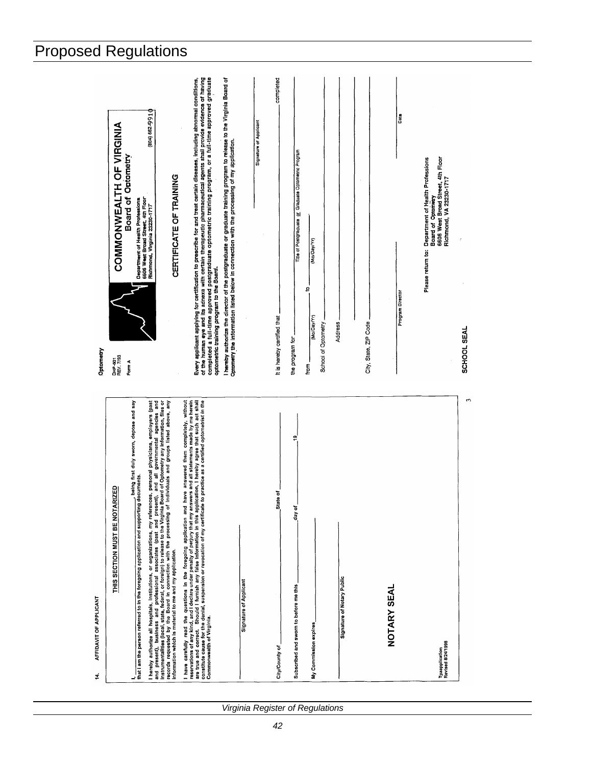# Proposed Regulations

14. AFFIDAVIT OF APPLICANT

**THIS SECTION MUST BE NOTARIZED**

I, ____________________, being first duly sworn, depose and say that I am the person referred to in the foregoing application and supporting documents.

I hereby authorize all hospitals, institutions, or organizations, my references, personal physicians, employers (past and present), business and professional associates (past and present), and all governmental agencies and instrumentalities (local, state, federal, or foreign) to release to the Virginia Board of Optometry any information, files or records requested by the Board in connection with the processing of individuals and groups listed above, any information which is material to me and my application.

I have carefully read the questions in the foregoing application and have answered them completely, without reservations of any kind, and I declare under penalty of perjury that my answers and all statements made by me herein are true and correct. Should I furnish any false information in this application, I hereby agree that such act shall constitute cause for the denial, suspension or revocation of my certificate to practice as a certified optometrist in the Commonwealth of Virginia.

____________________
Signature of Applicant

City/County of ____________________ State of ____________________

Subscribed and sworn to before me this ________ day of ____________________, 19____

My Commission expires ____________________

____________________
Signature of Notary Public

NOTARY SEAL

Tpaapplication
Revised 8/24/1998

3

---

Optometry

DHP-801
REV. 7/93

Form A

## COMMONWEALTH OF VIRGINIA
### Board of Optometry

Department of Health Professions
6606 West Broad Street, 4th Floor
Richmond, Virginia 23230-1717

(804) 662-9910

## CERTIFICATE OF TRAINING

**Every applicant applying for certification to prescribe for and treat certain diseases, including abnormal conditions, of the human eye and its adnexa with certain therapeutic pharmaceutical agents shall provide evidence of having completed a full-time approved postgraduate optometric training program, or a full-time approved graduate optometric training program to the Board.**

**I hereby authorize the director of the postgraduate or graduate training program to release to the Virginia Board of Optometry the information listed below in connection with the processing of my application.**

____________________
Signature of Applicant

It is hereby certified that ____________________ completed

the program for ____________________
Title of Postgraduate or Graduate Optometric Program

from ____________ (Mo/Day/Yr) to ____________ (Mo/Day/Yr)

School of Optometry ____________________

Address ____________________

City, State, ZIP Code ____________________

____________________ Program Director ____________________ Date

SCHOOL SEAL

Please return to: Department of Health Professions
Board of Optometry
6606 West Broad Street, 4th Floor
Richmond, VA 23230-1717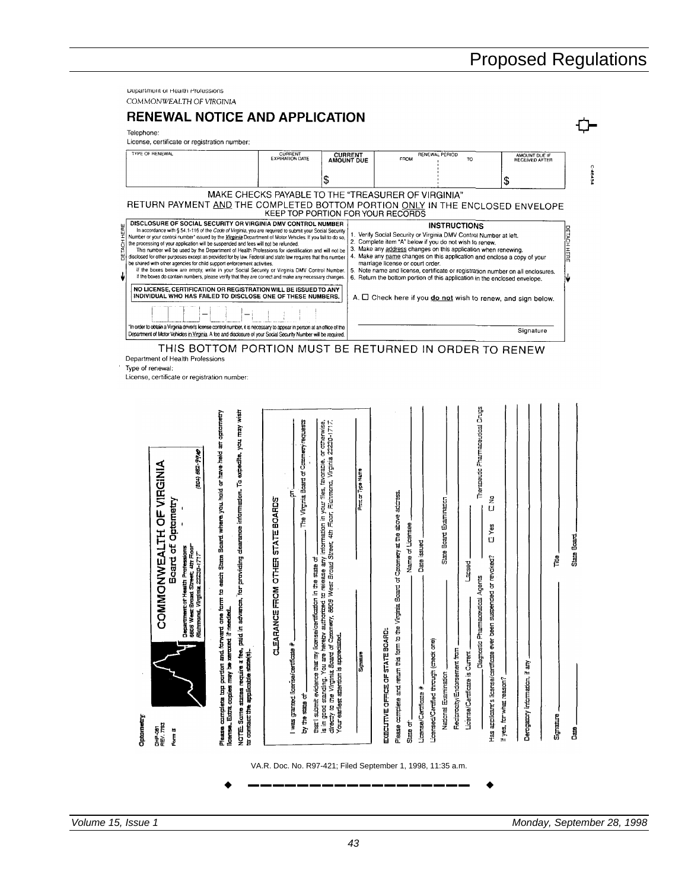Department of Health Professions
COMMONWEALTH OF VIRGINIA

## RENEWAL NOTICE AND APPLICATION

Telephone:
License, certificate or registration number:

| TYPE OF RENEWAL | CURRENT EXPIRATION DATE | CURRENT AMOUNT DUE | RENEWAL PERIOD FROM | TO | AMOUNT DUE IF RECEIVED AFTER |
|---|---|---|---|---|---|
| | | $ | | | $ |

MAKE CHECKS PAYABLE TO THE "TREASURER OF VIRGINIA"

RETURN PAYMENT AND THE COMPLETED BOTTOM PORTION ONLY IN THE ENCLOSED ENVELOPE

KEEP TOP PORTION FOR YOUR RECORDS

DETACH HERE

**DISCLOSURE OF SOCIAL SECURITY OR VIRGINIA DMV CONTROL NUMBER**

In accordance with § 54.1-116 of the *Code of Virginia*, you are required to submit your Social Security Number or your control number* issued by the *Virginia* Department of Motor Vehicles. If you fail to do so, the processing of your application will be suspended and fees will not be refunded.

This number will be used by the Department of Health Professions for identification and will not be disclosed for other purposes except as provided for by law. Federal and state law requires that this number be shared with other agencies for child support enforcement activities.

If the boxes below are empty, write in your Social Security or Virginia DMV Control Number. If the boxes do contain numbers, please verify that they are correct and make any necessary changes.

**NO LICENSE, CERTIFICATION OR REGISTRATION WILL BE ISSUED TO ANY INDIVIDUAL WHO HAS FAILED TO DISCLOSE ONE OF THESE NUMBERS.**

☐☐☐ – ☐☐ – ☐☐☐☐

*In order to obtain a Virginia driver's license control number, it is necessary to appear in person at an office of the Department of Motor Vehicles in Virginia. A fee and disclosure of your Social Security Number will be required.

**INSTRUCTIONS**

1. Verify Social Security or Virginia DMV Control Number at left.
2. Complete item "A" below if you do not wish to renew.
3. Make any address changes on this application when renewing.
4. Make any name changes on this application and enclose a copy of your marriage license or court order.
5. Note name and license, certificate or registration number on all enclosures.
6. Return the bottom portion of this application in the enclosed envelope.

A. ☐ Check here if you **do not** wish to renew, and sign below.

_______________________________ Signature

DETACH HERE

THIS BOTTOM PORTION MUST BE RETURNED IN ORDER TO RENEW

Department of Health Professions
Type of renewal:
License, certificate or registration number:

---

Optometry
DHP-081
REV. 7/93
Form B

## COMMONWEALTH OF VIRGINIA
### Board of Optometry

Department of Health Professions
6606 West Broad Street, 4th Floor
Richmond, Virginia 23230-1717
(804) 662-9910

Please complete top portion and forward one form to each State Board where you hold or have held an optometry license. Extra copies may be xeroxed if needed.

NOTE: Some states require a fee, paid in advance, for providing clearance information. To expedite, you may wish to contact the applicable state(s).

**CLEARANCE FROM OTHER STATE BOARDS**

I was granted license/certificate # _______________ on _______________
by the state of _______________. The Virginia Board of Optometry requests that I submit evidence that my license/certification in the state of _______________ is in good standing. You are hereby authorized to release any information in your files, favorable, or otherwise, directly to the Virginia Board of Optometry, 6606 West Broad Street, 4th Floor, Richmond, Virginia 23230-1717. Your earliest attention is appreciated.

_______________ Signature _______________ Print or Type Name

EXECUTIVE OFFICE OF STATE BOARD:

Please complete and return this form to the Virginia Board of Optometry at the above address.

State of _______________ Name of Licensee _______________
License/Certificate # _______________ Date Issued _______________
Licensed/Certified through (check one)
National Examination _______________ State Board Examination _______________
Reciprocity/Endorsement from _______________
License/Certificate is Current _______________ Lapsed _______________
Diagnostic Pharmaceutical Agents _______________ Therapeutic Pharmaceutical Drugs _______________
Has applicant's license/certificate ever been suspended or revoked? ☐ Yes ☐ No
If yes, for what reason? _______________
_______________
Derogatory information, if any _______________
_______________
Signature _______________ Title _______________
Date _______________ State Board _______________

VA.R. Doc. No. R97-421; Filed September 1, 1998, 11:35 a.m.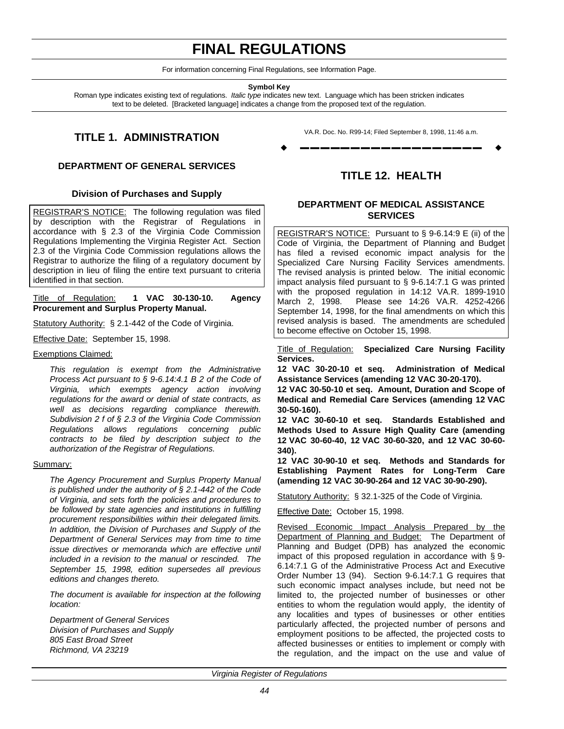# FINAL REGULATIONS

For information concerning Final Regulations, see Information Page.

**Symbol Key**

Roman type indicates existing text of regulations. *Italic type* indicates new text. Language which has been stricken indicates text to be deleted. [Bracketed language] indicates a change from the proposed text of the regulation.

## TITLE 1. ADMINISTRATION

### DEPARTMENT OF GENERAL SERVICES

#### Division of Purchases and Supply

REGISTRAR'S NOTICE: The following regulation was filed by description with the Registrar of Regulations in accordance with § 2.3 of the Virginia Code Commission Regulations Implementing the Virginia Register Act. Section 2.3 of the Virginia Code Commission regulations allows the Registrar to authorize the filing of a regulatory document by description in lieu of filing the entire text pursuant to criteria identified in that section.

Title of Regulation: **1 VAC 30-130-10. Agency Procurement and Surplus Property Manual.**

Statutory Authority: § 2.1-442 of the Code of Virginia.

Effective Date: September 15, 1998.

Exemptions Claimed:

*This regulation is exempt from the Administrative Process Act pursuant to § 9-6.14:4.1 B 2 of the Code of Virginia, which exempts agency action involving regulations for the award or denial of state contracts, as well as decisions regarding compliance therewith. Subdivision 2 f of § 2.3 of the Virginia Code Commission Regulations allows regulations concerning public contracts to be filed by description subject to the authorization of the Registrar of Regulations.*

Summary:

*The Agency Procurement and Surplus Property Manual is published under the authority of § 2.1-442 of the Code of Virginia, and sets forth the policies and procedures to be followed by state agencies and institutions in fulfilling procurement responsibilities within their delegated limits. In addition, the Division of Purchases and Supply of the Department of General Services may from time to time issue directives or memoranda which are effective until included in a revision to the manual or rescinded. The September 15, 1998, edition supersedes all previous editions and changes thereto.*

*The document is available for inspection at the following location:*

*Department of General Services*
*Division of Purchases and Supply*
*805 East Broad Street*
*Richmond, VA 23219*

VA.R. Doc. No. R99-14; Filed September 8, 1998, 11:46 a.m.

## TITLE 12. HEALTH

### DEPARTMENT OF MEDICAL ASSISTANCE SERVICES

REGISTRAR'S NOTICE: Pursuant to § 9-6.14:9 E (ii) of the Code of Virginia, the Department of Planning and Budget has filed a revised economic impact analysis for the Specialized Care Nursing Facility Services amendments. The revised analysis is printed below. The initial economic impact analysis filed pursuant to § 9-6.14:7.1 G was printed with the proposed regulation in 14:12 VA.R. 1899-1910 March 2, 1998. Please see 14:26 VA.R. 4252-4266 September 14, 1998, for the final amendments on which this revised analysis is based. The amendments are scheduled to become effective on October 15, 1998.

Title of Regulation: **Specialized Care Nursing Facility Services.**

**12 VAC 30-20-10 et seq. Administration of Medical Assistance Services (amending 12 VAC 30-20-170).**

**12 VAC 30-50-10 et seq. Amount, Duration and Scope of Medical and Remedial Care Services (amending 12 VAC 30-50-160).**

**12 VAC 30-60-10 et seq. Standards Established and Methods Used to Assure High Quality Care (amending 12 VAC 30-60-40, 12 VAC 30-60-320, and 12 VAC 30-60-340).**

**12 VAC 30-90-10 et seq. Methods and Standards for Establishing Payment Rates for Long-Term Care (amending 12 VAC 30-90-264 and 12 VAC 30-90-290).**

Statutory Authority: § 32.1-325 of the Code of Virginia.

Effective Date: October 15, 1998.

Revised Economic Impact Analysis Prepared by the Department of Planning and Budget: The Department of Planning and Budget (DPB) has analyzed the economic impact of this proposed regulation in accordance with § 9-6.14:7.1 G of the Administrative Process Act and Executive Order Number 13 (94). Section 9-6.14:7.1 G requires that such economic impact analyses include, but need not be limited to, the projected number of businesses or other entities to whom the regulation would apply, the identity of any localities and types of businesses or other entities particularly affected, the projected number of persons and employment positions to be affected, the projected costs to affected businesses or entities to implement or comply with the regulation, and the impact on the use and value of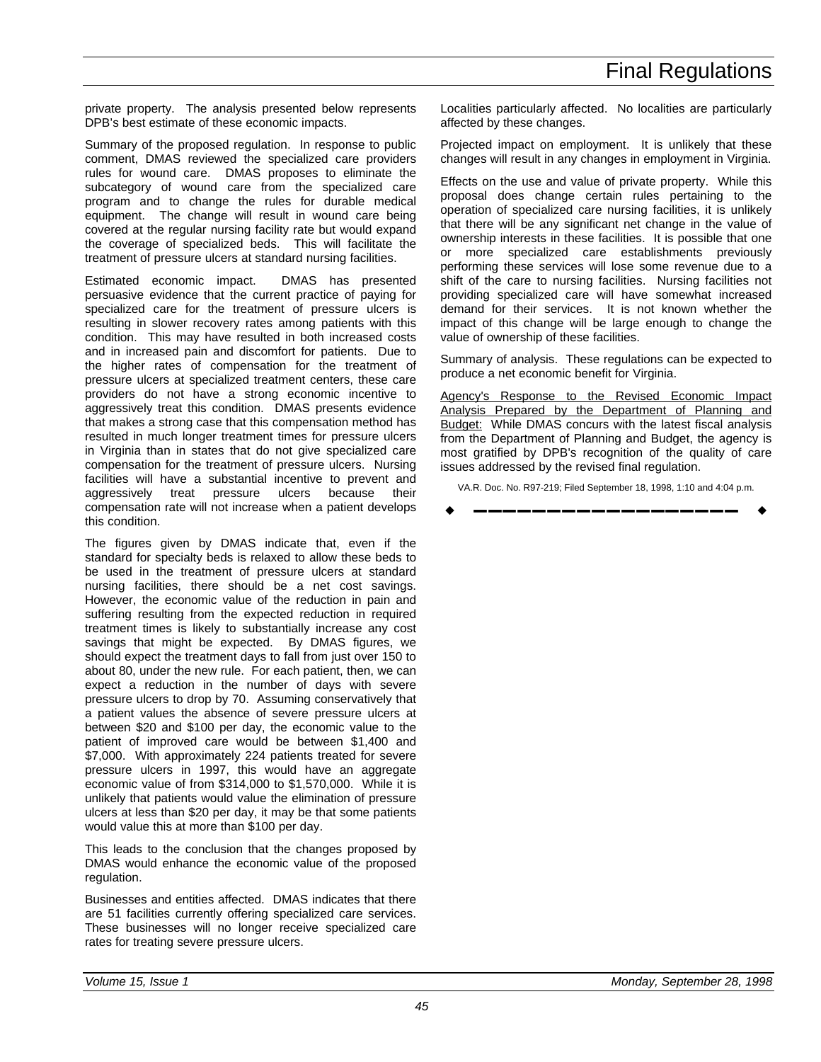private property. The analysis presented below represents DPB's best estimate of these economic impacts.

Summary of the proposed regulation. In response to public comment, DMAS reviewed the specialized care providers rules for wound care. DMAS proposes to eliminate the subcategory of wound care from the specialized care program and to change the rules for durable medical equipment. The change will result in wound care being covered at the regular nursing facility rate but would expand the coverage of specialized beds. This will facilitate the treatment of pressure ulcers at standard nursing facilities.

Estimated economic impact. DMAS has presented persuasive evidence that the current practice of paying for specialized care for the treatment of pressure ulcers is resulting in slower recovery rates among patients with this condition. This may have resulted in both increased costs and in increased pain and discomfort for patients. Due to the higher rates of compensation for the treatment of pressure ulcers at specialized treatment centers, these care providers do not have a strong economic incentive to aggressively treat this condition. DMAS presents evidence that makes a strong case that this compensation method has resulted in much longer treatment times for pressure ulcers in Virginia than in states that do not give specialized care compensation for the treatment of pressure ulcers. Nursing facilities will have a substantial incentive to prevent and aggressively treat pressure ulcers because their compensation rate will not increase when a patient develops this condition.

The figures given by DMAS indicate that, even if the standard for specialty beds is relaxed to allow these beds to be used in the treatment of pressure ulcers at standard nursing facilities, there should be a net cost savings. However, the economic value of the reduction in pain and suffering resulting from the expected reduction in required treatment times is likely to substantially increase any cost savings that might be expected. By DMAS figures, we should expect the treatment days to fall from just over 150 to about 80, under the new rule. For each patient, then, we can expect a reduction in the number of days with severe pressure ulcers to drop by 70. Assuming conservatively that a patient values the absence of severe pressure ulcers at between $20 and $100 per day, the economic value to the patient of improved care would be between $1,400 and $7,000. With approximately 224 patients treated for severe pressure ulcers in 1997, this would have an aggregate economic value of from $314,000 to $1,570,000. While it is unlikely that patients would value the elimination of pressure ulcers at less than $20 per day, it may be that some patients would value this at more than $100 per day.

This leads to the conclusion that the changes proposed by DMAS would enhance the economic value of the proposed regulation.

Businesses and entities affected. DMAS indicates that there are 51 facilities currently offering specialized care services. These businesses will no longer receive specialized care rates for treating severe pressure ulcers.

Localities particularly affected. No localities are particularly affected by these changes.

Projected impact on employment. It is unlikely that these changes will result in any changes in employment in Virginia.

Effects on the use and value of private property. While this proposal does change certain rules pertaining to the operation of specialized care nursing facilities, it is unlikely that there will be any significant net change in the value of ownership interests in these facilities. It is possible that one or more specialized care establishments previously performing these services will lose some revenue due to a shift of the care to nursing facilities. Nursing facilities not providing specialized care will have somewhat increased demand for their services. It is not known whether the impact of this change will be large enough to change the value of ownership of these facilities.

Summary of analysis. These regulations can be expected to produce a net economic benefit for Virginia.

Agency's Response to the Revised Economic Impact Analysis Prepared by the Department of Planning and Budget: While DMAS concurs with the latest fiscal analysis from the Department of Planning and Budget, the agency is most gratified by DPB's recognition of the quality of care issues addressed by the revised final regulation.

VA.R. Doc. No. R97-219; Filed September 18, 1998, 1:10 and 4:04 p.m.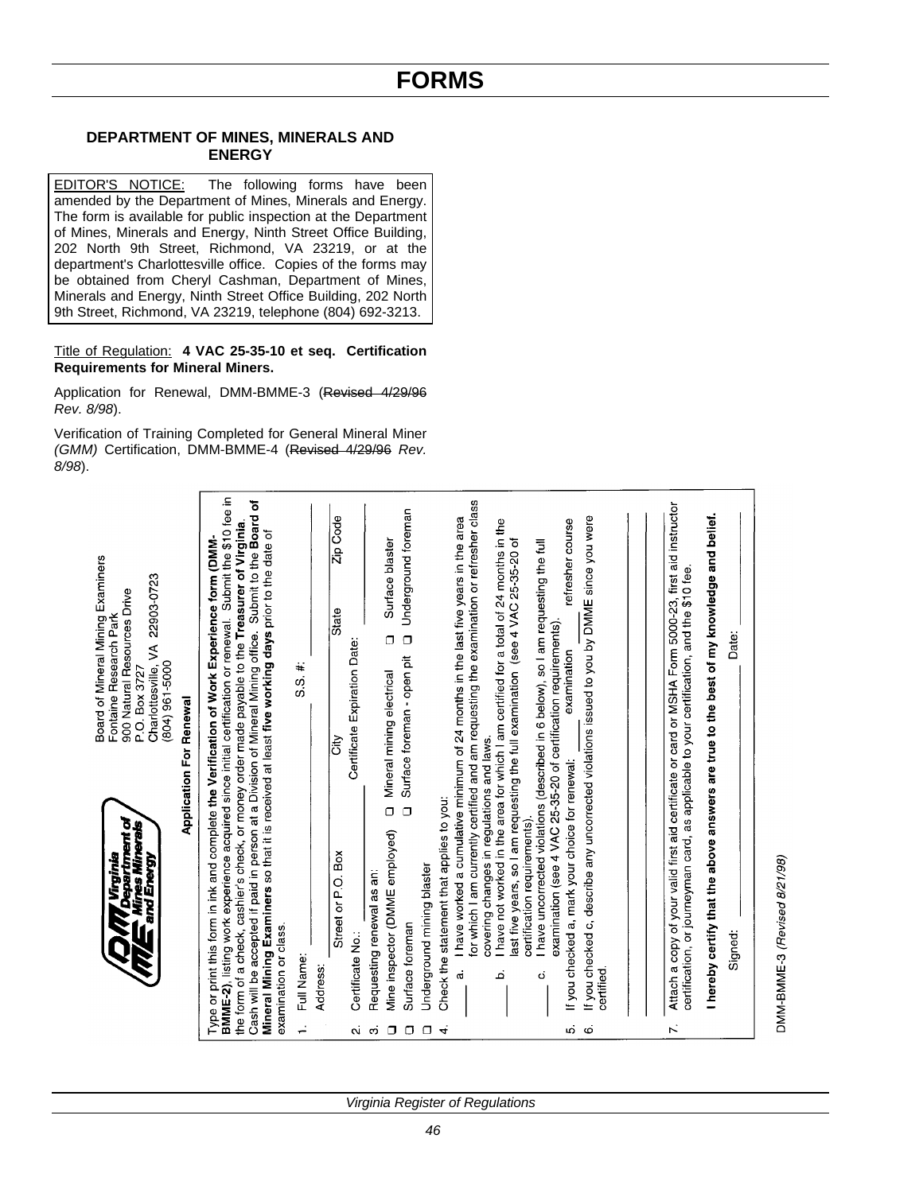# FORMS

## DEPARTMENT OF MINES, MINERALS AND ENERGY

EDITOR'S NOTICE: The following forms have been amended by the Department of Mines, Minerals and Energy. The form is available for public inspection at the Department of Mines, Minerals and Energy, Ninth Street Office Building, 202 North 9th Street, Richmond, VA 23219, or at the department's Charlottesville office. Copies of the forms may be obtained from Cheryl Cashman, Department of Mines, Minerals and Energy, Ninth Street Office Building, 202 North 9th Street, Richmond, VA 23219, telephone (804) 692-3213.

Title of Regulation: **4 VAC 25-35-10 et seq. Certification Requirements for Mineral Miners.**

Application for Renewal, DMM-BMME-3 (~~Revised 4/29/96~~ *Rev. 8/98*).

Verification of Training Completed for General Mineral Miner *(GMM)* Certification, DMM-BMME-4 (~~Revised 4/29/96~~ *Rev. 8/98*).

---

Virginia Department of Mines Minerals and Energy

Board of Mineral Mining Examiners
Fontaine Research Park
900 Natural Resources Drive
P.O. Box 3727
Charlottesville, VA 22903-0723
(804) 961-5000

**Application For Renewal**

Type or print this form in ink and complete **the Verification of Work Experience form (DMM-BMME-2)**, listing work experience acquired since initial certification or renewal. Submit the $10 fee in the form of a check, cashier's check, or money order made payable to the **Treasurer of Virginia**. Cash will be accepted if paid in person at a Division of Mineral Mining office. Submit to the **Board of Mineral Mining Examiners** so that it is received at least **five working days** prior to the date of examination or class.

1. Full Name: ______________________ S.S. #: ______________

   Address: ______________________________________________
   Street or P.O. Box &nbsp;&nbsp;&nbsp; City &nbsp;&nbsp;&nbsp; State &nbsp;&nbsp;&nbsp; Zip Code

2. Certificate No.: ______________ Certificate Expiration Date: ______________

3. Requesting renewal as an:
   - ❑ Mine inspector (DMME employed)
   - ❑ Mineral mining electrical
   - ❑ Surface blaster
   - ❑ Surface foreman
   - ❑ Surface foreman - open pit
   - ❑ Underground foreman
   - ❑ Underground mining blaster

4. Check the statement that applies to you:
   - ____ a. I have worked a cumulative minimum of 24 months in the last five years in the area for which I am currently certified and am requesting the examination or refresher class covering changes in regulations and laws.
   - ____ b. I have not worked in the area for which I am certified for a total of 24 months in the last five years, so I am requesting the full examination (see 4 VAC 25-35-20 of certification requirements).
   - ____ c. I have uncorrected violations (described in 6 below), so I am requesting the full examination (see 4 VAC 25-35-20 of certification requirements).

5. If you checked a, mark your choice for renewal: ____ examination ____ refresher course

6. If you checked c, describe any uncorrected violations issued to you by **DMME** since you were certified.

   ______________________________________________

   ______________________________________________

7. Attach a copy of your valid first aid certificate or card or MSHA Form 5000-23, first aid instructor certification, or journeyman card, as applicable to your certification, and the $10 fee.

**I hereby certify that the above answers are true to the best of my knowledge and belief.**

Signed: ______________________ Date: ______________

DMM-BMME-3 *(Revised 8/21/98)*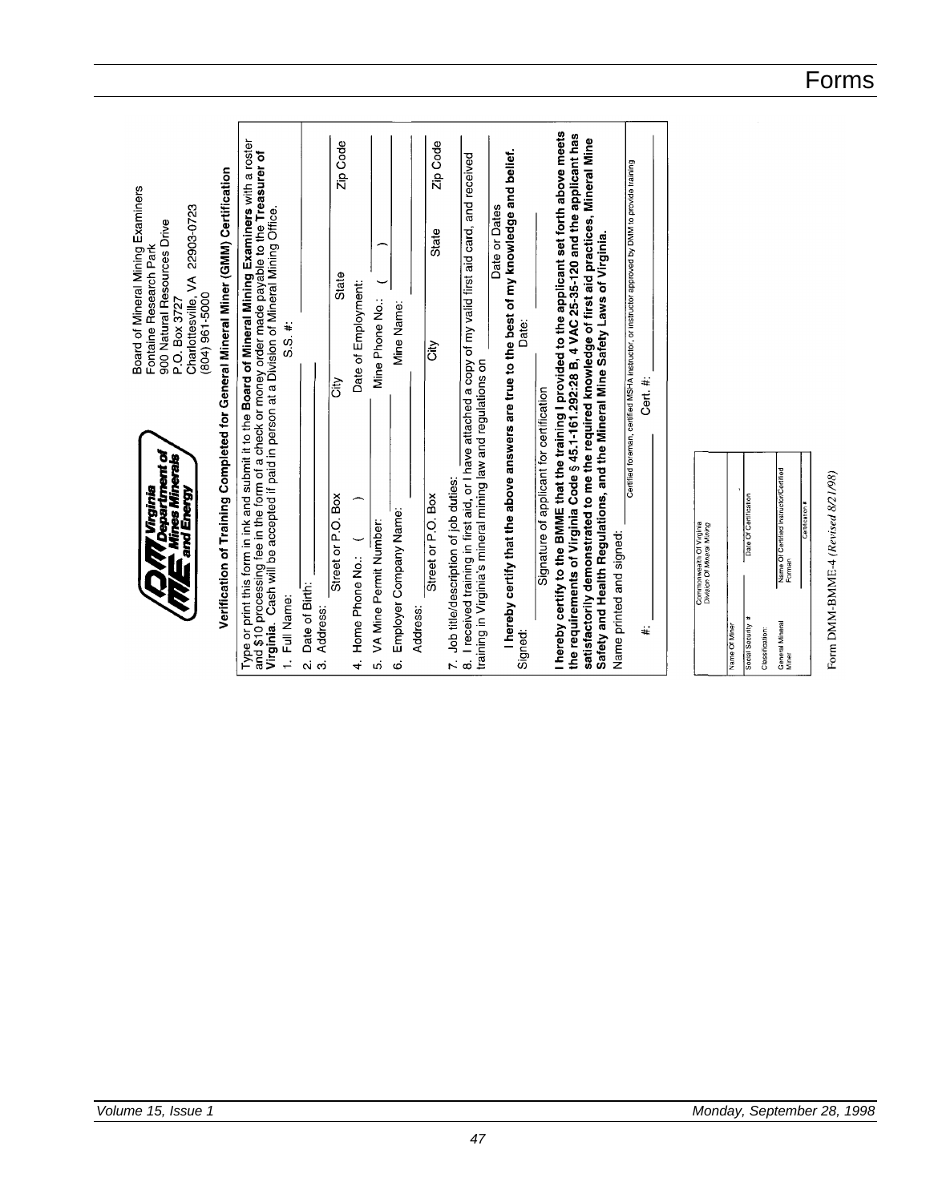# Forms

Board of Mineral Mining Examiners
Fontaine Research Park
900 Natural Resources Drive
P.O. Box 3727
Charlottesville, VA 22903-0723
(804) 961-5000

**Virginia Department of Mines Minerals and Energy**

**Verification of Training Completed for General Mineral Miner (GMM) Certification**

Type or print this form in ink and submit it to the **Board of Mineral Mining Examiners** with a roster and $10 processing fee in the form of a check or money order made payable to the **Treasurer of Virginia**. Cash will be accepted if paid in person at a Division of Mineral Mining Office.

1. Full Name: ______________________ S.S. #: ______________________

2. Date of Birth: ______________________

3. Address: ______________________
   Street or P.O. Box ______ City ______ State ______ Zip Code ______

4. Home Phone No.: ( ) ______ Date of Employment: ______

5. VA Mine Permit Number: ______ Mine Phone No.: ( ) ______

6. Employer Company Name: ______ Mine Name: ______
   Address: ______________________
   Street or P.O. Box ______ City ______ State ______ Zip Code ______

7. Job title/description of job duties: ______________________

8. I received training in first aid, or I have attached a copy of my valid first aid card, and received training in Virginia's mineral mining law and regulations on ______________________
   Date or Dates

**I hereby certify that the above answers are true to the best of my knowledge and belief.**

Signed: ______________________ Date: ______
Signature of applicant for certification

**I hereby certify to the BMME that the training I provided to the applicant set forth above meets the requirements of Virginia Code § 45.1-161.292:28 B, 4 VAC 25-35-120 and the applicant has satisfactorily demonstrated to me the required knowledge of first aid practices, Mineral Mine Safety and Health Regulations, and the Mineral Mine Safety Laws of Virginia.**

Name printed and signed: ______________________
Certified foreman, certified MSHA instructor, or instructor approved by DMM to provide training

#: ______________________ Cert. #: ______________________

| Commonwealth Of Virginia Division Of Mineral Mining | |
|---|---|
| Name Of Miner | |
| Social Security # | Date Of Certification |
| Classification: | |
| General Mineral Miner | Name Of Certified Instructor/Certified Foreman |
| | Certification # |

Form DMM-BMME-4 *(Revised 8/21/98)*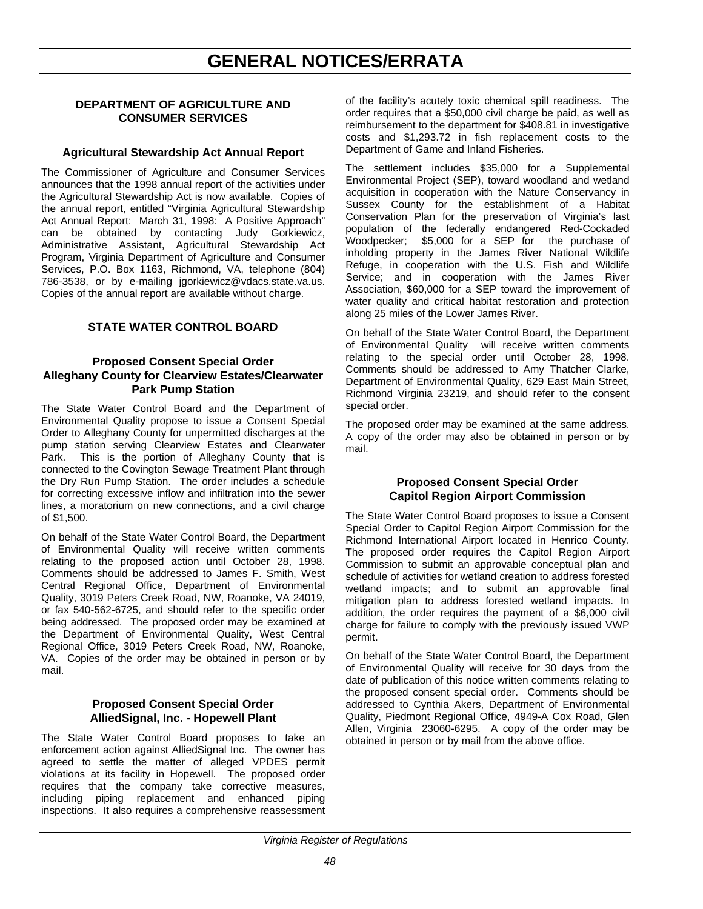# GENERAL NOTICES/ERRATA

## DEPARTMENT OF AGRICULTURE AND CONSUMER SERVICES

### Agricultural Stewardship Act Annual Report

The Commissioner of Agriculture and Consumer Services announces that the 1998 annual report of the activities under the Agricultural Stewardship Act is now available. Copies of the annual report, entitled "Virginia Agricultural Stewardship Act Annual Report: March 31, 1998: A Positive Approach" can be obtained by contacting Judy Gorkiewicz, Administrative Assistant, Agricultural Stewardship Act Program, Virginia Department of Agriculture and Consumer Services, P.O. Box 1163, Richmond, VA, telephone (804) 786-3538, or by e-mailing jgorkiewicz@vdacs.state.va.us. Copies of the annual report are available without charge.

## STATE WATER CONTROL BOARD

### Proposed Consent Special Order Alleghany County for Clearview Estates/Clearwater Park Pump Station

The State Water Control Board and the Department of Environmental Quality propose to issue a Consent Special Order to Alleghany County for unpermitted discharges at the pump station serving Clearview Estates and Clearwater Park. This is the portion of Alleghany County that is connected to the Covington Sewage Treatment Plant through the Dry Run Pump Station. The order includes a schedule for correcting excessive inflow and infiltration into the sewer lines, a moratorium on new connections, and a civil charge of $1,500.

On behalf of the State Water Control Board, the Department of Environmental Quality will receive written comments relating to the proposed action until October 28, 1998. Comments should be addressed to James F. Smith, West Central Regional Office, Department of Environmental Quality, 3019 Peters Creek Road, NW, Roanoke, VA 24019, or fax 540-562-6725, and should refer to the specific order being addressed. The proposed order may be examined at the Department of Environmental Quality, West Central Regional Office, 3019 Peters Creek Road, NW, Roanoke, VA. Copies of the order may be obtained in person or by mail.

### Proposed Consent Special Order AlliedSignal, Inc. - Hopewell Plant

The State Water Control Board proposes to take an enforcement action against AlliedSignal Inc. The owner has agreed to settle the matter of alleged VPDES permit violations at its facility in Hopewell. The proposed order requires that the company take corrective measures, including piping replacement and enhanced piping inspections. It also requires a comprehensive reassessment of the facility's acutely toxic chemical spill readiness. The order requires that a $50,000 civil charge be paid, as well as reimbursement to the department for $408.81 in investigative costs and $1,293.72 in fish replacement costs to the Department of Game and Inland Fisheries.

The settlement includes $35,000 for a Supplemental Environmental Project (SEP), toward woodland and wetland acquisition in cooperation with the Nature Conservancy in Sussex County for the establishment of a Habitat Conservation Plan for the preservation of Virginia's last population of the federally endangered Red-Cockaded Woodpecker; $5,000 for a SEP for the purchase of inholding property in the James River National Wildlife Refuge, in cooperation with the U.S. Fish and Wildlife Service; and in cooperation with the James River Association, $60,000 for a SEP toward the improvement of water quality and critical habitat restoration and protection along 25 miles of the Lower James River.

On behalf of the State Water Control Board, the Department of Environmental Quality will receive written comments relating to the special order until October 28, 1998. Comments should be addressed to Amy Thatcher Clarke, Department of Environmental Quality, 629 East Main Street, Richmond Virginia 23219, and should refer to the consent special order.

The proposed order may be examined at the same address. A copy of the order may also be obtained in person or by mail.

### Proposed Consent Special Order Capitol Region Airport Commission

The State Water Control Board proposes to issue a Consent Special Order to Capitol Region Airport Commission for the Richmond International Airport located in Henrico County. The proposed order requires the Capitol Region Airport Commission to submit an approvable conceptual plan and schedule of activities for wetland creation to address forested wetland impacts; and to submit an approvable final mitigation plan to address forested wetland impacts. In addition, the order requires the payment of a $6,000 civil charge for failure to comply with the previously issued VWP permit.

On behalf of the State Water Control Board, the Department of Environmental Quality will receive for 30 days from the date of publication of this notice written comments relating to the proposed consent special order. Comments should be addressed to Cynthia Akers, Department of Environmental Quality, Piedmont Regional Office, 4949-A Cox Road, Glen Allen, Virginia 23060-6295. A copy of the order may be obtained in person or by mail from the above office.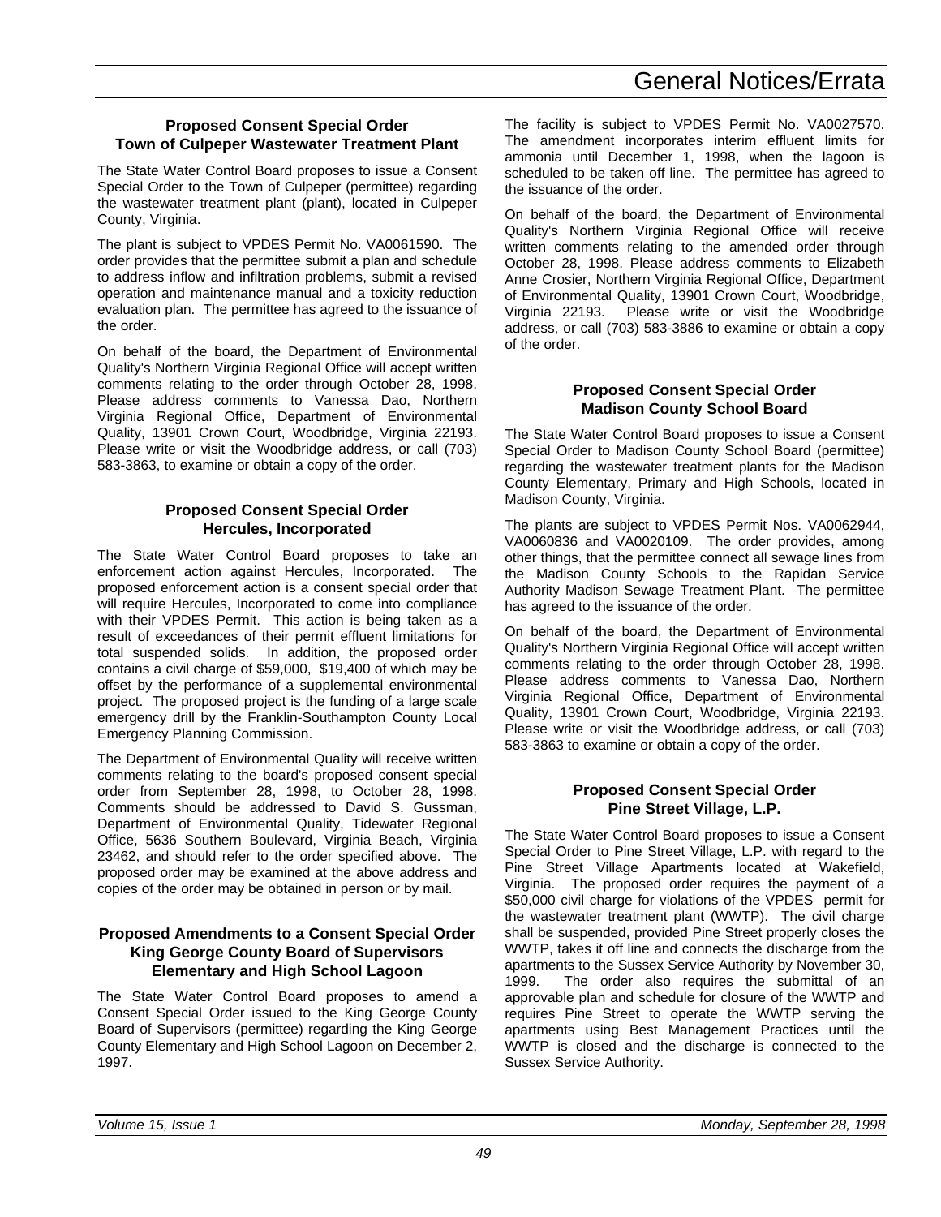### Proposed Consent Special Order
### Town of Culpeper Wastewater Treatment Plant

The State Water Control Board proposes to issue a Consent Special Order to the Town of Culpeper (permittee) regarding the wastewater treatment plant (plant), located in Culpeper County, Virginia.

The plant is subject to VPDES Permit No. VA0061590. The order provides that the permittee submit a plan and schedule to address inflow and infiltration problems, submit a revised operation and maintenance manual and a toxicity reduction evaluation plan. The permittee has agreed to the issuance of the order.

On behalf of the board, the Department of Environmental Quality's Northern Virginia Regional Office will accept written comments relating to the order through October 28, 1998. Please address comments to Vanessa Dao, Northern Virginia Regional Office, Department of Environmental Quality, 13901 Crown Court, Woodbridge, Virginia 22193. Please write or visit the Woodbridge address, or call (703) 583-3863, to examine or obtain a copy of the order.

### Proposed Consent Special Order
### Hercules, Incorporated

The State Water Control Board proposes to take an enforcement action against Hercules, Incorporated. The proposed enforcement action is a consent special order that will require Hercules, Incorporated to come into compliance with their VPDES Permit. This action is being taken as a result of exceedances of their permit effluent limitations for total suspended solids. In addition, the proposed order contains a civil charge of $59,000, $19,400 of which may be offset by the performance of a supplemental environmental project. The proposed project is the funding of a large scale emergency drill by the Franklin-Southampton County Local Emergency Planning Commission.

The Department of Environmental Quality will receive written comments relating to the board's proposed consent special order from September 28, 1998, to October 28, 1998. Comments should be addressed to David S. Gussman, Department of Environmental Quality, Tidewater Regional Office, 5636 Southern Boulevard, Virginia Beach, Virginia 23462, and should refer to the order specified above. The proposed order may be examined at the above address and copies of the order may be obtained in person or by mail.

### Proposed Amendments to a Consent Special Order
### King George County Board of Supervisors
### Elementary and High School Lagoon

The State Water Control Board proposes to amend a Consent Special Order issued to the King George County Board of Supervisors (permittee) regarding the King George County Elementary and High School Lagoon on December 2, 1997.

The facility is subject to VPDES Permit No. VA0027570. The amendment incorporates interim effluent limits for ammonia until December 1, 1998, when the lagoon is scheduled to be taken off line. The permittee has agreed to the issuance of the order.

On behalf of the board, the Department of Environmental Quality's Northern Virginia Regional Office will receive written comments relating to the amended order through October 28, 1998. Please address comments to Elizabeth Anne Crosier, Northern Virginia Regional Office, Department of Environmental Quality, 13901 Crown Court, Woodbridge, Virginia 22193. Please write or visit the Woodbridge address, or call (703) 583-3886 to examine or obtain a copy of the order.

### Proposed Consent Special Order
### Madison County School Board

The State Water Control Board proposes to issue a Consent Special Order to Madison County School Board (permittee) regarding the wastewater treatment plants for the Madison County Elementary, Primary and High Schools, located in Madison County, Virginia.

The plants are subject to VPDES Permit Nos. VA0062944, VA0060836 and VA0020109. The order provides, among other things, that the permittee connect all sewage lines from the Madison County Schools to the Rapidan Service Authority Madison Sewage Treatment Plant. The permittee has agreed to the issuance of the order.

On behalf of the board, the Department of Environmental Quality's Northern Virginia Regional Office will accept written comments relating to the order through October 28, 1998. Please address comments to Vanessa Dao, Northern Virginia Regional Office, Department of Environmental Quality, 13901 Crown Court, Woodbridge, Virginia 22193. Please write or visit the Woodbridge address, or call (703) 583-3863 to examine or obtain a copy of the order.

### Proposed Consent Special Order
### Pine Street Village, L.P.

The State Water Control Board proposes to issue a Consent Special Order to Pine Street Village, L.P. with regard to the Pine Street Village Apartments located at Wakefield, Virginia. The proposed order requires the payment of a $50,000 civil charge for violations of the VPDES permit for the wastewater treatment plant (WWTP). The civil charge shall be suspended, provided Pine Street properly closes the WWTP, takes it off line and connects the discharge from the apartments to the Sussex Service Authority by November 30, 1999. The order also requires the submittal of an approvable plan and schedule for closure of the WWTP and requires Pine Street to operate the WWTP serving the apartments using Best Management Practices until the WWTP is closed and the discharge is connected to the Sussex Service Authority.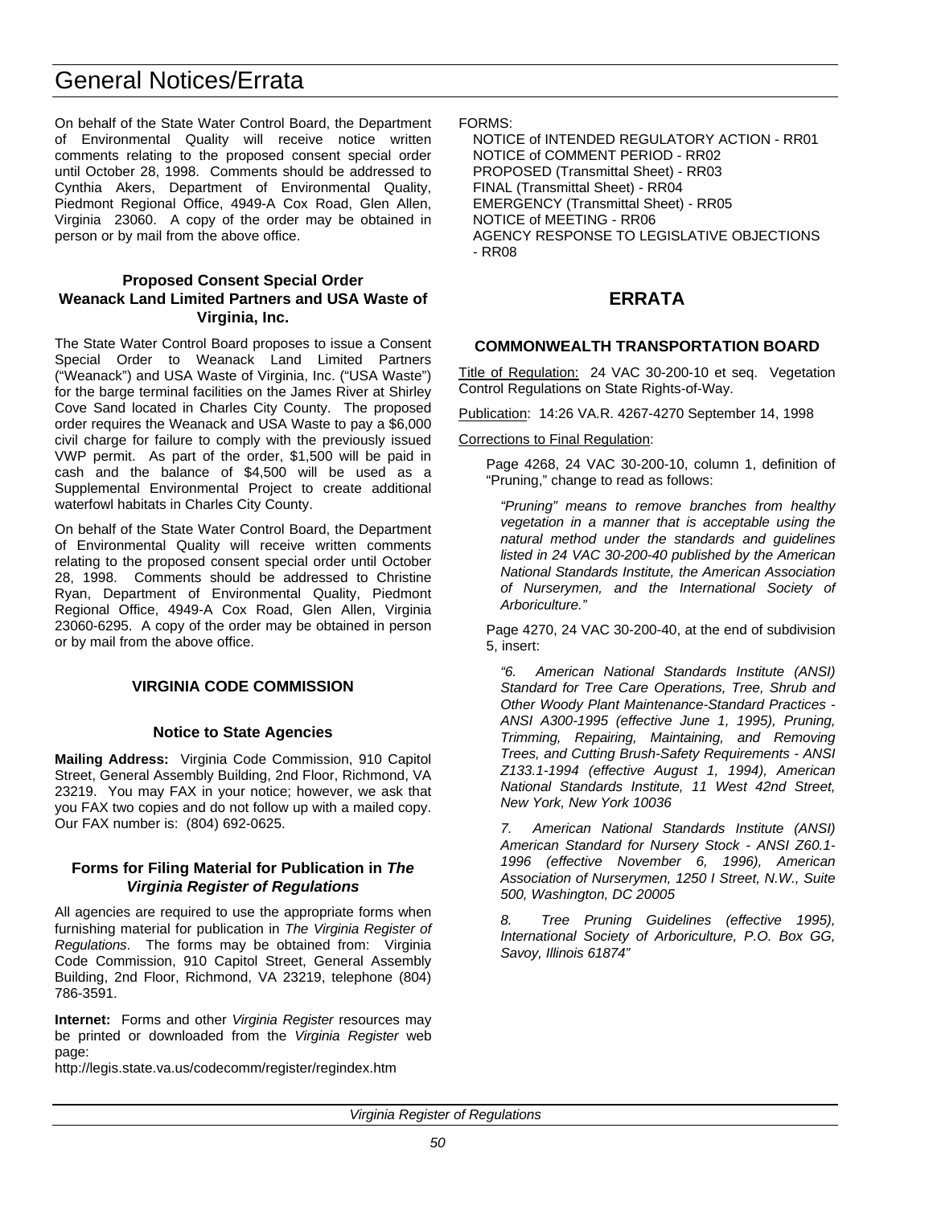On behalf of the State Water Control Board, the Department of Environmental Quality will receive notice written comments relating to the proposed consent special order until October 28, 1998. Comments should be addressed to Cynthia Akers, Department of Environmental Quality, Piedmont Regional Office, 4949-A Cox Road, Glen Allen, Virginia 23060. A copy of the order may be obtained in person or by mail from the above office.

### Proposed Consent Special Order
### Weanack Land Limited Partners and USA Waste of Virginia, Inc.

The State Water Control Board proposes to issue a Consent Special Order to Weanack Land Limited Partners ("Weanack") and USA Waste of Virginia, Inc. ("USA Waste") for the barge terminal facilities on the James River at Shirley Cove Sand located in Charles City County. The proposed order requires the Weanack and USA Waste to pay a $6,000 civil charge for failure to comply with the previously issued VWP permit. As part of the order, $1,500 will be paid in cash and the balance of $4,500 will be used as a Supplemental Environmental Project to create additional waterfowl habitats in Charles City County.

On behalf of the State Water Control Board, the Department of Environmental Quality will receive written comments relating to the proposed consent special order until October 28, 1998. Comments should be addressed to Christine Ryan, Department of Environmental Quality, Piedmont Regional Office, 4949-A Cox Road, Glen Allen, Virginia 23060-6295. A copy of the order may be obtained in person or by mail from the above office.

## VIRGINIA CODE COMMISSION

### Notice to State Agencies

**Mailing Address:** Virginia Code Commission, 910 Capitol Street, General Assembly Building, 2nd Floor, Richmond, VA 23219. You may FAX in your notice; however, we ask that you FAX two copies and do not follow up with a mailed copy. Our FAX number is: (804) 692-0625.

### Forms for Filing Material for Publication in *The Virginia Register of Regulations*

All agencies are required to use the appropriate forms when furnishing material for publication in *The Virginia Register of Regulations*. The forms may be obtained from: Virginia Code Commission, 910 Capitol Street, General Assembly Building, 2nd Floor, Richmond, VA 23219, telephone (804) 786-3591.

**Internet:** Forms and other *Virginia Register* resources may be printed or downloaded from the *Virginia Register* web page:
http://legis.state.va.us/codecomm/register/regindex.htm

FORMS:

NOTICE of INTENDED REGULATORY ACTION - RR01
NOTICE of COMMENT PERIOD - RR02
PROPOSED (Transmittal Sheet) - RR03
FINAL (Transmittal Sheet) - RR04
EMERGENCY (Transmittal Sheet) - RR05
NOTICE of MEETING - RR06
AGENCY RESPONSE TO LEGISLATIVE OBJECTIONS - RR08

# ERRATA

## COMMONWEALTH TRANSPORTATION BOARD

Title of Regulation: 24 VAC 30-200-10 et seq. Vegetation Control Regulations on State Rights-of-Way.

Publication: 14:26 VA.R. 4267-4270 September 14, 1998

Corrections to Final Regulation:

Page 4268, 24 VAC 30-200-10, column 1, definition of "Pruning," change to read as follows:

*"Pruning" means to remove branches from healthy vegetation in a manner that is acceptable using the natural method under the standards and guidelines listed in 24 VAC 30-200-40 published by the American National Standards Institute, the American Association of Nurserymen, and the International Society of Arboriculture."*

Page 4270, 24 VAC 30-200-40, at the end of subdivision 5, insert:

*"6. American National Standards Institute (ANSI) Standard for Tree Care Operations, Tree, Shrub and Other Woody Plant Maintenance-Standard Practices - ANSI A300-1995 (effective June 1, 1995), Pruning, Trimming, Repairing, Maintaining, and Removing Trees, and Cutting Brush-Safety Requirements - ANSI Z133.1-1994 (effective August 1, 1994), American National Standards Institute, 11 West 42nd Street, New York, New York 10036*

*7. American National Standards Institute (ANSI) American Standard for Nursery Stock - ANSI Z60.1-1996 (effective November 6, 1996), American Association of Nurserymen, 1250 I Street, N.W., Suite 500, Washington, DC 20005*

*8. Tree Pruning Guidelines (effective 1995), International Society of Arboriculture, P.O. Box GG, Savoy, Illinois 61874"*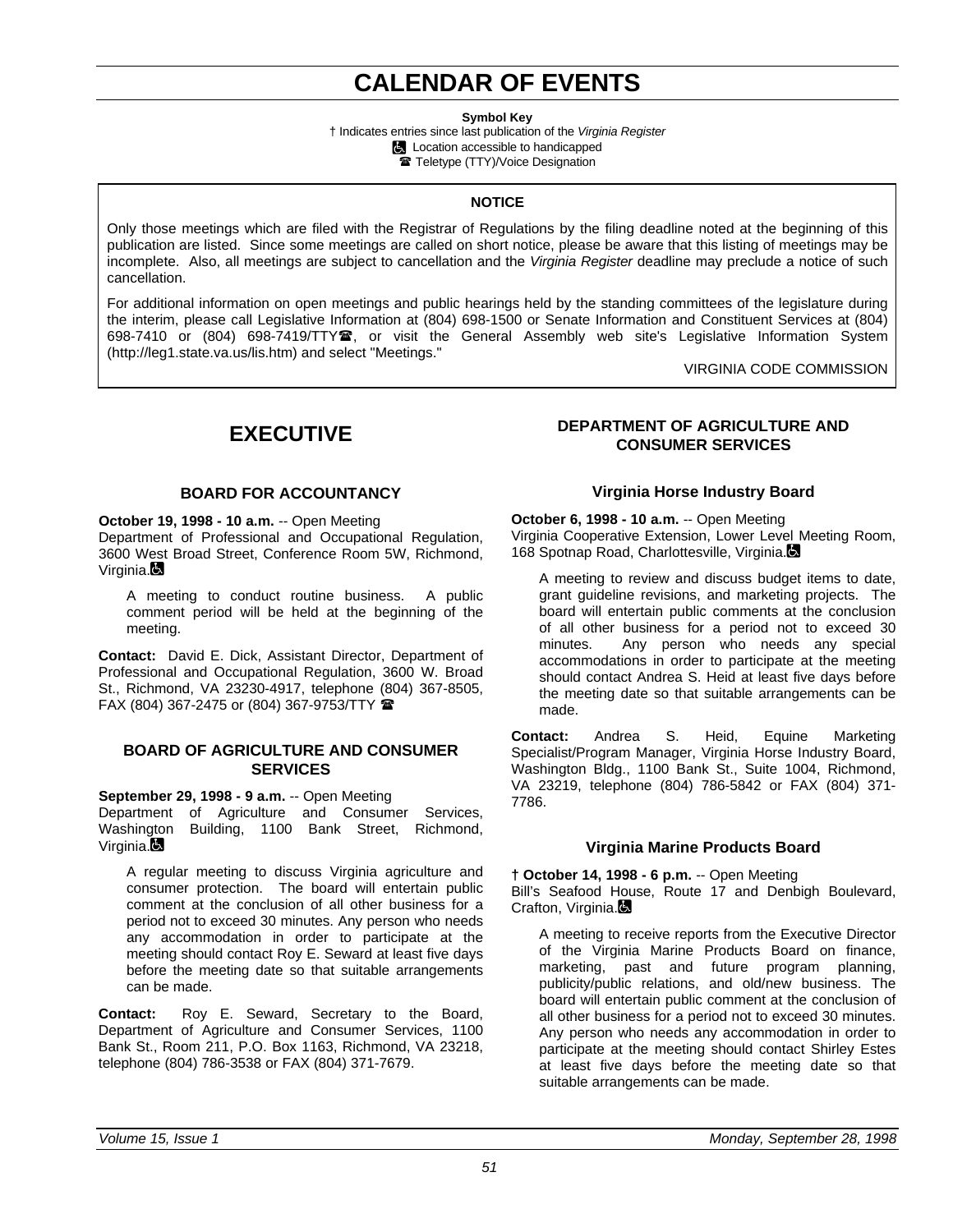# CALENDAR OF EVENTS

**Symbol Key**

† Indicates entries since last publication of the *Virginia Register*

♿ Location accessible to handicapped

☎ Teletype (TTY)/Voice Designation

**NOTICE**

Only those meetings which are filed with the Registrar of Regulations by the filing deadline noted at the beginning of this publication are listed. Since some meetings are called on short notice, please be aware that this listing of meetings may be incomplete. Also, all meetings are subject to cancellation and the *Virginia Register* deadline may preclude a notice of such cancellation.

For additional information on open meetings and public hearings held by the standing committees of the legislature during the interim, please call Legislative Information at (804) 698-1500 or Senate Information and Constituent Services at (804) 698-7410 or (804) 698-7419/TTY☎, or visit the General Assembly web site's Legislative Information System (http://leg1.state.va.us/lis.htm) and select "Meetings."

VIRGINIA CODE COMMISSION

# EXECUTIVE

## BOARD FOR ACCOUNTANCY

**October 19, 1998 - 10 a.m.** -- Open Meeting
Department of Professional and Occupational Regulation, 3600 West Broad Street, Conference Room 5W, Richmond, Virginia.♿

A meeting to conduct routine business. A public comment period will be held at the beginning of the meeting.

**Contact:** David E. Dick, Assistant Director, Department of Professional and Occupational Regulation, 3600 W. Broad St., Richmond, VA 23230-4917, telephone (804) 367-8505, FAX (804) 367-2475 or (804) 367-9753/TTY ☎

## BOARD OF AGRICULTURE AND CONSUMER SERVICES

**September 29, 1998 - 9 a.m.** -- Open Meeting
Department of Agriculture and Consumer Services, Washington Building, 1100 Bank Street, Richmond, Virginia.♿

A regular meeting to discuss Virginia agriculture and consumer protection. The board will entertain public comment at the conclusion of all other business for a period not to exceed 30 minutes. Any person who needs any accommodation in order to participate at the meeting should contact Roy E. Seward at least five days before the meeting date so that suitable arrangements can be made.

**Contact:** Roy E. Seward, Secretary to the Board, Department of Agriculture and Consumer Services, 1100 Bank St., Room 211, P.O. Box 1163, Richmond, VA 23218, telephone (804) 786-3538 or FAX (804) 371-7679.

## DEPARTMENT OF AGRICULTURE AND CONSUMER SERVICES

### Virginia Horse Industry Board

**October 6, 1998 - 10 a.m.** -- Open Meeting
Virginia Cooperative Extension, Lower Level Meeting Room, 168 Spotnap Road, Charlottesville, Virginia.♿

A meeting to review and discuss budget items to date, grant guideline revisions, and marketing projects. The board will entertain public comments at the conclusion of all other business for a period not to exceed 30 minutes. Any person who needs any special accommodations in order to participate at the meeting should contact Andrea S. Heid at least five days before the meeting date so that suitable arrangements can be made.

**Contact:** Andrea S. Heid, Equine Marketing Specialist/Program Manager, Virginia Horse Industry Board, Washington Bldg., 1100 Bank St., Suite 1004, Richmond, VA 23219, telephone (804) 786-5842 or FAX (804) 371-7786.

### Virginia Marine Products Board

**† October 14, 1998 - 6 p.m.** -- Open Meeting
Bill's Seafood House, Route 17 and Denbigh Boulevard, Crafton, Virginia.♿

A meeting to receive reports from the Executive Director of the Virginia Marine Products Board on finance, marketing, past and future program planning, publicity/public relations, and old/new business. The board will entertain public comment at the conclusion of all other business for a period not to exceed 30 minutes. Any person who needs any accommodation in order to participate at the meeting should contact Shirley Estes at least five days before the meeting date so that suitable arrangements can be made.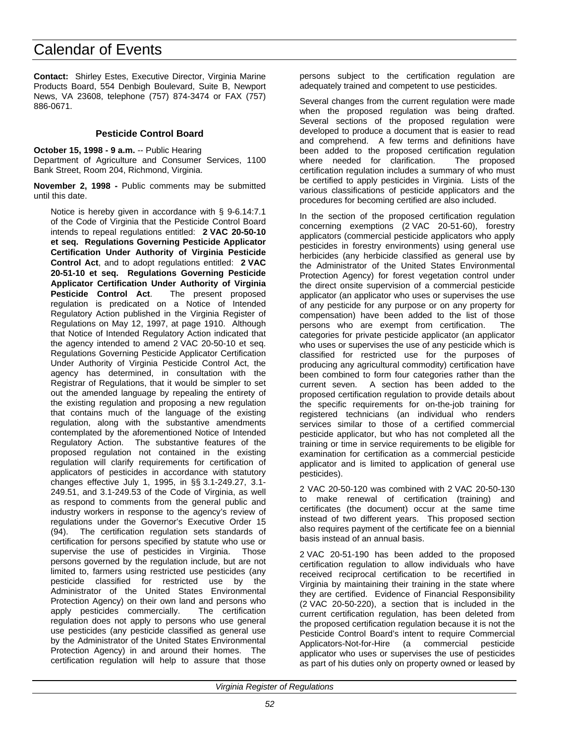# Calendar of Events

**Contact:** Shirley Estes, Executive Director, Virginia Marine Products Board, 554 Denbigh Boulevard, Suite B, Newport News, VA 23608, telephone (757) 874-3474 or FAX (757) 886-0671.

### Pesticide Control Board

**October 15, 1998 - 9 a.m.** -- Public Hearing
Department of Agriculture and Consumer Services, 1100 Bank Street, Room 204, Richmond, Virginia.

**November 2, 1998 -** Public comments may be submitted until this date.

Notice is hereby given in accordance with § 9-6.14:7.1 of the Code of Virginia that the Pesticide Control Board intends to repeal regulations entitled: **2 VAC 20-50-10 et seq. Regulations Governing Pesticide Applicator Certification Under Authority of Virginia Pesticide Control Act**, and to adopt regulations entitled: **2 VAC 20-51-10 et seq. Regulations Governing Pesticide Applicator Certification Under Authority of Virginia Pesticide Control Act**. The present proposed regulation is predicated on a Notice of Intended Regulatory Action published in the Virginia Register of Regulations on May 12, 1997, at page 1910. Although that Notice of Intended Regulatory Action indicated that the agency intended to amend 2 VAC 20-50-10 et seq. Regulations Governing Pesticide Applicator Certification Under Authority of Virginia Pesticide Control Act, the agency has determined, in consultation with the Registrar of Regulations, that it would be simpler to set out the amended language by repealing the entirety of the existing regulation and proposing a new regulation that contains much of the language of the existing regulation, along with the substantive amendments contemplated by the aforementioned Notice of Intended Regulatory Action. The substantive features of the proposed regulation not contained in the existing regulation will clarify requirements for certification of applicators of pesticides in accordance with statutory changes effective July 1, 1995, in §§ 3.1-249.27, 3.1-249.51, and 3.1-249.53 of the Code of Virginia, as well as respond to comments from the general public and industry workers in response to the agency's review of regulations under the Governor's Executive Order 15 (94). The certification regulation sets standards of certification for persons specified by statute who use or supervise the use of pesticides in Virginia. Those persons governed by the regulation include, but are not limited to, farmers using restricted use pesticides (any pesticide classified for restricted use by the Administrator of the United States Environmental Protection Agency) on their own land and persons who apply pesticides commercially. The certification regulation does not apply to persons who use general use pesticides (any pesticide classified as general use by the Administrator of the United States Environmental Protection Agency) in and around their homes. The certification regulation will help to assure that those persons subject to the certification regulation are adequately trained and competent to use pesticides.

Several changes from the current regulation were made when the proposed regulation was being drafted. Several sections of the proposed regulation were developed to produce a document that is easier to read and comprehend. A few terms and definitions have been added to the proposed certification regulation where needed for clarification. The proposed certification regulation includes a summary of who must be certified to apply pesticides in Virginia. Lists of the various classifications of pesticide applicators and the procedures for becoming certified are also included.

In the section of the proposed certification regulation concerning exemptions (2 VAC 20-51-60), forestry applicators (commercial pesticide applicators who apply pesticides in forestry environments) using general use herbicides (any herbicide classified as general use by the Administrator of the United States Environmental Protection Agency) for forest vegetation control under the direct onsite supervision of a commercial pesticide applicator (an applicator who uses or supervises the use of any pesticide for any purpose or on any property for compensation) have been added to the list of those persons who are exempt from certification. The categories for private pesticide applicator (an applicator who uses or supervises the use of any pesticide which is classified for restricted use for the purposes of producing any agricultural commodity) certification have been combined to form four categories rather than the current seven. A section has been added to the proposed certification regulation to provide details about the specific requirements for on-the-job training for registered technicians (an individual who renders services similar to those of a certified commercial pesticide applicator, but who has not completed all the training or time in service requirements to be eligible for examination for certification as a commercial pesticide applicator and is limited to application of general use pesticides).

2 VAC 20-50-120 was combined with 2 VAC 20-50-130 to make renewal of certification (training) and certificates (the document) occur at the same time instead of two different years. This proposed section also requires payment of the certificate fee on a biennial basis instead of an annual basis.

2 VAC 20-51-190 has been added to the proposed certification regulation to allow individuals who have received reciprocal certification to be recertified in Virginia by maintaining their training in the state where they are certified. Evidence of Financial Responsibility (2 VAC 20-50-220), a section that is included in the current certification regulation, has been deleted from the proposed certification regulation because it is not the Pesticide Control Board's intent to require Commercial Applicators-Not-for-Hire (a commercial pesticide applicator who uses or supervises the use of pesticides as part of his duties only on property owned or leased by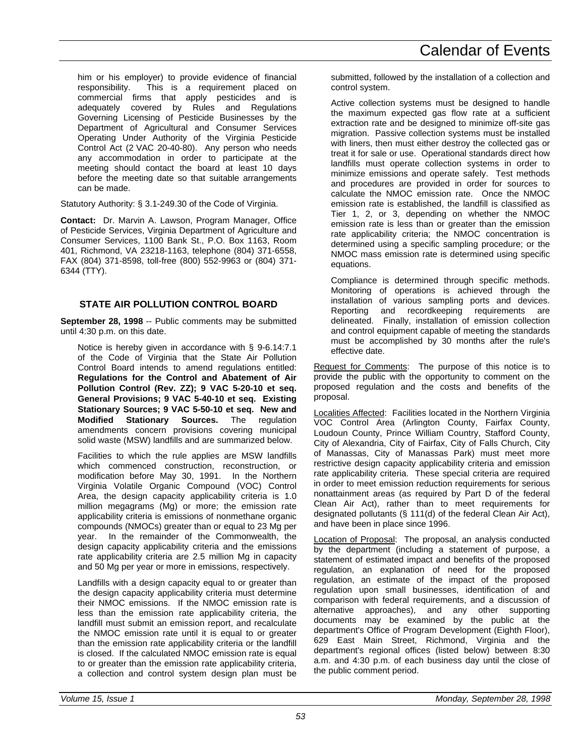him or his employer) to provide evidence of financial responsibility. This is a requirement placed on commercial firms that apply pesticides and is adequately covered by Rules and Regulations Governing Licensing of Pesticide Businesses by the Department of Agricultural and Consumer Services Operating Under Authority of the Virginia Pesticide Control Act (2 VAC 20-40-80). Any person who needs any accommodation in order to participate at the meeting should contact the board at least 10 days before the meeting date so that suitable arrangements can be made.

Statutory Authority: § 3.1-249.30 of the Code of Virginia.

**Contact:** Dr. Marvin A. Lawson, Program Manager, Office of Pesticide Services, Virginia Department of Agriculture and Consumer Services, 1100 Bank St., P.O. Box 1163, Room 401, Richmond, VA 23218-1163, telephone (804) 371-6558, FAX (804) 371-8598, toll-free (800) 552-9963 or (804) 371-6344 (TTY).

## STATE AIR POLLUTION CONTROL BOARD

**September 28, 1998** -- Public comments may be submitted until 4:30 p.m. on this date.

Notice is hereby given in accordance with § 9-6.14:7.1 of the Code of Virginia that the State Air Pollution Control Board intends to amend regulations entitled: **Regulations for the Control and Abatement of Air Pollution Control (Rev. ZZ); 9 VAC 5-20-10 et seq. General Provisions; 9 VAC 5-40-10 et seq. Existing Stationary Sources; 9 VAC 5-50-10 et seq. New and Modified Stationary Sources.** The regulation amendments concern provisions covering municipal solid waste (MSW) landfills and are summarized below.

Facilities to which the rule applies are MSW landfills which commenced construction, reconstruction, or modification before May 30, 1991. In the Northern Virginia Volatile Organic Compound (VOC) Control Area, the design capacity applicability criteria is 1.0 million megagrams (Mg) or more; the emission rate applicability criteria is emissions of nonmethane organic compounds (NMOCs) greater than or equal to 23 Mg per year. In the remainder of the Commonwealth, the design capacity applicability criteria and the emissions rate applicability criteria are 2.5 million Mg in capacity and 50 Mg per year or more in emissions, respectively.

Landfills with a design capacity equal to or greater than the design capacity applicability criteria must determine their NMOC emissions. If the NMOC emission rate is less than the emission rate applicability criteria, the landfill must submit an emission report, and recalculate the NMOC emission rate until it is equal to or greater than the emission rate applicability criteria or the landfill is closed. If the calculated NMOC emission rate is equal to or greater than the emission rate applicability criteria, a collection and control system design plan must be submitted, followed by the installation of a collection and control system.

Active collection systems must be designed to handle the maximum expected gas flow rate at a sufficient extraction rate and be designed to minimize off-site gas migration. Passive collection systems must be installed with liners, then must either destroy the collected gas or treat it for sale or use. Operational standards direct how landfills must operate collection systems in order to minimize emissions and operate safely. Test methods and procedures are provided in order for sources to calculate the NMOC emission rate. Once the NMOC emission rate is established, the landfill is classified as Tier 1, 2, or 3, depending on whether the NMOC emission rate is less than or greater than the emission rate applicability criteria; the NMOC concentration is determined using a specific sampling procedure; or the NMOC mass emission rate is determined using specific equations.

Compliance is determined through specific methods. Monitoring of operations is achieved through the installation of various sampling ports and devices. Reporting and recordkeeping requirements are delineated. Finally, installation of emission collection and control equipment capable of meeting the standards must be accomplished by 30 months after the rule's effective date.

Request for Comments: The purpose of this notice is to provide the public with the opportunity to comment on the proposed regulation and the costs and benefits of the proposal.

Localities Affected: Facilities located in the Northern Virginia VOC Control Area (Arlington County, Fairfax County, Loudoun County, Prince William Country, Stafford County, City of Alexandria, City of Fairfax, City of Falls Church, City of Manassas, City of Manassas Park) must meet more restrictive design capacity applicability criteria and emission rate applicability criteria. These special criteria are required in order to meet emission reduction requirements for serious nonattainment areas (as required by Part D of the federal Clean Air Act), rather than to meet requirements for designated pollutants (§ 111(d) of the federal Clean Air Act), and have been in place since 1996.

Location of Proposal: The proposal, an analysis conducted by the department (including a statement of purpose, a statement of estimated impact and benefits of the proposed regulation, an explanation of need for the proposed regulation, an estimate of the impact of the proposed regulation upon small businesses, identification of and comparison with federal requirements, and a discussion of alternative approaches), and any other supporting documents may be examined by the public at the department's Office of Program Development (Eighth Floor), 629 East Main Street, Richmond, Virginia and the department's regional offices (listed below) between 8:30 a.m. and 4:30 p.m. of each business day until the close of the public comment period.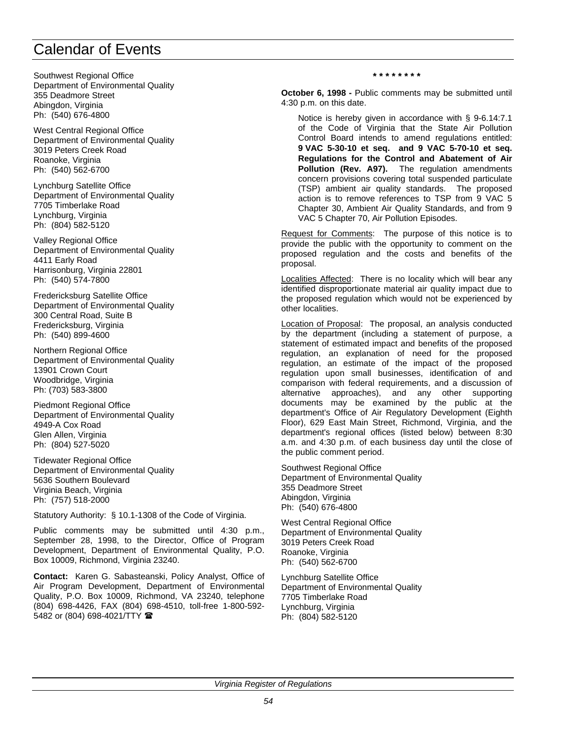Southwest Regional Office
Department of Environmental Quality
355 Deadmore Street
Abingdon, Virginia
Ph: (540) 676-4800

West Central Regional Office
Department of Environmental Quality
3019 Peters Creek Road
Roanoke, Virginia
Ph: (540) 562-6700

Lynchburg Satellite Office
Department of Environmental Quality
7705 Timberlake Road
Lynchburg, Virginia
Ph: (804) 582-5120

Valley Regional Office
Department of Environmental Quality
4411 Early Road
Harrisonburg, Virginia 22801
Ph: (540) 574-7800

Fredericksburg Satellite Office
Department of Environmental Quality
300 Central Road, Suite B
Fredericksburg, Virginia
Ph: (540) 899-4600

Northern Regional Office
Department of Environmental Quality
13901 Crown Court
Woodbridge, Virginia
Ph: (703) 583-3800

Piedmont Regional Office
Department of Environmental Quality
4949-A Cox Road
Glen Allen, Virginia
Ph: (804) 527-5020

Tidewater Regional Office
Department of Environmental Quality
5636 Southern Boulevard
Virginia Beach, Virginia
Ph: (757) 518-2000

Statutory Authority: § 10.1-1308 of the Code of Virginia.

Public comments may be submitted until 4:30 p.m., September 28, 1998, to the Director, Office of Program Development, Department of Environmental Quality, P.O. Box 10009, Richmond, Virginia 23240.

**Contact:** Karen G. Sabasteanski, Policy Analyst, Office of Air Program Development, Department of Environmental Quality, P.O. Box 10009, Richmond, VA 23240, telephone (804) 698-4426, FAX (804) 698-4510, toll-free 1-800-592-5482 or (804) 698-4021/TTY ☎

**\* \* \* \* \* \* \* \***

**October 6, 1998 -** Public comments may be submitted until 4:30 p.m. on this date.

Notice is hereby given in accordance with § 9-6.14:7.1 of the Code of Virginia that the State Air Pollution Control Board intends to amend regulations entitled: **9 VAC 5-30-10 et seq. and 9 VAC 5-70-10 et seq. Regulations for the Control and Abatement of Air Pollution (Rev. A97).** The regulation amendments concern provisions covering total suspended particulate (TSP) ambient air quality standards. The proposed action is to remove references to TSP from 9 VAC 5 Chapter 30, Ambient Air Quality Standards, and from 9 VAC 5 Chapter 70, Air Pollution Episodes.

Request for Comments: The purpose of this notice is to provide the public with the opportunity to comment on the proposed regulation and the costs and benefits of the proposal.

Localities Affected: There is no locality which will bear any identified disproportionate material air quality impact due to the proposed regulation which would not be experienced by other localities.

Location of Proposal: The proposal, an analysis conducted by the department (including a statement of purpose, a statement of estimated impact and benefits of the proposed regulation, an explanation of need for the proposed regulation, an estimate of the impact of the proposed regulation upon small businesses, identification of and comparison with federal requirements, and a discussion of alternative approaches), and any other supporting documents may be examined by the public at the department's Office of Air Regulatory Development (Eighth Floor), 629 East Main Street, Richmond, Virginia, and the department's regional offices (listed below) between 8:30 a.m. and 4:30 p.m. of each business day until the close of the public comment period.

Southwest Regional Office
Department of Environmental Quality
355 Deadmore Street
Abingdon, Virginia
Ph: (540) 676-4800

West Central Regional Office
Department of Environmental Quality
3019 Peters Creek Road
Roanoke, Virginia
Ph: (540) 562-6700

Lynchburg Satellite Office
Department of Environmental Quality
7705 Timberlake Road
Lynchburg, Virginia
Ph: (804) 582-5120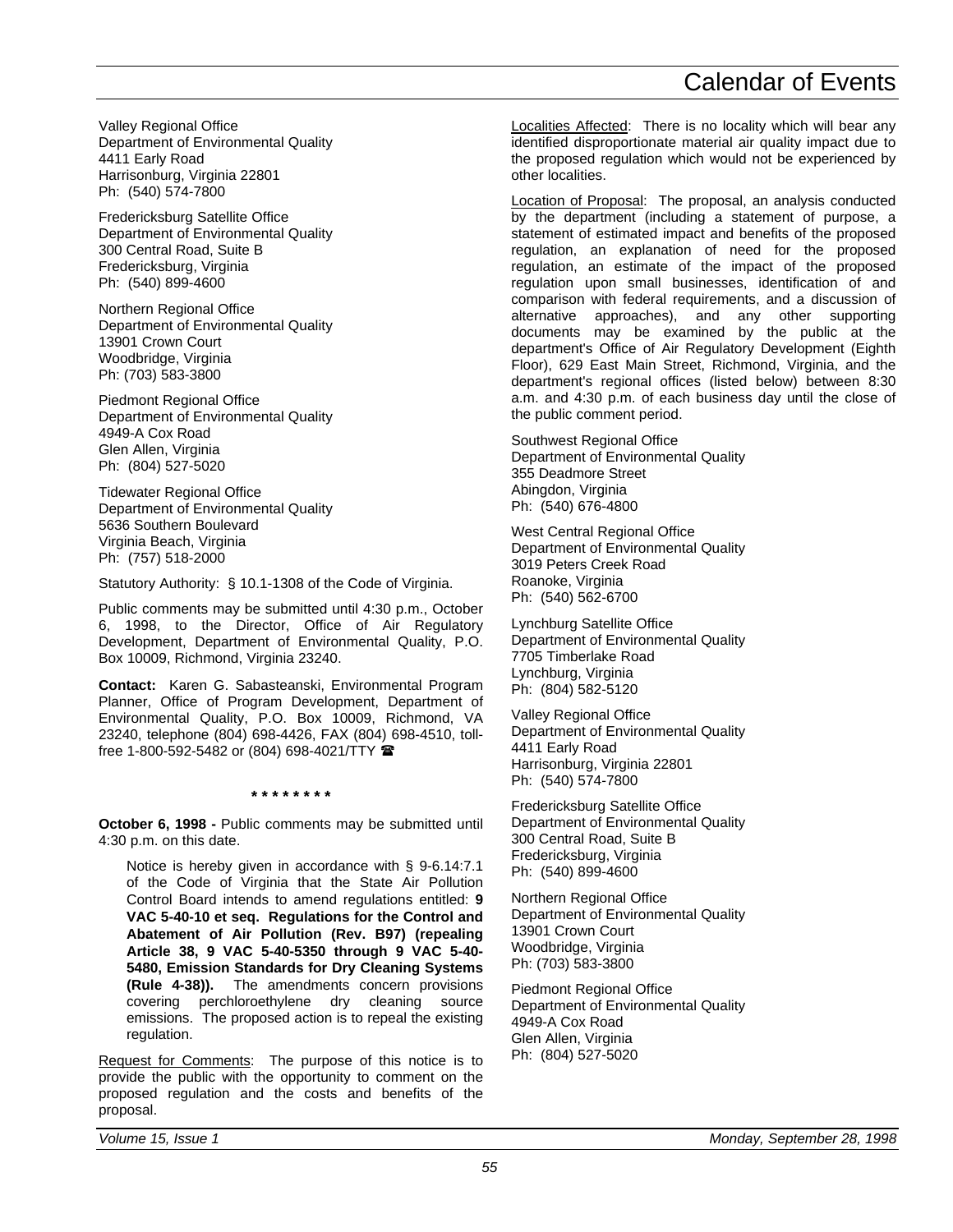Valley Regional Office
Department of Environmental Quality
4411 Early Road
Harrisonburg, Virginia 22801
Ph: (540) 574-7800

Fredericksburg Satellite Office
Department of Environmental Quality
300 Central Road, Suite B
Fredericksburg, Virginia
Ph: (540) 899-4600

Northern Regional Office
Department of Environmental Quality
13901 Crown Court
Woodbridge, Virginia
Ph: (703) 583-3800

Piedmont Regional Office
Department of Environmental Quality
4949-A Cox Road
Glen Allen, Virginia
Ph: (804) 527-5020

Tidewater Regional Office
Department of Environmental Quality
5636 Southern Boulevard
Virginia Beach, Virginia
Ph: (757) 518-2000

Statutory Authority: § 10.1-1308 of the Code of Virginia.

Public comments may be submitted until 4:30 p.m., October 6, 1998, to the Director, Office of Air Regulatory Development, Department of Environmental Quality, P.O. Box 10009, Richmond, Virginia 23240.

**Contact:** Karen G. Sabasteanski, Environmental Program Planner, Office of Program Development, Department of Environmental Quality, P.O. Box 10009, Richmond, VA 23240, telephone (804) 698-4426, FAX (804) 698-4510, toll-free 1-800-592-5482 or (804) 698-4021/TTY ☎

**\* \* \* \* \* \* \* \***

**October 6, 1998 -** Public comments may be submitted until 4:30 p.m. on this date.

> Notice is hereby given in accordance with § 9-6.14:7.1 of the Code of Virginia that the State Air Pollution Control Board intends to amend regulations entitled: **9 VAC 5-40-10 et seq. Regulations for the Control and Abatement of Air Pollution (Rev. B97) (repealing Article 38, 9 VAC 5-40-5350 through 9 VAC 5-40-5480, Emission Standards for Dry Cleaning Systems (Rule 4-38)).** The amendments concern provisions covering perchloroethylene dry cleaning source emissions. The proposed action is to repeal the existing regulation.

Request for Comments: The purpose of this notice is to provide the public with the opportunity to comment on the proposed regulation and the costs and benefits of the proposal.

Localities Affected: There is no locality which will bear any identified disproportionate material air quality impact due to the proposed regulation which would not be experienced by other localities.

Location of Proposal: The proposal, an analysis conducted by the department (including a statement of purpose, a statement of estimated impact and benefits of the proposed regulation, an explanation of need for the proposed regulation, an estimate of the impact of the proposed regulation upon small businesses, identification of and comparison with federal requirements, and a discussion of alternative approaches), and any other supporting documents may be examined by the public at the department's Office of Air Regulatory Development (Eighth Floor), 629 East Main Street, Richmond, Virginia, and the department's regional offices (listed below) between 8:30 a.m. and 4:30 p.m. of each business day until the close of the public comment period.

Southwest Regional Office
Department of Environmental Quality
355 Deadmore Street
Abingdon, Virginia
Ph: (540) 676-4800

West Central Regional Office
Department of Environmental Quality
3019 Peters Creek Road
Roanoke, Virginia
Ph: (540) 562-6700

Lynchburg Satellite Office
Department of Environmental Quality
7705 Timberlake Road
Lynchburg, Virginia
Ph: (804) 582-5120

Valley Regional Office
Department of Environmental Quality
4411 Early Road
Harrisonburg, Virginia 22801
Ph: (540) 574-7800

Fredericksburg Satellite Office
Department of Environmental Quality
300 Central Road, Suite B
Fredericksburg, Virginia
Ph: (540) 899-4600

Northern Regional Office
Department of Environmental Quality
13901 Crown Court
Woodbridge, Virginia
Ph: (703) 583-3800

Piedmont Regional Office
Department of Environmental Quality
4949-A Cox Road
Glen Allen, Virginia
Ph: (804) 527-5020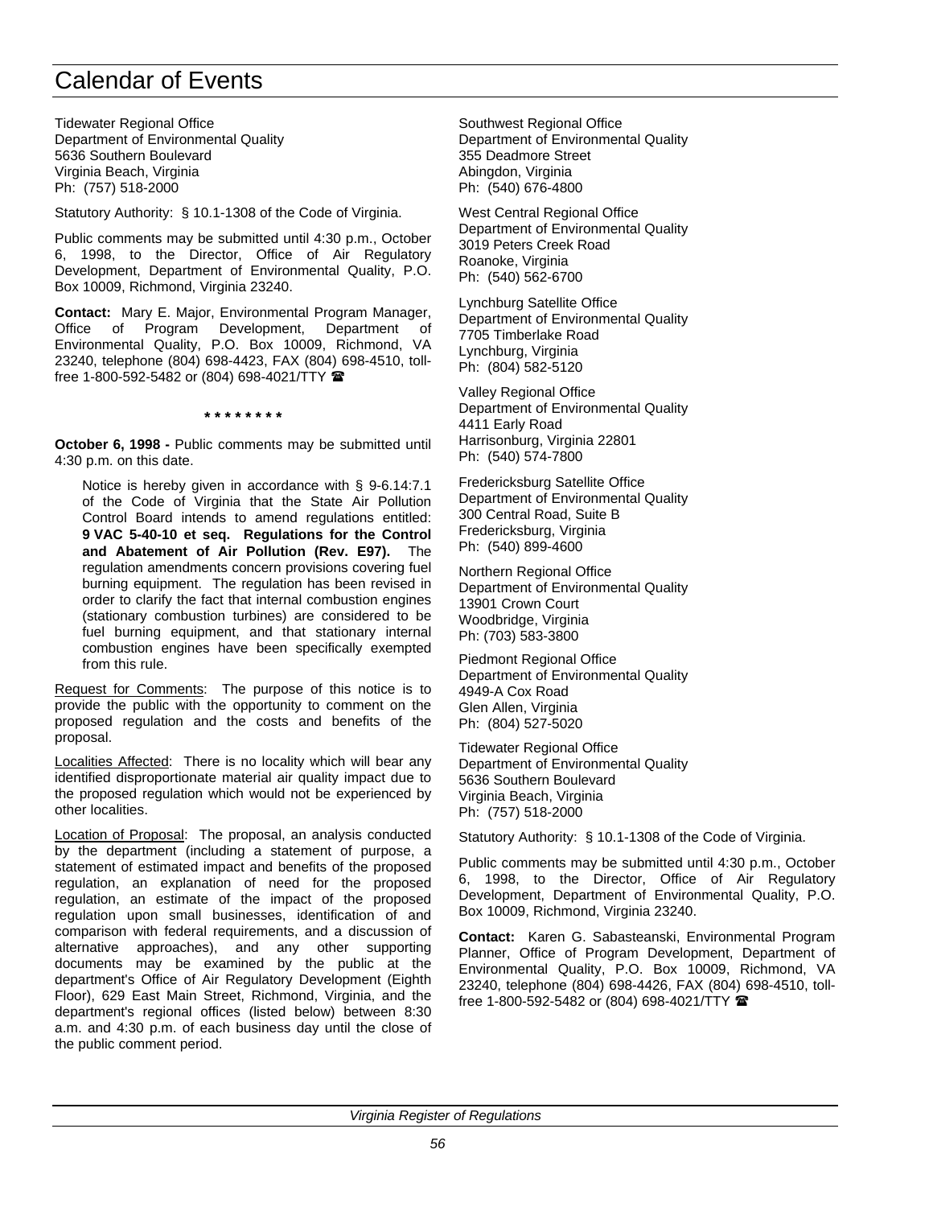Tidewater Regional Office
Department of Environmental Quality
5636 Southern Boulevard
Virginia Beach, Virginia
Ph: (757) 518-2000

Statutory Authority: § 10.1-1308 of the Code of Virginia.

Public comments may be submitted until 4:30 p.m., October 6, 1998, to the Director, Office of Air Regulatory Development, Department of Environmental Quality, P.O. Box 10009, Richmond, Virginia 23240.

**Contact:** Mary E. Major, Environmental Program Manager, Office of Program Development, Department of Environmental Quality, P.O. Box 10009, Richmond, VA 23240, telephone (804) 698-4423, FAX (804) 698-4510, toll-free 1-800-592-5482 or (804) 698-4021/TTY ☎

**\* \* \* \* \* \* \* \***

**October 6, 1998 -** Public comments may be submitted until 4:30 p.m. on this date.

> Notice is hereby given in accordance with § 9-6.14:7.1 of the Code of Virginia that the State Air Pollution Control Board intends to amend regulations entitled: **9 VAC 5-40-10 et seq. Regulations for the Control and Abatement of Air Pollution (Rev. E97).** The regulation amendments concern provisions covering fuel burning equipment. The regulation has been revised in order to clarify the fact that internal combustion engines (stationary combustion turbines) are considered to be fuel burning equipment, and that stationary internal combustion engines have been specifically exempted from this rule.

Request for Comments: The purpose of this notice is to provide the public with the opportunity to comment on the proposed regulation and the costs and benefits of the proposal.

Localities Affected: There is no locality which will bear any identified disproportionate material air quality impact due to the proposed regulation which would not be experienced by other localities.

Location of Proposal: The proposal, an analysis conducted by the department (including a statement of purpose, a statement of estimated impact and benefits of the proposed regulation, an explanation of need for the proposed regulation, an estimate of the impact of the proposed regulation upon small businesses, identification of and comparison with federal requirements, and a discussion of alternative approaches), and any other supporting documents may be examined by the public at the department's Office of Air Regulatory Development (Eighth Floor), 629 East Main Street, Richmond, Virginia, and the department's regional offices (listed below) between 8:30 a.m. and 4:30 p.m. of each business day until the close of the public comment period.

Southwest Regional Office
Department of Environmental Quality
355 Deadmore Street
Abingdon, Virginia
Ph: (540) 676-4800

West Central Regional Office
Department of Environmental Quality
3019 Peters Creek Road
Roanoke, Virginia
Ph: (540) 562-6700

Lynchburg Satellite Office
Department of Environmental Quality
7705 Timberlake Road
Lynchburg, Virginia
Ph: (804) 582-5120

Valley Regional Office
Department of Environmental Quality
4411 Early Road
Harrisonburg, Virginia 22801
Ph: (540) 574-7800

Fredericksburg Satellite Office
Department of Environmental Quality
300 Central Road, Suite B
Fredericksburg, Virginia
Ph: (540) 899-4600

Northern Regional Office
Department of Environmental Quality
13901 Crown Court
Woodbridge, Virginia
Ph: (703) 583-3800

Piedmont Regional Office
Department of Environmental Quality
4949-A Cox Road
Glen Allen, Virginia
Ph: (804) 527-5020

Tidewater Regional Office
Department of Environmental Quality
5636 Southern Boulevard
Virginia Beach, Virginia
Ph: (757) 518-2000

Statutory Authority: § 10.1-1308 of the Code of Virginia.

Public comments may be submitted until 4:30 p.m., October 6, 1998, to the Director, Office of Air Regulatory Development, Department of Environmental Quality, P.O. Box 10009, Richmond, Virginia 23240.

**Contact:** Karen G. Sabasteanski, Environmental Program Planner, Office of Program Development, Department of Environmental Quality, P.O. Box 10009, Richmond, VA 23240, telephone (804) 698-4426, FAX (804) 698-4510, toll-free 1-800-592-5482 or (804) 698-4021/TTY ☎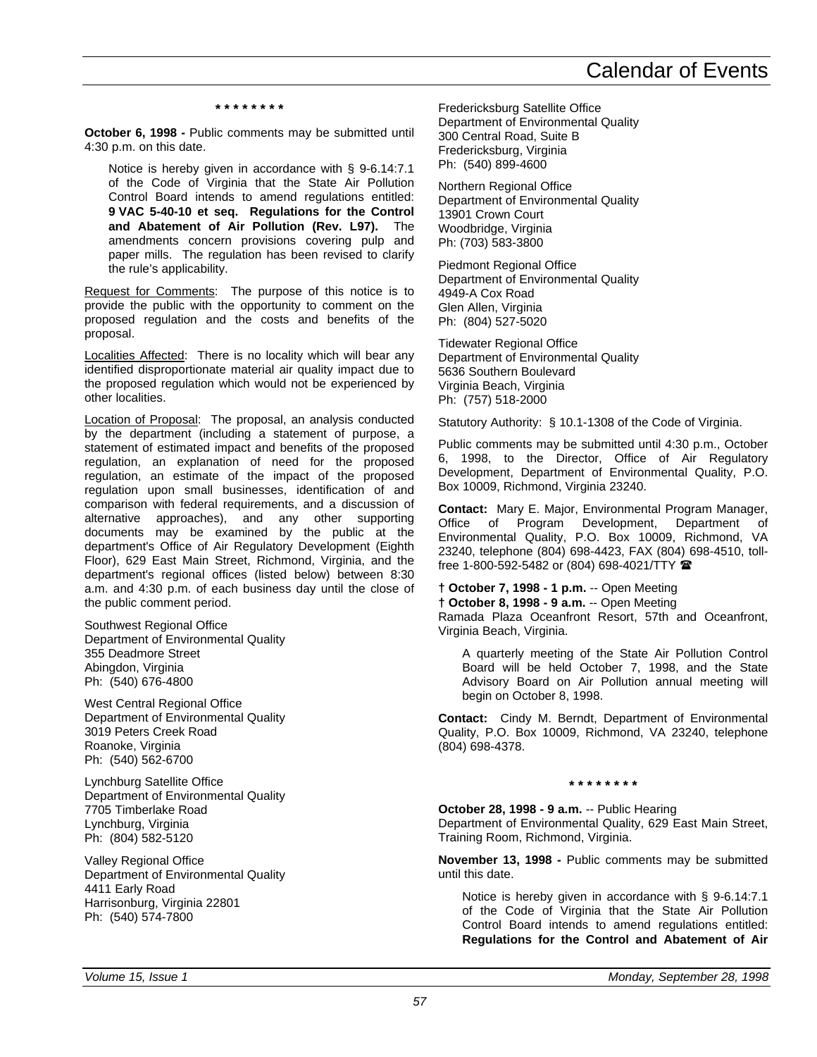\* \* \* \* \* \* \* \*

**October 6, 1998 -** Public comments may be submitted until 4:30 p.m. on this date.

Notice is hereby given in accordance with § 9-6.14:7.1 of the Code of Virginia that the State Air Pollution Control Board intends to amend regulations entitled: **9 VAC 5-40-10 et seq. Regulations for the Control and Abatement of Air Pollution (Rev. L97).** The amendments concern provisions covering pulp and paper mills. The regulation has been revised to clarify the rule's applicability.

Request for Comments: The purpose of this notice is to provide the public with the opportunity to comment on the proposed regulation and the costs and benefits of the proposal.

Localities Affected: There is no locality which will bear any identified disproportionate material air quality impact due to the proposed regulation which would not be experienced by other localities.

Location of Proposal: The proposal, an analysis conducted by the department (including a statement of purpose, a statement of estimated impact and benefits of the proposed regulation, an explanation of need for the proposed regulation, an estimate of the impact of the proposed regulation upon small businesses, identification of and comparison with federal requirements, and a discussion of alternative approaches), and any other supporting documents may be examined by the public at the department's Office of Air Regulatory Development (Eighth Floor), 629 East Main Street, Richmond, Virginia, and the department's regional offices (listed below) between 8:30 a.m. and 4:30 p.m. of each business day until the close of the public comment period.

Southwest Regional Office
Department of Environmental Quality
355 Deadmore Street
Abingdon, Virginia
Ph: (540) 676-4800

West Central Regional Office
Department of Environmental Quality
3019 Peters Creek Road
Roanoke, Virginia
Ph: (540) 562-6700

Lynchburg Satellite Office
Department of Environmental Quality
7705 Timberlake Road
Lynchburg, Virginia
Ph: (804) 582-5120

Valley Regional Office
Department of Environmental Quality
4411 Early Road
Harrisonburg, Virginia 22801
Ph: (540) 574-7800

Fredericksburg Satellite Office
Department of Environmental Quality
300 Central Road, Suite B
Fredericksburg, Virginia
Ph: (540) 899-4600

Northern Regional Office
Department of Environmental Quality
13901 Crown Court
Woodbridge, Virginia
Ph: (703) 583-3800

Piedmont Regional Office
Department of Environmental Quality
4949-A Cox Road
Glen Allen, Virginia
Ph: (804) 527-5020

Tidewater Regional Office
Department of Environmental Quality
5636 Southern Boulevard
Virginia Beach, Virginia
Ph: (757) 518-2000

Statutory Authority: § 10.1-1308 of the Code of Virginia.

Public comments may be submitted until 4:30 p.m., October 6, 1998, to the Director, Office of Air Regulatory Development, Department of Environmental Quality, P.O. Box 10009, Richmond, Virginia 23240.

**Contact:** Mary E. Major, Environmental Program Manager, Office of Program Development, Department of Environmental Quality, P.O. Box 10009, Richmond, VA 23240, telephone (804) 698-4423, FAX (804) 698-4510, toll-free 1-800-592-5482 or (804) 698-4021/TTY ☎

† **October 7, 1998 - 1 p.m.** -- Open Meeting
† **October 8, 1998 - 9 a.m.** -- Open Meeting
Ramada Plaza Oceanfront Resort, 57th and Oceanfront, Virginia Beach, Virginia.

A quarterly meeting of the State Air Pollution Control Board will be held October 7, 1998, and the State Advisory Board on Air Pollution annual meeting will begin on October 8, 1998.

**Contact:** Cindy M. Berndt, Department of Environmental Quality, P.O. Box 10009, Richmond, VA 23240, telephone (804) 698-4378.

\* \* \* \* \* \* \* \*

**October 28, 1998 - 9 a.m.** -- Public Hearing
Department of Environmental Quality, 629 East Main Street, Training Room, Richmond, Virginia.

**November 13, 1998 -** Public comments may be submitted until this date.

Notice is hereby given in accordance with § 9-6.14:7.1 of the Code of Virginia that the State Air Pollution Control Board intends to amend regulations entitled: **Regulations for the Control and Abatement of Air**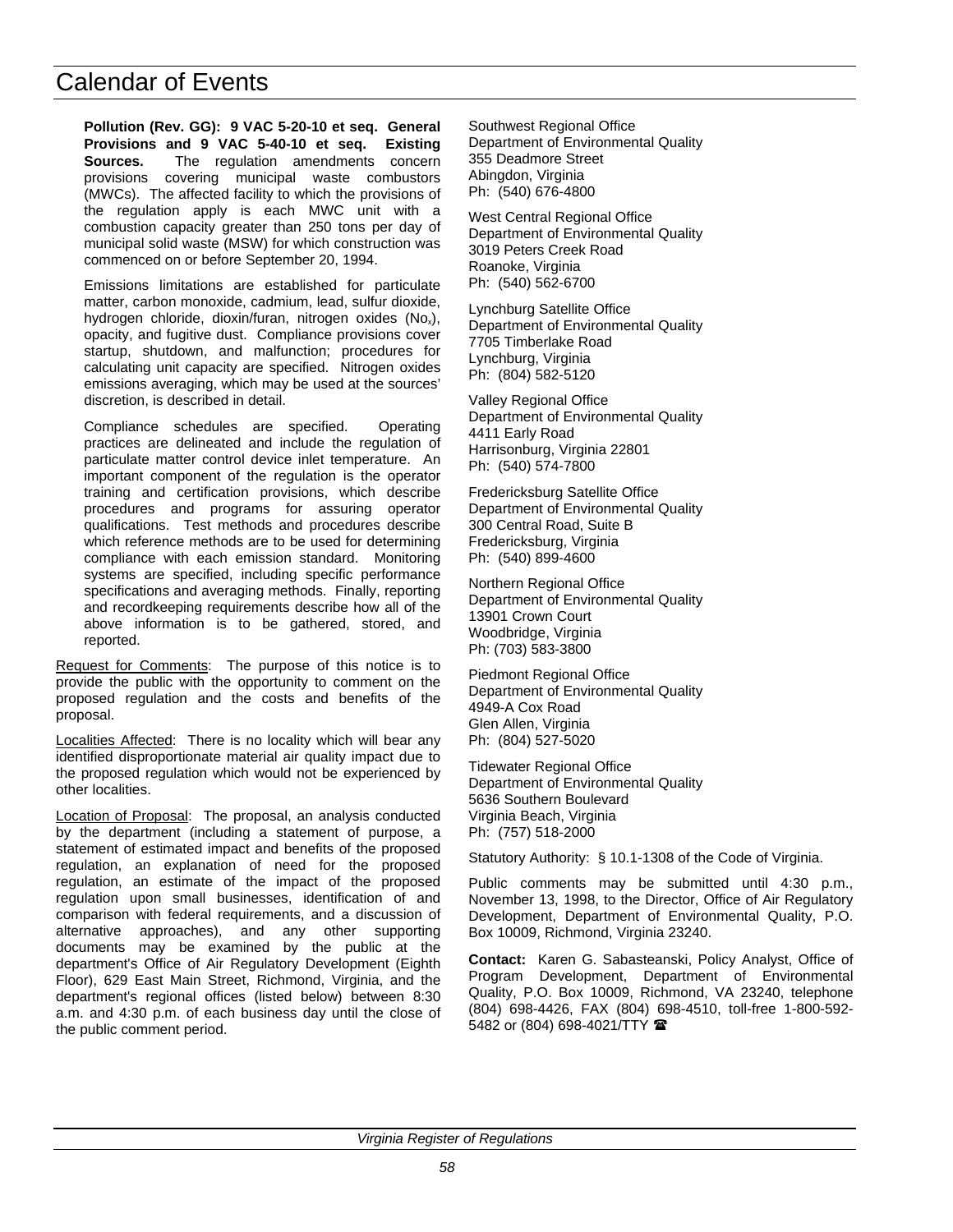**Pollution (Rev. GG): 9 VAC 5-20-10 et seq. General Provisions and 9 VAC 5-40-10 et seq. Existing Sources.** The regulation amendments concern provisions covering municipal waste combustors (MWCs). The affected facility to which the provisions of the regulation apply is each MWC unit with a combustion capacity greater than 250 tons per day of municipal solid waste (MSW) for which construction was commenced on or before September 20, 1994.

Emissions limitations are established for particulate matter, carbon monoxide, cadmium, lead, sulfur dioxide, hydrogen chloride, dioxin/furan, nitrogen oxides ($No_x$), opacity, and fugitive dust. Compliance provisions cover startup, shutdown, and malfunction; procedures for calculating unit capacity are specified. Nitrogen oxides emissions averaging, which may be used at the sources' discretion, is described in detail.

Compliance schedules are specified. Operating practices are delineated and include the regulation of particulate matter control device inlet temperature. An important component of the regulation is the operator training and certification provisions, which describe procedures and programs for assuring operator qualifications. Test methods and procedures describe which reference methods are to be used for determining compliance with each emission standard. Monitoring systems are specified, including specific performance specifications and averaging methods. Finally, reporting and recordkeeping requirements describe how all of the above information is to be gathered, stored, and reported.

Request for Comments: The purpose of this notice is to provide the public with the opportunity to comment on the proposed regulation and the costs and benefits of the proposal.

Localities Affected: There is no locality which will bear any identified disproportionate material air quality impact due to the proposed regulation which would not be experienced by other localities.

Location of Proposal: The proposal, an analysis conducted by the department (including a statement of purpose, a statement of estimated impact and benefits of the proposed regulation, an explanation of need for the proposed regulation, an estimate of the impact of the proposed regulation upon small businesses, identification of and comparison with federal requirements, and a discussion of alternative approaches), and any other supporting documents may be examined by the public at the department's Office of Air Regulatory Development (Eighth Floor), 629 East Main Street, Richmond, Virginia, and the department's regional offices (listed below) between 8:30 a.m. and 4:30 p.m. of each business day until the close of the public comment period.

Southwest Regional Office
Department of Environmental Quality
355 Deadmore Street
Abingdon, Virginia
Ph: (540) 676-4800

West Central Regional Office
Department of Environmental Quality
3019 Peters Creek Road
Roanoke, Virginia
Ph: (540) 562-6700

Lynchburg Satellite Office
Department of Environmental Quality
7705 Timberlake Road
Lynchburg, Virginia
Ph: (804) 582-5120

Valley Regional Office
Department of Environmental Quality
4411 Early Road
Harrisonburg, Virginia 22801
Ph: (540) 574-7800

Fredericksburg Satellite Office
Department of Environmental Quality
300 Central Road, Suite B
Fredericksburg, Virginia
Ph: (540) 899-4600

Northern Regional Office
Department of Environmental Quality
13901 Crown Court
Woodbridge, Virginia
Ph: (703) 583-3800

Piedmont Regional Office
Department of Environmental Quality
4949-A Cox Road
Glen Allen, Virginia
Ph: (804) 527-5020

Tidewater Regional Office
Department of Environmental Quality
5636 Southern Boulevard
Virginia Beach, Virginia
Ph: (757) 518-2000

Statutory Authority: § 10.1-1308 of the Code of Virginia.

Public comments may be submitted until 4:30 p.m., November 13, 1998, to the Director, Office of Air Regulatory Development, Department of Environmental Quality, P.O. Box 10009, Richmond, Virginia 23240.

**Contact:** Karen G. Sabasteanski, Policy Analyst, Office of Program Development, Department of Environmental Quality, P.O. Box 10009, Richmond, VA 23240, telephone (804) 698-4426, FAX (804) 698-4510, toll-free 1-800-592-5482 or (804) 698-4021/TTY ☎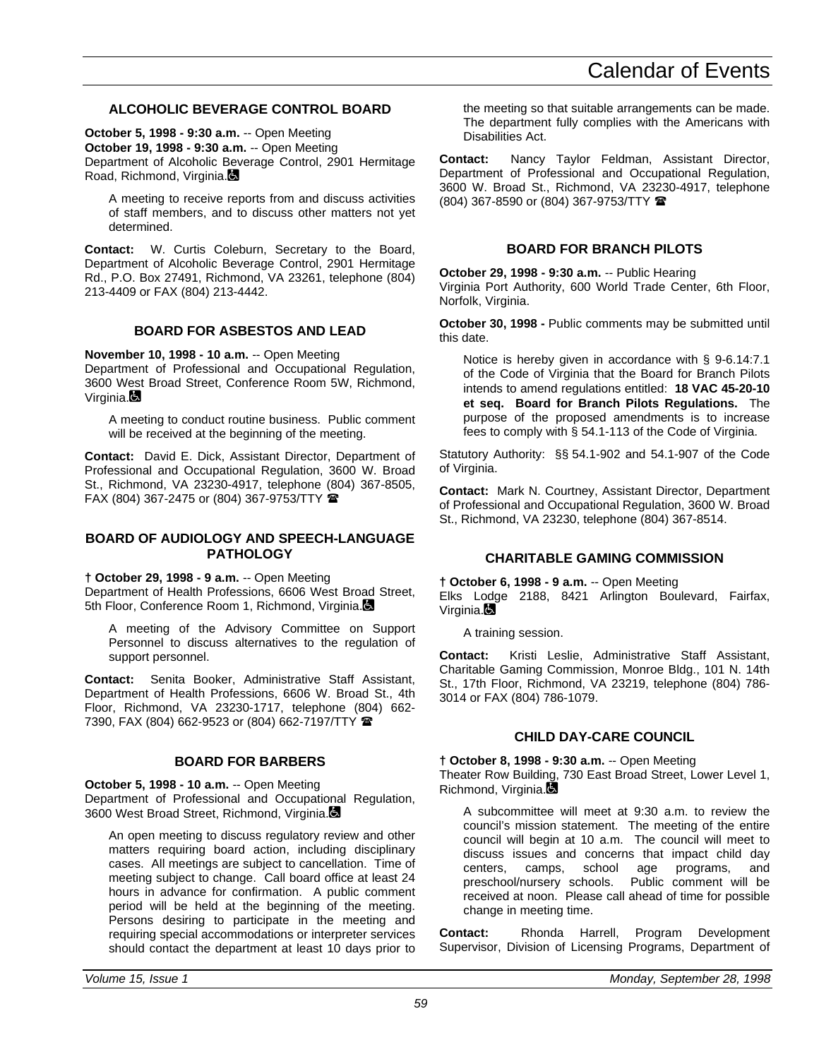## ALCOHOLIC BEVERAGE CONTROL BOARD

**October 5, 1998 - 9:30 a.m.** -- Open Meeting
**October 19, 1998 - 9:30 a.m.** -- Open Meeting
Department of Alcoholic Beverage Control, 2901 Hermitage Road, Richmond, Virginia.♿

A meeting to receive reports from and discuss activities of staff members, and to discuss other matters not yet determined.

**Contact:** W. Curtis Coleburn, Secretary to the Board, Department of Alcoholic Beverage Control, 2901 Hermitage Rd., P.O. Box 27491, Richmond, VA 23261, telephone (804) 213-4409 or FAX (804) 213-4442.

## BOARD FOR ASBESTOS AND LEAD

**November 10, 1998 - 10 a.m.** -- Open Meeting
Department of Professional and Occupational Regulation, 3600 West Broad Street, Conference Room 5W, Richmond, Virginia.♿

A meeting to conduct routine business. Public comment will be received at the beginning of the meeting.

**Contact:** David E. Dick, Assistant Director, Department of Professional and Occupational Regulation, 3600 W. Broad St., Richmond, VA 23230-4917, telephone (804) 367-8505, FAX (804) 367-2475 or (804) 367-9753/TTY ☎

## BOARD OF AUDIOLOGY AND SPEECH-LANGUAGE PATHOLOGY

**† October 29, 1998 - 9 a.m.** -- Open Meeting
Department of Health Professions, 6606 West Broad Street, 5th Floor, Conference Room 1, Richmond, Virginia.♿

A meeting of the Advisory Committee on Support Personnel to discuss alternatives to the regulation of support personnel.

**Contact:** Senita Booker, Administrative Staff Assistant, Department of Health Professions, 6606 W. Broad St., 4th Floor, Richmond, VA 23230-1717, telephone (804) 662-7390, FAX (804) 662-9523 or (804) 662-7197/TTY ☎

## BOARD FOR BARBERS

**October 5, 1998 - 10 a.m.** -- Open Meeting
Department of Professional and Occupational Regulation, 3600 West Broad Street, Richmond, Virginia.♿

An open meeting to discuss regulatory review and other matters requiring board action, including disciplinary cases. All meetings are subject to cancellation. Time of meeting subject to change. Call board office at least 24 hours in advance for confirmation. A public comment period will be held at the beginning of the meeting. Persons desiring to participate in the meeting and requiring special accommodations or interpreter services should contact the department at least 10 days prior to the meeting so that suitable arrangements can be made. The department fully complies with the Americans with Disabilities Act.

**Contact:** Nancy Taylor Feldman, Assistant Director, Department of Professional and Occupational Regulation, 3600 W. Broad St., Richmond, VA 23230-4917, telephone (804) 367-8590 or (804) 367-9753/TTY ☎

## BOARD FOR BRANCH PILOTS

**October 29, 1998 - 9:30 a.m.** -- Public Hearing
Virginia Port Authority, 600 World Trade Center, 6th Floor, Norfolk, Virginia.

**October 30, 1998 -** Public comments may be submitted until this date.

Notice is hereby given in accordance with § 9-6.14:7.1 of the Code of Virginia that the Board for Branch Pilots intends to amend regulations entitled: **18 VAC 45-20-10 et seq. Board for Branch Pilots Regulations.** The purpose of the proposed amendments is to increase fees to comply with § 54.1-113 of the Code of Virginia.

Statutory Authority: §§ 54.1-902 and 54.1-907 of the Code of Virginia.

**Contact:** Mark N. Courtney, Assistant Director, Department of Professional and Occupational Regulation, 3600 W. Broad St., Richmond, VA 23230, telephone (804) 367-8514.

## CHARITABLE GAMING COMMISSION

**† October 6, 1998 - 9 a.m.** -- Open Meeting
Elks Lodge 2188, 8421 Arlington Boulevard, Fairfax, Virginia.♿

A training session.

**Contact:** Kristi Leslie, Administrative Staff Assistant, Charitable Gaming Commission, Monroe Bldg., 101 N. 14th St., 17th Floor, Richmond, VA 23219, telephone (804) 786-3014 or FAX (804) 786-1079.

## CHILD DAY-CARE COUNCIL

**† October 8, 1998 - 9:30 a.m.** -- Open Meeting
Theater Row Building, 730 East Broad Street, Lower Level 1, Richmond, Virginia.♿

A subcommittee will meet at 9:30 a.m. to review the council's mission statement. The meeting of the entire council will begin at 10 a.m. The council will meet to discuss issues and concerns that impact child day centers, camps, school age programs, and preschool/nursery schools. Public comment will be received at noon. Please call ahead of time for possible change in meeting time.

**Contact:** Rhonda Harrell, Program Development Supervisor, Division of Licensing Programs, Department of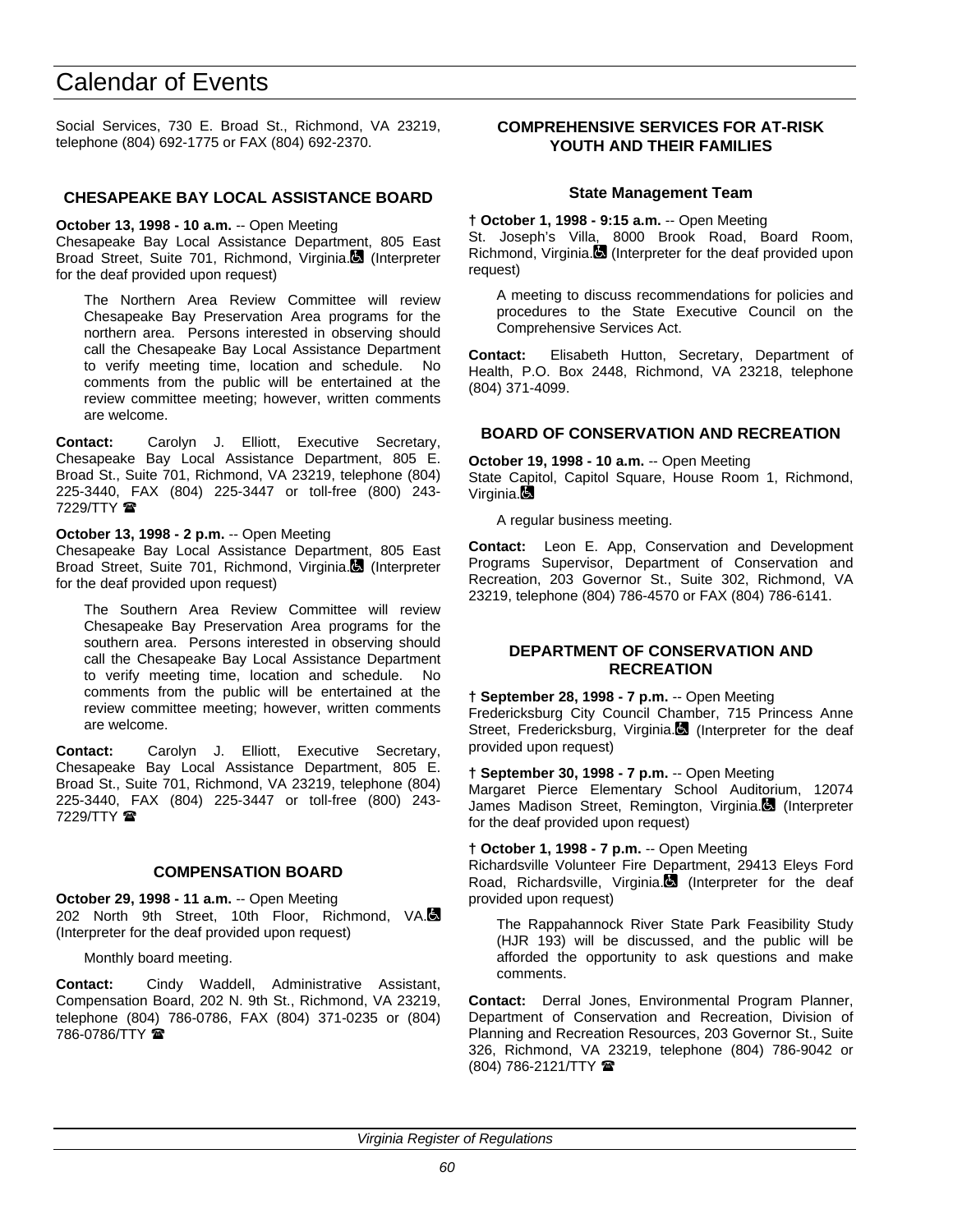Social Services, 730 E. Broad St., Richmond, VA 23219, telephone (804) 692-1775 or FAX (804) 692-2370.

### CHESAPEAKE BAY LOCAL ASSISTANCE BOARD

**October 13, 1998 - 10 a.m.** -- Open Meeting
Chesapeake Bay Local Assistance Department, 805 East Broad Street, Suite 701, Richmond, Virginia. (Interpreter for the deaf provided upon request)

The Northern Area Review Committee will review Chesapeake Bay Preservation Area programs for the northern area. Persons interested in observing should call the Chesapeake Bay Local Assistance Department to verify meeting time, location and schedule. No comments from the public will be entertained at the review committee meeting; however, written comments are welcome.

**Contact:** Carolyn J. Elliott, Executive Secretary, Chesapeake Bay Local Assistance Department, 805 E. Broad St., Suite 701, Richmond, VA 23219, telephone (804) 225-3440, FAX (804) 225-3447 or toll-free (800) 243-7229/TTY

**October 13, 1998 - 2 p.m.** -- Open Meeting
Chesapeake Bay Local Assistance Department, 805 East Broad Street, Suite 701, Richmond, Virginia. (Interpreter for the deaf provided upon request)

The Southern Area Review Committee will review Chesapeake Bay Preservation Area programs for the southern area. Persons interested in observing should call the Chesapeake Bay Local Assistance Department to verify meeting time, location and schedule. No comments from the public will be entertained at the review committee meeting; however, written comments are welcome.

**Contact:** Carolyn J. Elliott, Executive Secretary, Chesapeake Bay Local Assistance Department, 805 E. Broad St., Suite 701, Richmond, VA 23219, telephone (804) 225-3440, FAX (804) 225-3447 or toll-free (800) 243-7229/TTY

### COMPENSATION BOARD

**October 29, 1998 - 11 a.m.** -- Open Meeting
202 North 9th Street, 10th Floor, Richmond, VA. (Interpreter for the deaf provided upon request)

Monthly board meeting.

**Contact:** Cindy Waddell, Administrative Assistant, Compensation Board, 202 N. 9th St., Richmond, VA 23219, telephone (804) 786-0786, FAX (804) 371-0235 or (804) 786-0786/TTY

### COMPREHENSIVE SERVICES FOR AT-RISK YOUTH AND THEIR FAMILIES

#### State Management Team

**† October 1, 1998 - 9:15 a.m.** -- Open Meeting
St. Joseph's Villa, 8000 Brook Road, Board Room, Richmond, Virginia. (Interpreter for the deaf provided upon request)

A meeting to discuss recommendations for policies and procedures to the State Executive Council on the Comprehensive Services Act.

**Contact:** Elisabeth Hutton, Secretary, Department of Health, P.O. Box 2448, Richmond, VA 23218, telephone (804) 371-4099.

### BOARD OF CONSERVATION AND RECREATION

**October 19, 1998 - 10 a.m.** -- Open Meeting
State Capitol, Capitol Square, House Room 1, Richmond, Virginia.

A regular business meeting.

**Contact:** Leon E. App, Conservation and Development Programs Supervisor, Department of Conservation and Recreation, 203 Governor St., Suite 302, Richmond, VA 23219, telephone (804) 786-4570 or FAX (804) 786-6141.

### DEPARTMENT OF CONSERVATION AND RECREATION

**† September 28, 1998 - 7 p.m.** -- Open Meeting
Fredericksburg City Council Chamber, 715 Princess Anne Street, Fredericksburg, Virginia. (Interpreter for the deaf provided upon request)

**† September 30, 1998 - 7 p.m.** -- Open Meeting
Margaret Pierce Elementary School Auditorium, 12074 James Madison Street, Remington, Virginia. (Interpreter for the deaf provided upon request)

**† October 1, 1998 - 7 p.m.** -- Open Meeting
Richardsville Volunteer Fire Department, 29413 Eleys Ford Road, Richardsville, Virginia. (Interpreter for the deaf provided upon request)

The Rappahannock River State Park Feasibility Study (HJR 193) will be discussed, and the public will be afforded the opportunity to ask questions and make comments.

**Contact:** Derral Jones, Environmental Program Planner, Department of Conservation and Recreation, Division of Planning and Recreation Resources, 203 Governor St., Suite 326, Richmond, VA 23219, telephone (804) 786-9042 or (804) 786-2121/TTY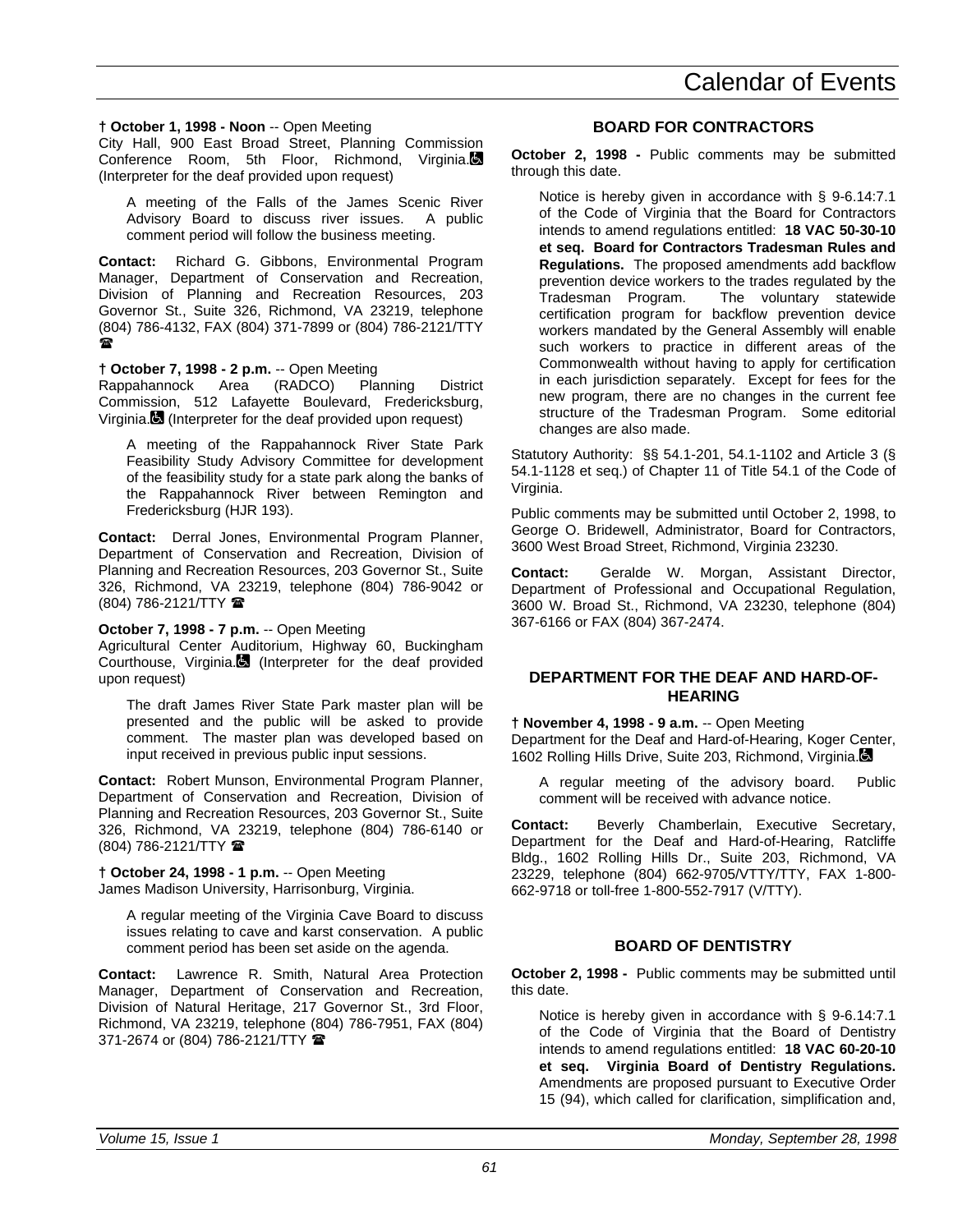**† October 1, 1998 - Noon** -- Open Meeting
City Hall, 900 East Broad Street, Planning Commission Conference Room, 5th Floor, Richmond, Virginia. (Interpreter for the deaf provided upon request)

A meeting of the Falls of the James Scenic River Advisory Board to discuss river issues. A public comment period will follow the business meeting.

**Contact:** Richard G. Gibbons, Environmental Program Manager, Department of Conservation and Recreation, Division of Planning and Recreation Resources, 203 Governor St., Suite 326, Richmond, VA 23219, telephone (804) 786-4132, FAX (804) 371-7899 or (804) 786-2121/TTY

**† October 7, 1998 - 2 p.m.** -- Open Meeting
Rappahannock Area (RADCO) Planning District Commission, 512 Lafayette Boulevard, Fredericksburg, Virginia. (Interpreter for the deaf provided upon request)

A meeting of the Rappahannock River State Park Feasibility Study Advisory Committee for development of the feasibility study for a state park along the banks of the Rappahannock River between Remington and Fredericksburg (HJR 193).

**Contact:** Derral Jones, Environmental Program Planner, Department of Conservation and Recreation, Division of Planning and Recreation Resources, 203 Governor St., Suite 326, Richmond, VA 23219, telephone (804) 786-9042 or (804) 786-2121/TTY

**October 7, 1998 - 7 p.m.** -- Open Meeting
Agricultural Center Auditorium, Highway 60, Buckingham Courthouse, Virginia. (Interpreter for the deaf provided upon request)

The draft James River State Park master plan will be presented and the public will be asked to provide comment. The master plan was developed based on input received in previous public input sessions.

**Contact:** Robert Munson, Environmental Program Planner, Department of Conservation and Recreation, Division of Planning and Recreation Resources, 203 Governor St., Suite 326, Richmond, VA 23219, telephone (804) 786-6140 or (804) 786-2121/TTY

**† October 24, 1998 - 1 p.m.** -- Open Meeting
James Madison University, Harrisonburg, Virginia.

A regular meeting of the Virginia Cave Board to discuss issues relating to cave and karst conservation. A public comment period has been set aside on the agenda.

**Contact:** Lawrence R. Smith, Natural Area Protection Manager, Department of Conservation and Recreation, Division of Natural Heritage, 217 Governor St., 3rd Floor, Richmond, VA 23219, telephone (804) 786-7951, FAX (804) 371-2674 or (804) 786-2121/TTY

## BOARD FOR CONTRACTORS

**October 2, 1998 -** Public comments may be submitted through this date.

Notice is hereby given in accordance with § 9-6.14:7.1 of the Code of Virginia that the Board for Contractors intends to amend regulations entitled: **18 VAC 50-30-10 et seq. Board for Contractors Tradesman Rules and Regulations.** The proposed amendments add backflow prevention device workers to the trades regulated by the Tradesman Program. The voluntary statewide certification program for backflow prevention device workers mandated by the General Assembly will enable such workers to practice in different areas of the Commonwealth without having to apply for certification in each jurisdiction separately. Except for fees for the new program, there are no changes in the current fee structure of the Tradesman Program. Some editorial changes are also made.

Statutory Authority: §§ 54.1-201, 54.1-1102 and Article 3 (§ 54.1-1128 et seq.) of Chapter 11 of Title 54.1 of the Code of Virginia.

Public comments may be submitted until October 2, 1998, to George O. Bridewell, Administrator, Board for Contractors, 3600 West Broad Street, Richmond, Virginia 23230.

**Contact:** Geralde W. Morgan, Assistant Director, Department of Professional and Occupational Regulation, 3600 W. Broad St., Richmond, VA 23230, telephone (804) 367-6166 or FAX (804) 367-2474.

## DEPARTMENT FOR THE DEAF AND HARD-OF-HEARING

**† November 4, 1998 - 9 a.m.** -- Open Meeting
Department for the Deaf and Hard-of-Hearing, Koger Center, 1602 Rolling Hills Drive, Suite 203, Richmond, Virginia.

A regular meeting of the advisory board. Public comment will be received with advance notice.

**Contact:** Beverly Chamberlain, Executive Secretary, Department for the Deaf and Hard-of-Hearing, Ratcliffe Bldg., 1602 Rolling Hills Dr., Suite 203, Richmond, VA 23229, telephone (804) 662-9705/VTTY/TTY, FAX 1-800-662-9718 or toll-free 1-800-552-7917 (V/TTY).

## BOARD OF DENTISTRY

**October 2, 1998 -** Public comments may be submitted until this date.

Notice is hereby given in accordance with § 9-6.14:7.1 of the Code of Virginia that the Board of Dentistry intends to amend regulations entitled: **18 VAC 60-20-10 et seq. Virginia Board of Dentistry Regulations.** Amendments are proposed pursuant to Executive Order 15 (94), which called for clarification, simplification and,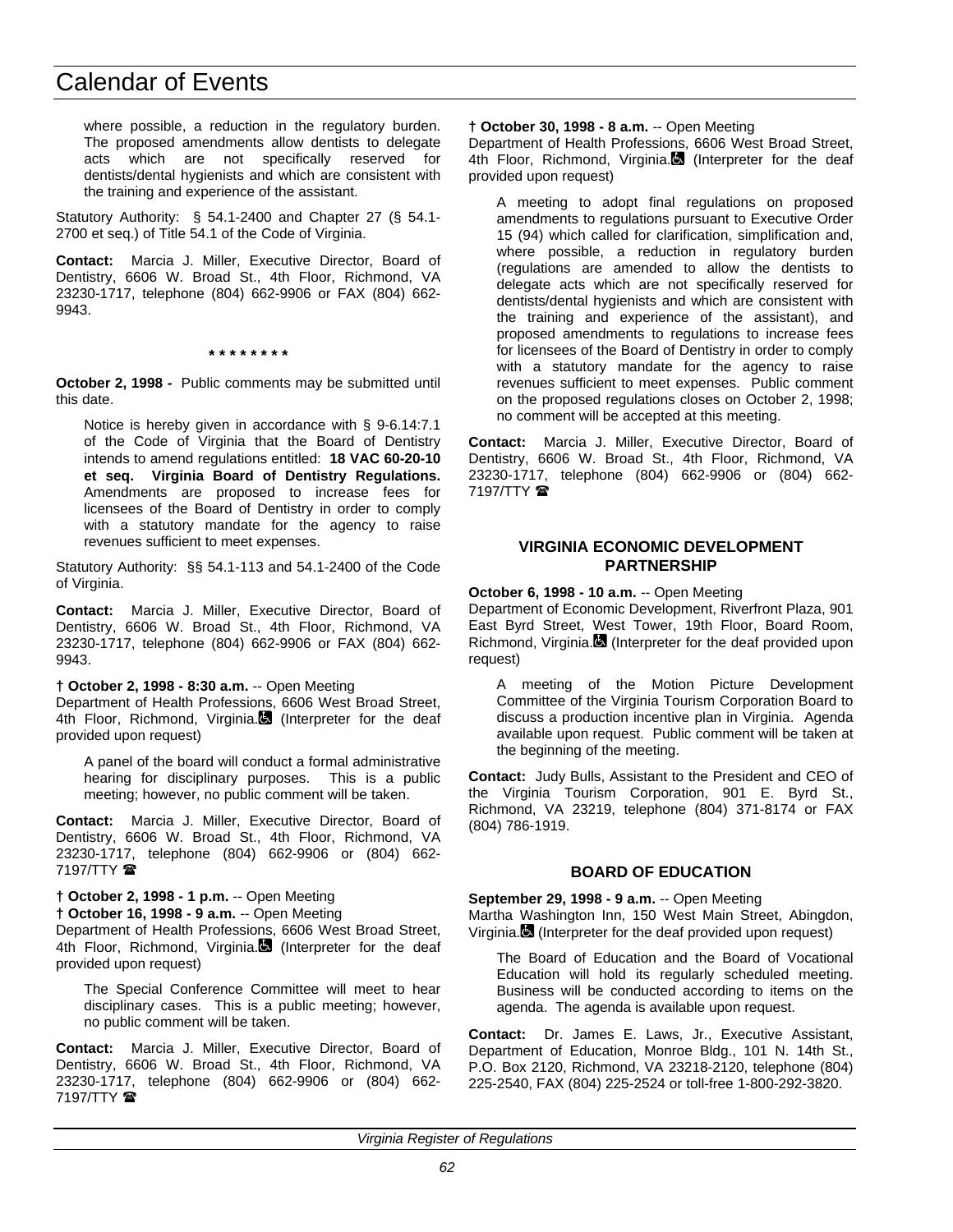where possible, a reduction in the regulatory burden. The proposed amendments allow dentists to delegate acts which are not specifically reserved for dentists/dental hygienists and which are consistent with the training and experience of the assistant.

Statutory Authority: § 54.1-2400 and Chapter 27 (§ 54.1-2700 et seq.) of Title 54.1 of the Code of Virginia.

**Contact:** Marcia J. Miller, Executive Director, Board of Dentistry, 6606 W. Broad St., 4th Floor, Richmond, VA 23230-1717, telephone (804) 662-9906 or FAX (804) 662-9943.

**\* \* \* \* \* \* \* \***

**October 2, 1998 -** Public comments may be submitted until this date.

Notice is hereby given in accordance with § 9-6.14:7.1 of the Code of Virginia that the Board of Dentistry intends to amend regulations entitled: **18 VAC 60-20-10 et seq. Virginia Board of Dentistry Regulations.** Amendments are proposed to increase fees for licensees of the Board of Dentistry in order to comply with a statutory mandate for the agency to raise revenues sufficient to meet expenses.

Statutory Authority: §§ 54.1-113 and 54.1-2400 of the Code of Virginia.

**Contact:** Marcia J. Miller, Executive Director, Board of Dentistry, 6606 W. Broad St., 4th Floor, Richmond, VA 23230-1717, telephone (804) 662-9906 or FAX (804) 662-9943.

**† October 2, 1998 - 8:30 a.m.** -- Open Meeting
Department of Health Professions, 6606 West Broad Street, 4th Floor, Richmond, Virginia. (Interpreter for the deaf provided upon request)

A panel of the board will conduct a formal administrative hearing for disciplinary purposes. This is a public meeting; however, no public comment will be taken.

**Contact:** Marcia J. Miller, Executive Director, Board of Dentistry, 6606 W. Broad St., 4th Floor, Richmond, VA 23230-1717, telephone (804) 662-9906 or (804) 662-7197/TTY ☎

**† October 2, 1998 - 1 p.m.** -- Open Meeting
**† October 16, 1998 - 9 a.m.** -- Open Meeting
Department of Health Professions, 6606 West Broad Street, 4th Floor, Richmond, Virginia. (Interpreter for the deaf provided upon request)

The Special Conference Committee will meet to hear disciplinary cases. This is a public meeting; however, no public comment will be taken.

**Contact:** Marcia J. Miller, Executive Director, Board of Dentistry, 6606 W. Broad St., 4th Floor, Richmond, VA 23230-1717, telephone (804) 662-9906 or (804) 662-7197/TTY ☎

**† October 30, 1998 - 8 a.m.** -- Open Meeting
Department of Health Professions, 6606 West Broad Street, 4th Floor, Richmond, Virginia. (Interpreter for the deaf provided upon request)

A meeting to adopt final regulations on proposed amendments to regulations pursuant to Executive Order 15 (94) which called for clarification, simplification and, where possible, a reduction in regulatory burden (regulations are amended to allow the dentists to delegate acts which are not specifically reserved for dentists/dental hygienists and which are consistent with the training and experience of the assistant), and proposed amendments to regulations to increase fees for licensees of the Board of Dentistry in order to comply with a statutory mandate for the agency to raise revenues sufficient to meet expenses. Public comment on the proposed regulations closes on October 2, 1998; no comment will be accepted at this meeting.

**Contact:** Marcia J. Miller, Executive Director, Board of Dentistry, 6606 W. Broad St., 4th Floor, Richmond, VA 23230-1717, telephone (804) 662-9906 or (804) 662-7197/TTY ☎

## VIRGINIA ECONOMIC DEVELOPMENT PARTNERSHIP

**October 6, 1998 - 10 a.m.** -- Open Meeting
Department of Economic Development, Riverfront Plaza, 901 East Byrd Street, West Tower, 19th Floor, Board Room, Richmond, Virginia. (Interpreter for the deaf provided upon request)

A meeting of the Motion Picture Development Committee of the Virginia Tourism Corporation Board to discuss a production incentive plan in Virginia. Agenda available upon request. Public comment will be taken at the beginning of the meeting.

**Contact:** Judy Bulls, Assistant to the President and CEO of the Virginia Tourism Corporation, 901 E. Byrd St., Richmond, VA 23219, telephone (804) 371-8174 or FAX (804) 786-1919.

## BOARD OF EDUCATION

**September 29, 1998 - 9 a.m.** -- Open Meeting
Martha Washington Inn, 150 West Main Street, Abingdon, Virginia. (Interpreter for the deaf provided upon request)

The Board of Education and the Board of Vocational Education will hold its regularly scheduled meeting. Business will be conducted according to items on the agenda. The agenda is available upon request.

**Contact:** Dr. James E. Laws, Jr., Executive Assistant, Department of Education, Monroe Bldg., 101 N. 14th St., P.O. Box 2120, Richmond, VA 23218-2120, telephone (804) 225-2540, FAX (804) 225-2524 or toll-free 1-800-292-3820.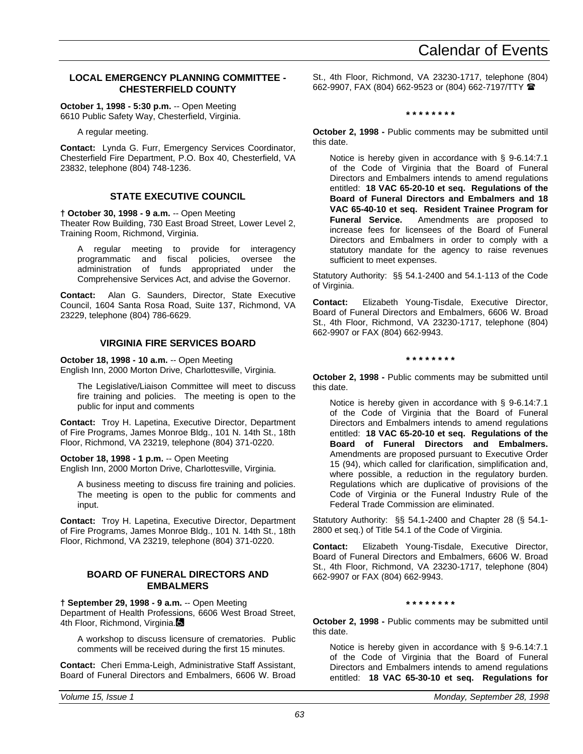### LOCAL EMERGENCY PLANNING COMMITTEE - CHESTERFIELD COUNTY

**October 1, 1998 - 5:30 p.m.** -- Open Meeting
6610 Public Safety Way, Chesterfield, Virginia.

A regular meeting.

**Contact:** Lynda G. Furr, Emergency Services Coordinator, Chesterfield Fire Department, P.O. Box 40, Chesterfield, VA 23832, telephone (804) 748-1236.

### STATE EXECUTIVE COUNCIL

**† October 30, 1998 - 9 a.m.** -- Open Meeting
Theater Row Building, 730 East Broad Street, Lower Level 2, Training Room, Richmond, Virginia.

A regular meeting to provide for interagency programmatic and fiscal policies, oversee the administration of funds appropriated under the Comprehensive Services Act, and advise the Governor.

**Contact:** Alan G. Saunders, Director, State Executive Council, 1604 Santa Rosa Road, Suite 137, Richmond, VA 23229, telephone (804) 786-6629.

### VIRGINIA FIRE SERVICES BOARD

**October 18, 1998 - 10 a.m.** -- Open Meeting
English Inn, 2000 Morton Drive, Charlottesville, Virginia.

The Legislative/Liaison Committee will meet to discuss fire training and policies. The meeting is open to the public for input and comments

**Contact:** Troy H. Lapetina, Executive Director, Department of Fire Programs, James Monroe Bldg., 101 N. 14th St., 18th Floor, Richmond, VA 23219, telephone (804) 371-0220.

**October 18, 1998 - 1 p.m.** -- Open Meeting
English Inn, 2000 Morton Drive, Charlottesville, Virginia.

A business meeting to discuss fire training and policies. The meeting is open to the public for comments and input.

**Contact:** Troy H. Lapetina, Executive Director, Department of Fire Programs, James Monroe Bldg., 101 N. 14th St., 18th Floor, Richmond, VA 23219, telephone (804) 371-0220.

### BOARD OF FUNERAL DIRECTORS AND EMBALMERS

**† September 29, 1998 - 9 a.m.** -- Open Meeting
Department of Health Professions, 6606 West Broad Street, 4th Floor, Richmond, Virginia.

A workshop to discuss licensure of crematories. Public comments will be received during the first 15 minutes.

**Contact:** Cheri Emma-Leigh, Administrative Staff Assistant, Board of Funeral Directors and Embalmers, 6606 W. Broad St., 4th Floor, Richmond, VA 23230-1717, telephone (804) 662-9907, FAX (804) 662-9523 or (804) 662-7197/TTY ☎

\* \* \* \* \* \* \* \*

**October 2, 1998 -** Public comments may be submitted until this date.

Notice is hereby given in accordance with § 9-6.14:7.1 of the Code of Virginia that the Board of Funeral Directors and Embalmers intends to amend regulations entitled: **18 VAC 65-20-10 et seq. Regulations of the Board of Funeral Directors and Embalmers and 18 VAC 65-40-10 et seq. Resident Trainee Program for Funeral Service.** Amendments are proposed to increase fees for licensees of the Board of Funeral Directors and Embalmers in order to comply with a statutory mandate for the agency to raise revenues sufficient to meet expenses.

Statutory Authority: §§ 54.1-2400 and 54.1-113 of the Code of Virginia.

**Contact:** Elizabeth Young-Tisdale, Executive Director, Board of Funeral Directors and Embalmers, 6606 W. Broad St., 4th Floor, Richmond, VA 23230-1717, telephone (804) 662-9907 or FAX (804) 662-9943.

\* \* \* \* \* \* \* \*

**October 2, 1998 -** Public comments may be submitted until this date.

Notice is hereby given in accordance with § 9-6.14:7.1 of the Code of Virginia that the Board of Funeral Directors and Embalmers intends to amend regulations entitled: **18 VAC 65-20-10 et seq. Regulations of the Board of Funeral Directors and Embalmers.** Amendments are proposed pursuant to Executive Order 15 (94), which called for clarification, simplification and, where possible, a reduction in the regulatory burden. Regulations which are duplicative of provisions of the Code of Virginia or the Funeral Industry Rule of the Federal Trade Commission are eliminated.

Statutory Authority: §§ 54.1-2400 and Chapter 28 (§ 54.1-2800 et seq.) of Title 54.1 of the Code of Virginia.

**Contact:** Elizabeth Young-Tisdale, Executive Director, Board of Funeral Directors and Embalmers, 6606 W. Broad St., 4th Floor, Richmond, VA 23230-1717, telephone (804) 662-9907 or FAX (804) 662-9943.

\* \* \* \* \* \* \* \*

**October 2, 1998 -** Public comments may be submitted until this date.

Notice is hereby given in accordance with § 9-6.14:7.1 of the Code of Virginia that the Board of Funeral Directors and Embalmers intends to amend regulations entitled: **18 VAC 65-30-10 et seq. Regulations for**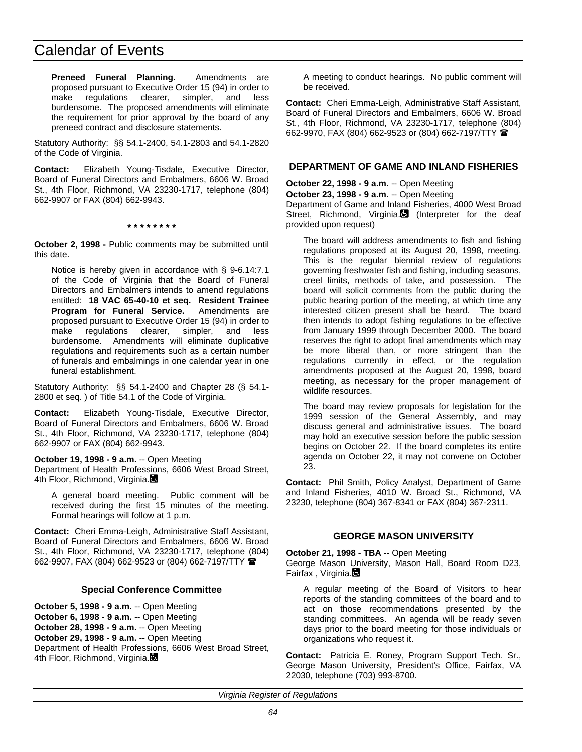**Preneed Funeral Planning.** Amendments are proposed pursuant to Executive Order 15 (94) in order to make regulations clearer, simpler, and less burdensome. The proposed amendments will eliminate the requirement for prior approval by the board of any preneed contract and disclosure statements.

Statutory Authority: §§ 54.1-2400, 54.1-2803 and 54.1-2820 of the Code of Virginia.

**Contact:** Elizabeth Young-Tisdale, Executive Director, Board of Funeral Directors and Embalmers, 6606 W. Broad St., 4th Floor, Richmond, VA 23230-1717, telephone (804) 662-9907 or FAX (804) 662-9943.

**\* \* \* \* \* \* \* \***

**October 2, 1998 -** Public comments may be submitted until this date.

Notice is hereby given in accordance with § 9-6.14:7.1 of the Code of Virginia that the Board of Funeral Directors and Embalmers intends to amend regulations entitled: **18 VAC 65-40-10 et seq. Resident Trainee Program for Funeral Service.** Amendments are proposed pursuant to Executive Order 15 (94) in order to make regulations clearer, simpler, and less burdensome. Amendments will eliminate duplicative regulations and requirements such as a certain number of funerals and embalmings in one calendar year in one funeral establishment.

Statutory Authority: §§ 54.1-2400 and Chapter 28 (§ 54.1-2800 et seq. ) of Title 54.1 of the Code of Virginia.

**Contact:** Elizabeth Young-Tisdale, Executive Director, Board of Funeral Directors and Embalmers, 6606 W. Broad St., 4th Floor, Richmond, VA 23230-1717, telephone (804) 662-9907 or FAX (804) 662-9943.

**October 19, 1998 - 9 a.m.** -- Open Meeting
Department of Health Professions, 6606 West Broad Street, 4th Floor, Richmond, Virginia.

A general board meeting. Public comment will be received during the first 15 minutes of the meeting. Formal hearings will follow at 1 p.m.

**Contact:** Cheri Emma-Leigh, Administrative Staff Assistant, Board of Funeral Directors and Embalmers, 6606 W. Broad St., 4th Floor, Richmond, VA 23230-1717, telephone (804) 662-9907, FAX (804) 662-9523 or (804) 662-7197/TTY ☎

### Special Conference Committee

**October 5, 1998 - 9 a.m.** -- Open Meeting
**October 6, 1998 - 9 a.m.** -- Open Meeting
**October 28, 1998 - 9 a.m.** -- Open Meeting
**October 29, 1998 - 9 a.m.** -- Open Meeting
Department of Health Professions, 6606 West Broad Street, 4th Floor, Richmond, Virginia.

A meeting to conduct hearings. No public comment will be received.

**Contact:** Cheri Emma-Leigh, Administrative Staff Assistant, Board of Funeral Directors and Embalmers, 6606 W. Broad St., 4th Floor, Richmond, VA 23230-1717, telephone (804) 662-9970, FAX (804) 662-9523 or (804) 662-7197/TTY ☎

## DEPARTMENT OF GAME AND INLAND FISHERIES

**October 22, 1998 - 9 a.m.** -- Open Meeting
**October 23, 1998 - 9 a.m.** -- Open Meeting
Department of Game and Inland Fisheries, 4000 West Broad Street, Richmond, Virginia. (Interpreter for the deaf provided upon request)

The board will address amendments to fish and fishing regulations proposed at its August 20, 1998, meeting. This is the regular biennial review of regulations governing freshwater fish and fishing, including seasons, creel limits, methods of take, and possession. The board will solicit comments from the public during the public hearing portion of the meeting, at which time any interested citizen present shall be heard. The board then intends to adopt fishing regulations to be effective from January 1999 through December 2000. The board reserves the right to adopt final amendments which may be more liberal than, or more stringent than the regulations currently in effect, or the regulation amendments proposed at the August 20, 1998, board meeting, as necessary for the proper management of wildlife resources.

The board may review proposals for legislation for the 1999 session of the General Assembly, and may discuss general and administrative issues. The board may hold an executive session before the public session begins on October 22. If the board completes its entire agenda on October 22, it may not convene on October 23.

**Contact:** Phil Smith, Policy Analyst, Department of Game and Inland Fisheries, 4010 W. Broad St., Richmond, VA 23230, telephone (804) 367-8341 or FAX (804) 367-2311.

## GEORGE MASON UNIVERSITY

**October 21, 1998 - TBA** -- Open Meeting
George Mason University, Mason Hall, Board Room D23, Fairfax , Virginia.

A regular meeting of the Board of Visitors to hear reports of the standing committees of the board and to act on those recommendations presented by the standing committees. An agenda will be ready seven days prior to the board meeting for those individuals or organizations who request it.

**Contact:** Patricia E. Roney, Program Support Tech. Sr., George Mason University, President's Office, Fairfax, VA 22030, telephone (703) 993-8700.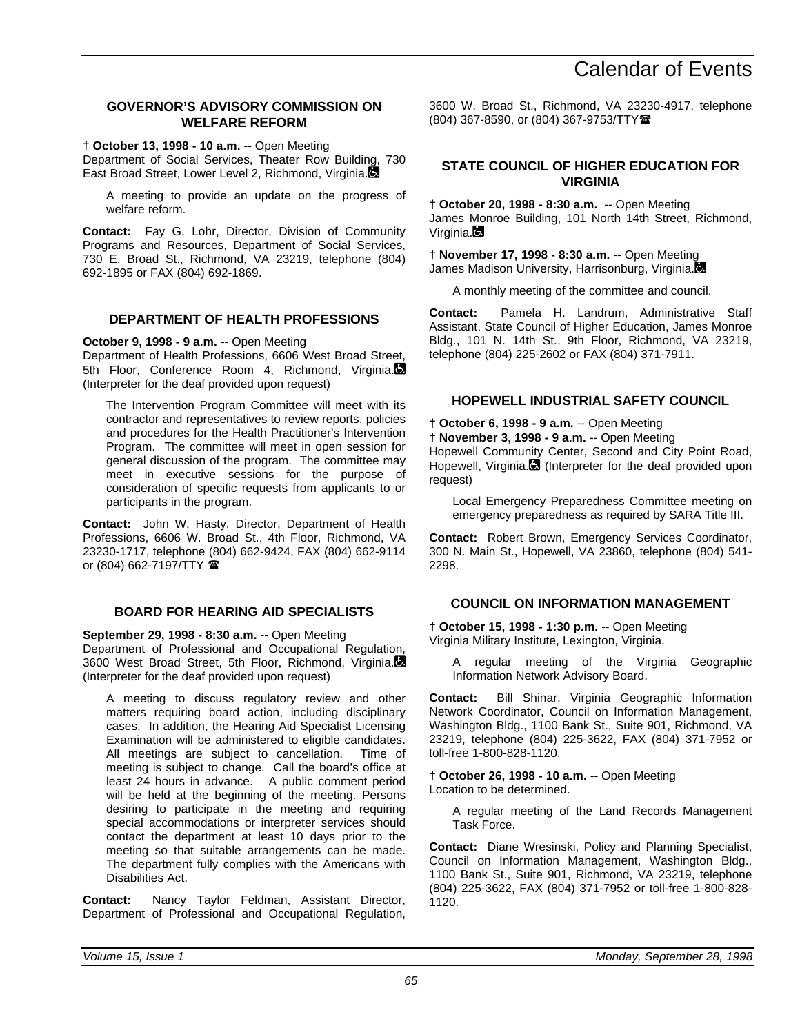### GOVERNOR'S ADVISORY COMMISSION ON WELFARE REFORM

**† October 13, 1998 - 10 a.m.** -- Open Meeting
Department of Social Services, Theater Row Building, 730 East Broad Street, Lower Level 2, Richmond, Virginia.

A meeting to provide an update on the progress of welfare reform.

**Contact:** Fay G. Lohr, Director, Division of Community Programs and Resources, Department of Social Services, 730 E. Broad St., Richmond, VA 23219, telephone (804) 692-1895 or FAX (804) 692-1869.

### DEPARTMENT OF HEALTH PROFESSIONS

**October 9, 1998 - 9 a.m.** -- Open Meeting
Department of Health Professions, 6606 West Broad Street, 5th Floor, Conference Room 4, Richmond, Virginia. (Interpreter for the deaf provided upon request)

The Intervention Program Committee will meet with its contractor and representatives to review reports, policies and procedures for the Health Practitioner's Intervention Program. The committee will meet in open session for general discussion of the program. The committee may meet in executive sessions for the purpose of consideration of specific requests from applicants to or participants in the program.

**Contact:** John W. Hasty, Director, Department of Health Professions, 6606 W. Broad St., 4th Floor, Richmond, VA 23230-1717, telephone (804) 662-9424, FAX (804) 662-9114 or (804) 662-7197/TTY

### BOARD FOR HEARING AID SPECIALISTS

**September 29, 1998 - 8:30 a.m.** -- Open Meeting
Department of Professional and Occupational Regulation, 3600 West Broad Street, 5th Floor, Richmond, Virginia. (Interpreter for the deaf provided upon request)

A meeting to discuss regulatory review and other matters requiring board action, including disciplinary cases. In addition, the Hearing Aid Specialist Licensing Examination will be administered to eligible candidates. All meetings are subject to cancellation. Time of meeting is subject to change. Call the board's office at least 24 hours in advance. A public comment period will be held at the beginning of the meeting. Persons desiring to participate in the meeting and requiring special accommodations or interpreter services should contact the department at least 10 days prior to the meeting so that suitable arrangements can be made. The department fully complies with the Americans with Disabilities Act.

**Contact:** Nancy Taylor Feldman, Assistant Director, Department of Professional and Occupational Regulation, 3600 W. Broad St., Richmond, VA 23230-4917, telephone (804) 367-8590, or (804) 367-9753/TTY

### STATE COUNCIL OF HIGHER EDUCATION FOR VIRGINIA

**† October 20, 1998 - 8:30 a.m.** -- Open Meeting
James Monroe Building, 101 North 14th Street, Richmond, Virginia.

**† November 17, 1998 - 8:30 a.m.** -- Open Meeting
James Madison University, Harrisonburg, Virginia.

A monthly meeting of the committee and council.

**Contact:** Pamela H. Landrum, Administrative Staff Assistant, State Council of Higher Education, James Monroe Bldg., 101 N. 14th St., 9th Floor, Richmond, VA 23219, telephone (804) 225-2602 or FAX (804) 371-7911.

### HOPEWELL INDUSTRIAL SAFETY COUNCIL

**† October 6, 1998 - 9 a.m.** -- Open Meeting
**† November 3, 1998 - 9 a.m.** -- Open Meeting
Hopewell Community Center, Second and City Point Road, Hopewell, Virginia. (Interpreter for the deaf provided upon request)

Local Emergency Preparedness Committee meeting on emergency preparedness as required by SARA Title III.

**Contact:** Robert Brown, Emergency Services Coordinator, 300 N. Main St., Hopewell, VA 23860, telephone (804) 541-2298.

### COUNCIL ON INFORMATION MANAGEMENT

**† October 15, 1998 - 1:30 p.m.** -- Open Meeting
Virginia Military Institute, Lexington, Virginia.

A regular meeting of the Virginia Geographic Information Network Advisory Board.

**Contact:** Bill Shinar, Virginia Geographic Information Network Coordinator, Council on Information Management, Washington Bldg., 1100 Bank St., Suite 901, Richmond, VA 23219, telephone (804) 225-3622, FAX (804) 371-7952 or toll-free 1-800-828-1120.

**† October 26, 1998 - 10 a.m.** -- Open Meeting
Location to be determined.

A regular meeting of the Land Records Management Task Force.

**Contact:** Diane Wresinski, Policy and Planning Specialist, Council on Information Management, Washington Bldg., 1100 Bank St., Suite 901, Richmond, VA 23219, telephone (804) 225-3622, FAX (804) 371-7952 or toll-free 1-800-828-1120.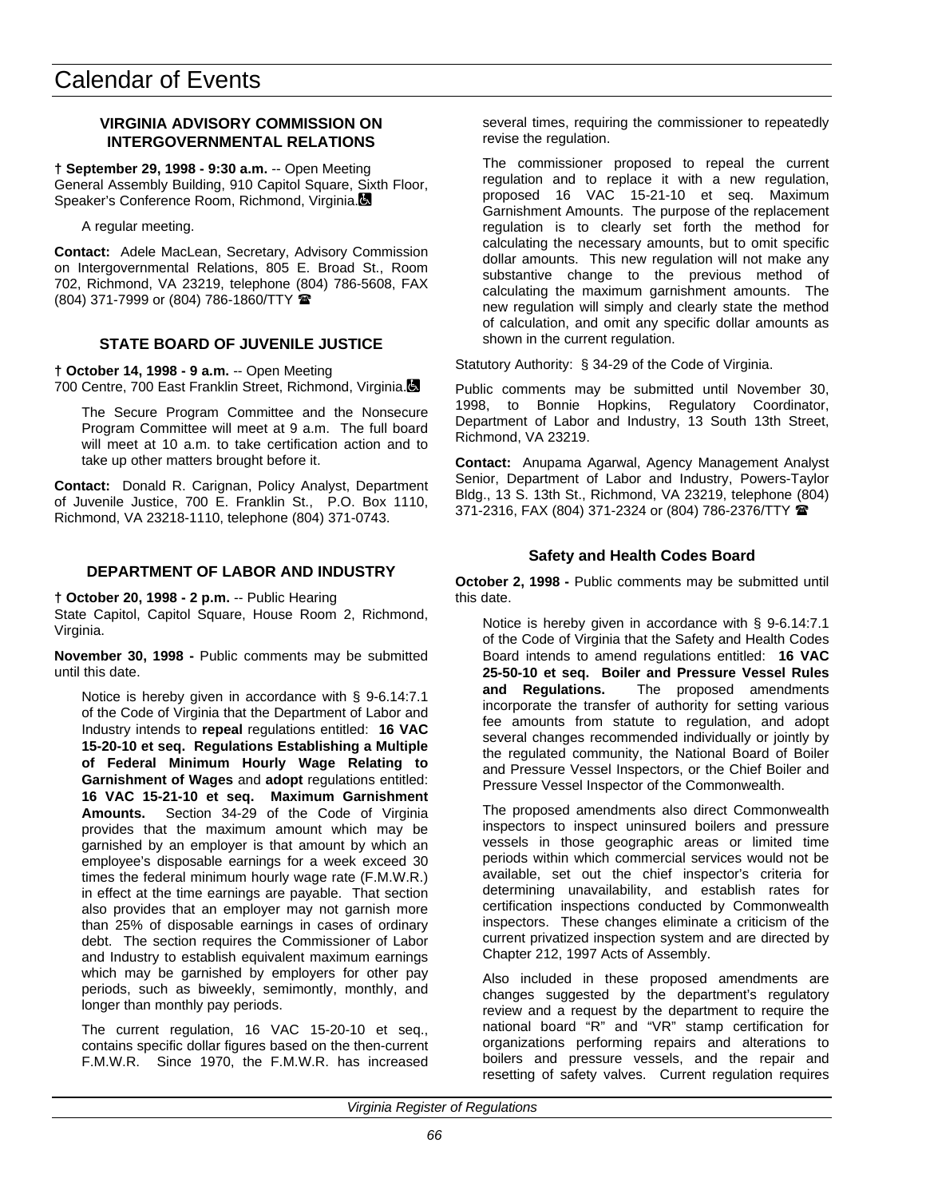# Calendar of Events

### VIRGINIA ADVISORY COMMISSION ON INTERGOVERNMENTAL RELATIONS

**† September 29, 1998 - 9:30 a.m.** -- Open Meeting
General Assembly Building, 910 Capitol Square, Sixth Floor, Speaker's Conference Room, Richmond, Virginia.♿

A regular meeting.

**Contact:** Adele MacLean, Secretary, Advisory Commission on Intergovernmental Relations, 805 E. Broad St., Room 702, Richmond, VA 23219, telephone (804) 786-5608, FAX (804) 371-7999 or (804) 786-1860/TTY ☎

### STATE BOARD OF JUVENILE JUSTICE

**† October 14, 1998 - 9 a.m.** -- Open Meeting
700 Centre, 700 East Franklin Street, Richmond, Virginia.♿

The Secure Program Committee and the Nonsecure Program Committee will meet at 9 a.m. The full board will meet at 10 a.m. to take certification action and to take up other matters brought before it.

**Contact:** Donald R. Carignan, Policy Analyst, Department of Juvenile Justice, 700 E. Franklin St., P.O. Box 1110, Richmond, VA 23218-1110, telephone (804) 371-0743.

### DEPARTMENT OF LABOR AND INDUSTRY

**† October 20, 1998 - 2 p.m.** -- Public Hearing
State Capitol, Capitol Square, House Room 2, Richmond, Virginia.

**November 30, 1998 -** Public comments may be submitted until this date.

Notice is hereby given in accordance with § 9-6.14:7.1 of the Code of Virginia that the Department of Labor and Industry intends to **repeal** regulations entitled: **16 VAC 15-20-10 et seq. Regulations Establishing a Multiple of Federal Minimum Hourly Wage Relating to Garnishment of Wages** and **adopt** regulations entitled: **16 VAC 15-21-10 et seq. Maximum Garnishment Amounts.** Section 34-29 of the Code of Virginia provides that the maximum amount which may be garnished by an employer is that amount by which an employee's disposable earnings for a week exceed 30 times the federal minimum hourly wage rate (F.M.W.R.) in effect at the time earnings are payable. That section also provides that an employer may not garnish more than 25% of disposable earnings in cases of ordinary debt. The section requires the Commissioner of Labor and Industry to establish equivalent maximum earnings which may be garnished by employers for other pay periods, such as biweekly, semimontly, monthly, and longer than monthly pay periods.

The current regulation, 16 VAC 15-20-10 et seq., contains specific dollar figures based on the then-current F.M.W.R. Since 1970, the F.M.W.R. has increased several times, requiring the commissioner to repeatedly revise the regulation.

The commissioner proposed to repeal the current regulation and to replace it with a new regulation, proposed 16 VAC 15-21-10 et seq. Maximum Garnishment Amounts. The purpose of the replacement regulation is to clearly set forth the method for calculating the necessary amounts, but to omit specific dollar amounts. This new regulation will not make any substantive change to the previous method of calculating the maximum garnishment amounts. The new regulation will simply and clearly state the method of calculation, and omit any specific dollar amounts as shown in the current regulation.

Statutory Authority: § 34-29 of the Code of Virginia.

Public comments may be submitted until November 30, 1998, to Bonnie Hopkins, Regulatory Coordinator, Department of Labor and Industry, 13 South 13th Street, Richmond, VA 23219.

**Contact:** Anupama Agarwal, Agency Management Analyst Senior, Department of Labor and Industry, Powers-Taylor Bldg., 13 S. 13th St., Richmond, VA 23219, telephone (804) 371-2316, FAX (804) 371-2324 or (804) 786-2376/TTY ☎

#### Safety and Health Codes Board

**October 2, 1998 -** Public comments may be submitted until this date.

Notice is hereby given in accordance with § 9-6.14:7.1 of the Code of Virginia that the Safety and Health Codes Board intends to amend regulations entitled: **16 VAC 25-50-10 et seq. Boiler and Pressure Vessel Rules and Regulations.** The proposed amendments incorporate the transfer of authority for setting various fee amounts from statute to regulation, and adopt several changes recommended individually or jointly by the regulated community, the National Board of Boiler and Pressure Vessel Inspectors, or the Chief Boiler and Pressure Vessel Inspector of the Commonwealth.

The proposed amendments also direct Commonwealth inspectors to inspect uninsured boilers and pressure vessels in those geographic areas or limited time periods within which commercial services would not be available, set out the chief inspector's criteria for determining unavailability, and establish rates for certification inspections conducted by Commonwealth inspectors. These changes eliminate a criticism of the current privatized inspection system and are directed by Chapter 212, 1997 Acts of Assembly.

Also included in these proposed amendments are changes suggested by the department's regulatory review and a request by the department to require the national board "R" and "VR" stamp certification for organizations performing repairs and alterations to boilers and pressure vessels, and the repair and resetting of safety valves. Current regulation requires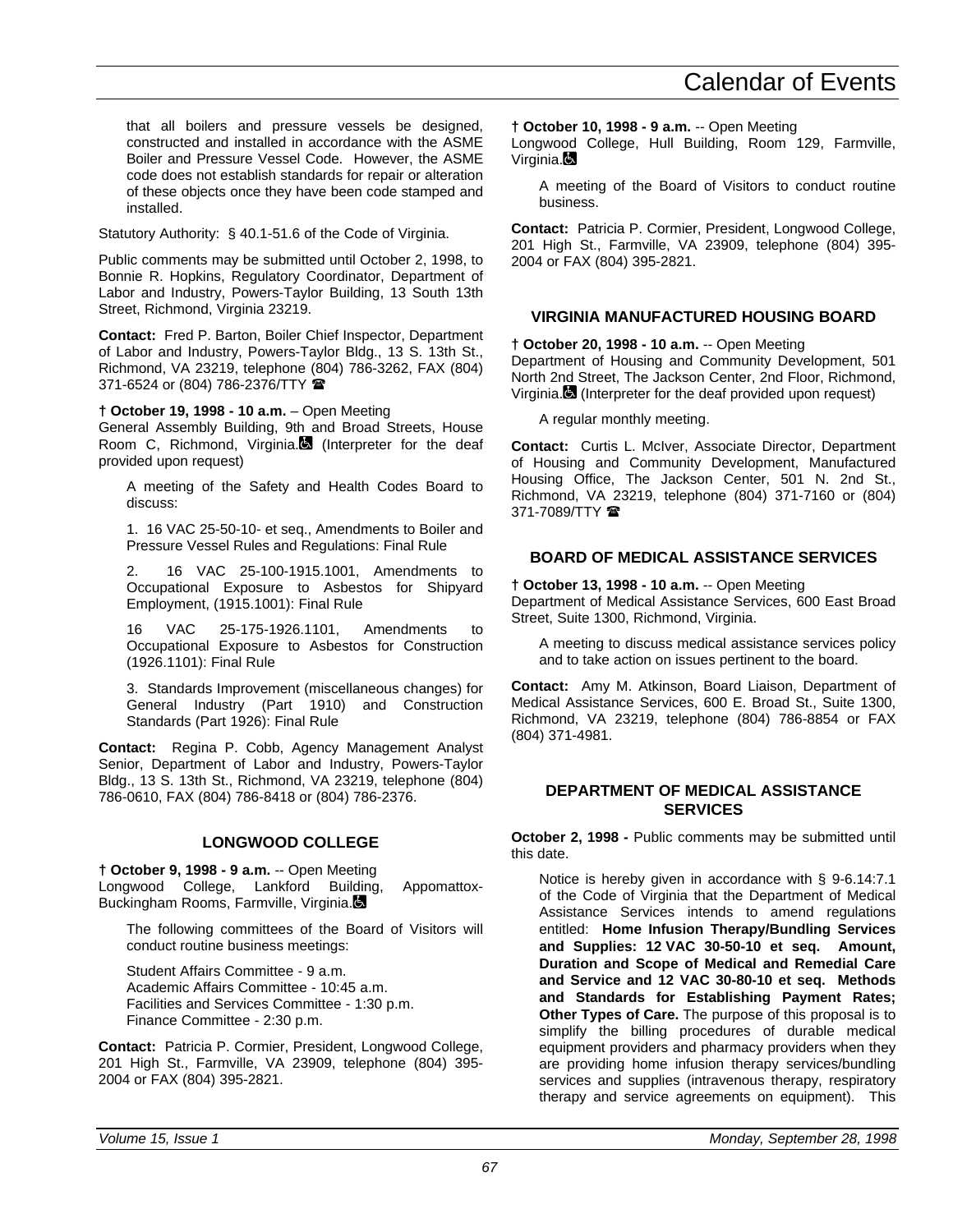that all boilers and pressure vessels be designed, constructed and installed in accordance with the ASME Boiler and Pressure Vessel Code. However, the ASME code does not establish standards for repair or alteration of these objects once they have been code stamped and installed.

Statutory Authority: § 40.1-51.6 of the Code of Virginia.

Public comments may be submitted until October 2, 1998, to Bonnie R. Hopkins, Regulatory Coordinator, Department of Labor and Industry, Powers-Taylor Building, 13 South 13th Street, Richmond, Virginia 23219.

**Contact:** Fred P. Barton, Boiler Chief Inspector, Department of Labor and Industry, Powers-Taylor Bldg., 13 S. 13th St., Richmond, VA 23219, telephone (804) 786-3262, FAX (804) 371-6524 or (804) 786-2376/TTY ☎

**† October 19, 1998 - 10 a.m.** – Open Meeting
General Assembly Building, 9th and Broad Streets, House Room C, Richmond, Virginia. ♿ (Interpreter for the deaf provided upon request)

A meeting of the Safety and Health Codes Board to discuss:

1. 16 VAC 25-50-10- et seq., Amendments to Boiler and Pressure Vessel Rules and Regulations: Final Rule

2. 16 VAC 25-100-1915.1001, Amendments to Occupational Exposure to Asbestos for Shipyard Employment, (1915.1001): Final Rule

16 VAC 25-175-1926.1101, Amendments to Occupational Exposure to Asbestos for Construction (1926.1101): Final Rule

3. Standards Improvement (miscellaneous changes) for General Industry (Part 1910) and Construction Standards (Part 1926): Final Rule

**Contact:** Regina P. Cobb, Agency Management Analyst Senior, Department of Labor and Industry, Powers-Taylor Bldg., 13 S. 13th St., Richmond, VA 23219, telephone (804) 786-0610, FAX (804) 786-8418 or (804) 786-2376.

## LONGWOOD COLLEGE

**† October 9, 1998 - 9 a.m.** -- Open Meeting
Longwood College, Lankford Building, Appomattox-Buckingham Rooms, Farmville, Virginia. ♿

The following committees of the Board of Visitors will conduct routine business meetings:

Student Affairs Committee - 9 a.m.
Academic Affairs Committee - 10:45 a.m.
Facilities and Services Committee - 1:30 p.m.
Finance Committee - 2:30 p.m.

**Contact:** Patricia P. Cormier, President, Longwood College, 201 High St., Farmville, VA 23909, telephone (804) 395-2004 or FAX (804) 395-2821.

**† October 10, 1998 - 9 a.m.** -- Open Meeting
Longwood College, Hull Building, Room 129, Farmville, Virginia. ♿

A meeting of the Board of Visitors to conduct routine business.

**Contact:** Patricia P. Cormier, President, Longwood College, 201 High St., Farmville, VA 23909, telephone (804) 395-2004 or FAX (804) 395-2821.

## VIRGINIA MANUFACTURED HOUSING BOARD

**† October 20, 1998 - 10 a.m.** -- Open Meeting
Department of Housing and Community Development, 501 North 2nd Street, The Jackson Center, 2nd Floor, Richmond, Virginia. ♿ (Interpreter for the deaf provided upon request)

A regular monthly meeting.

**Contact:** Curtis L. McIver, Associate Director, Department of Housing and Community Development, Manufactured Housing Office, The Jackson Center, 501 N. 2nd St., Richmond, VA 23219, telephone (804) 371-7160 or (804) 371-7089/TTY ☎

## BOARD OF MEDICAL ASSISTANCE SERVICES

**† October 13, 1998 - 10 a.m.** -- Open Meeting
Department of Medical Assistance Services, 600 East Broad Street, Suite 1300, Richmond, Virginia.

A meeting to discuss medical assistance services policy and to take action on issues pertinent to the board.

**Contact:** Amy M. Atkinson, Board Liaison, Department of Medical Assistance Services, 600 E. Broad St., Suite 1300, Richmond, VA 23219, telephone (804) 786-8854 or FAX (804) 371-4981.

## DEPARTMENT OF MEDICAL ASSISTANCE SERVICES

**October 2, 1998 -** Public comments may be submitted until this date.

Notice is hereby given in accordance with § 9-6.14:7.1 of the Code of Virginia that the Department of Medical Assistance Services intends to amend regulations entitled: **Home Infusion Therapy/Bundling Services and Supplies: 12 VAC 30-50-10 et seq. Amount, Duration and Scope of Medical and Remedial Care and Service and 12 VAC 30-80-10 et seq. Methods and Standards for Establishing Payment Rates; Other Types of Care.** The purpose of this proposal is to simplify the billing procedures of durable medical equipment providers and pharmacy providers when they are providing home infusion therapy services/bundling services and supplies (intravenous therapy, respiratory therapy and service agreements on equipment). This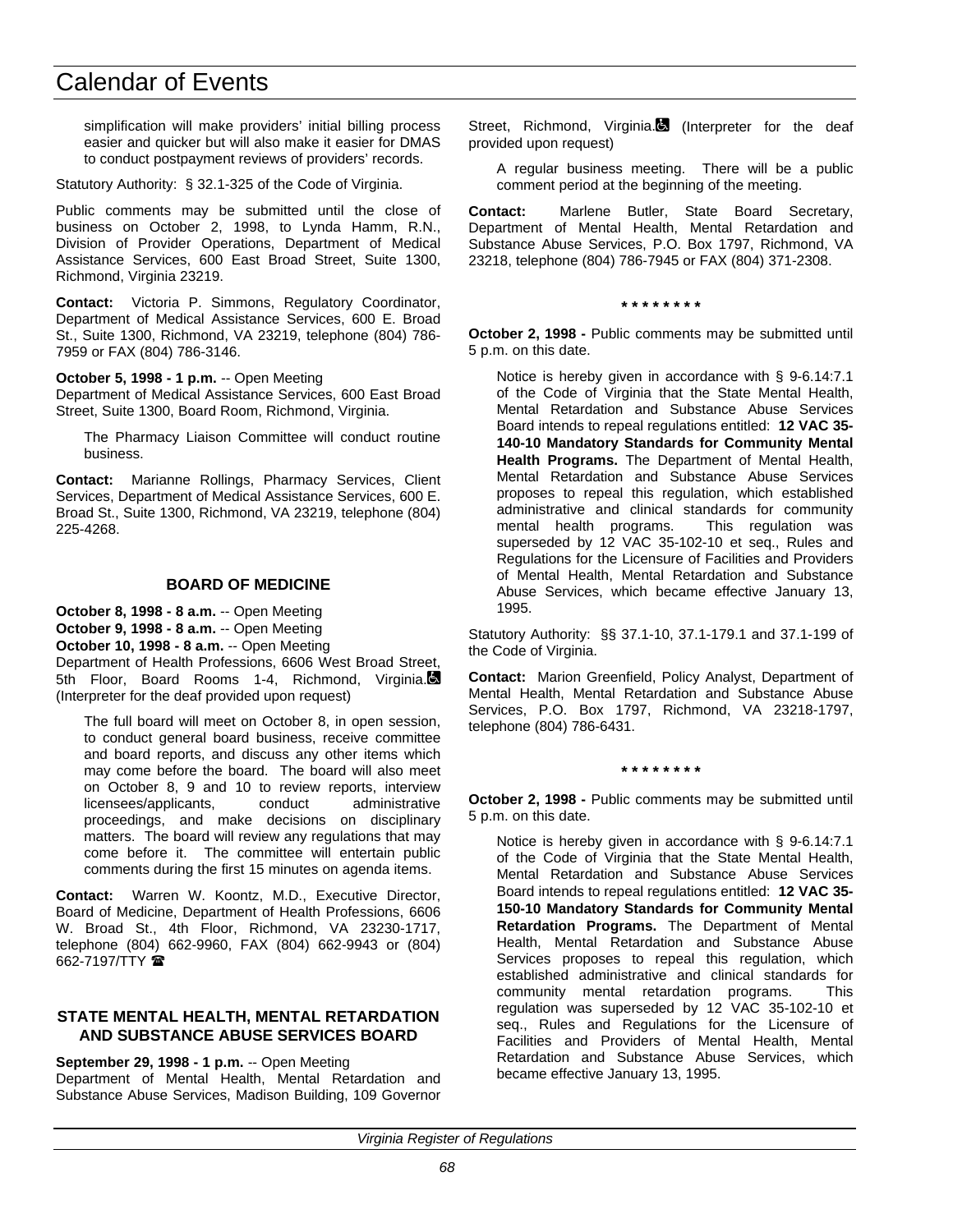simplification will make providers' initial billing process easier and quicker but will also make it easier for DMAS to conduct postpayment reviews of providers' records.

Statutory Authority: § 32.1-325 of the Code of Virginia.

Public comments may be submitted until the close of business on October 2, 1998, to Lynda Hamm, R.N., Division of Provider Operations, Department of Medical Assistance Services, 600 East Broad Street, Suite 1300, Richmond, Virginia 23219.

**Contact:** Victoria P. Simmons, Regulatory Coordinator, Department of Medical Assistance Services, 600 E. Broad St., Suite 1300, Richmond, VA 23219, telephone (804) 786-7959 or FAX (804) 786-3146.

**October 5, 1998 - 1 p.m.** -- Open Meeting
Department of Medical Assistance Services, 600 East Broad Street, Suite 1300, Board Room, Richmond, Virginia.

The Pharmacy Liaison Committee will conduct routine business.

**Contact:** Marianne Rollings, Pharmacy Services, Client Services, Department of Medical Assistance Services, 600 E. Broad St., Suite 1300, Richmond, VA 23219, telephone (804) 225-4268.

### BOARD OF MEDICINE

**October 8, 1998 - 8 a.m.** -- Open Meeting
**October 9, 1998 - 8 a.m.** -- Open Meeting
**October 10, 1998 - 8 a.m.** -- Open Meeting
Department of Health Professions, 6606 West Broad Street, 5th Floor, Board Rooms 1-4, Richmond, Virginia. (Interpreter for the deaf provided upon request)

The full board will meet on October 8, in open session, to conduct general board business, receive committee and board reports, and discuss any other items which may come before the board. The board will also meet on October 8, 9 and 10 to review reports, interview licensees/applicants, conduct administrative proceedings, and make decisions on disciplinary matters. The board will review any regulations that may come before it. The committee will entertain public comments during the first 15 minutes on agenda items.

**Contact:** Warren W. Koontz, M.D., Executive Director, Board of Medicine, Department of Health Professions, 6606 W. Broad St., 4th Floor, Richmond, VA 23230-1717, telephone (804) 662-9960, FAX (804) 662-9943 or (804) 662-7197/TTY ☎

### STATE MENTAL HEALTH, MENTAL RETARDATION AND SUBSTANCE ABUSE SERVICES BOARD

**September 29, 1998 - 1 p.m.** -- Open Meeting
Department of Mental Health, Mental Retardation and Substance Abuse Services, Madison Building, 109 Governor Street, Richmond, Virginia. (Interpreter for the deaf provided upon request)

A regular business meeting. There will be a public comment period at the beginning of the meeting.

**Contact:** Marlene Butler, State Board Secretary, Department of Mental Health, Mental Retardation and Substance Abuse Services, P.O. Box 1797, Richmond, VA 23218, telephone (804) 786-7945 or FAX (804) 371-2308.

\* \* \* \* \* \* \* \*

**October 2, 1998 -** Public comments may be submitted until 5 p.m. on this date.

Notice is hereby given in accordance with § 9-6.14:7.1 of the Code of Virginia that the State Mental Health, Mental Retardation and Substance Abuse Services Board intends to repeal regulations entitled: **12 VAC 35-140-10 Mandatory Standards for Community Mental Health Programs.** The Department of Mental Health, Mental Retardation and Substance Abuse Services proposes to repeal this regulation, which established administrative and clinical standards for community mental health programs. This regulation was superseded by 12 VAC 35-102-10 et seq., Rules and Regulations for the Licensure of Facilities and Providers of Mental Health, Mental Retardation and Substance Abuse Services, which became effective January 13, 1995.

Statutory Authority: §§ 37.1-10, 37.1-179.1 and 37.1-199 of the Code of Virginia.

**Contact:** Marion Greenfield, Policy Analyst, Department of Mental Health, Mental Retardation and Substance Abuse Services, P.O. Box 1797, Richmond, VA 23218-1797, telephone (804) 786-6431.

\* \* \* \* \* \* \* \*

**October 2, 1998 -** Public comments may be submitted until 5 p.m. on this date.

Notice is hereby given in accordance with § 9-6.14:7.1 of the Code of Virginia that the State Mental Health, Mental Retardation and Substance Abuse Services Board intends to repeal regulations entitled: **12 VAC 35-150-10 Mandatory Standards for Community Mental Retardation Programs.** The Department of Mental Health, Mental Retardation and Substance Abuse Services proposes to repeal this regulation, which established administrative and clinical standards for community mental retardation programs. This regulation was superseded by 12 VAC 35-102-10 et seq., Rules and Regulations for the Licensure of Facilities and Providers of Mental Health, Mental Retardation and Substance Abuse Services, which became effective January 13, 1995.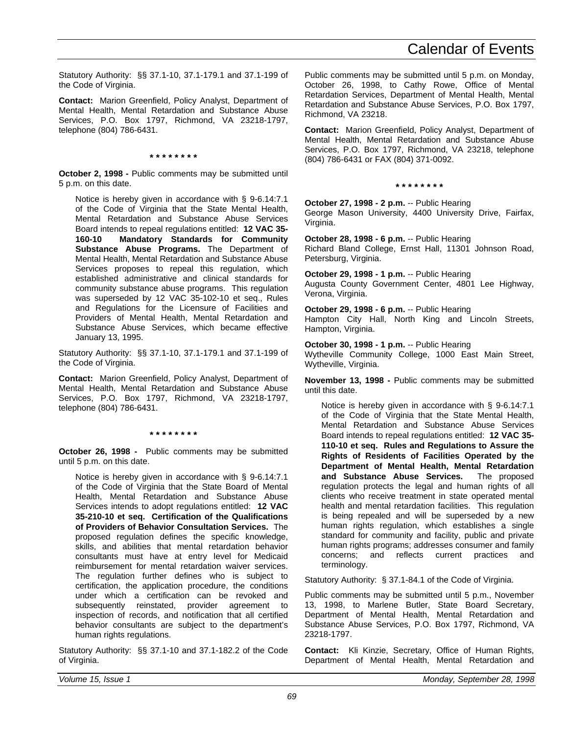Statutory Authority: §§ 37.1-10, 37.1-179.1 and 37.1-199 of the Code of Virginia.

**Contact:** Marion Greenfield, Policy Analyst, Department of Mental Health, Mental Retardation and Substance Abuse Services, P.O. Box 1797, Richmond, VA 23218-1797, telephone (804) 786-6431.

**\* \* \* \* \* \* \* \***

**October 2, 1998 -** Public comments may be submitted until 5 p.m. on this date.

> Notice is hereby given in accordance with § 9-6.14:7.1 of the Code of Virginia that the State Mental Health, Mental Retardation and Substance Abuse Services Board intends to repeal regulations entitled: **12 VAC 35-160-10 Mandatory Standards for Community Substance Abuse Programs.** The Department of Mental Health, Mental Retardation and Substance Abuse Services proposes to repeal this regulation, which established administrative and clinical standards for community substance abuse programs. This regulation was superseded by 12 VAC 35-102-10 et seq., Rules and Regulations for the Licensure of Facilities and Providers of Mental Health, Mental Retardation and Substance Abuse Services, which became effective January 13, 1995.

Statutory Authority: §§ 37.1-10, 37.1-179.1 and 37.1-199 of the Code of Virginia.

**Contact:** Marion Greenfield, Policy Analyst, Department of Mental Health, Mental Retardation and Substance Abuse Services, P.O. Box 1797, Richmond, VA 23218-1797, telephone (804) 786-6431.

**\* \* \* \* \* \* \* \***

**October 26, 1998 -** Public comments may be submitted until 5 p.m. on this date.

> Notice is hereby given in accordance with § 9-6.14:7.1 of the Code of Virginia that the State Board of Mental Health, Mental Retardation and Substance Abuse Services intends to adopt regulations entitled: **12 VAC 35-210-10 et seq. Certification of the Qualifications of Providers of Behavior Consultation Services.** The proposed regulation defines the specific knowledge, skills, and abilities that mental retardation behavior consultants must have at entry level for Medicaid reimbursement for mental retardation waiver services. The regulation further defines who is subject to certification, the application procedure, the conditions under which a certification can be revoked and subsequently reinstated, provider agreement to inspection of records, and notification that all certified behavior consultants are subject to the department's human rights regulations.

Statutory Authority: §§ 37.1-10 and 37.1-182.2 of the Code of Virginia.

Public comments may be submitted until 5 p.m. on Monday, October 26, 1998, to Cathy Rowe, Office of Mental Retardation Services, Department of Mental Health, Mental Retardation and Substance Abuse Services, P.O. Box 1797, Richmond, VA 23218.

**Contact:** Marion Greenfield, Policy Analyst, Department of Mental Health, Mental Retardation and Substance Abuse Services, P.O. Box 1797, Richmond, VA 23218, telephone (804) 786-6431 or FAX (804) 371-0092.

**\* \* \* \* \* \* \* \***

**October 27, 1998 - 2 p.m.** -- Public Hearing
George Mason University, 4400 University Drive, Fairfax, Virginia.

**October 28, 1998 - 6 p.m.** -- Public Hearing
Richard Bland College, Ernst Hall, 11301 Johnson Road, Petersburg, Virginia.

**October 29, 1998 - 1 p.m.** -- Public Hearing
Augusta County Government Center, 4801 Lee Highway, Verona, Virginia.

**October 29, 1998 - 6 p.m.** -- Public Hearing
Hampton City Hall, North King and Lincoln Streets, Hampton, Virginia.

**October 30, 1998 - 1 p.m.** -- Public Hearing
Wytheville Community College, 1000 East Main Street, Wytheville, Virginia.

**November 13, 1998 -** Public comments may be submitted until this date.

> Notice is hereby given in accordance with § 9-6.14:7.1 of the Code of Virginia that the State Mental Health, Mental Retardation and Substance Abuse Services Board intends to repeal regulations entitled: **12 VAC 35-110-10 et seq. Rules and Regulations to Assure the Rights of Residents of Facilities Operated by the Department of Mental Health, Mental Retardation and Substance Abuse Services.** The proposed regulation protects the legal and human rights of all clients who receive treatment in state operated mental health and mental retardation facilities. This regulation is being repealed and will be superseded by a new human rights regulation, which establishes a single standard for community and facility, public and private human rights programs; addresses consumer and family concerns; and reflects current practices and terminology.

Statutory Authority: § 37.1-84.1 of the Code of Virginia.

Public comments may be submitted until 5 p.m., November 13, 1998, to Marlene Butler, State Board Secretary, Department of Mental Health, Mental Retardation and Substance Abuse Services, P.O. Box 1797, Richmond, VA 23218-1797.

**Contact:** Kli Kinzie, Secretary, Office of Human Rights, Department of Mental Health, Mental Retardation and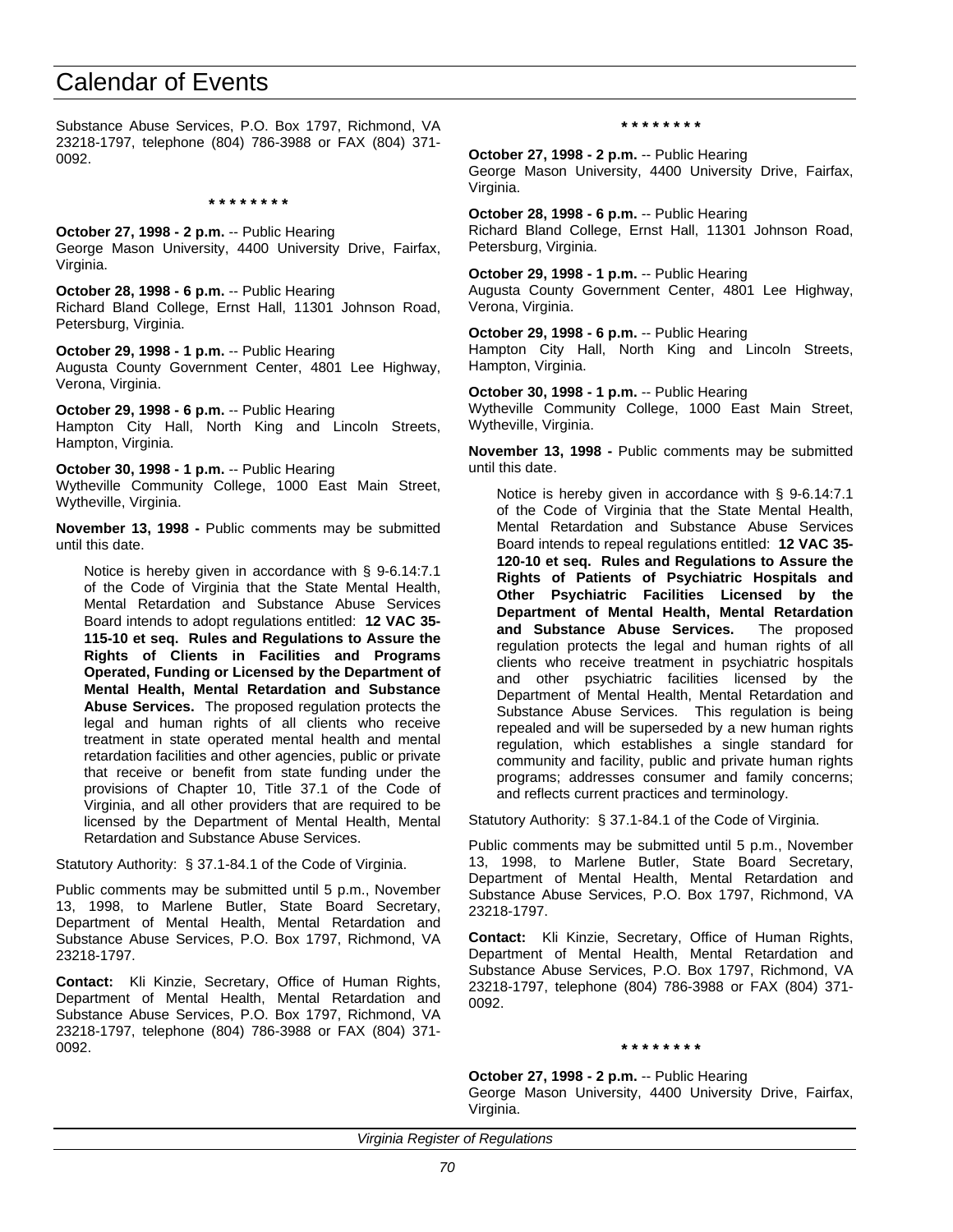Substance Abuse Services, P.O. Box 1797, Richmond, VA 23218-1797, telephone (804) 786-3988 or FAX (804) 371-0092.

**\* \* \* \* \* \* \* \***

**October 27, 1998 - 2 p.m.** -- Public Hearing
George Mason University, 4400 University Drive, Fairfax, Virginia.

**October 28, 1998 - 6 p.m.** -- Public Hearing
Richard Bland College, Ernst Hall, 11301 Johnson Road, Petersburg, Virginia.

**October 29, 1998 - 1 p.m.** -- Public Hearing
Augusta County Government Center, 4801 Lee Highway, Verona, Virginia.

**October 29, 1998 - 6 p.m.** -- Public Hearing
Hampton City Hall, North King and Lincoln Streets, Hampton, Virginia.

**October 30, 1998 - 1 p.m.** -- Public Hearing
Wytheville Community College, 1000 East Main Street, Wytheville, Virginia.

**November 13, 1998 -** Public comments may be submitted until this date.

> Notice is hereby given in accordance with § 9-6.14:7.1 of the Code of Virginia that the State Mental Health, Mental Retardation and Substance Abuse Services Board intends to adopt regulations entitled: **12 VAC 35-115-10 et seq. Rules and Regulations to Assure the Rights of Clients in Facilities and Programs Operated, Funding or Licensed by the Department of Mental Health, Mental Retardation and Substance Abuse Services.** The proposed regulation protects the legal and human rights of all clients who receive treatment in state operated mental health and mental retardation facilities and other agencies, public or private that receive or benefit from state funding under the provisions of Chapter 10, Title 37.1 of the Code of Virginia, and all other providers that are required to be licensed by the Department of Mental Health, Mental Retardation and Substance Abuse Services.

Statutory Authority: § 37.1-84.1 of the Code of Virginia.

Public comments may be submitted until 5 p.m., November 13, 1998, to Marlene Butler, State Board Secretary, Department of Mental Health, Mental Retardation and Substance Abuse Services, P.O. Box 1797, Richmond, VA 23218-1797.

**Contact:** Kli Kinzie, Secretary, Office of Human Rights, Department of Mental Health, Mental Retardation and Substance Abuse Services, P.O. Box 1797, Richmond, VA 23218-1797, telephone (804) 786-3988 or FAX (804) 371-0092.

**\* \* \* \* \* \* \* \***

**October 27, 1998 - 2 p.m.** -- Public Hearing
George Mason University, 4400 University Drive, Fairfax, Virginia.

**October 28, 1998 - 6 p.m.** -- Public Hearing
Richard Bland College, Ernst Hall, 11301 Johnson Road, Petersburg, Virginia.

**October 29, 1998 - 1 p.m.** -- Public Hearing
Augusta County Government Center, 4801 Lee Highway, Verona, Virginia.

**October 29, 1998 - 6 p.m.** -- Public Hearing
Hampton City Hall, North King and Lincoln Streets, Hampton, Virginia.

**October 30, 1998 - 1 p.m.** -- Public Hearing
Wytheville Community College, 1000 East Main Street, Wytheville, Virginia.

**November 13, 1998 -** Public comments may be submitted until this date.

> Notice is hereby given in accordance with § 9-6.14:7.1 of the Code of Virginia that the State Mental Health, Mental Retardation and Substance Abuse Services Board intends to repeal regulations entitled: **12 VAC 35-120-10 et seq. Rules and Regulations to Assure the Rights of Patients of Psychiatric Hospitals and Other Psychiatric Facilities Licensed by the Department of Mental Health, Mental Retardation and Substance Abuse Services.** The proposed regulation protects the legal and human rights of all clients who receive treatment in psychiatric hospitals and other psychiatric facilities licensed by the Department of Mental Health, Mental Retardation and Substance Abuse Services. This regulation is being repealed and will be superseded by a new human rights regulation, which establishes a single standard for community and facility, public and private human rights programs; addresses consumer and family concerns; and reflects current practices and terminology.

Statutory Authority: § 37.1-84.1 of the Code of Virginia.

Public comments may be submitted until 5 p.m., November 13, 1998, to Marlene Butler, State Board Secretary, Department of Mental Health, Mental Retardation and Substance Abuse Services, P.O. Box 1797, Richmond, VA 23218-1797.

**Contact:** Kli Kinzie, Secretary, Office of Human Rights, Department of Mental Health, Mental Retardation and Substance Abuse Services, P.O. Box 1797, Richmond, VA 23218-1797, telephone (804) 786-3988 or FAX (804) 371-0092.

**\* \* \* \* \* \* \* \***

**October 27, 1998 - 2 p.m.** -- Public Hearing
George Mason University, 4400 University Drive, Fairfax, Virginia.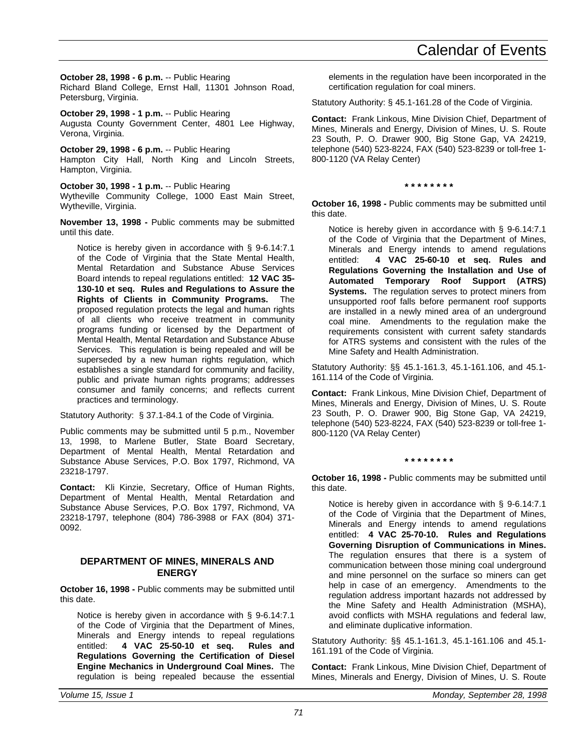**October 28, 1998 - 6 p.m.** -- Public Hearing
Richard Bland College, Ernst Hall, 11301 Johnson Road, Petersburg, Virginia.

**October 29, 1998 - 1 p.m.** -- Public Hearing
Augusta County Government Center, 4801 Lee Highway, Verona, Virginia.

**October 29, 1998 - 6 p.m.** -- Public Hearing
Hampton City Hall, North King and Lincoln Streets, Hampton, Virginia.

**October 30, 1998 - 1 p.m.** -- Public Hearing
Wytheville Community College, 1000 East Main Street, Wytheville, Virginia.

**November 13, 1998 -** Public comments may be submitted until this date.

Notice is hereby given in accordance with § 9-6.14:7.1 of the Code of Virginia that the State Mental Health, Mental Retardation and Substance Abuse Services Board intends to repeal regulations entitled: **12 VAC 35-130-10 et seq. Rules and Regulations to Assure the Rights of Clients in Community Programs.** The proposed regulation protects the legal and human rights of all clients who receive treatment in community programs funding or licensed by the Department of Mental Health, Mental Retardation and Substance Abuse Services. This regulation is being repealed and will be superseded by a new human rights regulation, which establishes a single standard for community and facility, public and private human rights programs; addresses consumer and family concerns; and reflects current practices and terminology.

Statutory Authority: § 37.1-84.1 of the Code of Virginia.

Public comments may be submitted until 5 p.m., November 13, 1998, to Marlene Butler, State Board Secretary, Department of Mental Health, Mental Retardation and Substance Abuse Services, P.O. Box 1797, Richmond, VA 23218-1797.

**Contact:** Kli Kinzie, Secretary, Office of Human Rights, Department of Mental Health, Mental Retardation and Substance Abuse Services, P.O. Box 1797, Richmond, VA 23218-1797, telephone (804) 786-3988 or FAX (804) 371-0092.

### DEPARTMENT OF MINES, MINERALS AND ENERGY

**October 16, 1998 -** Public comments may be submitted until this date.

Notice is hereby given in accordance with § 9-6.14:7.1 of the Code of Virginia that the Department of Mines, Minerals and Energy intends to repeal regulations entitled: **4 VAC 25-50-10 et seq. Rules and Regulations Governing the Certification of Diesel Engine Mechanics in Underground Coal Mines.** The regulation is being repealed because the essential elements in the regulation have been incorporated in the certification regulation for coal miners.

Statutory Authority: § 45.1-161.28 of the Code of Virginia.

**Contact:** Frank Linkous, Mine Division Chief, Department of Mines, Minerals and Energy, Division of Mines, U. S. Route 23 South, P. O. Drawer 900, Big Stone Gap, VA 24219, telephone (540) 523-8224, FAX (540) 523-8239 or toll-free 1-800-1120 (VA Relay Center)

\* \* \* \* \* \* \* \*

**October 16, 1998 -** Public comments may be submitted until this date.

Notice is hereby given in accordance with § 9-6.14:7.1 of the Code of Virginia that the Department of Mines, Minerals and Energy intends to amend regulations entitled: **4 VAC 25-60-10 et seq. Rules and Regulations Governing the Installation and Use of Automated Temporary Roof Support (ATRS) Systems.** The regulation serves to protect miners from unsupported roof falls before permanent roof supports are installed in a newly mined area of an underground coal mine. Amendments to the regulation make the requirements consistent with current safety standards for ATRS systems and consistent with the rules of the Mine Safety and Health Administration.

Statutory Authority: §§ 45.1-161.3, 45.1-161.106, and 45.1-161.114 of the Code of Virginia.

**Contact:** Frank Linkous, Mine Division Chief, Department of Mines, Minerals and Energy, Division of Mines, U. S. Route 23 South, P. O. Drawer 900, Big Stone Gap, VA 24219, telephone (540) 523-8224, FAX (540) 523-8239 or toll-free 1-800-1120 (VA Relay Center)

\* \* \* \* \* \* \* \*

**October 16, 1998 -** Public comments may be submitted until this date.

Notice is hereby given in accordance with § 9-6.14:7.1 of the Code of Virginia that the Department of Mines, Minerals and Energy intends to amend regulations entitled: **4 VAC 25-70-10. Rules and Regulations Governing Disruption of Communications in Mines.** The regulation ensures that there is a system of communication between those mining coal underground and mine personnel on the surface so miners can get help in case of an emergency. Amendments to the regulation address important hazards not addressed by the Mine Safety and Health Administration (MSHA), avoid conflicts with MSHA regulations and federal law, and eliminate duplicative information.

Statutory Authority: §§ 45.1-161.3, 45.1-161.106 and 45.1-161.191 of the Code of Virginia.

**Contact:** Frank Linkous, Mine Division Chief, Department of Mines, Minerals and Energy, Division of Mines, U. S. Route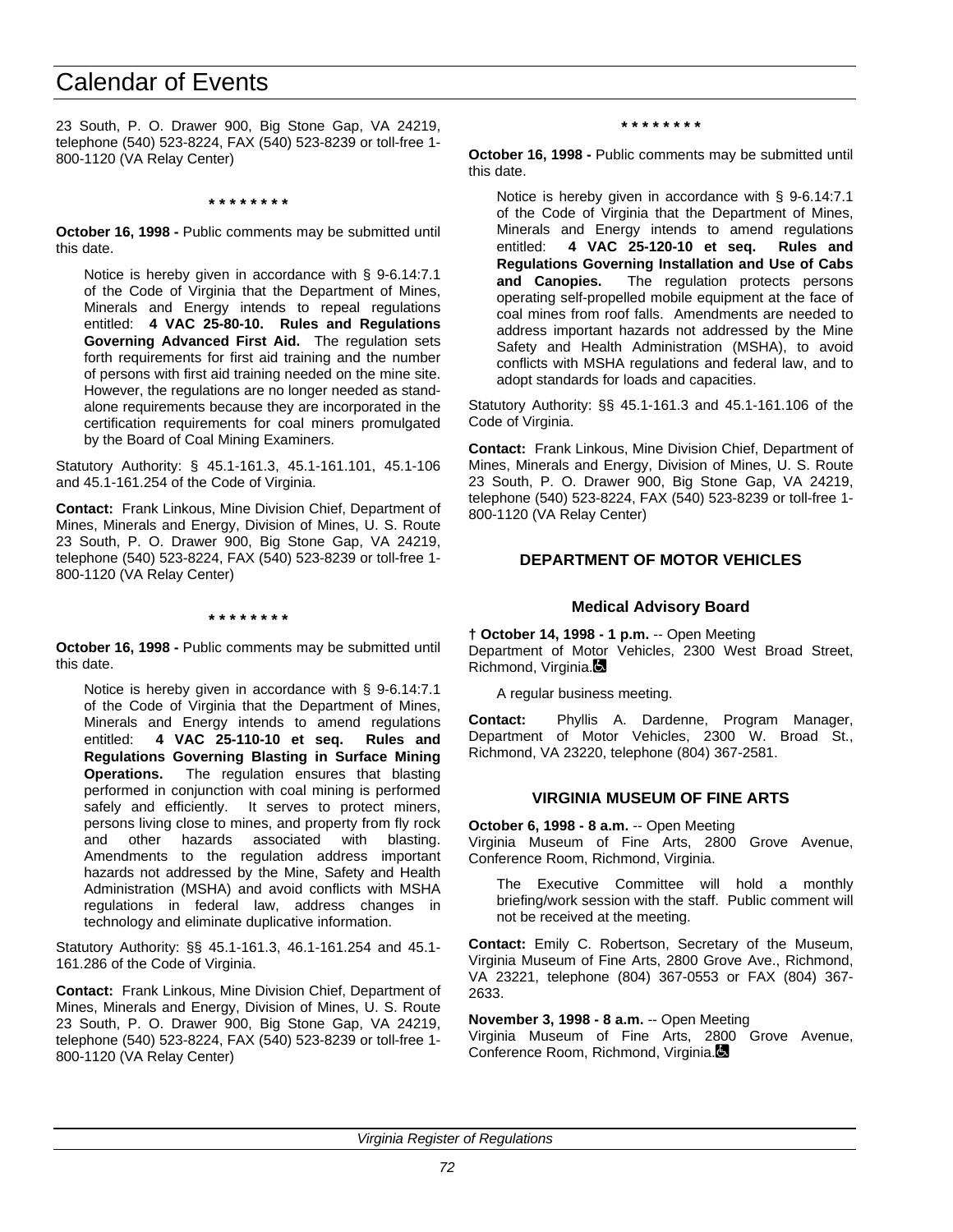23 South, P. O. Drawer 900, Big Stone Gap, VA 24219, telephone (540) 523-8224, FAX (540) 523-8239 or toll-free 1-800-1120 (VA Relay Center)

* * * * * * * *

**October 16, 1998 -** Public comments may be submitted until this date.

Notice is hereby given in accordance with § 9-6.14:7.1 of the Code of Virginia that the Department of Mines, Minerals and Energy intends to repeal regulations entitled: **4 VAC 25-80-10. Rules and Regulations Governing Advanced First Aid.** The regulation sets forth requirements for first aid training and the number of persons with first aid training needed on the mine site. However, the regulations are no longer needed as stand-alone requirements because they are incorporated in the certification requirements for coal miners promulgated by the Board of Coal Mining Examiners.

Statutory Authority: § 45.1-161.3, 45.1-161.101, 45.1-106 and 45.1-161.254 of the Code of Virginia.

**Contact:** Frank Linkous, Mine Division Chief, Department of Mines, Minerals and Energy, Division of Mines, U. S. Route 23 South, P. O. Drawer 900, Big Stone Gap, VA 24219, telephone (540) 523-8224, FAX (540) 523-8239 or toll-free 1-800-1120 (VA Relay Center)

* * * * * * * *

**October 16, 1998 -** Public comments may be submitted until this date.

Notice is hereby given in accordance with § 9-6.14:7.1 of the Code of Virginia that the Department of Mines, Minerals and Energy intends to amend regulations entitled: **4 VAC 25-110-10 et seq. Rules and Regulations Governing Blasting in Surface Mining Operations.** The regulation ensures that blasting performed in conjunction with coal mining is performed safely and efficiently. It serves to protect miners, persons living close to mines, and property from fly rock and other hazards associated with blasting. Amendments to the regulation address important hazards not addressed by the Mine, Safety and Health Administration (MSHA) and avoid conflicts with MSHA regulations in federal law, address changes in technology and eliminate duplicative information.

Statutory Authority: §§ 45.1-161.3, 46.1-161.254 and 45.1-161.286 of the Code of Virginia.

**Contact:** Frank Linkous, Mine Division Chief, Department of Mines, Minerals and Energy, Division of Mines, U. S. Route 23 South, P. O. Drawer 900, Big Stone Gap, VA 24219, telephone (540) 523-8224, FAX (540) 523-8239 or toll-free 1-800-1120 (VA Relay Center)

* * * * * * * *

**October 16, 1998 -** Public comments may be submitted until this date.

Notice is hereby given in accordance with § 9-6.14:7.1 of the Code of Virginia that the Department of Mines, Minerals and Energy intends to amend regulations entitled: **4 VAC 25-120-10 et seq. Rules and Regulations Governing Installation and Use of Cabs and Canopies.** The regulation protects persons operating self-propelled mobile equipment at the face of coal mines from roof falls. Amendments are needed to address important hazards not addressed by the Mine Safety and Health Administration (MSHA), to avoid conflicts with MSHA regulations and federal law, and to adopt standards for loads and capacities.

Statutory Authority: §§ 45.1-161.3 and 45.1-161.106 of the Code of Virginia.

**Contact:** Frank Linkous, Mine Division Chief, Department of Mines, Minerals and Energy, Division of Mines, U. S. Route 23 South, P. O. Drawer 900, Big Stone Gap, VA 24219, telephone (540) 523-8224, FAX (540) 523-8239 or toll-free 1-800-1120 (VA Relay Center)

## DEPARTMENT OF MOTOR VEHICLES

### Medical Advisory Board

**† October 14, 1998 - 1 p.m.** -- Open Meeting
Department of Motor Vehicles, 2300 West Broad Street, Richmond, Virginia.

A regular business meeting.

**Contact:** Phyllis A. Dardenne, Program Manager, Department of Motor Vehicles, 2300 W. Broad St., Richmond, VA 23220, telephone (804) 367-2581.

## VIRGINIA MUSEUM OF FINE ARTS

**October 6, 1998 - 8 a.m.** -- Open Meeting
Virginia Museum of Fine Arts, 2800 Grove Avenue, Conference Room, Richmond, Virginia.

The Executive Committee will hold a monthly briefing/work session with the staff. Public comment will not be received at the meeting.

**Contact:** Emily C. Robertson, Secretary of the Museum, Virginia Museum of Fine Arts, 2800 Grove Ave., Richmond, VA 23221, telephone (804) 367-0553 or FAX (804) 367-2633.

**November 3, 1998 - 8 a.m.** -- Open Meeting
Virginia Museum of Fine Arts, 2800 Grove Avenue, Conference Room, Richmond, Virginia.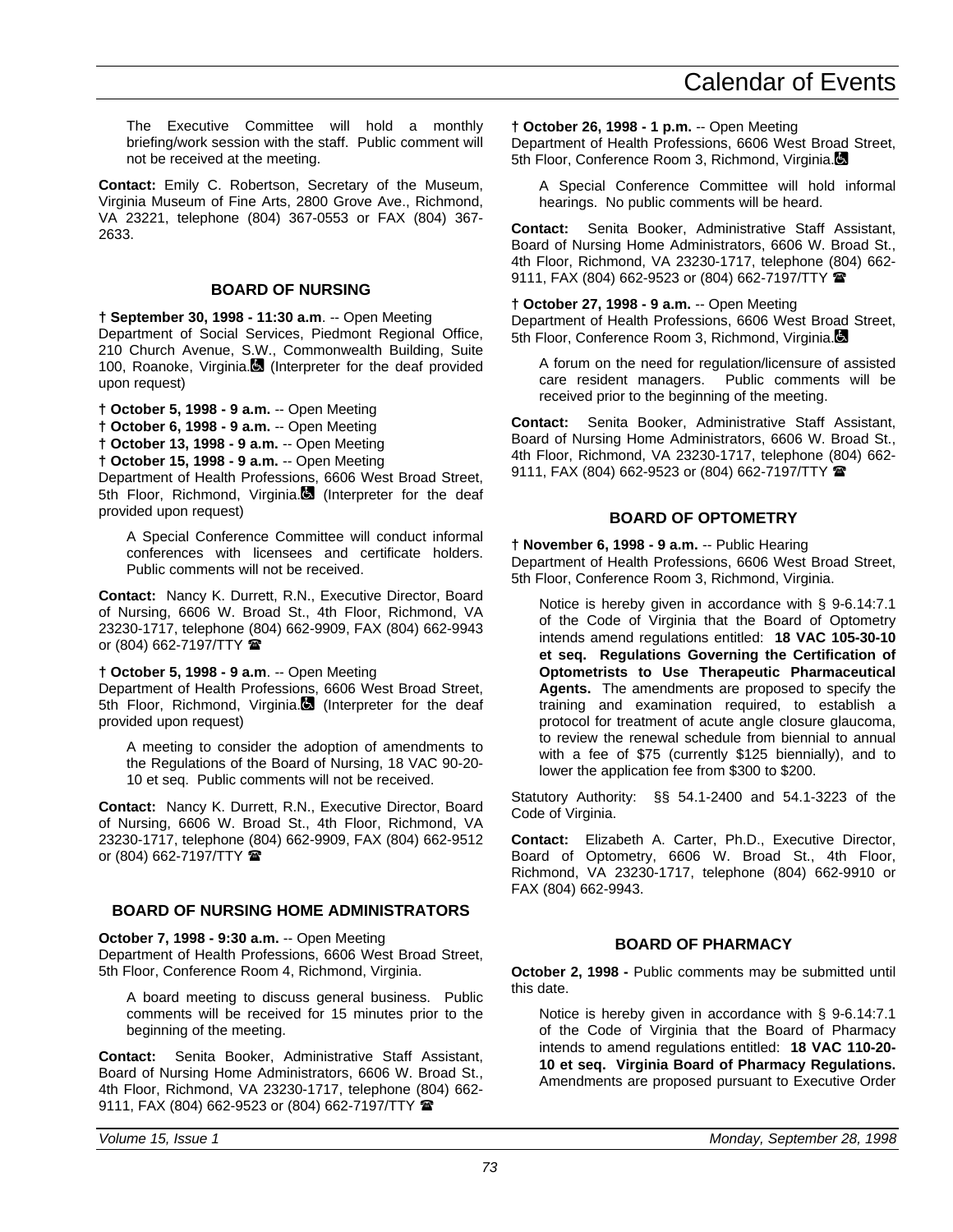The Executive Committee will hold a monthly briefing/work session with the staff. Public comment will not be received at the meeting.

**Contact:** Emily C. Robertson, Secretary of the Museum, Virginia Museum of Fine Arts, 2800 Grove Ave., Richmond, VA 23221, telephone (804) 367-0553 or FAX (804) 367-2633.

### BOARD OF NURSING

**† September 30, 1998 - 11:30 a.m**. -- Open Meeting
Department of Social Services, Piedmont Regional Office, 210 Church Avenue, S.W., Commonwealth Building, Suite 100, Roanoke, Virginia. (Interpreter for the deaf provided upon request)

**† October 5, 1998 - 9 a.m.** -- Open Meeting
**† October 6, 1998 - 9 a.m.** -- Open Meeting
**† October 13, 1998 - 9 a.m.** -- Open Meeting
**† October 15, 1998 - 9 a.m.** -- Open Meeting
Department of Health Professions, 6606 West Broad Street, 5th Floor, Richmond, Virginia. (Interpreter for the deaf provided upon request)

A Special Conference Committee will conduct informal conferences with licensees and certificate holders. Public comments will not be received.

**Contact:** Nancy K. Durrett, R.N., Executive Director, Board of Nursing, 6606 W. Broad St., 4th Floor, Richmond, VA 23230-1717, telephone (804) 662-9909, FAX (804) 662-9943 or (804) 662-7197/TTY ☎

**† October 5, 1998 - 9 a.m**. -- Open Meeting
Department of Health Professions, 6606 West Broad Street, 5th Floor, Richmond, Virginia. (Interpreter for the deaf provided upon request)

A meeting to consider the adoption of amendments to the Regulations of the Board of Nursing, 18 VAC 90-20-10 et seq. Public comments will not be received.

**Contact:** Nancy K. Durrett, R.N., Executive Director, Board of Nursing, 6606 W. Broad St., 4th Floor, Richmond, VA 23230-1717, telephone (804) 662-9909, FAX (804) 662-9512 or (804) 662-7197/TTY ☎

### BOARD OF NURSING HOME ADMINISTRATORS

**October 7, 1998 - 9:30 a.m.** -- Open Meeting
Department of Health Professions, 6606 West Broad Street, 5th Floor, Conference Room 4, Richmond, Virginia.

A board meeting to discuss general business. Public comments will be received for 15 minutes prior to the beginning of the meeting.

**Contact:** Senita Booker, Administrative Staff Assistant, Board of Nursing Home Administrators, 6606 W. Broad St., 4th Floor, Richmond, VA 23230-1717, telephone (804) 662-9111, FAX (804) 662-9523 or (804) 662-7197/TTY ☎

**† October 26, 1998 - 1 p.m.** -- Open Meeting
Department of Health Professions, 6606 West Broad Street, 5th Floor, Conference Room 3, Richmond, Virginia.

A Special Conference Committee will hold informal hearings. No public comments will be heard.

**Contact:** Senita Booker, Administrative Staff Assistant, Board of Nursing Home Administrators, 6606 W. Broad St., 4th Floor, Richmond, VA 23230-1717, telephone (804) 662-9111, FAX (804) 662-9523 or (804) 662-7197/TTY ☎

**† October 27, 1998 - 9 a.m.** -- Open Meeting
Department of Health Professions, 6606 West Broad Street, 5th Floor, Conference Room 3, Richmond, Virginia.

A forum on the need for regulation/licensure of assisted care resident managers. Public comments will be received prior to the beginning of the meeting.

**Contact:** Senita Booker, Administrative Staff Assistant, Board of Nursing Home Administrators, 6606 W. Broad St., 4th Floor, Richmond, VA 23230-1717, telephone (804) 662-9111, FAX (804) 662-9523 or (804) 662-7197/TTY ☎

### BOARD OF OPTOMETRY

**† November 6, 1998 - 9 a.m.** -- Public Hearing
Department of Health Professions, 6606 West Broad Street, 5th Floor, Conference Room 3, Richmond, Virginia.

Notice is hereby given in accordance with § 9-6.14:7.1 of the Code of Virginia that the Board of Optometry intends amend regulations entitled: **18 VAC 105-30-10 et seq. Regulations Governing the Certification of Optometrists to Use Therapeutic Pharmaceutical Agents.** The amendments are proposed to specify the training and examination required, to establish a protocol for treatment of acute angle closure glaucoma, to review the renewal schedule from biennial to annual with a fee of $75 (currently $125 biennially), and to lower the application fee from $300 to $200.

Statutory Authority: §§ 54.1-2400 and 54.1-3223 of the Code of Virginia.

**Contact:** Elizabeth A. Carter, Ph.D., Executive Director, Board of Optometry, 6606 W. Broad St., 4th Floor, Richmond, VA 23230-1717, telephone (804) 662-9910 or FAX (804) 662-9943.

### BOARD OF PHARMACY

**October 2, 1998 -** Public comments may be submitted until this date.

Notice is hereby given in accordance with § 9-6.14:7.1 of the Code of Virginia that the Board of Pharmacy intends to amend regulations entitled: **18 VAC 110-20-10 et seq. Virginia Board of Pharmacy Regulations.** Amendments are proposed pursuant to Executive Order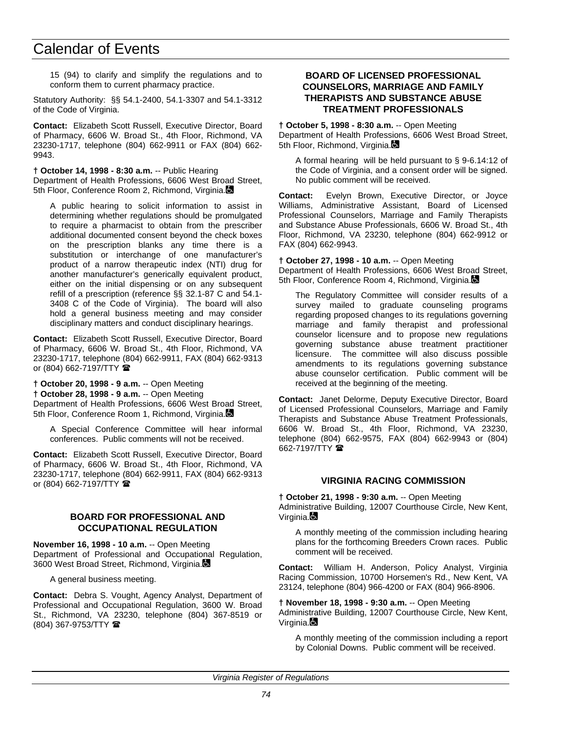15 (94) to clarify and simplify the regulations and to conform them to current pharmacy practice.

Statutory Authority: §§ 54.1-2400, 54.1-3307 and 54.1-3312 of the Code of Virginia.

**Contact:** Elizabeth Scott Russell, Executive Director, Board of Pharmacy, 6606 W. Broad St., 4th Floor, Richmond, VA 23230-1717, telephone (804) 662-9911 or FAX (804) 662-9943.

**† October 14, 1998 - 8:30 a.m.** -- Public Hearing
Department of Health Professions, 6606 West Broad Street, 5th Floor, Conference Room 2, Richmond, Virginia.

A public hearing to solicit information to assist in determining whether regulations should be promulgated to require a pharmacist to obtain from the prescriber additional documented consent beyond the check boxes on the prescription blanks any time there is a substitution or interchange of one manufacturer's product of a narrow therapeutic index (NTI) drug for another manufacturer's generically equivalent product, either on the initial dispensing or on any subsequent refill of a prescription (reference §§ 32.1-87 C and 54.1-3408 C of the Code of Virginia). The board will also hold a general business meeting and may consider disciplinary matters and conduct disciplinary hearings.

**Contact:** Elizabeth Scott Russell, Executive Director, Board of Pharmacy, 6606 W. Broad St., 4th Floor, Richmond, VA 23230-1717, telephone (804) 662-9911, FAX (804) 662-9313 or (804) 662-7197/TTY ☎

**† October 20, 1998 - 9 a.m.** -- Open Meeting
**† October 28, 1998 - 9 a.m.** -- Open Meeting
Department of Health Professions, 6606 West Broad Street, 5th Floor, Conference Room 1, Richmond, Virginia.

A Special Conference Committee will hear informal conferences. Public comments will not be received.

**Contact:** Elizabeth Scott Russell, Executive Director, Board of Pharmacy, 6606 W. Broad St., 4th Floor, Richmond, VA 23230-1717, telephone (804) 662-9911, FAX (804) 662-9313 or (804) 662-7197/TTY ☎

## BOARD FOR PROFESSIONAL AND OCCUPATIONAL REGULATION

**November 16, 1998 - 10 a.m.** -- Open Meeting
Department of Professional and Occupational Regulation, 3600 West Broad Street, Richmond, Virginia.

A general business meeting.

**Contact:** Debra S. Vought, Agency Analyst, Department of Professional and Occupational Regulation, 3600 W. Broad St., Richmond, VA 23230, telephone (804) 367-8519 or (804) 367-9753/TTY ☎

## BOARD OF LICENSED PROFESSIONAL COUNSELORS, MARRIAGE AND FAMILY THERAPISTS AND SUBSTANCE ABUSE TREATMENT PROFESSIONALS

**† October 5, 1998 - 8:30 a.m.** -- Open Meeting
Department of Health Professions, 6606 West Broad Street, 5th Floor, Richmond, Virginia.

A formal hearing will be held pursuant to § 9-6.14:12 of the Code of Virginia, and a consent order will be signed. No public comment will be received.

**Contact:** Evelyn Brown, Executive Director, or Joyce Williams, Administrative Assistant, Board of Licensed Professional Counselors, Marriage and Family Therapists and Substance Abuse Professionals, 6606 W. Broad St., 4th Floor, Richmond, VA 23230, telephone (804) 662-9912 or FAX (804) 662-9943.

**† October 27, 1998 - 10 a.m.** -- Open Meeting
Department of Health Professions, 6606 West Broad Street, 5th Floor, Conference Room 4, Richmond, Virginia.

The Regulatory Committee will consider results of a survey mailed to graduate counseling programs regarding proposed changes to its regulations governing marriage and family therapist and professional counselor licensure and to propose new regulations governing substance abuse treatment practitioner licensure. The committee will also discuss possible amendments to its regulations governing substance abuse counselor certification. Public comment will be received at the beginning of the meeting.

**Contact:** Janet Delorme, Deputy Executive Director, Board of Licensed Professional Counselors, Marriage and Family Therapists and Substance Abuse Treatment Professionals, 6606 W. Broad St., 4th Floor, Richmond, VA 23230, telephone (804) 662-9575, FAX (804) 662-9943 or (804) 662-7197/TTY ☎

## VIRGINIA RACING COMMISSION

**† October 21, 1998 - 9:30 a.m.** -- Open Meeting
Administrative Building, 12007 Courthouse Circle, New Kent, Virginia.

A monthly meeting of the commission including hearing plans for the forthcoming Breeders Crown races. Public comment will be received.

**Contact:** William H. Anderson, Policy Analyst, Virginia Racing Commission, 10700 Horsemen's Rd., New Kent, VA 23124, telephone (804) 966-4200 or FAX (804) 966-8906.

**† November 18, 1998 - 9:30 a.m.** -- Open Meeting
Administrative Building, 12007 Courthouse Circle, New Kent, Virginia.

A monthly meeting of the commission including a report by Colonial Downs. Public comment will be received.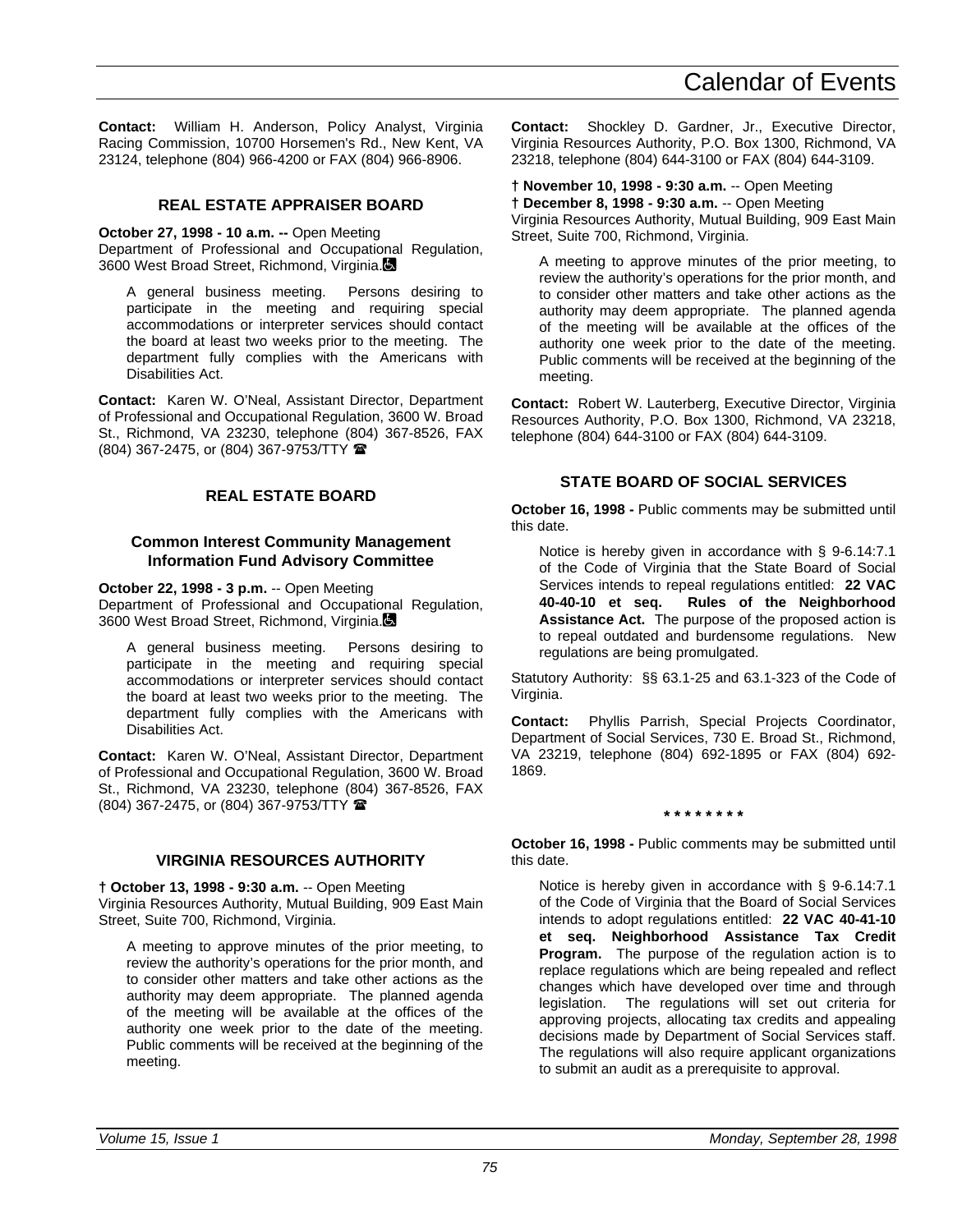**Contact:** William H. Anderson, Policy Analyst, Virginia Racing Commission, 10700 Horsemen's Rd., New Kent, VA 23124, telephone (804) 966-4200 or FAX (804) 966-8906.

## REAL ESTATE APPRAISER BOARD

**October 27, 1998 - 10 a.m. --** Open Meeting
Department of Professional and Occupational Regulation, 3600 West Broad Street, Richmond, Virginia.

> A general business meeting. Persons desiring to participate in the meeting and requiring special accommodations or interpreter services should contact the board at least two weeks prior to the meeting. The department fully complies with the Americans with Disabilities Act.

**Contact:** Karen W. O'Neal, Assistant Director, Department of Professional and Occupational Regulation, 3600 W. Broad St., Richmond, VA 23230, telephone (804) 367-8526, FAX (804) 367-2475, or (804) 367-9753/TTY ☎

## REAL ESTATE BOARD

### Common Interest Community Management Information Fund Advisory Committee

**October 22, 1998 - 3 p.m.** -- Open Meeting
Department of Professional and Occupational Regulation, 3600 West Broad Street, Richmond, Virginia.

> A general business meeting. Persons desiring to participate in the meeting and requiring special accommodations or interpreter services should contact the board at least two weeks prior to the meeting. The department fully complies with the Americans with Disabilities Act.

**Contact:** Karen W. O'Neal, Assistant Director, Department of Professional and Occupational Regulation, 3600 W. Broad St., Richmond, VA 23230, telephone (804) 367-8526, FAX (804) 367-2475, or (804) 367-9753/TTY ☎

## VIRGINIA RESOURCES AUTHORITY

**† October 13, 1998 - 9:30 a.m.** -- Open Meeting
Virginia Resources Authority, Mutual Building, 909 East Main Street, Suite 700, Richmond, Virginia.

> A meeting to approve minutes of the prior meeting, to review the authority's operations for the prior month, and to consider other matters and take other actions as the authority may deem appropriate. The planned agenda of the meeting will be available at the offices of the authority one week prior to the date of the meeting. Public comments will be received at the beginning of the meeting.

**Contact:** Shockley D. Gardner, Jr., Executive Director, Virginia Resources Authority, P.O. Box 1300, Richmond, VA 23218, telephone (804) 644-3100 or FAX (804) 644-3109.

**† November 10, 1998 - 9:30 a.m.** -- Open Meeting
**† December 8, 1998 - 9:30 a.m.** -- Open Meeting
Virginia Resources Authority, Mutual Building, 909 East Main Street, Suite 700, Richmond, Virginia.

> A meeting to approve minutes of the prior meeting, to review the authority's operations for the prior month, and to consider other matters and take other actions as the authority may deem appropriate. The planned agenda of the meeting will be available at the offices of the authority one week prior to the date of the meeting. Public comments will be received at the beginning of the meeting.

**Contact:** Robert W. Lauterberg, Executive Director, Virginia Resources Authority, P.O. Box 1300, Richmond, VA 23218, telephone (804) 644-3100 or FAX (804) 644-3109.

## STATE BOARD OF SOCIAL SERVICES

**October 16, 1998 -** Public comments may be submitted until this date.

> Notice is hereby given in accordance with § 9-6.14:7.1 of the Code of Virginia that the State Board of Social Services intends to repeal regulations entitled: **22 VAC 40-40-10 et seq. Rules of the Neighborhood Assistance Act.** The purpose of the proposed action is to repeal outdated and burdensome regulations. New regulations are being promulgated.

Statutory Authority: §§ 63.1-25 and 63.1-323 of the Code of Virginia.

**Contact:** Phyllis Parrish, Special Projects Coordinator, Department of Social Services, 730 E. Broad St., Richmond, VA 23219, telephone (804) 692-1895 or FAX (804) 692-1869.

* * * * * * * *

**October 16, 1998 -** Public comments may be submitted until this date.

> Notice is hereby given in accordance with § 9-6.14:7.1 of the Code of Virginia that the Board of Social Services intends to adopt regulations entitled: **22 VAC 40-41-10 et seq. Neighborhood Assistance Tax Credit Program.** The purpose of the regulation action is to replace regulations which are being repealed and reflect changes which have developed over time and through legislation. The regulations will set out criteria for approving projects, allocating tax credits and appealing decisions made by Department of Social Services staff. The regulations will also require applicant organizations to submit an audit as a prerequisite to approval.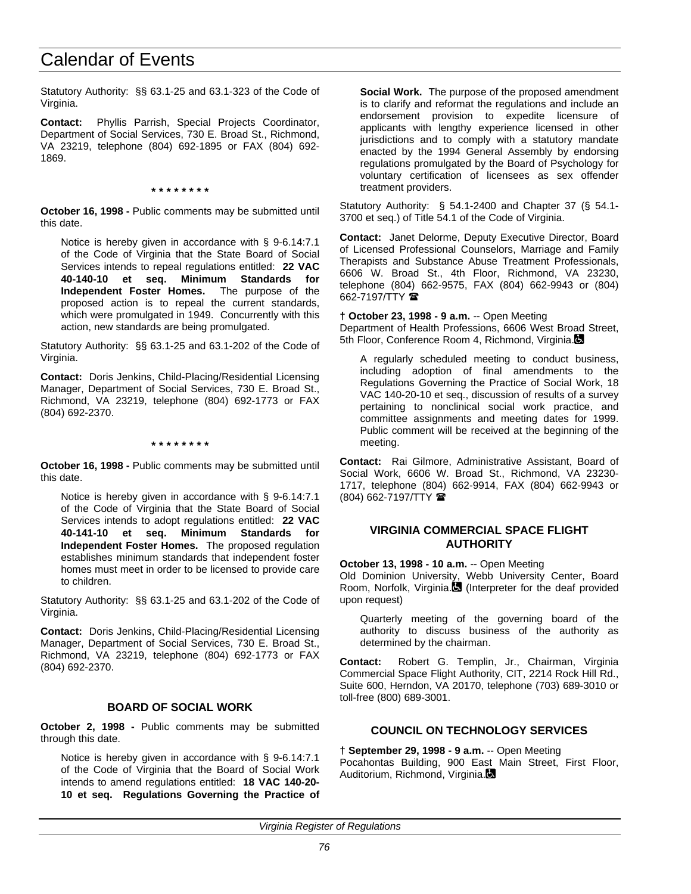Statutory Authority: §§ 63.1-25 and 63.1-323 of the Code of Virginia.

**Contact:** Phyllis Parrish, Special Projects Coordinator, Department of Social Services, 730 E. Broad St., Richmond, VA 23219, telephone (804) 692-1895 or FAX (804) 692-1869.

\* \* \* \* \* \* \* \*

**October 16, 1998 -** Public comments may be submitted until this date.

Notice is hereby given in accordance with § 9-6.14:7.1 of the Code of Virginia that the State Board of Social Services intends to repeal regulations entitled: **22 VAC 40-140-10 et seq. Minimum Standards for Independent Foster Homes.** The purpose of the proposed action is to repeal the current standards, which were promulgated in 1949. Concurrently with this action, new standards are being promulgated.

Statutory Authority: §§ 63.1-25 and 63.1-202 of the Code of Virginia.

**Contact:** Doris Jenkins, Child-Placing/Residential Licensing Manager, Department of Social Services, 730 E. Broad St., Richmond, VA 23219, telephone (804) 692-1773 or FAX (804) 692-2370.

\* \* \* \* \* \* \* \*

**October 16, 1998 -** Public comments may be submitted until this date.

Notice is hereby given in accordance with § 9-6.14:7.1 of the Code of Virginia that the State Board of Social Services intends to adopt regulations entitled: **22 VAC 40-141-10 et seq. Minimum Standards for Independent Foster Homes.** The proposed regulation establishes minimum standards that independent foster homes must meet in order to be licensed to provide care to children.

Statutory Authority: §§ 63.1-25 and 63.1-202 of the Code of Virginia.

**Contact:** Doris Jenkins, Child-Placing/Residential Licensing Manager, Department of Social Services, 730 E. Broad St., Richmond, VA 23219, telephone (804) 692-1773 or FAX (804) 692-2370.

### BOARD OF SOCIAL WORK

**October 2, 1998 -** Public comments may be submitted through this date.

Notice is hereby given in accordance with § 9-6.14:7.1 of the Code of Virginia that the Board of Social Work intends to amend regulations entitled: **18 VAC 140-20-10 et seq. Regulations Governing the Practice of Social Work.** The purpose of the proposed amendment is to clarify and reformat the regulations and include an endorsement provision to expedite licensure of applicants with lengthy experience licensed in other jurisdictions and to comply with a statutory mandate enacted by the 1994 General Assembly by endorsing regulations promulgated by the Board of Psychology for voluntary certification of licensees as sex offender treatment providers.

Statutory Authority: § 54.1-2400 and Chapter 37 (§ 54.1-3700 et seq.) of Title 54.1 of the Code of Virginia.

**Contact:** Janet Delorme, Deputy Executive Director, Board of Licensed Professional Counselors, Marriage and Family Therapists and Substance Abuse Treatment Professionals, 6606 W. Broad St., 4th Floor, Richmond, VA 23230, telephone (804) 662-9575, FAX (804) 662-9943 or (804) 662-7197/TTY ☎

† **October 23, 1998 - 9 a.m.** -- Open Meeting
Department of Health Professions, 6606 West Broad Street, 5th Floor, Conference Room 4, Richmond, Virginia.

A regularly scheduled meeting to conduct business, including adoption of final amendments to the Regulations Governing the Practice of Social Work, 18 VAC 140-20-10 et seq., discussion of results of a survey pertaining to nonclinical social work practice, and committee assignments and meeting dates for 1999. Public comment will be received at the beginning of the meeting.

**Contact:** Rai Gilmore, Administrative Assistant, Board of Social Work, 6606 W. Broad St., Richmond, VA 23230-1717, telephone (804) 662-9914, FAX (804) 662-9943 or (804) 662-7197/TTY ☎

### VIRGINIA COMMERCIAL SPACE FLIGHT AUTHORITY

**October 13, 1998 - 10 a.m.** -- Open Meeting
Old Dominion University, Webb University Center, Board Room, Norfolk, Virginia. (Interpreter for the deaf provided upon request)

Quarterly meeting of the governing board of the authority to discuss business of the authority as determined by the chairman.

**Contact:** Robert G. Templin, Jr., Chairman, Virginia Commercial Space Flight Authority, CIT, 2214 Rock Hill Rd., Suite 600, Herndon, VA 20170, telephone (703) 689-3010 or toll-free (800) 689-3001.

### COUNCIL ON TECHNOLOGY SERVICES

† **September 29, 1998 - 9 a.m.** -- Open Meeting
Pocahontas Building, 900 East Main Street, First Floor, Auditorium, Richmond, Virginia.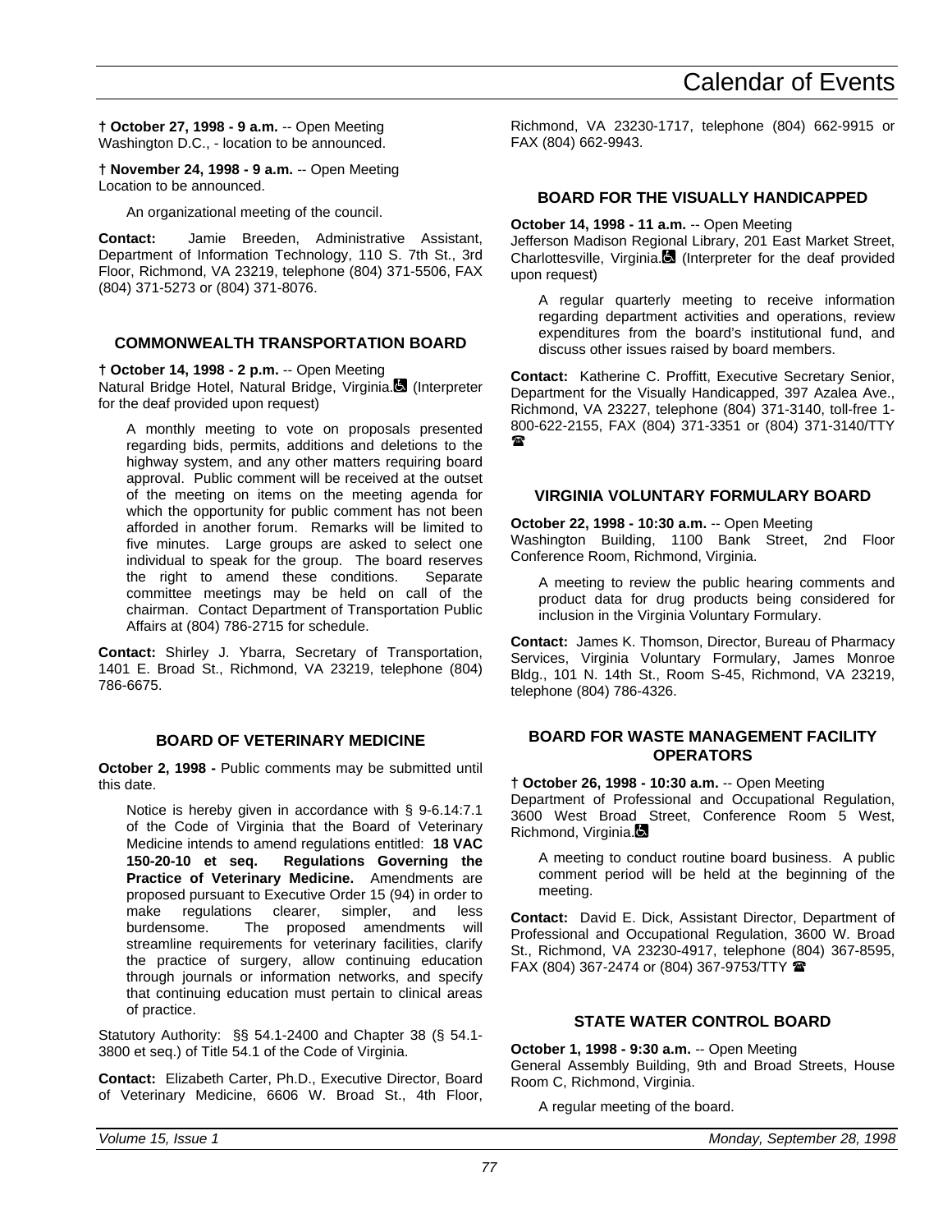**† October 27, 1998 - 9 a.m.** -- Open Meeting
Washington D.C., - location to be announced.

**† November 24, 1998 - 9 a.m.** -- Open Meeting
Location to be announced.

An organizational meeting of the council.

**Contact:** Jamie Breeden, Administrative Assistant, Department of Information Technology, 110 S. 7th St., 3rd Floor, Richmond, VA 23219, telephone (804) 371-5506, FAX (804) 371-5273 or (804) 371-8076.

### COMMONWEALTH TRANSPORTATION BOARD

**† October 14, 1998 - 2 p.m.** -- Open Meeting
Natural Bridge Hotel, Natural Bridge, Virginia. (Interpreter for the deaf provided upon request)

A monthly meeting to vote on proposals presented regarding bids, permits, additions and deletions to the highway system, and any other matters requiring board approval. Public comment will be received at the outset of the meeting on items on the meeting agenda for which the opportunity for public comment has not been afforded in another forum. Remarks will be limited to five minutes. Large groups are asked to select one individual to speak for the group. The board reserves the right to amend these conditions. Separate committee meetings may be held on call of the chairman. Contact Department of Transportation Public Affairs at (804) 786-2715 for schedule.

**Contact:** Shirley J. Ybarra, Secretary of Transportation, 1401 E. Broad St., Richmond, VA 23219, telephone (804) 786-6675.

### BOARD OF VETERINARY MEDICINE

**October 2, 1998 -** Public comments may be submitted until this date.

Notice is hereby given in accordance with § 9-6.14:7.1 of the Code of Virginia that the Board of Veterinary Medicine intends to amend regulations entitled: **18 VAC 150-20-10 et seq. Regulations Governing the Practice of Veterinary Medicine.** Amendments are proposed pursuant to Executive Order 15 (94) in order to make regulations clearer, simpler, and less burdensome. The proposed amendments will streamline requirements for veterinary facilities, clarify the practice of surgery, allow continuing education through journals or information networks, and specify that continuing education must pertain to clinical areas of practice.

Statutory Authority: §§ 54.1-2400 and Chapter 38 (§ 54.1-3800 et seq.) of Title 54.1 of the Code of Virginia.

**Contact:** Elizabeth Carter, Ph.D., Executive Director, Board of Veterinary Medicine, 6606 W. Broad St., 4th Floor, Richmond, VA 23230-1717, telephone (804) 662-9915 or FAX (804) 662-9943.

### BOARD FOR THE VISUALLY HANDICAPPED

**October 14, 1998 - 11 a.m.** -- Open Meeting
Jefferson Madison Regional Library, 201 East Market Street, Charlottesville, Virginia. (Interpreter for the deaf provided upon request)

A regular quarterly meeting to receive information regarding department activities and operations, review expenditures from the board's institutional fund, and discuss other issues raised by board members.

**Contact:** Katherine C. Proffitt, Executive Secretary Senior, Department for the Visually Handicapped, 397 Azalea Ave., Richmond, VA 23227, telephone (804) 371-3140, toll-free 1-800-622-2155, FAX (804) 371-3351 or (804) 371-3140/TTY ☎

### VIRGINIA VOLUNTARY FORMULARY BOARD

**October 22, 1998 - 10:30 a.m.** -- Open Meeting
Washington Building, 1100 Bank Street, 2nd Floor Conference Room, Richmond, Virginia.

A meeting to review the public hearing comments and product data for drug products being considered for inclusion in the Virginia Voluntary Formulary.

**Contact:** James K. Thomson, Director, Bureau of Pharmacy Services, Virginia Voluntary Formulary, James Monroe Bldg., 101 N. 14th St., Room S-45, Richmond, VA 23219, telephone (804) 786-4326.

### BOARD FOR WASTE MANAGEMENT FACILITY OPERATORS

**† October 26, 1998 - 10:30 a.m.** -- Open Meeting
Department of Professional and Occupational Regulation, 3600 West Broad Street, Conference Room 5 West, Richmond, Virginia.

A meeting to conduct routine board business. A public comment period will be held at the beginning of the meeting.

**Contact:** David E. Dick, Assistant Director, Department of Professional and Occupational Regulation, 3600 W. Broad St., Richmond, VA 23230-4917, telephone (804) 367-8595, FAX (804) 367-2474 or (804) 367-9753/TTY ☎

### STATE WATER CONTROL BOARD

**October 1, 1998 - 9:30 a.m.** -- Open Meeting
General Assembly Building, 9th and Broad Streets, House Room C, Richmond, Virginia.

A regular meeting of the board.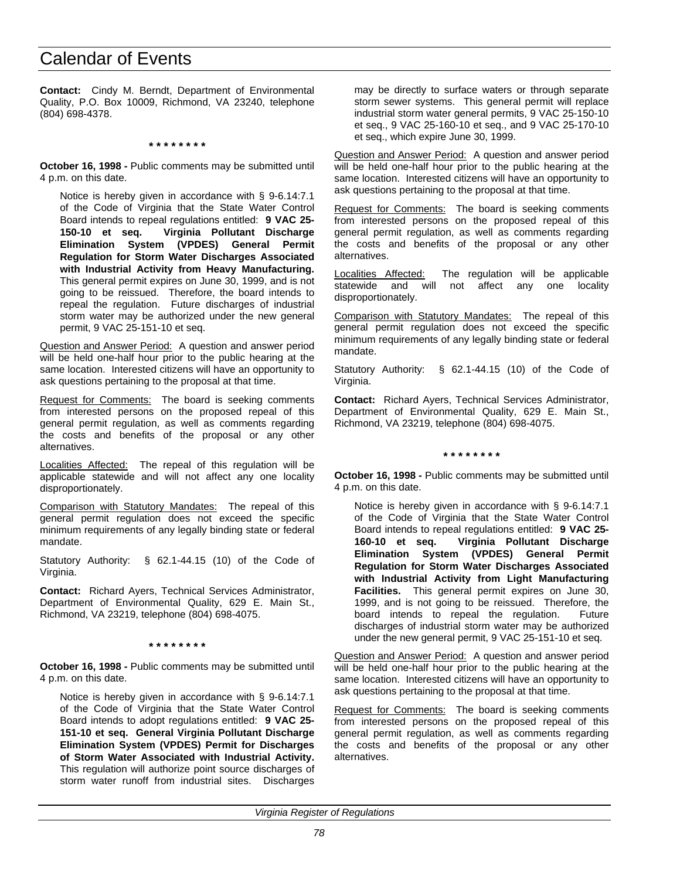**Contact:** Cindy M. Berndt, Department of Environmental Quality, P.O. Box 10009, Richmond, VA 23240, telephone (804) 698-4378.

* * * * * * * *

**October 16, 1998 -** Public comments may be submitted until 4 p.m. on this date.

Notice is hereby given in accordance with § 9-6.14:7.1 of the Code of Virginia that the State Water Control Board intends to repeal regulations entitled: **9 VAC 25-150-10 et seq. Virginia Pollutant Discharge Elimination System (VPDES) General Permit Regulation for Storm Water Discharges Associated with Industrial Activity from Heavy Manufacturing.** This general permit expires on June 30, 1999, and is not going to be reissued. Therefore, the board intends to repeal the regulation. Future discharges of industrial storm water may be authorized under the new general permit, 9 VAC 25-151-10 et seq.

Question and Answer Period: A question and answer period will be held one-half hour prior to the public hearing at the same location. Interested citizens will have an opportunity to ask questions pertaining to the proposal at that time.

Request for Comments: The board is seeking comments from interested persons on the proposed repeal of this general permit regulation, as well as comments regarding the costs and benefits of the proposal or any other alternatives.

Localities Affected: The repeal of this regulation will be applicable statewide and will not affect any one locality disproportionately.

Comparison with Statutory Mandates: The repeal of this general permit regulation does not exceed the specific minimum requirements of any legally binding state or federal mandate.

Statutory Authority: § 62.1-44.15 (10) of the Code of Virginia.

**Contact:** Richard Ayers, Technical Services Administrator, Department of Environmental Quality, 629 E. Main St., Richmond, VA 23219, telephone (804) 698-4075.

* * * * * * * *

**October 16, 1998 -** Public comments may be submitted until 4 p.m. on this date.

Notice is hereby given in accordance with § 9-6.14:7.1 of the Code of Virginia that the State Water Control Board intends to adopt regulations entitled: **9 VAC 25-151-10 et seq. General Virginia Pollutant Discharge Elimination System (VPDES) Permit for Discharges of Storm Water Associated with Industrial Activity.** This regulation will authorize point source discharges of storm water runoff from industrial sites. Discharges may be directly to surface waters or through separate storm sewer systems. This general permit will replace industrial storm water general permits, 9 VAC 25-150-10 et seq., 9 VAC 25-160-10 et seq., and 9 VAC 25-170-10 et seq., which expire June 30, 1999.

Question and Answer Period: A question and answer period will be held one-half hour prior to the public hearing at the same location. Interested citizens will have an opportunity to ask questions pertaining to the proposal at that time.

Request for Comments: The board is seeking comments from interested persons on the proposed repeal of this general permit regulation, as well as comments regarding the costs and benefits of the proposal or any other alternatives.

Localities Affected: The regulation will be applicable statewide and will not affect any one locality disproportionately.

Comparison with Statutory Mandates: The repeal of this general permit regulation does not exceed the specific minimum requirements of any legally binding state or federal mandate.

Statutory Authority: § 62.1-44.15 (10) of the Code of Virginia.

**Contact:** Richard Ayers, Technical Services Administrator, Department of Environmental Quality, 629 E. Main St., Richmond, VA 23219, telephone (804) 698-4075.

* * * * * * * *

**October 16, 1998 -** Public comments may be submitted until 4 p.m. on this date.

Notice is hereby given in accordance with § 9-6.14:7.1 of the Code of Virginia that the State Water Control Board intends to repeal regulations entitled: **9 VAC 25-160-10 et seq. Virginia Pollutant Discharge Elimination System (VPDES) General Permit Regulation for Storm Water Discharges Associated with Industrial Activity from Light Manufacturing Facilities.** This general permit expires on June 30, 1999, and is not going to be reissued. Therefore, the board intends to repeal the regulation. Future discharges of industrial storm water may be authorized under the new general permit, 9 VAC 25-151-10 et seq.

Question and Answer Period: A question and answer period will be held one-half hour prior to the public hearing at the same location. Interested citizens will have an opportunity to ask questions pertaining to the proposal at that time.

Request for Comments: The board is seeking comments from interested persons on the proposed repeal of this general permit regulation, as well as comments regarding the costs and benefits of the proposal or any other alternatives.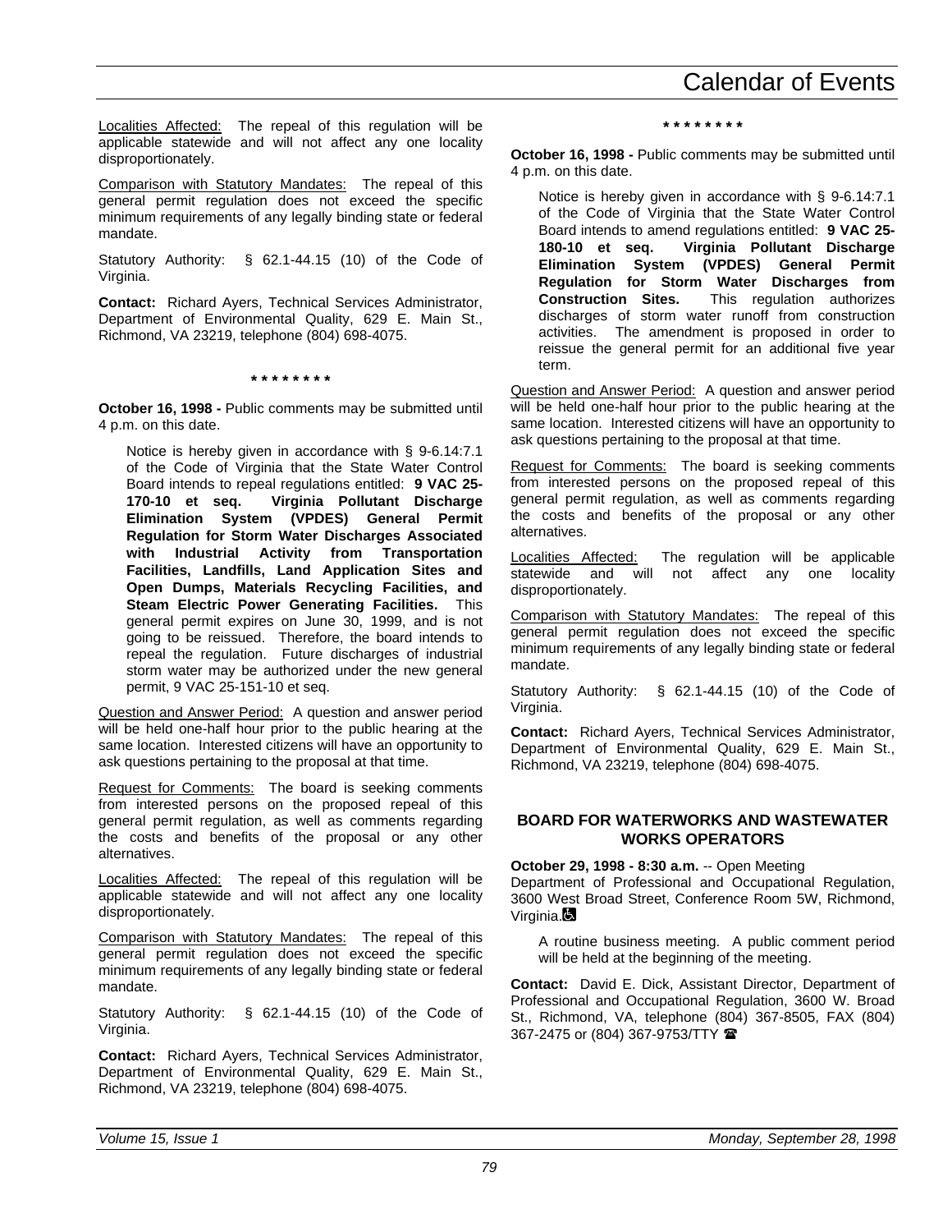Localities Affected: The repeal of this regulation will be applicable statewide and will not affect any one locality disproportionately.

Comparison with Statutory Mandates: The repeal of this general permit regulation does not exceed the specific minimum requirements of any legally binding state or federal mandate.

Statutory Authority: § 62.1-44.15 (10) of the Code of Virginia.

**Contact:** Richard Ayers, Technical Services Administrator, Department of Environmental Quality, 629 E. Main St., Richmond, VA 23219, telephone (804) 698-4075.

**\* \* \* \* \* \* \* \***

**October 16, 1998 -** Public comments may be submitted until 4 p.m. on this date.

Notice is hereby given in accordance with § 9-6.14:7.1 of the Code of Virginia that the State Water Control Board intends to repeal regulations entitled: **9 VAC 25-170-10 et seq. Virginia Pollutant Discharge Elimination System (VPDES) General Permit Regulation for Storm Water Discharges Associated with Industrial Activity from Transportation Facilities, Landfills, Land Application Sites and Open Dumps, Materials Recycling Facilities, and Steam Electric Power Generating Facilities.** This general permit expires on June 30, 1999, and is not going to be reissued. Therefore, the board intends to repeal the regulation. Future discharges of industrial storm water may be authorized under the new general permit, 9 VAC 25-151-10 et seq.

Question and Answer Period: A question and answer period will be held one-half hour prior to the public hearing at the same location. Interested citizens will have an opportunity to ask questions pertaining to the proposal at that time.

Request for Comments: The board is seeking comments from interested persons on the proposed repeal of this general permit regulation, as well as comments regarding the costs and benefits of the proposal or any other alternatives.

Localities Affected: The repeal of this regulation will be applicable statewide and will not affect any one locality disproportionately.

Comparison with Statutory Mandates: The repeal of this general permit regulation does not exceed the specific minimum requirements of any legally binding state or federal mandate.

Statutory Authority: § 62.1-44.15 (10) of the Code of Virginia.

**Contact:** Richard Ayers, Technical Services Administrator, Department of Environmental Quality, 629 E. Main St., Richmond, VA 23219, telephone (804) 698-4075.

**\* \* \* \* \* \* \* \***

**October 16, 1998 -** Public comments may be submitted until 4 p.m. on this date.

Notice is hereby given in accordance with § 9-6.14:7.1 of the Code of Virginia that the State Water Control Board intends to amend regulations entitled: **9 VAC 25-180-10 et seq. Virginia Pollutant Discharge Elimination System (VPDES) General Permit Regulation for Storm Water Discharges from Construction Sites.** This regulation authorizes discharges of storm water runoff from construction activities. The amendment is proposed in order to reissue the general permit for an additional five year term.

Question and Answer Period: A question and answer period will be held one-half hour prior to the public hearing at the same location. Interested citizens will have an opportunity to ask questions pertaining to the proposal at that time.

Request for Comments: The board is seeking comments from interested persons on the proposed repeal of this general permit regulation, as well as comments regarding the costs and benefits of the proposal or any other alternatives.

Localities Affected: The regulation will be applicable statewide and will not affect any one locality disproportionately.

Comparison with Statutory Mandates: The repeal of this general permit regulation does not exceed the specific minimum requirements of any legally binding state or federal mandate.

Statutory Authority: § 62.1-44.15 (10) of the Code of Virginia.

**Contact:** Richard Ayers, Technical Services Administrator, Department of Environmental Quality, 629 E. Main St., Richmond, VA 23219, telephone (804) 698-4075.

### BOARD FOR WATERWORKS AND WASTEWATER WORKS OPERATORS

**October 29, 1998 - 8:30 a.m.** -- Open Meeting
Department of Professional and Occupational Regulation, 3600 West Broad Street, Conference Room 5W, Richmond, Virginia.

A routine business meeting. A public comment period will be held at the beginning of the meeting.

**Contact:** David E. Dick, Assistant Director, Department of Professional and Occupational Regulation, 3600 W. Broad St., Richmond, VA, telephone (804) 367-8505, FAX (804) 367-2475 or (804) 367-9753/TTY ☎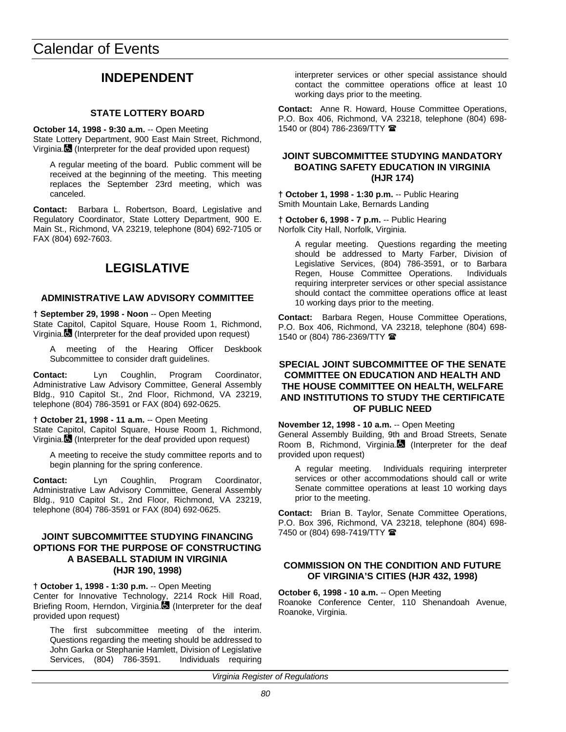# INDEPENDENT

### STATE LOTTERY BOARD

**October 14, 1998 - 9:30 a.m.** -- Open Meeting
State Lottery Department, 900 East Main Street, Richmond, Virginia. (Interpreter for the deaf provided upon request)

> A regular meeting of the board. Public comment will be received at the beginning of the meeting. This meeting replaces the September 23rd meeting, which was canceled.

**Contact:** Barbara L. Robertson, Board, Legislative and Regulatory Coordinator, State Lottery Department, 900 E. Main St., Richmond, VA 23219, telephone (804) 692-7105 or FAX (804) 692-7603.

# LEGISLATIVE

### ADMINISTRATIVE LAW ADVISORY COMMITTEE

**† September 29, 1998 - Noon** -- Open Meeting
State Capitol, Capitol Square, House Room 1, Richmond, Virginia. (Interpreter for the deaf provided upon request)

> A meeting of the Hearing Officer Deskbook Subcommittee to consider draft guidelines.

**Contact:** Lyn Coughlin, Program Coordinator, Administrative Law Advisory Committee, General Assembly Bldg., 910 Capitol St., 2nd Floor, Richmond, VA 23219, telephone (804) 786-3591 or FAX (804) 692-0625.

**† October 21, 1998 - 11 a.m.** -- Open Meeting
State Capitol, Capitol Square, House Room 1, Richmond, Virginia. (Interpreter for the deaf provided upon request)

> A meeting to receive the study committee reports and to begin planning for the spring conference.

**Contact:** Lyn Coughlin, Program Coordinator, Administrative Law Advisory Committee, General Assembly Bldg., 910 Capitol St., 2nd Floor, Richmond, VA 23219, telephone (804) 786-3591 or FAX (804) 692-0625.

### JOINT SUBCOMMITTEE STUDYING FINANCING OPTIONS FOR THE PURPOSE OF CONSTRUCTING A BASEBALL STADIUM IN VIRGINIA (HJR 190, 1998)

**† October 1, 1998 - 1:30 p.m.** -- Open Meeting
Center for Innovative Technology, 2214 Rock Hill Road, Briefing Room, Herndon, Virginia. (Interpreter for the deaf provided upon request)

> The first subcommittee meeting of the interim. Questions regarding the meeting should be addressed to John Garka or Stephanie Hamlett, Division of Legislative Services, (804) 786-3591. Individuals requiring interpreter services or other special assistance should contact the committee operations office at least 10 working days prior to the meeting.

**Contact:** Anne R. Howard, House Committee Operations, P.O. Box 406, Richmond, VA 23218, telephone (804) 698-1540 or (804) 786-2369/TTY ☎

### JOINT SUBCOMMITTEE STUDYING MANDATORY BOATING SAFETY EDUCATION IN VIRGINIA (HJR 174)

**† October 1, 1998 - 1:30 p.m.** -- Public Hearing
Smith Mountain Lake, Bernards Landing

**† October 6, 1998 - 7 p.m.** -- Public Hearing
Norfolk City Hall, Norfolk, Virginia.

> A regular meeting. Questions regarding the meeting should be addressed to Marty Farber, Division of Legislative Services, (804) 786-3591, or to Barbara Regen, House Committee Operations. Individuals requiring interpreter services or other special assistance should contact the committee operations office at least 10 working days prior to the meeting.

**Contact:** Barbara Regen, House Committee Operations, P.O. Box 406, Richmond, VA 23218, telephone (804) 698-1540 or (804) 786-2369/TTY ☎

### SPECIAL JOINT SUBCOMMITTEE OF THE SENATE COMMITTEE ON EDUCATION AND HEALTH AND THE HOUSE COMMITTEE ON HEALTH, WELFARE AND INSTITUTIONS TO STUDY THE CERTIFICATE OF PUBLIC NEED

**November 12, 1998 - 10 a.m.** -- Open Meeting
General Assembly Building, 9th and Broad Streets, Senate Room B, Richmond, Virginia. (Interpreter for the deaf provided upon request)

> A regular meeting. Individuals requiring interpreter services or other accommodations should call or write Senate committee operations at least 10 working days prior to the meeting.

**Contact:** Brian B. Taylor, Senate Committee Operations, P.O. Box 396, Richmond, VA 23218, telephone (804) 698-7450 or (804) 698-7419/TTY ☎

### COMMISSION ON THE CONDITION AND FUTURE OF VIRGINIA'S CITIES (HJR 432, 1998)

**October 6, 1998 - 10 a.m.** -- Open Meeting
Roanoke Conference Center, 110 Shenandoah Avenue, Roanoke, Virginia.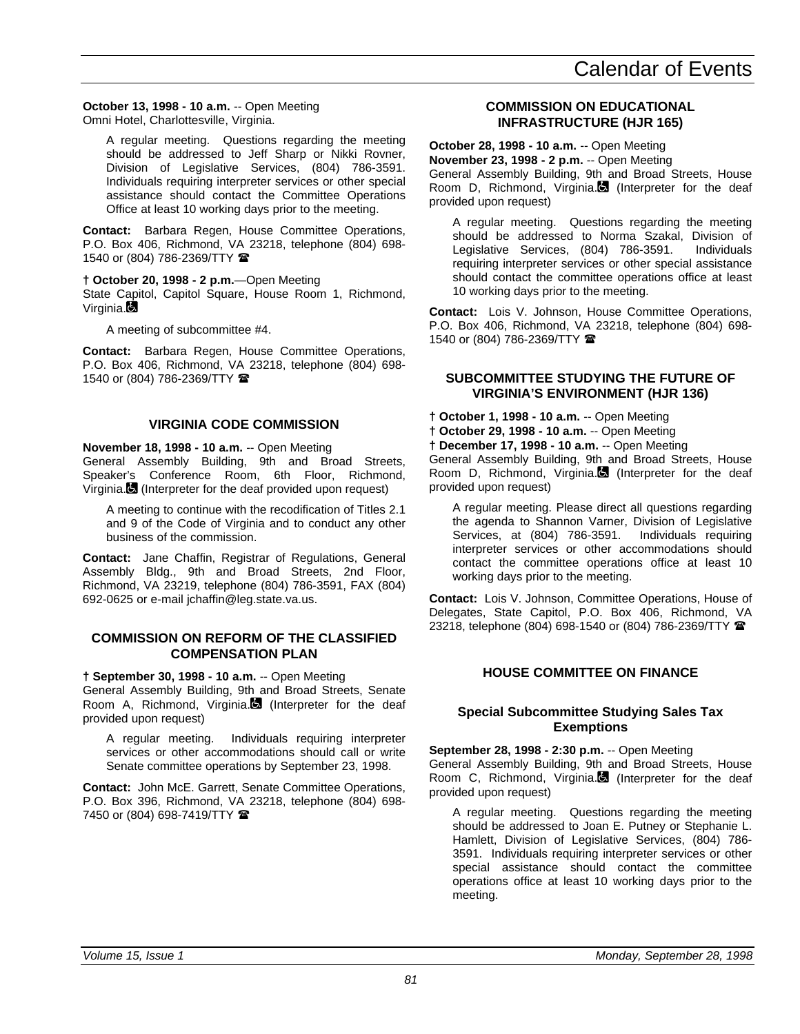**October 13, 1998 - 10 a.m.** -- Open Meeting
Omni Hotel, Charlottesville, Virginia.

A regular meeting. Questions regarding the meeting should be addressed to Jeff Sharp or Nikki Rovner, Division of Legislative Services, (804) 786-3591. Individuals requiring interpreter services or other special assistance should contact the Committee Operations Office at least 10 working days prior to the meeting.

**Contact:** Barbara Regen, House Committee Operations, P.O. Box 406, Richmond, VA 23218, telephone (804) 698-1540 or (804) 786-2369/TTY ☎

**† October 20, 1998 - 2 p.m.**—Open Meeting
State Capitol, Capitol Square, House Room 1, Richmond, Virginia.♿

A meeting of subcommittee #4.

**Contact:** Barbara Regen, House Committee Operations, P.O. Box 406, Richmond, VA 23218, telephone (804) 698-1540 or (804) 786-2369/TTY ☎

### VIRGINIA CODE COMMISSION

**November 18, 1998 - 10 a.m.** -- Open Meeting
General Assembly Building, 9th and Broad Streets, Speaker's Conference Room, 6th Floor, Richmond, Virginia.♿ (Interpreter for the deaf provided upon request)

A meeting to continue with the recodification of Titles 2.1 and 9 of the Code of Virginia and to conduct any other business of the commission.

**Contact:** Jane Chaffin, Registrar of Regulations, General Assembly Bldg., 9th and Broad Streets, 2nd Floor, Richmond, VA 23219, telephone (804) 786-3591, FAX (804) 692-0625 or e-mail jchaffin@leg.state.va.us.

### COMMISSION ON REFORM OF THE CLASSIFIED COMPENSATION PLAN

**† September 30, 1998 - 10 a.m.** -- Open Meeting
General Assembly Building, 9th and Broad Streets, Senate Room A, Richmond, Virginia.♿ (Interpreter for the deaf provided upon request)

A regular meeting. Individuals requiring interpreter services or other accommodations should call or write Senate committee operations by September 23, 1998.

**Contact:** John McE. Garrett, Senate Committee Operations, P.O. Box 396, Richmond, VA 23218, telephone (804) 698-7450 or (804) 698-7419/TTY ☎

### COMMISSION ON EDUCATIONAL INFRASTRUCTURE (HJR 165)

**October 28, 1998 - 10 a.m.** -- Open Meeting
**November 23, 1998 - 2 p.m.** -- Open Meeting
General Assembly Building, 9th and Broad Streets, House Room D, Richmond, Virginia.♿ (Interpreter for the deaf provided upon request)

A regular meeting. Questions regarding the meeting should be addressed to Norma Szakal, Division of Legislative Services, (804) 786-3591. Individuals requiring interpreter services or other special assistance should contact the committee operations office at least 10 working days prior to the meeting.

**Contact:** Lois V. Johnson, House Committee Operations, P.O. Box 406, Richmond, VA 23218, telephone (804) 698-1540 or (804) 786-2369/TTY ☎

### SUBCOMMITTEE STUDYING THE FUTURE OF VIRGINIA'S ENVIRONMENT (HJR 136)

**† October 1, 1998 - 10 a.m.** -- Open Meeting
**† October 29, 1998 - 10 a.m.** -- Open Meeting
**† December 17, 1998 - 10 a.m.** -- Open Meeting
General Assembly Building, 9th and Broad Streets, House Room D, Richmond, Virginia.♿ (Interpreter for the deaf provided upon request)

A regular meeting. Please direct all questions regarding the agenda to Shannon Varner, Division of Legislative Services, at (804) 786-3591. Individuals requiring interpreter services or other accommodations should contact the committee operations office at least 10 working days prior to the meeting.

**Contact:** Lois V. Johnson, Committee Operations, House of Delegates, State Capitol, P.O. Box 406, Richmond, VA 23218, telephone (804) 698-1540 or (804) 786-2369/TTY ☎

### HOUSE COMMITTEE ON FINANCE

#### Special Subcommittee Studying Sales Tax Exemptions

**September 28, 1998 - 2:30 p.m.** -- Open Meeting
General Assembly Building, 9th and Broad Streets, House Room C, Richmond, Virginia.♿ (Interpreter for the deaf provided upon request)

A regular meeting. Questions regarding the meeting should be addressed to Joan E. Putney or Stephanie L. Hamlett, Division of Legislative Services, (804) 786-3591. Individuals requiring interpreter services or other special assistance should contact the committee operations office at least 10 working days prior to the meeting.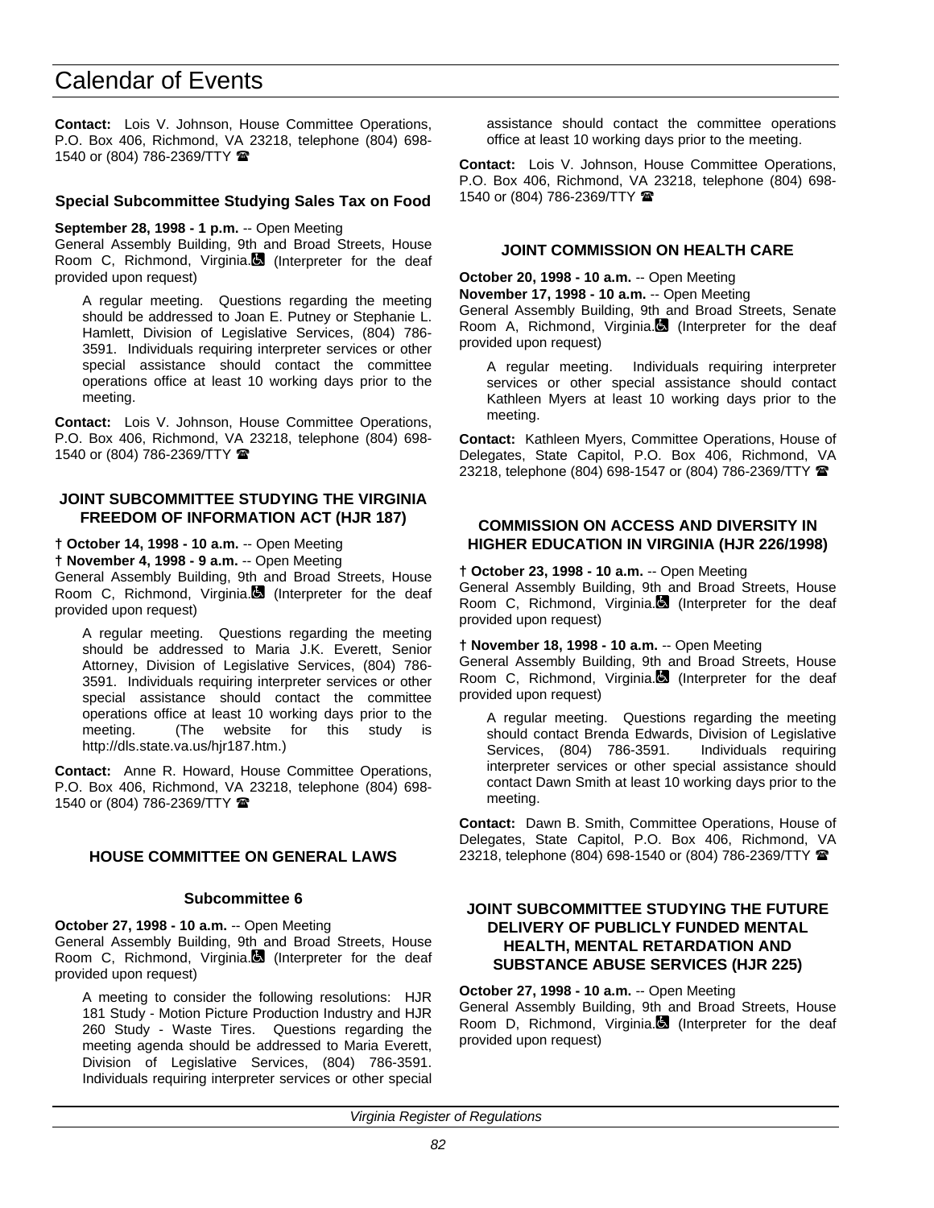**Contact:** Lois V. Johnson, House Committee Operations, P.O. Box 406, Richmond, VA 23218, telephone (804) 698-1540 or (804) 786-2369/TTY ☎

### Special Subcommittee Studying Sales Tax on Food

**September 28, 1998 - 1 p.m.** -- Open Meeting
General Assembly Building, 9th and Broad Streets, House Room C, Richmond, Virginia. (Interpreter for the deaf provided upon request)

A regular meeting. Questions regarding the meeting should be addressed to Joan E. Putney or Stephanie L. Hamlett, Division of Legislative Services, (804) 786-3591. Individuals requiring interpreter services or other special assistance should contact the committee operations office at least 10 working days prior to the meeting.

**Contact:** Lois V. Johnson, House Committee Operations, P.O. Box 406, Richmond, VA 23218, telephone (804) 698-1540 or (804) 786-2369/TTY ☎

### JOINT SUBCOMMITTEE STUDYING THE VIRGINIA FREEDOM OF INFORMATION ACT (HJR 187)

**† October 14, 1998 - 10 a.m.** -- Open Meeting
**† November 4, 1998 - 9 a.m.** -- Open Meeting
General Assembly Building, 9th and Broad Streets, House Room C, Richmond, Virginia. (Interpreter for the deaf provided upon request)

A regular meeting. Questions regarding the meeting should be addressed to Maria J.K. Everett, Senior Attorney, Division of Legislative Services, (804) 786-3591. Individuals requiring interpreter services or other special assistance should contact the committee operations office at least 10 working days prior to the meeting. (The website for this study is http://dls.state.va.us/hjr187.htm.)

**Contact:** Anne R. Howard, House Committee Operations, P.O. Box 406, Richmond, VA 23218, telephone (804) 698-1540 or (804) 786-2369/TTY ☎

### HOUSE COMMITTEE ON GENERAL LAWS

#### Subcommittee 6

**October 27, 1998 - 10 a.m.** -- Open Meeting
General Assembly Building, 9th and Broad Streets, House Room C, Richmond, Virginia. (Interpreter for the deaf provided upon request)

A meeting to consider the following resolutions: HJR 181 Study - Motion Picture Production Industry and HJR 260 Study - Waste Tires. Questions regarding the meeting agenda should be addressed to Maria Everett, Division of Legislative Services, (804) 786-3591. Individuals requiring interpreter services or other special assistance should contact the committee operations office at least 10 working days prior to the meeting.

**Contact:** Lois V. Johnson, House Committee Operations, P.O. Box 406, Richmond, VA 23218, telephone (804) 698-1540 or (804) 786-2369/TTY ☎

### JOINT COMMISSION ON HEALTH CARE

**October 20, 1998 - 10 a.m.** -- Open Meeting
**November 17, 1998 - 10 a.m.** -- Open Meeting
General Assembly Building, 9th and Broad Streets, Senate Room A, Richmond, Virginia. (Interpreter for the deaf provided upon request)

A regular meeting. Individuals requiring interpreter services or other special assistance should contact Kathleen Myers at least 10 working days prior to the meeting.

**Contact:** Kathleen Myers, Committee Operations, House of Delegates, State Capitol, P.O. Box 406, Richmond, VA 23218, telephone (804) 698-1547 or (804) 786-2369/TTY ☎

### COMMISSION ON ACCESS AND DIVERSITY IN HIGHER EDUCATION IN VIRGINIA (HJR 226/1998)

**† October 23, 1998 - 10 a.m.** -- Open Meeting
General Assembly Building, 9th and Broad Streets, House Room C, Richmond, Virginia. (Interpreter for the deaf provided upon request)

**† November 18, 1998 - 10 a.m.** -- Open Meeting
General Assembly Building, 9th and Broad Streets, House Room C, Richmond, Virginia. (Interpreter for the deaf provided upon request)

A regular meeting. Questions regarding the meeting should contact Brenda Edwards, Division of Legislative Services, (804) 786-3591. Individuals requiring interpreter services or other special assistance should contact Dawn Smith at least 10 working days prior to the meeting.

**Contact:** Dawn B. Smith, Committee Operations, House of Delegates, State Capitol, P.O. Box 406, Richmond, VA 23218, telephone (804) 698-1540 or (804) 786-2369/TTY ☎

### JOINT SUBCOMMITTEE STUDYING THE FUTURE DELIVERY OF PUBLICLY FUNDED MENTAL HEALTH, MENTAL RETARDATION AND SUBSTANCE ABUSE SERVICES (HJR 225)

**October 27, 1998 - 10 a.m.** -- Open Meeting
General Assembly Building, 9th and Broad Streets, House Room D, Richmond, Virginia. (Interpreter for the deaf provided upon request)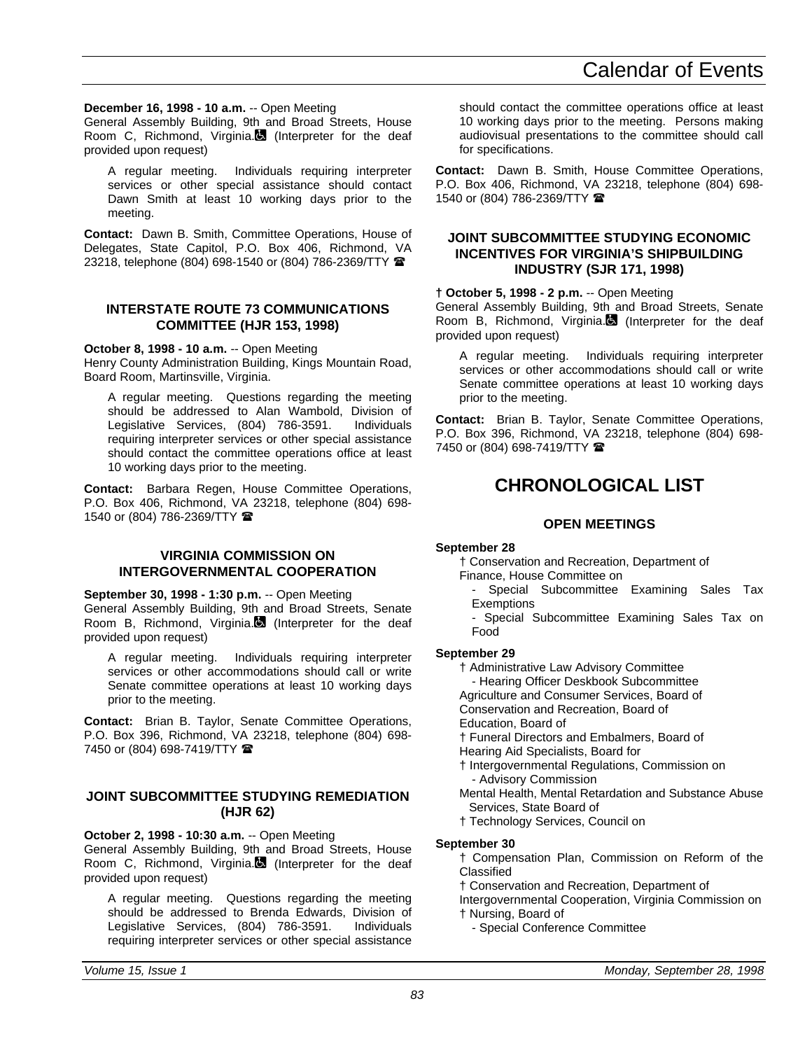**December 16, 1998 - 10 a.m.** -- Open Meeting
General Assembly Building, 9th and Broad Streets, House Room C, Richmond, Virginia. (Interpreter for the deaf provided upon request)

A regular meeting. Individuals requiring interpreter services or other special assistance should contact Dawn Smith at least 10 working days prior to the meeting.

**Contact:** Dawn B. Smith, Committee Operations, House of Delegates, State Capitol, P.O. Box 406, Richmond, VA 23218, telephone (804) 698-1540 or (804) 786-2369/TTY ☎

### INTERSTATE ROUTE 73 COMMUNICATIONS COMMITTEE (HJR 153, 1998)

**October 8, 1998 - 10 a.m.** -- Open Meeting
Henry County Administration Building, Kings Mountain Road, Board Room, Martinsville, Virginia.

A regular meeting. Questions regarding the meeting should be addressed to Alan Wambold, Division of Legislative Services, (804) 786-3591. Individuals requiring interpreter services or other special assistance should contact the committee operations office at least 10 working days prior to the meeting.

**Contact:** Barbara Regen, House Committee Operations, P.O. Box 406, Richmond, VA 23218, telephone (804) 698-1540 or (804) 786-2369/TTY ☎

### VIRGINIA COMMISSION ON INTERGOVERNMENTAL COOPERATION

**September 30, 1998 - 1:30 p.m.** -- Open Meeting
General Assembly Building, 9th and Broad Streets, Senate Room B, Richmond, Virginia. (Interpreter for the deaf provided upon request)

A regular meeting. Individuals requiring interpreter services or other accommodations should call or write Senate committee operations at least 10 working days prior to the meeting.

**Contact:** Brian B. Taylor, Senate Committee Operations, P.O. Box 396, Richmond, VA 23218, telephone (804) 698-7450 or (804) 698-7419/TTY ☎

### JOINT SUBCOMMITTEE STUDYING REMEDIATION (HJR 62)

**October 2, 1998 - 10:30 a.m.** -- Open Meeting
General Assembly Building, 9th and Broad Streets, House Room C, Richmond, Virginia. (Interpreter for the deaf provided upon request)

A regular meeting. Questions regarding the meeting should be addressed to Brenda Edwards, Division of Legislative Services, (804) 786-3591. Individuals requiring interpreter services or other special assistance should contact the committee operations office at least 10 working days prior to the meeting. Persons making audiovisual presentations to the committee should call for specifications.

**Contact:** Dawn B. Smith, House Committee Operations, P.O. Box 406, Richmond, VA 23218, telephone (804) 698-1540 or (804) 786-2369/TTY ☎

### JOINT SUBCOMMITTEE STUDYING ECONOMIC INCENTIVES FOR VIRGINIA'S SHIPBUILDING INDUSTRY (SJR 171, 1998)

† **October 5, 1998 - 2 p.m.** -- Open Meeting
General Assembly Building, 9th and Broad Streets, Senate Room B, Richmond, Virginia. (Interpreter for the deaf provided upon request)

A regular meeting. Individuals requiring interpreter services or other accommodations should call or write Senate committee operations at least 10 working days prior to the meeting.

**Contact:** Brian B. Taylor, Senate Committee Operations, P.O. Box 396, Richmond, VA 23218, telephone (804) 698-7450 or (804) 698-7419/TTY ☎

# CHRONOLOGICAL LIST

### OPEN MEETINGS

**September 28**

† Conservation and Recreation, Department of
Finance, House Committee on
- Special Subcommittee Examining Sales Tax Exemptions
- Special Subcommittee Examining Sales Tax on Food

**September 29**

† Administrative Law Advisory Committee
- Hearing Officer Deskbook Subcommittee
Agriculture and Consumer Services, Board of
Conservation and Recreation, Board of
Education, Board of
† Funeral Directors and Embalmers, Board of
Hearing Aid Specialists, Board for
† Intergovernmental Regulations, Commission on
- Advisory Commission
Mental Health, Mental Retardation and Substance Abuse Services, State Board of
† Technology Services, Council on

**September 30**

† Compensation Plan, Commission on Reform of the Classified
† Conservation and Recreation, Department of
Intergovernmental Cooperation, Virginia Commission on
† Nursing, Board of
- Special Conference Committee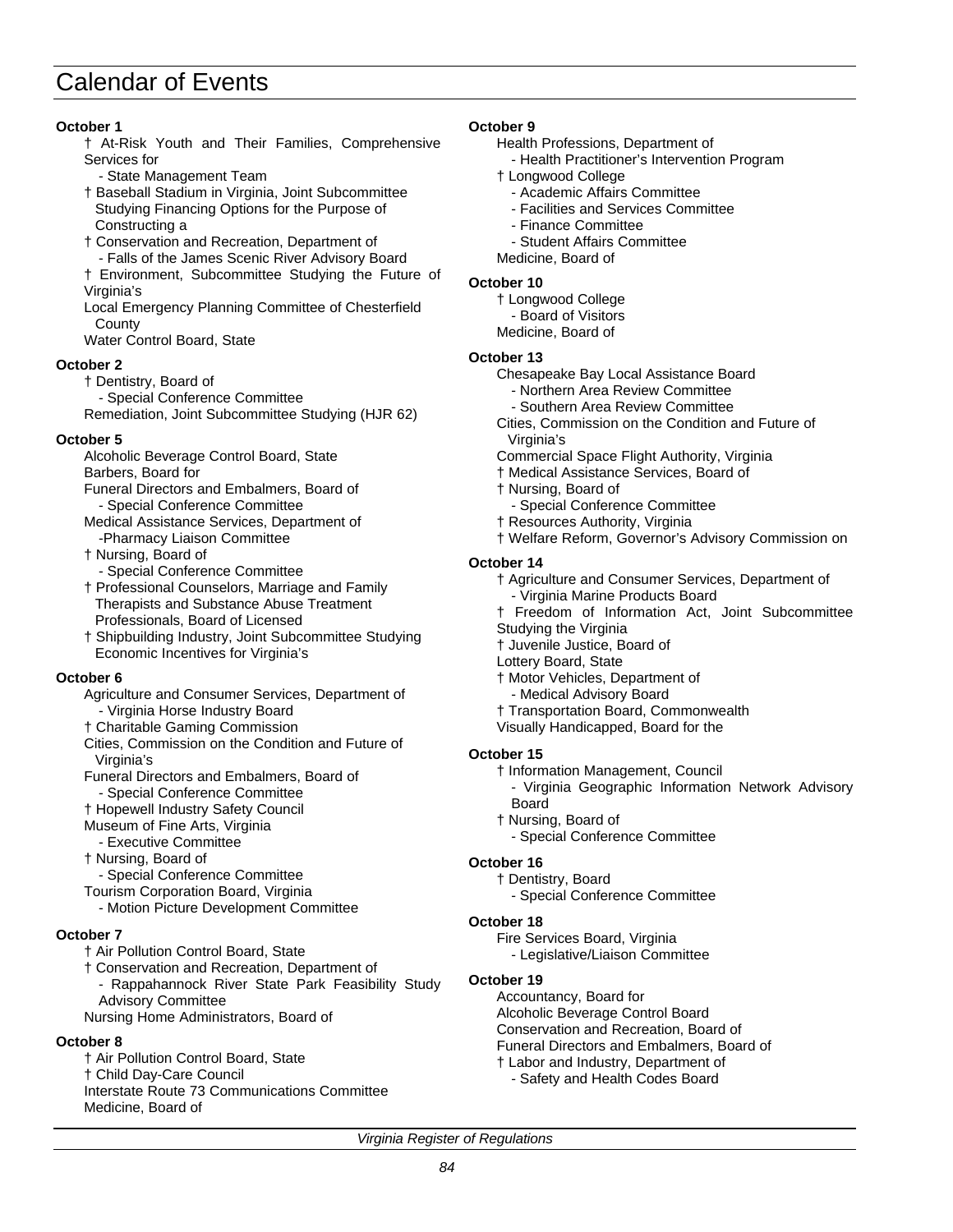# Calendar of Events

**October 1**

- † At-Risk Youth and Their Families, Comprehensive Services for
  - State Management Team
- † Baseball Stadium in Virginia, Joint Subcommittee Studying Financing Options for the Purpose of Constructing a
- † Conservation and Recreation, Department of
  - Falls of the James Scenic River Advisory Board
- † Environment, Subcommittee Studying the Future of Virginia's
- Local Emergency Planning Committee of Chesterfield County
- Water Control Board, State

**October 2**

- † Dentistry, Board of
  - Special Conference Committee
- Remediation, Joint Subcommittee Studying (HJR 62)

**October 5**

- Alcoholic Beverage Control Board, State
- Barbers, Board for
- Funeral Directors and Embalmers, Board of
  - Special Conference Committee
- Medical Assistance Services, Department of
  - Pharmacy Liaison Committee
- † Nursing, Board of
  - Special Conference Committee
- † Professional Counselors, Marriage and Family Therapists and Substance Abuse Treatment Professionals, Board of Licensed
- † Shipbuilding Industry, Joint Subcommittee Studying Economic Incentives for Virginia's

**October 6**

- Agriculture and Consumer Services, Department of
  - Virginia Horse Industry Board
- † Charitable Gaming Commission
- Cities, Commission on the Condition and Future of Virginia's
- Funeral Directors and Embalmers, Board of
  - Special Conference Committee
- † Hopewell Industry Safety Council
- Museum of Fine Arts, Virginia
  - Executive Committee
- † Nursing, Board of
  - Special Conference Committee
- Tourism Corporation Board, Virginia
  - Motion Picture Development Committee

**October 7**

- † Air Pollution Control Board, State
- † Conservation and Recreation, Department of
  - Rappahannock River State Park Feasibility Study Advisory Committee
- Nursing Home Administrators, Board of

**October 8**

- † Air Pollution Control Board, State
- † Child Day-Care Council
- Interstate Route 73 Communications Committee
- Medicine, Board of

**October 9**

- Health Professions, Department of
  - Health Practitioner's Intervention Program
- † Longwood College
  - Academic Affairs Committee
  - Facilities and Services Committee
  - Finance Committee
  - Student Affairs Committee
- Medicine, Board of

**October 10**

- † Longwood College
  - Board of Visitors
- Medicine, Board of

**October 13**

- Chesapeake Bay Local Assistance Board
  - Northern Area Review Committee
  - Southern Area Review Committee
- Cities, Commission on the Condition and Future of Virginia's
- Commercial Space Flight Authority, Virginia
- † Medical Assistance Services, Board of
- † Nursing, Board of
  - Special Conference Committee
- † Resources Authority, Virginia
- † Welfare Reform, Governor's Advisory Commission on

**October 14**

- † Agriculture and Consumer Services, Department of
  - Virginia Marine Products Board
- † Freedom of Information Act, Joint Subcommittee Studying the Virginia
- † Juvenile Justice, Board of
- Lottery Board, State
- † Motor Vehicles, Department of
  - Medical Advisory Board
- † Transportation Board, Commonwealth
- Visually Handicapped, Board for the

**October 15**

- † Information Management, Council
  - Virginia Geographic Information Network Advisory Board
- † Nursing, Board of
  - Special Conference Committee

**October 16**

- † Dentistry, Board
  - Special Conference Committee

**October 18**

- Fire Services Board, Virginia
  - Legislative/Liaison Committee

**October 19**

- Accountancy, Board for
- Alcoholic Beverage Control Board
- Conservation and Recreation, Board of
- Funeral Directors and Embalmers, Board of
- † Labor and Industry, Department of
  - Safety and Health Codes Board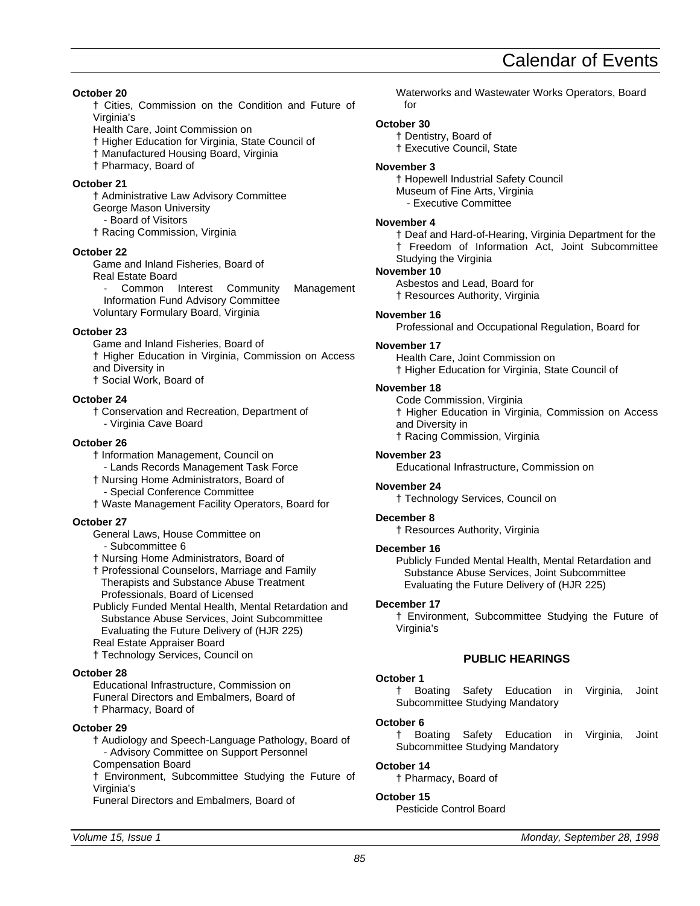# Calendar of Events

**October 20**

† Cities, Commission on the Condition and Future of Virginia's
Health Care, Joint Commission on
† Higher Education for Virginia, State Council of
† Manufactured Housing Board, Virginia
† Pharmacy, Board of

**October 21**

† Administrative Law Advisory Committee
George Mason University
- Board of Visitors
† Racing Commission, Virginia

**October 22**

Game and Inland Fisheries, Board of
Real Estate Board
- Common Interest Community Management Information Fund Advisory Committee
Voluntary Formulary Board, Virginia

**October 23**

Game and Inland Fisheries, Board of
† Higher Education in Virginia, Commission on Access and Diversity in
† Social Work, Board of

**October 24**

† Conservation and Recreation, Department of
- Virginia Cave Board

**October 26**

† Information Management, Council on
- Lands Records Management Task Force
† Nursing Home Administrators, Board of
- Special Conference Committee
† Waste Management Facility Operators, Board for

**October 27**

General Laws, House Committee on
- Subcommittee 6
† Nursing Home Administrators, Board of
† Professional Counselors, Marriage and Family Therapists and Substance Abuse Treatment Professionals, Board of Licensed
Publicly Funded Mental Health, Mental Retardation and Substance Abuse Services, Joint Subcommittee Evaluating the Future Delivery of (HJR 225)
Real Estate Appraiser Board
† Technology Services, Council on

**October 28**

Educational Infrastructure, Commission on
Funeral Directors and Embalmers, Board of
† Pharmacy, Board of

**October 29**

† Audiology and Speech-Language Pathology, Board of
- Advisory Committee on Support Personnel
Compensation Board
† Environment, Subcommittee Studying the Future of Virginia's
Funeral Directors and Embalmers, Board of
Waterworks and Wastewater Works Operators, Board for

**October 30**

† Dentistry, Board of
† Executive Council, State

**November 3**

† Hopewell Industrial Safety Council
Museum of Fine Arts, Virginia
- Executive Committee

**November 4**

† Deaf and Hard-of-Hearing, Virginia Department for the
† Freedom of Information Act, Joint Subcommittee Studying the Virginia

**November 10**

Asbestos and Lead, Board for
† Resources Authority, Virginia

**November 16**

Professional and Occupational Regulation, Board for

**November 17**

Health Care, Joint Commission on
† Higher Education for Virginia, State Council of

**November 18**

Code Commission, Virginia
† Higher Education in Virginia, Commission on Access and Diversity in
† Racing Commission, Virginia

**November 23**

Educational Infrastructure, Commission on

**November 24**

† Technology Services, Council on

**December 8**

† Resources Authority, Virginia

**December 16**

Publicly Funded Mental Health, Mental Retardation and Substance Abuse Services, Joint Subcommittee Evaluating the Future Delivery of (HJR 225)

**December 17**

† Environment, Subcommittee Studying the Future of Virginia's

## PUBLIC HEARINGS

**October 1**

† Boating Safety Education in Virginia, Joint Subcommittee Studying Mandatory

**October 6**

† Boating Safety Education in Virginia, Joint Subcommittee Studying Mandatory

**October 14**

† Pharmacy, Board of

**October 15**

Pesticide Control Board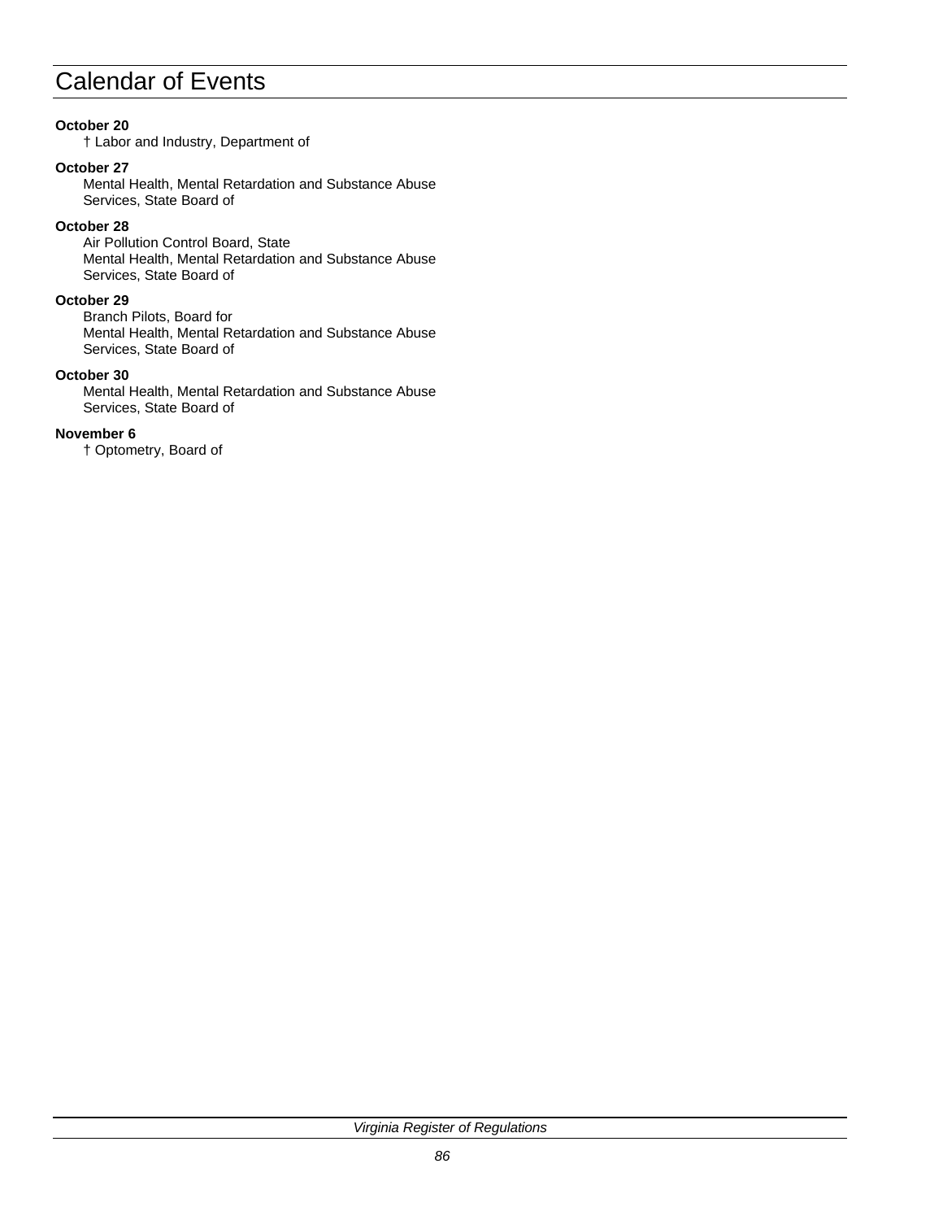# Calendar of Events

**October 20**

† Labor and Industry, Department of

**October 27**

Mental Health, Mental Retardation and Substance Abuse Services, State Board of

**October 28**

Air Pollution Control Board, State
Mental Health, Mental Retardation and Substance Abuse Services, State Board of

**October 29**

Branch Pilots, Board for
Mental Health, Mental Retardation and Substance Abuse Services, State Board of

**October 30**

Mental Health, Mental Retardation and Substance Abuse Services, State Board of

**November 6**

† Optometry, Board of